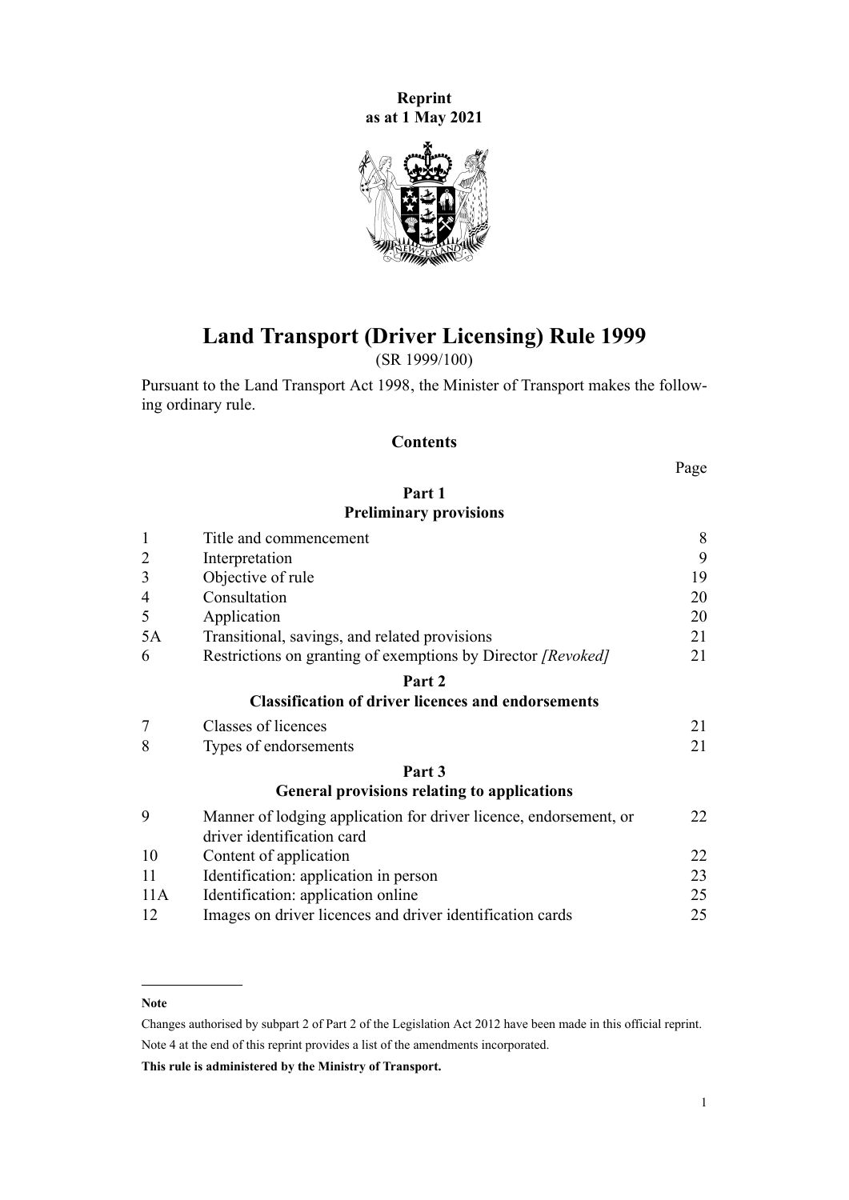**Reprint**
**as at 1 May 2021**

# Land Transport (Driver Licensing) Rule 1999

(SR 1999/100)

Pursuant to the Land Transport Act 1998, the Minister of Transport makes the following ordinary rule.

## Contents

| | | Page |
|---|---|---|
| | **Part 1** | |
| | **Preliminary provisions** | |
| 1 | Title and commencement | 8 |
| 2 | Interpretation | 9 |
| 3 | Objective of rule | 19 |
| 4 | Consultation | 20 |
| 5 | Application | 20 |
| 5A | Transitional, savings, and related provisions | 21 |
| 6 | Restrictions on granting of exemptions by Director *[Revoked]* | 21 |
| | **Part 2** | |
| | **Classification of driver licences and endorsements** | |
| 7 | Classes of licences | 21 |
| 8 | Types of endorsements | 21 |
| | **Part 3** | |
| | **General provisions relating to applications** | |
| 9 | Manner of lodging application for driver licence, endorsement, or driver identification card | 22 |
| 10 | Content of application | 22 |
| 11 | Identification: application in person | 23 |
| 11A | Identification: application online | 25 |
| 12 | Images on driver licences and driver identification cards | 25 |

**Note**

Changes authorised by subpart 2 of Part 2 of the Legislation Act 2012 have been made in this official reprint.

Note 4 at the end of this reprint provides a list of the amendments incorporated.

**This rule is administered by the Ministry of Transport.**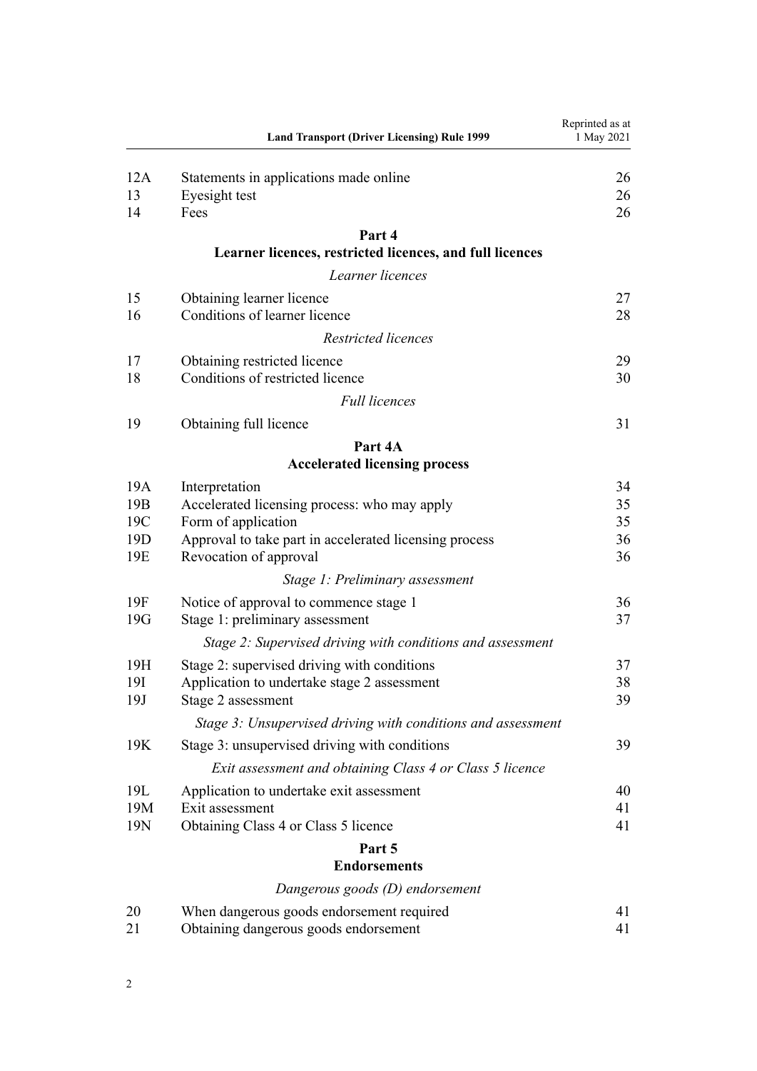| | | |
|---|---|---|
| 12A | Statements in applications made online | 26 |
| 13 | Eyesight test | 26 |
| 14 | Fees | 26 |

**Part 4**
**Learner licences, restricted licences, and full licences**

*Learner licences*

| | | |
|---|---|---|
| 15 | Obtaining learner licence | 27 |
| 16 | Conditions of learner licence | 28 |

*Restricted licences*

| | | |
|---|---|---|
| 17 | Obtaining restricted licence | 29 |
| 18 | Conditions of restricted licence | 30 |

*Full licences*

| | | |
|---|---|---|
| 19 | Obtaining full licence | 31 |

**Part 4A**
**Accelerated licensing process**

| | | |
|---|---|---|
| 19A | Interpretation | 34 |
| 19B | Accelerated licensing process: who may apply | 35 |
| 19C | Form of application | 35 |
| 19D | Approval to take part in accelerated licensing process | 36 |
| 19E | Revocation of approval | 36 |

*Stage 1: Preliminary assessment*

| | | |
|---|---|---|
| 19F | Notice of approval to commence stage 1 | 36 |
| 19G | Stage 1: preliminary assessment | 37 |

*Stage 2: Supervised driving with conditions and assessment*

| | | |
|---|---|---|
| 19H | Stage 2: supervised driving with conditions | 37 |
| 19I | Application to undertake stage 2 assessment | 38 |
| 19J | Stage 2 assessment | 39 |

*Stage 3: Unsupervised driving with conditions and assessment*

| | | |
|---|---|---|
| 19K | Stage 3: unsupervised driving with conditions | 39 |

*Exit assessment and obtaining Class 4 or Class 5 licence*

| | | |
|---|---|---|
| 19L | Application to undertake exit assessment | 40 |
| 19M | Exit assessment | 41 |
| 19N | Obtaining Class 4 or Class 5 licence | 41 |

**Part 5**
**Endorsements**

*Dangerous goods (D) endorsement*

| | | |
|---|---|---|
| 20 | When dangerous goods endorsement required | 41 |
| 21 | Obtaining dangerous goods endorsement | 41 |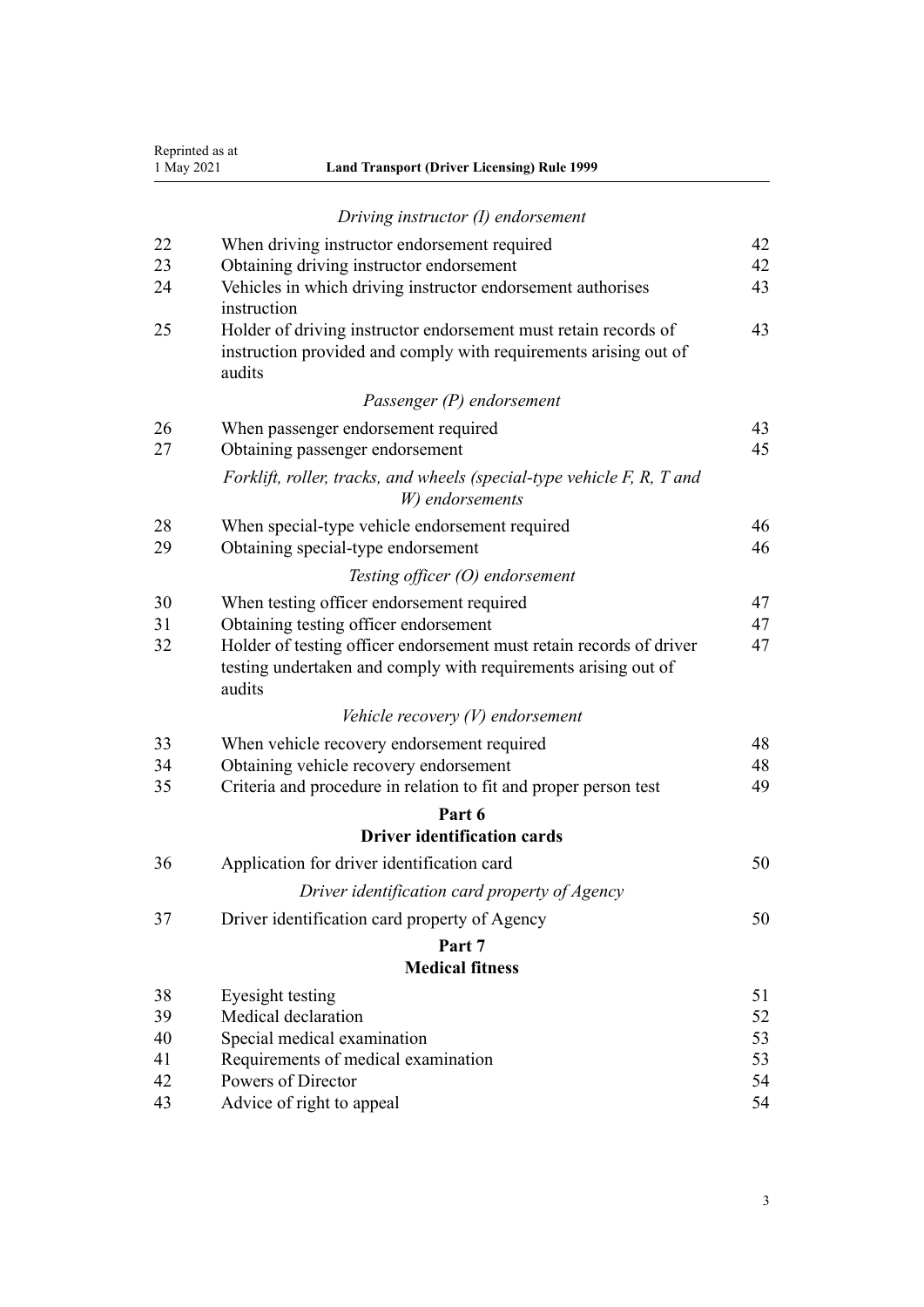*Driving instructor (I) endorsement*

| | | |
|---|---|---|
| 22 | When driving instructor endorsement required | 42 |
| 23 | Obtaining driving instructor endorsement | 42 |
| 24 | Vehicles in which driving instructor endorsement authorises instruction | 43 |
| 25 | Holder of driving instructor endorsement must retain records of instruction provided and comply with requirements arising out of audits | 43 |

*Passenger (P) endorsement*

| | | |
|---|---|---|
| 26 | When passenger endorsement required | 43 |
| 27 | Obtaining passenger endorsement | 45 |

*Forklift, roller, tracks, and wheels (special-type vehicle F, R, T and W) endorsements*

| | | |
|---|---|---|
| 28 | When special-type vehicle endorsement required | 46 |
| 29 | Obtaining special-type endorsement | 46 |

*Testing officer (O) endorsement*

| | | |
|---|---|---|
| 30 | When testing officer endorsement required | 47 |
| 31 | Obtaining testing officer endorsement | 47 |
| 32 | Holder of testing officer endorsement must retain records of driver testing undertaken and comply with requirements arising out of audits | 47 |

*Vehicle recovery (V) endorsement*

| | | |
|---|---|---|
| 33 | When vehicle recovery endorsement required | 48 |
| 34 | Obtaining vehicle recovery endorsement | 48 |
| 35 | Criteria and procedure in relation to fit and proper person test | 49 |

## Part 6
## Driver identification cards

| | | |
|---|---|---|
| 36 | Application for driver identification card | 50 |

*Driver identification card property of Agency*

| | | |
|---|---|---|
| 37 | Driver identification card property of Agency | 50 |

## Part 7
## Medical fitness

| | | |
|---|---|---|
| 38 | Eyesight testing | 51 |
| 39 | Medical declaration | 52 |
| 40 | Special medical examination | 53 |
| 41 | Requirements of medical examination | 53 |
| 42 | Powers of Director | 54 |
| 43 | Advice of right to appeal | 54 |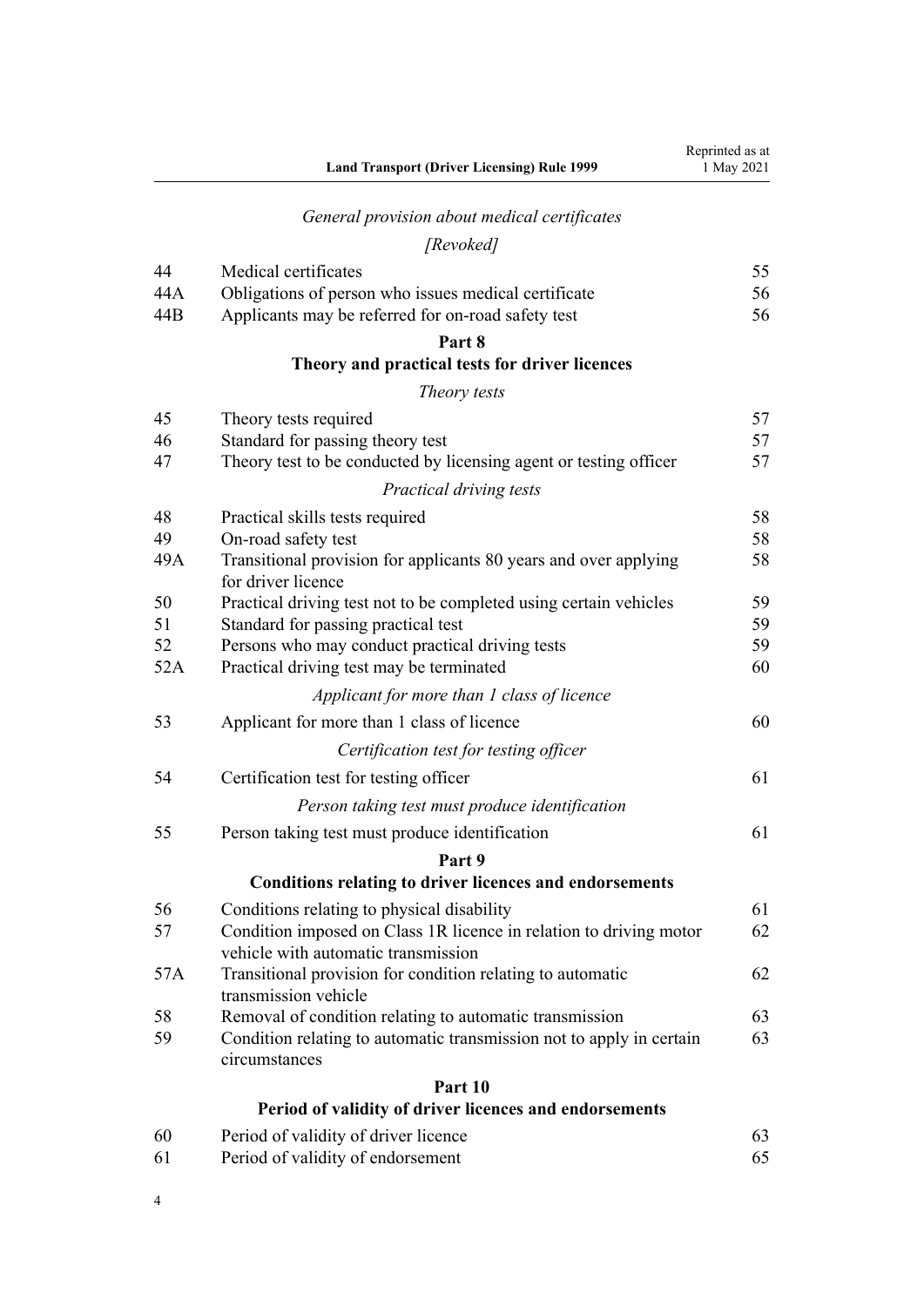*General provision about medical certificates*

*[Revoked]*

| | | |
|---|---|---|
| 44 | Medical certificates | 55 |
| 44A | Obligations of person who issues medical certificate | 56 |
| 44B | Applicants may be referred for on-road safety test | 56 |

**Part 8**

**Theory and practical tests for driver licences**

*Theory tests*

| | | |
|---|---|---|
| 45 | Theory tests required | 57 |
| 46 | Standard for passing theory test | 57 |
| 47 | Theory test to be conducted by licensing agent or testing officer | 57 |

*Practical driving tests*

| | | |
|---|---|---|
| 48 | Practical skills tests required | 58 |
| 49 | On-road safety test | 58 |
| 49A | Transitional provision for applicants 80 years and over applying for driver licence | 58 |
| 50 | Practical driving test not to be completed using certain vehicles | 59 |
| 51 | Standard for passing practical test | 59 |
| 52 | Persons who may conduct practical driving tests | 59 |
| 52A | Practical driving test may be terminated | 60 |

*Applicant for more than 1 class of licence*

| | | |
|---|---|---|
| 53 | Applicant for more than 1 class of licence | 60 |

*Certification test for testing officer*

| | | |
|---|---|---|
| 54 | Certification test for testing officer | 61 |

*Person taking test must produce identification*

| | | |
|---|---|---|
| 55 | Person taking test must produce identification | 61 |

**Part 9**

**Conditions relating to driver licences and endorsements**

| | | |
|---|---|---|
| 56 | Conditions relating to physical disability | 61 |
| 57 | Condition imposed on Class 1R licence in relation to driving motor vehicle with automatic transmission | 62 |
| 57A | Transitional provision for condition relating to automatic transmission vehicle | 62 |
| 58 | Removal of condition relating to automatic transmission | 63 |
| 59 | Condition relating to automatic transmission not to apply in certain circumstances | 63 |

**Part 10**

**Period of validity of driver licences and endorsements**

| | | |
|---|---|---|
| 60 | Period of validity of driver licence | 63 |
| 61 | Period of validity of endorsement | 65 |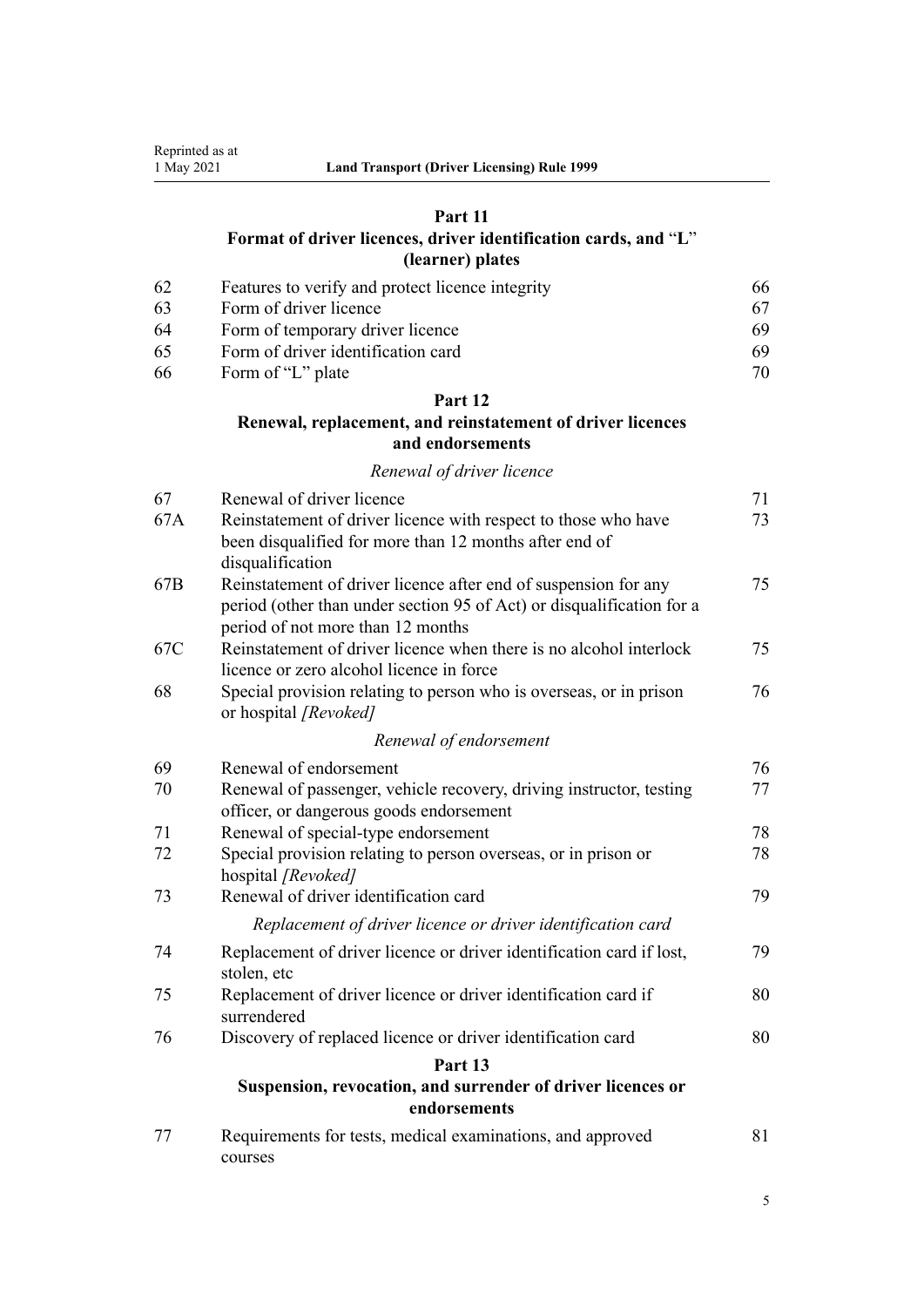## Part 11
## Format of driver licences, driver identification cards, and "L" (learner) plates

| | | |
|---|---|---|
| 62 | Features to verify and protect licence integrity | 66 |
| 63 | Form of driver licence | 67 |
| 64 | Form of temporary driver licence | 69 |
| 65 | Form of driver identification card | 69 |
| 66 | Form of "L" plate | 70 |

## Part 12
## Renewal, replacement, and reinstatement of driver licences and endorsements

*Renewal of driver licence*

| | | |
|---|---|---|
| 67 | Renewal of driver licence | 71 |
| 67A | Reinstatement of driver licence with respect to those who have been disqualified for more than 12 months after end of disqualification | 73 |
| 67B | Reinstatement of driver licence after end of suspension for any period (other than under section 95 of Act) or disqualification for a period of not more than 12 months | 75 |
| 67C | Reinstatement of driver licence when there is no alcohol interlock licence or zero alcohol licence in force | 75 |
| 68 | Special provision relating to person who is overseas, or in prison or hospital *[Revoked]* | 76 |

*Renewal of endorsement*

| | | |
|---|---|---|
| 69 | Renewal of endorsement | 76 |
| 70 | Renewal of passenger, vehicle recovery, driving instructor, testing officer, or dangerous goods endorsement | 77 |
| 71 | Renewal of special-type endorsement | 78 |
| 72 | Special provision relating to person overseas, or in prison or hospital *[Revoked]* | 78 |
| 73 | Renewal of driver identification card | 79 |

*Replacement of driver licence or driver identification card*

| | | |
|---|---|---|
| 74 | Replacement of driver licence or driver identification card if lost, stolen, etc | 79 |
| 75 | Replacement of driver licence or driver identification card if surrendered | 80 |
| 76 | Discovery of replaced licence or driver identification card | 80 |

## Part 13
## Suspension, revocation, and surrender of driver licences or endorsements

| | | |
|---|---|---|
| 77 | Requirements for tests, medical examinations, and approved courses | 81 |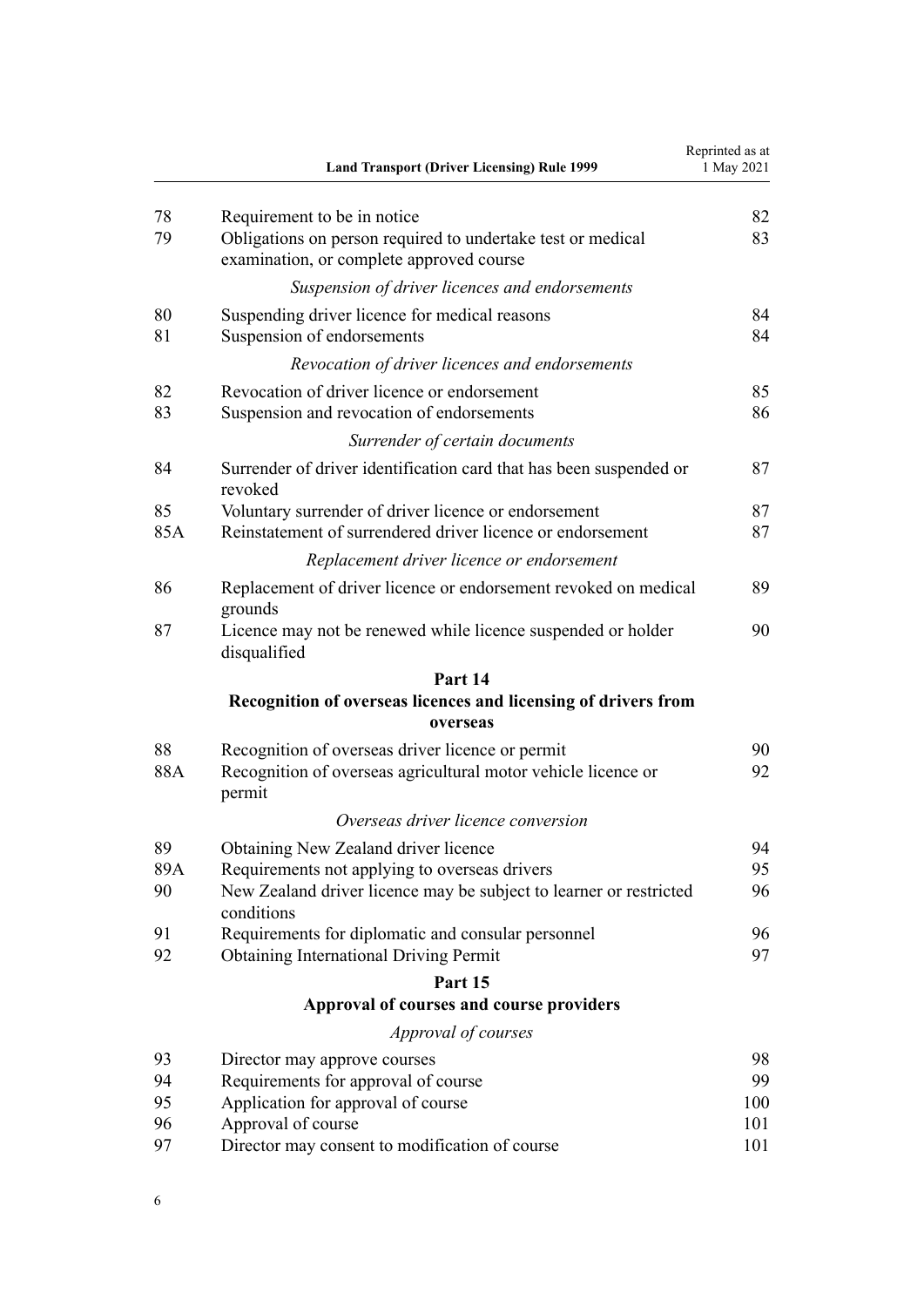| | | |
|---|---|---|
| 78 | Requirement to be in notice | 82 |
| 79 | Obligations on person required to undertake test or medical examination, or complete approved course | 83 |
| | *Suspension of driver licences and endorsements* | |
| 80 | Suspending driver licence for medical reasons | 84 |
| 81 | Suspension of endorsements | 84 |
| | *Revocation of driver licences and endorsements* | |
| 82 | Revocation of driver licence or endorsement | 85 |
| 83 | Suspension and revocation of endorsements | 86 |
| | *Surrender of certain documents* | |
| 84 | Surrender of driver identification card that has been suspended or revoked | 87 |
| 85 | Voluntary surrender of driver licence or endorsement | 87 |
| 85A | Reinstatement of surrendered driver licence or endorsement | 87 |
| | *Replacement driver licence or endorsement* | |
| 86 | Replacement of driver licence or endorsement revoked on medical grounds | 89 |
| 87 | Licence may not be renewed while licence suspended or holder disqualified | 90 |
| | **Part 14** | |
| | **Recognition of overseas licences and licensing of drivers from overseas** | |
| 88 | Recognition of overseas driver licence or permit | 90 |
| 88A | Recognition of overseas agricultural motor vehicle licence or permit | 92 |
| | *Overseas driver licence conversion* | |
| 89 | Obtaining New Zealand driver licence | 94 |
| 89A | Requirements not applying to overseas drivers | 95 |
| 90 | New Zealand driver licence may be subject to learner or restricted conditions | 96 |
| 91 | Requirements for diplomatic and consular personnel | 96 |
| 92 | Obtaining International Driving Permit | 97 |
| | **Part 15** | |
| | **Approval of courses and course providers** | |
| | *Approval of courses* | |
| 93 | Director may approve courses | 98 |
| 94 | Requirements for approval of course | 99 |
| 95 | Application for approval of course | 100 |
| 96 | Approval of course | 101 |
| 97 | Director may consent to modification of course | 101 |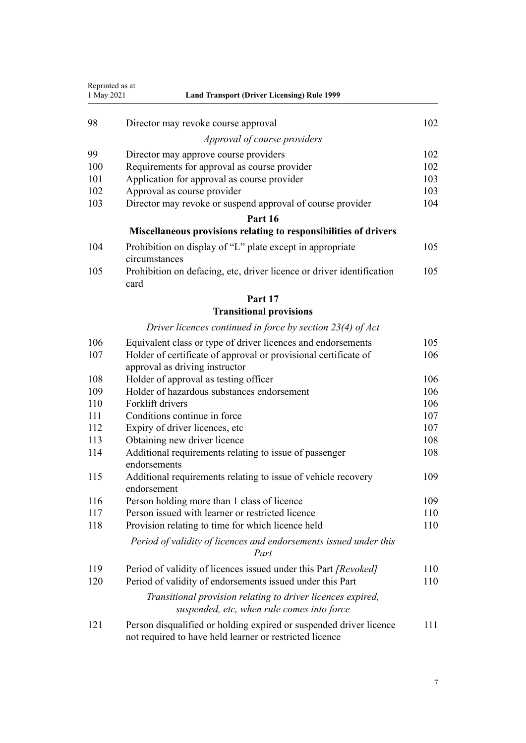| | | |
|---|---|---|
| 98 | Director may revoke course approval | 102 |
| | *Approval of course providers* | |
| 99 | Director may approve course providers | 102 |
| 100 | Requirements for approval as course provider | 102 |
| 101 | Application for approval as course provider | 103 |
| 102 | Approval as course provider | 103 |
| 103 | Director may revoke or suspend approval of course provider | 104 |
| | **Part 16** | |
| | **Miscellaneous provisions relating to responsibilities of drivers** | |
| 104 | Prohibition on display of "L" plate except in appropriate circumstances | 105 |
| 105 | Prohibition on defacing, etc, driver licence or driver identification card | 105 |
| | **Part 17** | |
| | **Transitional provisions** | |
| | *Driver licences continued in force by section 23(4) of Act* | |
| 106 | Equivalent class or type of driver licences and endorsements | 105 |
| 107 | Holder of certificate of approval or provisional certificate of approval as driving instructor | 106 |
| 108 | Holder of approval as testing officer | 106 |
| 109 | Holder of hazardous substances endorsement | 106 |
| 110 | Forklift drivers | 106 |
| 111 | Conditions continue in force | 107 |
| 112 | Expiry of driver licences, etc | 107 |
| 113 | Obtaining new driver licence | 108 |
| 114 | Additional requirements relating to issue of passenger endorsements | 108 |
| 115 | Additional requirements relating to issue of vehicle recovery endorsement | 109 |
| 116 | Person holding more than 1 class of licence | 109 |
| 117 | Person issued with learner or restricted licence | 110 |
| 118 | Provision relating to time for which licence held | 110 |
| | *Period of validity of licences and endorsements issued under this Part* | |
| 119 | Period of validity of licences issued under this Part *[Revoked]* | 110 |
| 120 | Period of validity of endorsements issued under this Part | 110 |
| | *Transitional provision relating to driver licences expired, suspended, etc, when rule comes into force* | |
| 121 | Person disqualified or holding expired or suspended driver licence not required to have held learner or restricted licence | 111 |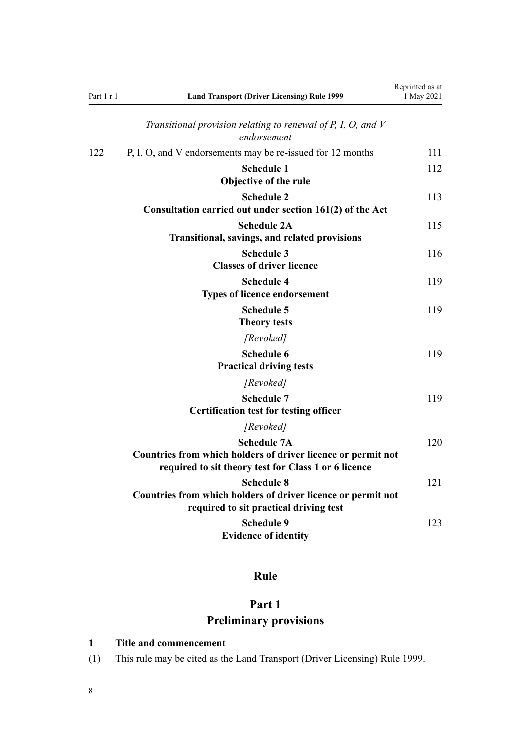*Transitional provision relating to renewal of P, I, O, and V endorsement*

122 P, I, O, and V endorsements may be re-issued for 12 months 111

**Schedule 1** 112
**Objective of the rule**

**Schedule 2** 113
**Consultation carried out under section 161(2) of the Act**

**Schedule 2A** 115
**Transitional, savings, and related provisions**

**Schedule 3** 116
**Classes of driver licence**

**Schedule 4** 119
**Types of licence endorsement**

**Schedule 5** 119
**Theory tests**

*[Revoked]*

**Schedule 6** 119
**Practical driving tests**

*[Revoked]*

**Schedule 7** 119
**Certification test for testing officer**

*[Revoked]*

**Schedule 7A** 120
**Countries from which holders of driver licence or permit not required to sit theory test for Class 1 or 6 licence**

**Schedule 8** 121
**Countries from which holders of driver licence or permit not required to sit practical driving test**

**Schedule 9** 123
**Evidence of identity**

# Rule

## Part 1
## Preliminary provisions

### 1 Title and commencement

(1) This rule may be cited as the Land Transport (Driver Licensing) Rule 1999.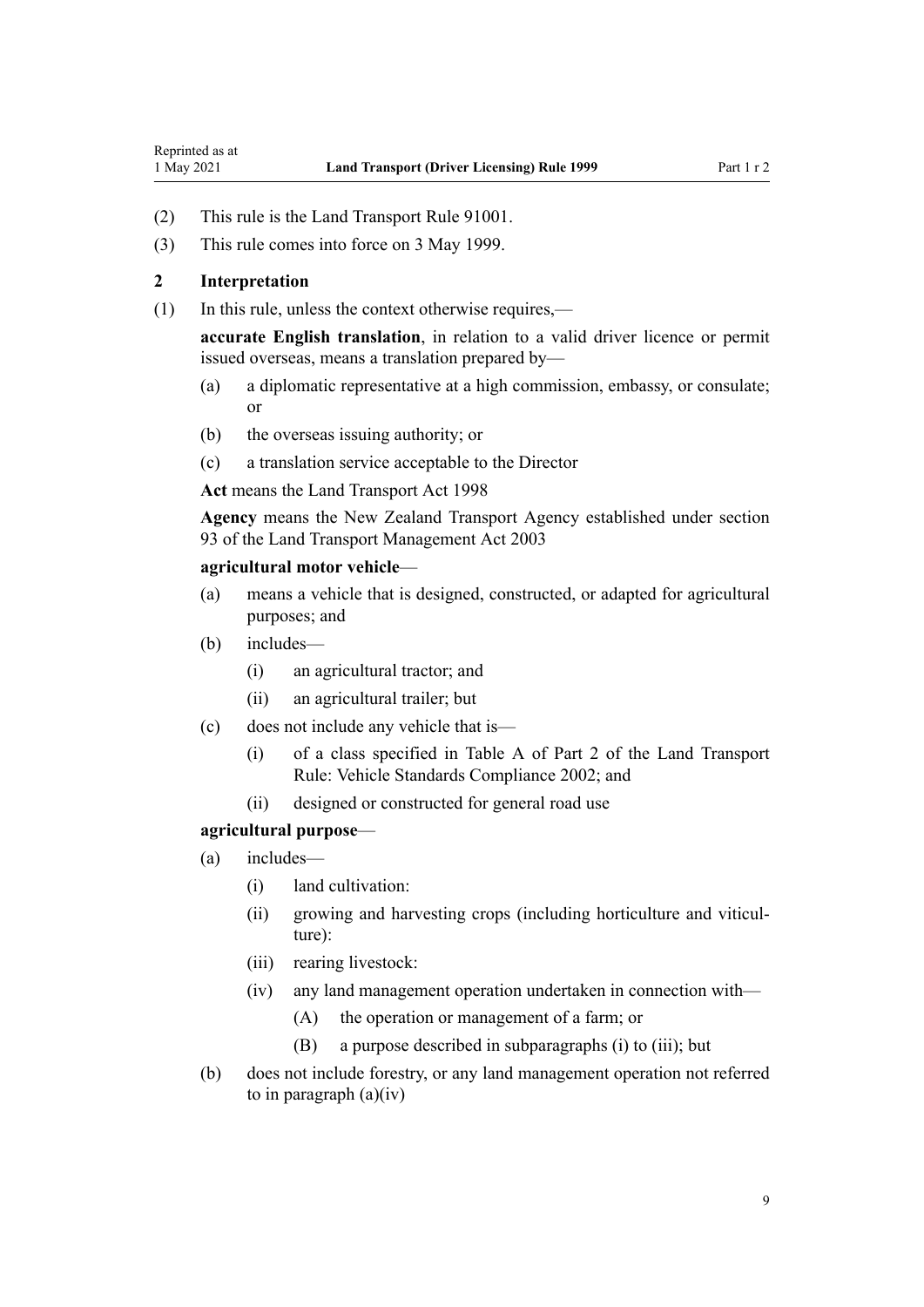(2) This rule is the Land Transport Rule 91001.

(3) This rule comes into force on 3 May 1999.

## 2 Interpretation

(1) In this rule, unless the context otherwise requires,—

**accurate English translation**, in relation to a valid driver licence or permit issued overseas, means a translation prepared by—

- (a) a diplomatic representative at a high commission, embassy, or consulate; or
- (b) the overseas issuing authority; or
- (c) a translation service acceptable to the Director

**Act** means the Land Transport Act 1998

**Agency** means the New Zealand Transport Agency established under section 93 of the Land Transport Management Act 2003

**agricultural motor vehicle**—

- (a) means a vehicle that is designed, constructed, or adapted for agricultural purposes; and
- (b) includes—
  - (i) an agricultural tractor; and
  - (ii) an agricultural trailer; but
- (c) does not include any vehicle that is—
  - (i) of a class specified in Table A of Part 2 of the Land Transport Rule: Vehicle Standards Compliance 2002; and
  - (ii) designed or constructed for general road use

**agricultural purpose**—

- (a) includes—
  - (i) land cultivation:
  - (ii) growing and harvesting crops (including horticulture and viticulture):
  - (iii) rearing livestock:
  - (iv) any land management operation undertaken in connection with—
    - (A) the operation or management of a farm; or
    - (B) a purpose described in subparagraphs (i) to (iii); but
- (b) does not include forestry, or any land management operation not referred to in paragraph (a)(iv)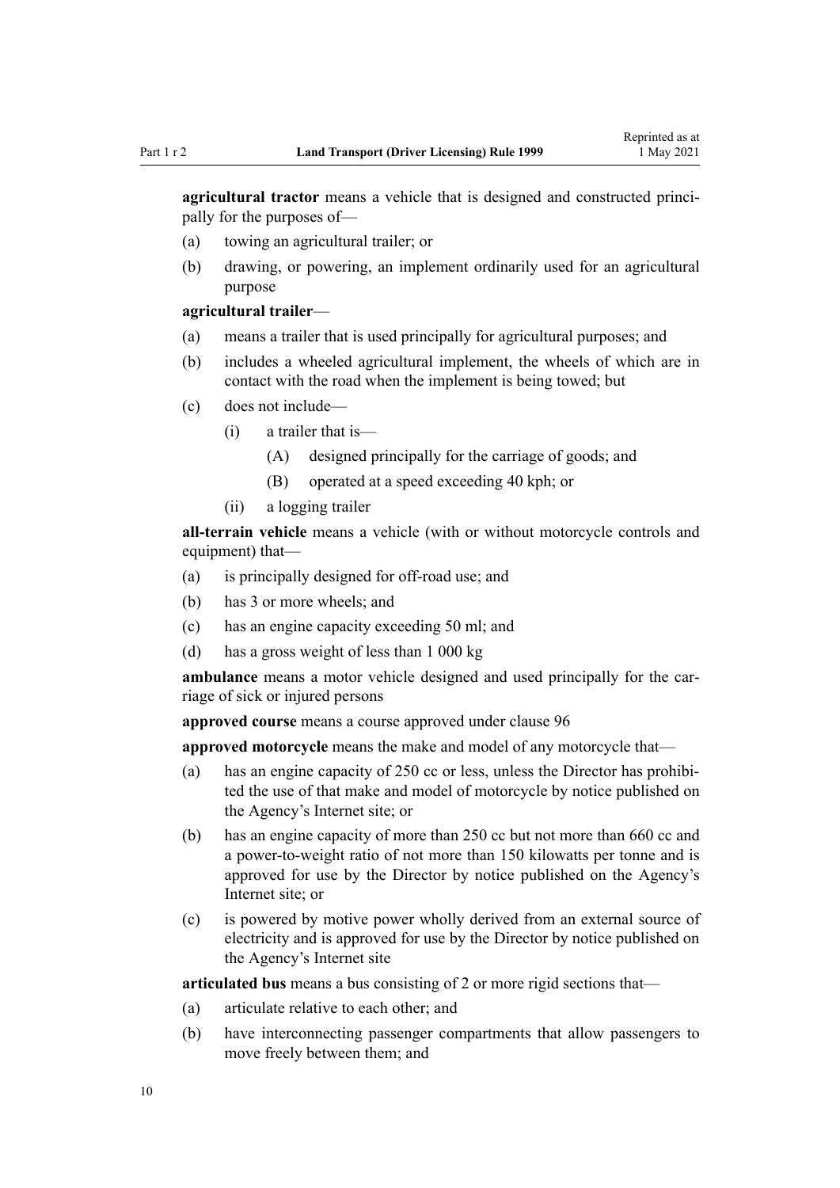**agricultural tractor** means a vehicle that is designed and constructed principally for the purposes of—

(a) towing an agricultural trailer; or

(b) drawing, or powering, an implement ordinarily used for an agricultural purpose

**agricultural trailer**—

(a) means a trailer that is used principally for agricultural purposes; and

(b) includes a wheeled agricultural implement, the wheels of which are in contact with the road when the implement is being towed; but

(c) does not include—

 (i) a trailer that is—

  (A) designed principally for the carriage of goods; and

  (B) operated at a speed exceeding 40 kph; or

 (ii) a logging trailer

**all-terrain vehicle** means a vehicle (with or without motorcycle controls and equipment) that—

(a) is principally designed for off-road use; and

(b) has 3 or more wheels; and

(c) has an engine capacity exceeding 50 ml; and

(d) has a gross weight of less than 1 000 kg

**ambulance** means a motor vehicle designed and used principally for the carriage of sick or injured persons

**approved course** means a course approved under clause 96

**approved motorcycle** means the make and model of any motorcycle that—

(a) has an engine capacity of 250 cc or less, unless the Director has prohibited the use of that make and model of motorcycle by notice published on the Agency's Internet site; or

(b) has an engine capacity of more than 250 cc but not more than 660 cc and a power-to-weight ratio of not more than 150 kilowatts per tonne and is approved for use by the Director by notice published on the Agency's Internet site; or

(c) is powered by motive power wholly derived from an external source of electricity and is approved for use by the Director by notice published on the Agency's Internet site

**articulated bus** means a bus consisting of 2 or more rigid sections that—

(a) articulate relative to each other; and

(b) have interconnecting passenger compartments that allow passengers to move freely between them; and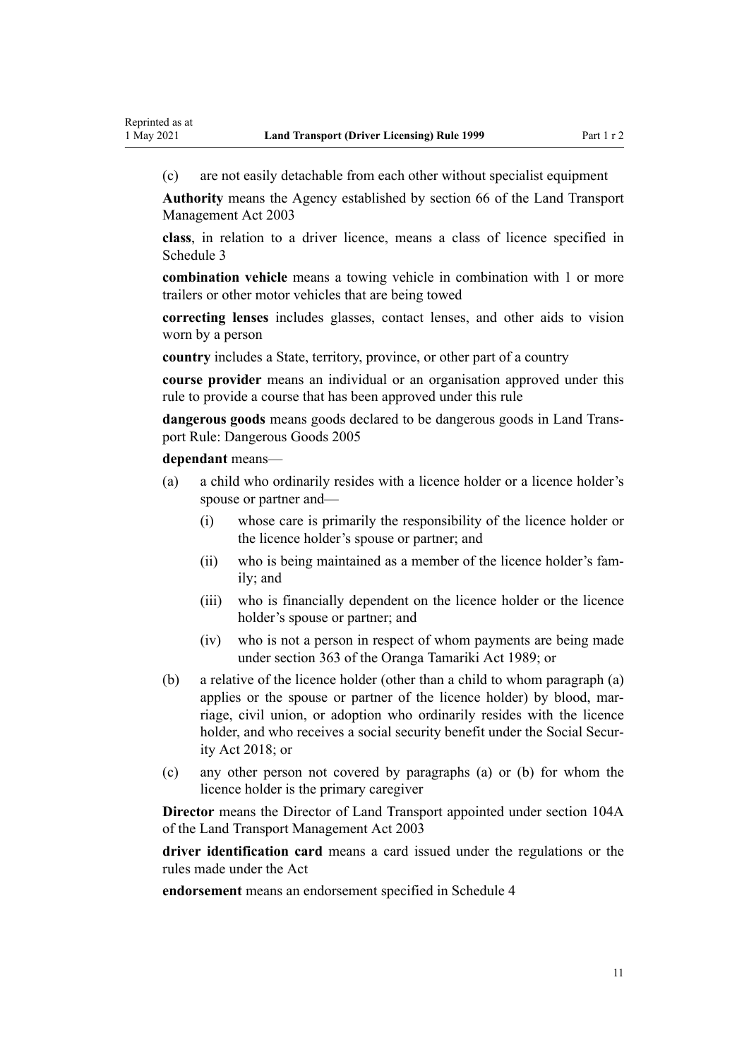(c) are not easily detachable from each other without specialist equipment

**Authority** means the Agency established by section 66 of the Land Transport Management Act 2003

**class**, in relation to a driver licence, means a class of licence specified in Schedule 3

**combination vehicle** means a towing vehicle in combination with 1 or more trailers or other motor vehicles that are being towed

**correcting lenses** includes glasses, contact lenses, and other aids to vision worn by a person

**country** includes a State, territory, province, or other part of a country

**course provider** means an individual or an organisation approved under this rule to provide a course that has been approved under this rule

**dangerous goods** means goods declared to be dangerous goods in Land Transport Rule: Dangerous Goods 2005

**dependant** means—

(a) a child who ordinarily resides with a licence holder or a licence holder's spouse or partner and—

  (i) whose care is primarily the responsibility of the licence holder or the licence holder's spouse or partner; and

  (ii) who is being maintained as a member of the licence holder's family; and

  (iii) who is financially dependent on the licence holder or the licence holder's spouse or partner; and

  (iv) who is not a person in respect of whom payments are being made under section 363 of the Oranga Tamariki Act 1989; or

(b) a relative of the licence holder (other than a child to whom paragraph (a) applies or the spouse or partner of the licence holder) by blood, marriage, civil union, or adoption who ordinarily resides with the licence holder, and who receives a social security benefit under the Social Security Act 2018; or

(c) any other person not covered by paragraphs (a) or (b) for whom the licence holder is the primary caregiver

**Director** means the Director of Land Transport appointed under section 104A of the Land Transport Management Act 2003

**driver identification card** means a card issued under the regulations or the rules made under the Act

**endorsement** means an endorsement specified in Schedule 4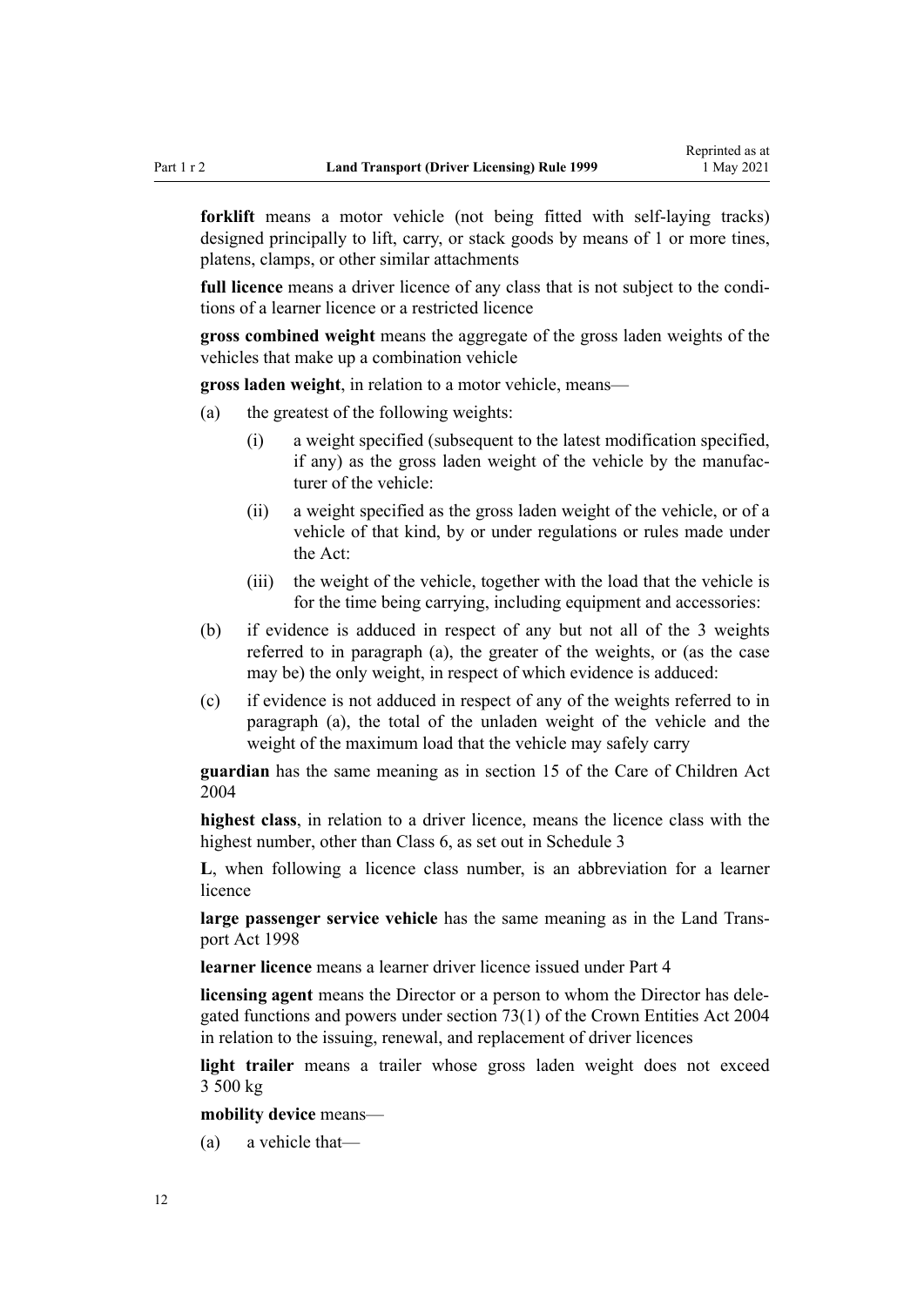**forklift** means a motor vehicle (not being fitted with self-laying tracks) designed principally to lift, carry, or stack goods by means of 1 or more tines, platens, clamps, or other similar attachments

**full licence** means a driver licence of any class that is not subject to the conditions of a learner licence or a restricted licence

**gross combined weight** means the aggregate of the gross laden weights of the vehicles that make up a combination vehicle

**gross laden weight**, in relation to a motor vehicle, means—

(a) the greatest of the following weights:

 (i) a weight specified (subsequent to the latest modification specified, if any) as the gross laden weight of the vehicle by the manufacturer of the vehicle:

 (ii) a weight specified as the gross laden weight of the vehicle, or of a vehicle of that kind, by or under regulations or rules made under the Act:

 (iii) the weight of the vehicle, together with the load that the vehicle is for the time being carrying, including equipment and accessories:

(b) if evidence is adduced in respect of any but not all of the 3 weights referred to in paragraph (a), the greater of the weights, or (as the case may be) the only weight, in respect of which evidence is adduced:

(c) if evidence is not adduced in respect of any of the weights referred to in paragraph (a), the total of the unladen weight of the vehicle and the weight of the maximum load that the vehicle may safely carry

**guardian** has the same meaning as in section 15 of the Care of Children Act 2004

**highest class**, in relation to a driver licence, means the licence class with the highest number, other than Class 6, as set out in Schedule 3

**L**, when following a licence class number, is an abbreviation for a learner licence

**large passenger service vehicle** has the same meaning as in the Land Transport Act 1998

**learner licence** means a learner driver licence issued under Part 4

**licensing agent** means the Director or a person to whom the Director has delegated functions and powers under section 73(1) of the Crown Entities Act 2004 in relation to the issuing, renewal, and replacement of driver licences

**light trailer** means a trailer whose gross laden weight does not exceed 3 500 kg

**mobility device** means—

(a) a vehicle that—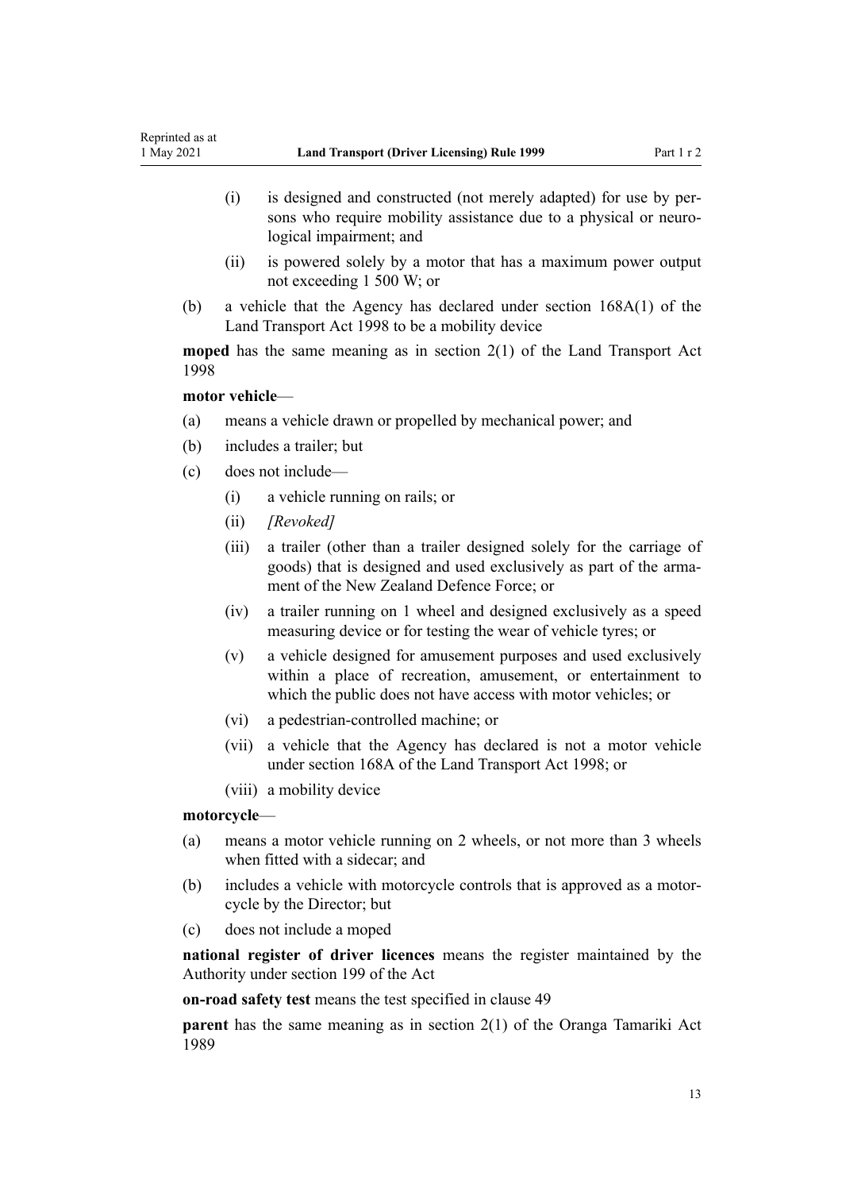(i) is designed and constructed (not merely adapted) for use by persons who require mobility assistance due to a physical or neurological impairment; and

(ii) is powered solely by a motor that has a maximum power output not exceeding 1 500 W; or

(b) a vehicle that the Agency has declared under section 168A(1) of the Land Transport Act 1998 to be a mobility device

**moped** has the same meaning as in section 2(1) of the Land Transport Act 1998

**motor vehicle**—

(a) means a vehicle drawn or propelled by mechanical power; and

(b) includes a trailer; but

(c) does not include—

(i) a vehicle running on rails; or

(ii) *[Revoked]*

(iii) a trailer (other than a trailer designed solely for the carriage of goods) that is designed and used exclusively as part of the armament of the New Zealand Defence Force; or

(iv) a trailer running on 1 wheel and designed exclusively as a speed measuring device or for testing the wear of vehicle tyres; or

(v) a vehicle designed for amusement purposes and used exclusively within a place of recreation, amusement, or entertainment to which the public does not have access with motor vehicles; or

(vi) a pedestrian-controlled machine; or

(vii) a vehicle that the Agency has declared is not a motor vehicle under section 168A of the Land Transport Act 1998; or

(viii) a mobility device

**motorcycle**—

(a) means a motor vehicle running on 2 wheels, or not more than 3 wheels when fitted with a sidecar; and

(b) includes a vehicle with motorcycle controls that is approved as a motorcycle by the Director; but

(c) does not include a moped

**national register of driver licences** means the register maintained by the Authority under section 199 of the Act

**on-road safety test** means the test specified in clause 49

**parent** has the same meaning as in section 2(1) of the Oranga Tamariki Act 1989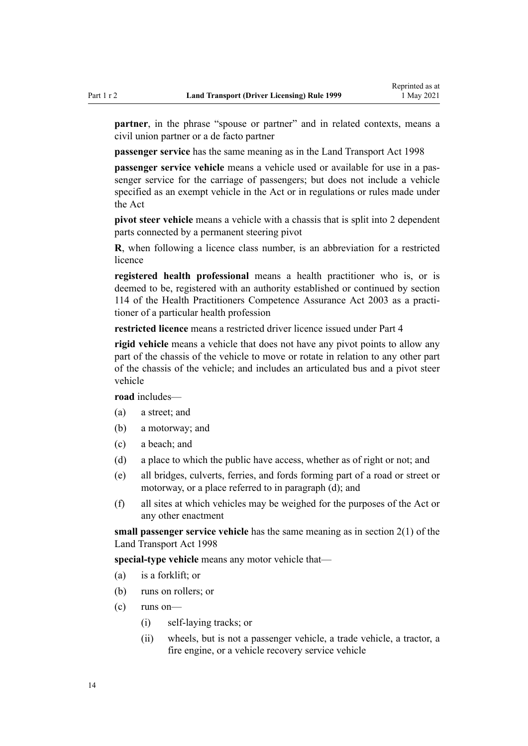**partner**, in the phrase "spouse or partner" and in related contexts, means a civil union partner or a de facto partner

**passenger service** has the same meaning as in the Land Transport Act 1998

**passenger service vehicle** means a vehicle used or available for use in a passenger service for the carriage of passengers; but does not include a vehicle specified as an exempt vehicle in the Act or in regulations or rules made under the Act

**pivot steer vehicle** means a vehicle with a chassis that is split into 2 dependent parts connected by a permanent steering pivot

**R**, when following a licence class number, is an abbreviation for a restricted licence

**registered health professional** means a health practitioner who is, or is deemed to be, registered with an authority established or continued by section 114 of the Health Practitioners Competence Assurance Act 2003 as a practitioner of a particular health profession

**restricted licence** means a restricted driver licence issued under Part 4

**rigid vehicle** means a vehicle that does not have any pivot points to allow any part of the chassis of the vehicle to move or rotate in relation to any other part of the chassis of the vehicle; and includes an articulated bus and a pivot steer vehicle

**road** includes—

(a) a street; and

(b) a motorway; and

(c) a beach; and

(d) a place to which the public have access, whether as of right or not; and

(e) all bridges, culverts, ferries, and fords forming part of a road or street or motorway, or a place referred to in paragraph (d); and

(f) all sites at which vehicles may be weighed for the purposes of the Act or any other enactment

**small passenger service vehicle** has the same meaning as in section 2(1) of the Land Transport Act 1998

**special-type vehicle** means any motor vehicle that—

(a) is a forklift; or

(b) runs on rollers; or

(c) runs on—

 (i) self-laying tracks; or

 (ii) wheels, but is not a passenger vehicle, a trade vehicle, a tractor, a fire engine, or a vehicle recovery service vehicle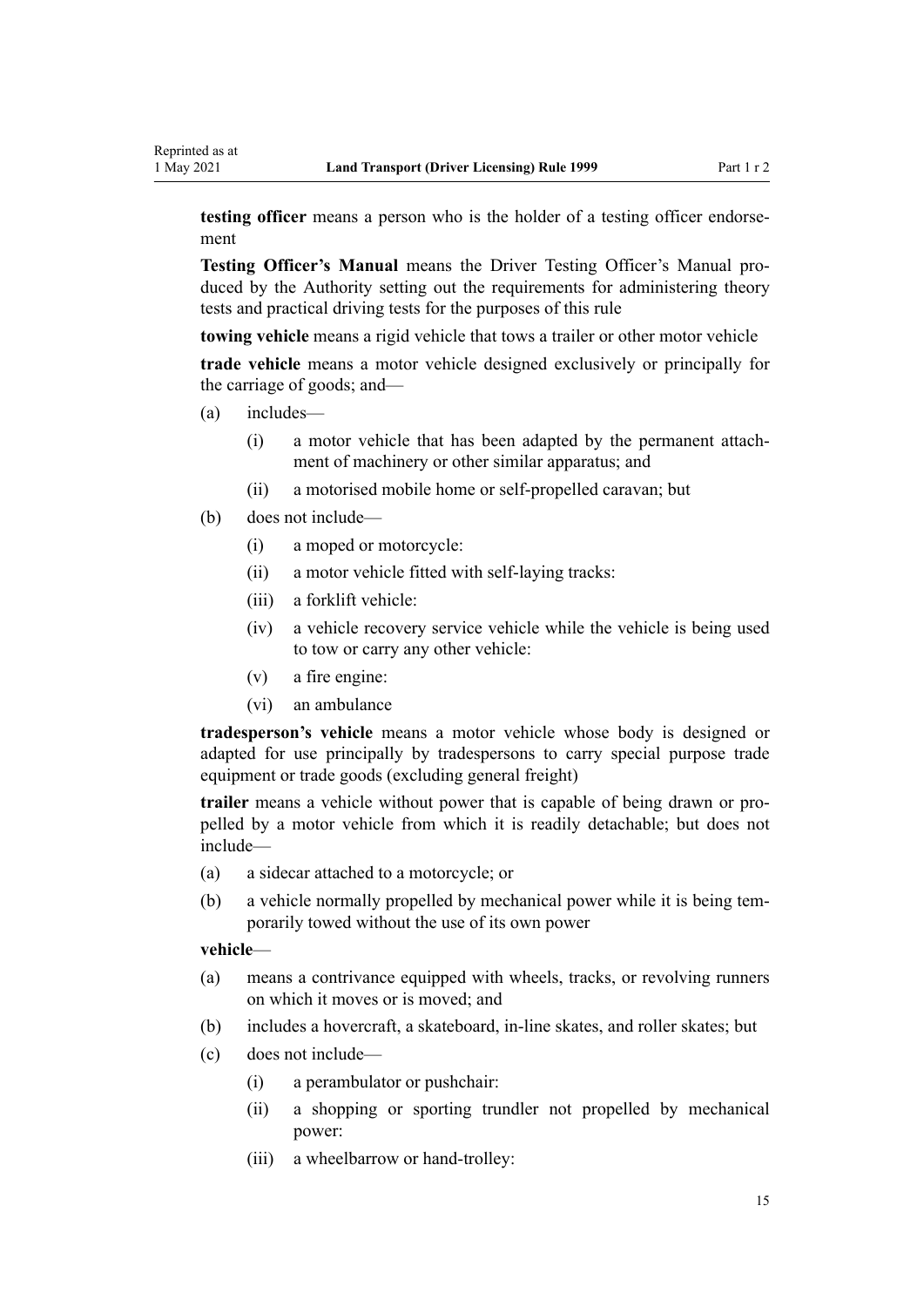**testing officer** means a person who is the holder of a testing officer endorsement

**Testing Officer's Manual** means the Driver Testing Officer's Manual produced by the Authority setting out the requirements for administering theory tests and practical driving tests for the purposes of this rule

**towing vehicle** means a rigid vehicle that tows a trailer or other motor vehicle

**trade vehicle** means a motor vehicle designed exclusively or principally for the carriage of goods; and—

- (a) includes—
  - (i) a motor vehicle that has been adapted by the permanent attachment of machinery or other similar apparatus; and
  - (ii) a motorised mobile home or self-propelled caravan; but
- (b) does not include—
  - (i) a moped or motorcycle:
  - (ii) a motor vehicle fitted with self-laying tracks:
  - (iii) a forklift vehicle:
  - (iv) a vehicle recovery service vehicle while the vehicle is being used to tow or carry any other vehicle:
  - (v) a fire engine:
  - (vi) an ambulance

**tradesperson's vehicle** means a motor vehicle whose body is designed or adapted for use principally by tradespersons to carry special purpose trade equipment or trade goods (excluding general freight)

**trailer** means a vehicle without power that is capable of being drawn or propelled by a motor vehicle from which it is readily detachable; but does not include—

- (a) a sidecar attached to a motorcycle; or
- (b) a vehicle normally propelled by mechanical power while it is being temporarily towed without the use of its own power

**vehicle**—

- (a) means a contrivance equipped with wheels, tracks, or revolving runners on which it moves or is moved; and
- (b) includes a hovercraft, a skateboard, in-line skates, and roller skates; but
- (c) does not include—
  - (i) a perambulator or pushchair:
  - (ii) a shopping or sporting trundler not propelled by mechanical power:
  - (iii) a wheelbarrow or hand-trolley: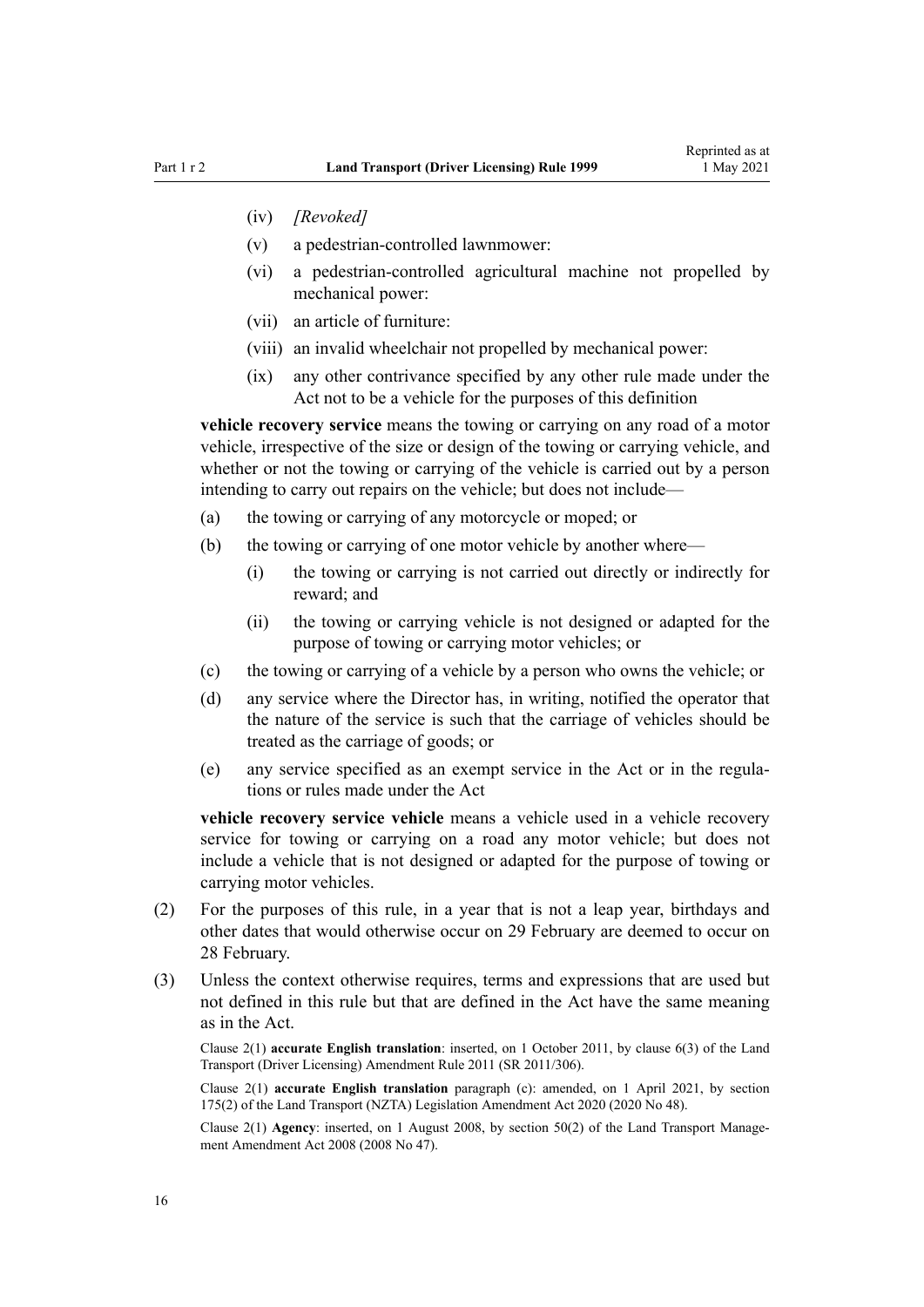(iv) *[Revoked]*

(v) a pedestrian-controlled lawnmower:

(vi) a pedestrian-controlled agricultural machine not propelled by mechanical power:

(vii) an article of furniture:

(viii) an invalid wheelchair not propelled by mechanical power:

(ix) any other contrivance specified by any other rule made under the Act not to be a vehicle for the purposes of this definition

**vehicle recovery service** means the towing or carrying on any road of a motor vehicle, irrespective of the size or design of the towing or carrying vehicle, and whether or not the towing or carrying of the vehicle is carried out by a person intending to carry out repairs on the vehicle; but does not include—

(a) the towing or carrying of any motorcycle or moped; or

(b) the towing or carrying of one motor vehicle by another where—

  (i) the towing or carrying is not carried out directly or indirectly for reward; and

  (ii) the towing or carrying vehicle is not designed or adapted for the purpose of towing or carrying motor vehicles; or

(c) the towing or carrying of a vehicle by a person who owns the vehicle; or

(d) any service where the Director has, in writing, notified the operator that the nature of the service is such that the carriage of vehicles should be treated as the carriage of goods; or

(e) any service specified as an exempt service in the Act or in the regulations or rules made under the Act

**vehicle recovery service vehicle** means a vehicle used in a vehicle recovery service for towing or carrying on a road any motor vehicle; but does not include a vehicle that is not designed or adapted for the purpose of towing or carrying motor vehicles.

(2) For the purposes of this rule, in a year that is not a leap year, birthdays and other dates that would otherwise occur on 29 February are deemed to occur on 28 February.

(3) Unless the context otherwise requires, terms and expressions that are used but not defined in this rule but that are defined in the Act have the same meaning as in the Act.

Clause 2(1) **accurate English translation**: inserted, on 1 October 2011, by clause 6(3) of the Land Transport (Driver Licensing) Amendment Rule 2011 (SR 2011/306).

Clause 2(1) **accurate English translation** paragraph (c): amended, on 1 April 2021, by section 175(2) of the Land Transport (NZTA) Legislation Amendment Act 2020 (2020 No 48).

Clause 2(1) **Agency**: inserted, on 1 August 2008, by section 50(2) of the Land Transport Management Amendment Act 2008 (2008 No 47).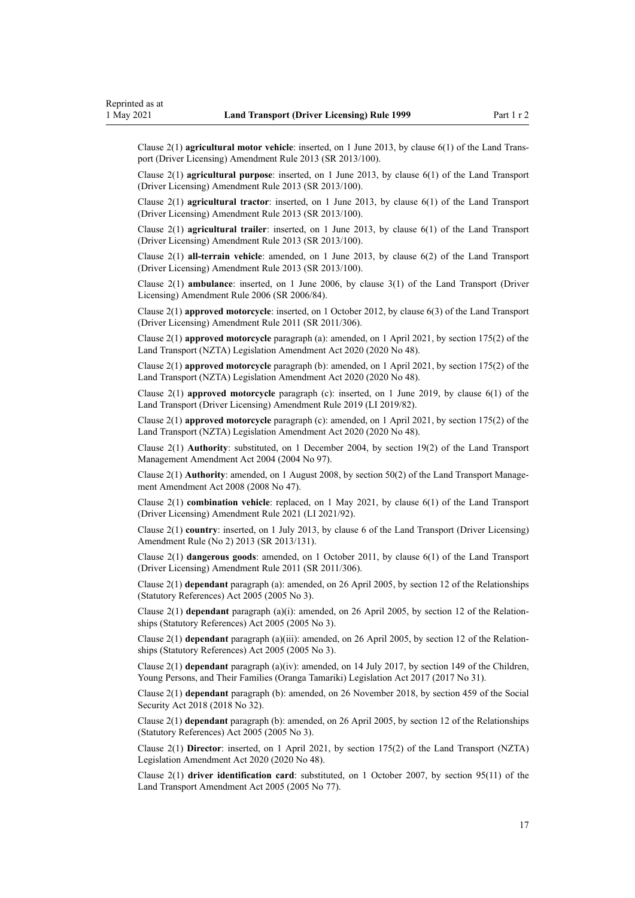Clause 2(1) **agricultural motor vehicle**: inserted, on 1 June 2013, by clause 6(1) of the Land Transport (Driver Licensing) Amendment Rule 2013 (SR 2013/100).

Clause 2(1) **agricultural purpose**: inserted, on 1 June 2013, by clause 6(1) of the Land Transport (Driver Licensing) Amendment Rule 2013 (SR 2013/100).

Clause 2(1) **agricultural tractor**: inserted, on 1 June 2013, by clause 6(1) of the Land Transport (Driver Licensing) Amendment Rule 2013 (SR 2013/100).

Clause 2(1) **agricultural trailer**: inserted, on 1 June 2013, by clause 6(1) of the Land Transport (Driver Licensing) Amendment Rule 2013 (SR 2013/100).

Clause 2(1) **all-terrain vehicle**: amended, on 1 June 2013, by clause 6(2) of the Land Transport (Driver Licensing) Amendment Rule 2013 (SR 2013/100).

Clause 2(1) **ambulance**: inserted, on 1 June 2006, by clause 3(1) of the Land Transport (Driver Licensing) Amendment Rule 2006 (SR 2006/84).

Clause 2(1) **approved motorcycle**: inserted, on 1 October 2012, by clause 6(3) of the Land Transport (Driver Licensing) Amendment Rule 2011 (SR 2011/306).

Clause 2(1) **approved motorcycle** paragraph (a): amended, on 1 April 2021, by section 175(2) of the Land Transport (NZTA) Legislation Amendment Act 2020 (2020 No 48).

Clause 2(1) **approved motorcycle** paragraph (b): amended, on 1 April 2021, by section 175(2) of the Land Transport (NZTA) Legislation Amendment Act 2020 (2020 No 48).

Clause 2(1) **approved motorcycle** paragraph (c): inserted, on 1 June 2019, by clause 6(1) of the Land Transport (Driver Licensing) Amendment Rule 2019 (LI 2019/82).

Clause 2(1) **approved motorcycle** paragraph (c): amended, on 1 April 2021, by section 175(2) of the Land Transport (NZTA) Legislation Amendment Act 2020 (2020 No 48).

Clause 2(1) **Authority**: substituted, on 1 December 2004, by section 19(2) of the Land Transport Management Amendment Act 2004 (2004 No 97).

Clause 2(1) **Authority**: amended, on 1 August 2008, by section 50(2) of the Land Transport Management Amendment Act 2008 (2008 No 47).

Clause 2(1) **combination vehicle**: replaced, on 1 May 2021, by clause 6(1) of the Land Transport (Driver Licensing) Amendment Rule 2021 (LI 2021/92).

Clause 2(1) **country**: inserted, on 1 July 2013, by clause 6 of the Land Transport (Driver Licensing) Amendment Rule (No 2) 2013 (SR 2013/131).

Clause 2(1) **dangerous goods**: amended, on 1 October 2011, by clause 6(1) of the Land Transport (Driver Licensing) Amendment Rule 2011 (SR 2011/306).

Clause 2(1) **dependant** paragraph (a): amended, on 26 April 2005, by section 12 of the Relationships (Statutory References) Act 2005 (2005 No 3).

Clause 2(1) **dependant** paragraph (a)(i): amended, on 26 April 2005, by section 12 of the Relationships (Statutory References) Act 2005 (2005 No 3).

Clause 2(1) **dependant** paragraph (a)(iii): amended, on 26 April 2005, by section 12 of the Relationships (Statutory References) Act 2005 (2005 No 3).

Clause 2(1) **dependant** paragraph (a)(iv): amended, on 14 July 2017, by section 149 of the Children, Young Persons, and Their Families (Oranga Tamariki) Legislation Act 2017 (2017 No 31).

Clause 2(1) **dependant** paragraph (b): amended, on 26 November 2018, by section 459 of the Social Security Act 2018 (2018 No 32).

Clause 2(1) **dependant** paragraph (b): amended, on 26 April 2005, by section 12 of the Relationships (Statutory References) Act 2005 (2005 No 3).

Clause 2(1) **Director**: inserted, on 1 April 2021, by section 175(2) of the Land Transport (NZTA) Legislation Amendment Act 2020 (2020 No 48).

Clause 2(1) **driver identification card**: substituted, on 1 October 2007, by section 95(11) of the Land Transport Amendment Act 2005 (2005 No 77).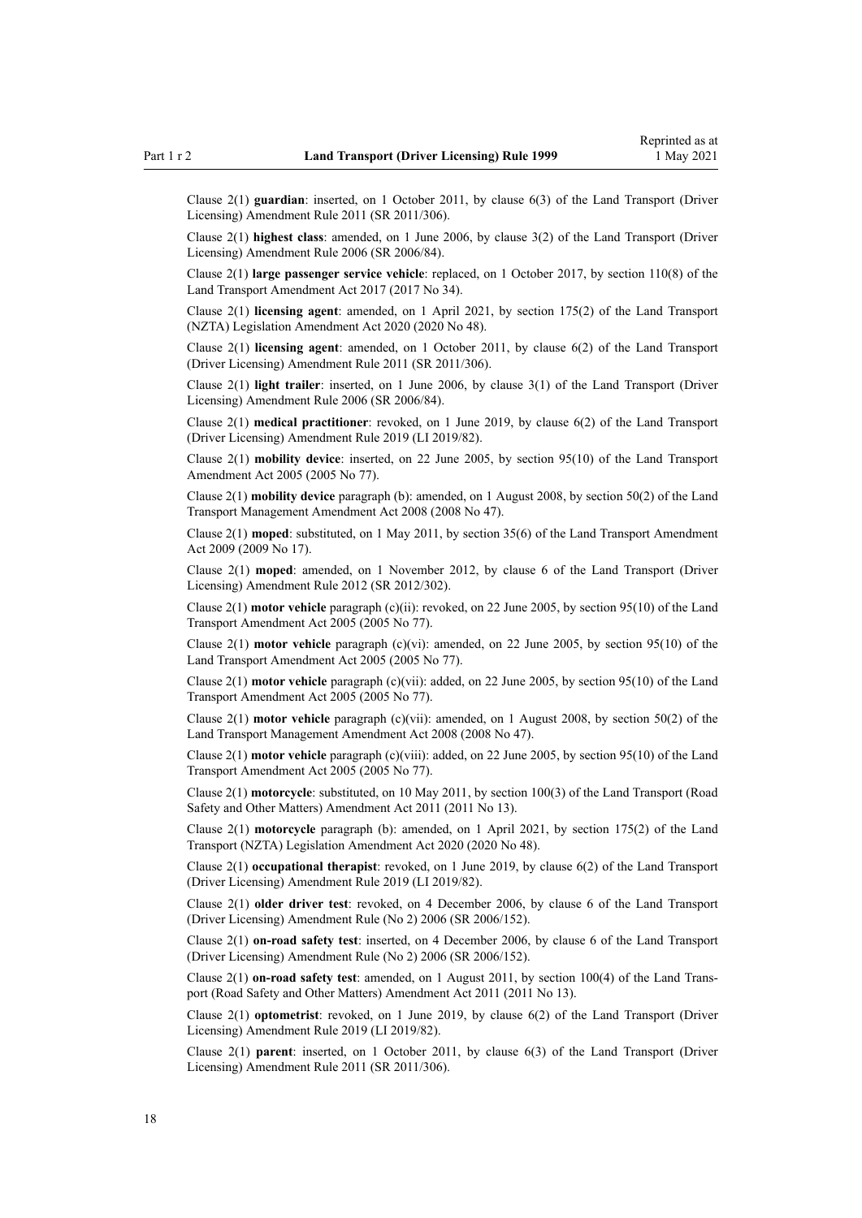Clause 2(1) **guardian**: inserted, on 1 October 2011, by clause 6(3) of the Land Transport (Driver Licensing) Amendment Rule 2011 (SR 2011/306).

Clause 2(1) **highest class**: amended, on 1 June 2006, by clause 3(2) of the Land Transport (Driver Licensing) Amendment Rule 2006 (SR 2006/84).

Clause 2(1) **large passenger service vehicle**: replaced, on 1 October 2017, by section 110(8) of the Land Transport Amendment Act 2017 (2017 No 34).

Clause 2(1) **licensing agent**: amended, on 1 April 2021, by section 175(2) of the Land Transport (NZTA) Legislation Amendment Act 2020 (2020 No 48).

Clause 2(1) **licensing agent**: amended, on 1 October 2011, by clause 6(2) of the Land Transport (Driver Licensing) Amendment Rule 2011 (SR 2011/306).

Clause 2(1) **light trailer**: inserted, on 1 June 2006, by clause 3(1) of the Land Transport (Driver Licensing) Amendment Rule 2006 (SR 2006/84).

Clause 2(1) **medical practitioner**: revoked, on 1 June 2019, by clause 6(2) of the Land Transport (Driver Licensing) Amendment Rule 2019 (LI 2019/82).

Clause 2(1) **mobility device**: inserted, on 22 June 2005, by section 95(10) of the Land Transport Amendment Act 2005 (2005 No 77).

Clause 2(1) **mobility device** paragraph (b): amended, on 1 August 2008, by section 50(2) of the Land Transport Management Amendment Act 2008 (2008 No 47).

Clause 2(1) **moped**: substituted, on 1 May 2011, by section 35(6) of the Land Transport Amendment Act 2009 (2009 No 17).

Clause 2(1) **moped**: amended, on 1 November 2012, by clause 6 of the Land Transport (Driver Licensing) Amendment Rule 2012 (SR 2012/302).

Clause 2(1) **motor vehicle** paragraph (c)(ii): revoked, on 22 June 2005, by section 95(10) of the Land Transport Amendment Act 2005 (2005 No 77).

Clause 2(1) **motor vehicle** paragraph (c)(vi): amended, on 22 June 2005, by section 95(10) of the Land Transport Amendment Act 2005 (2005 No 77).

Clause 2(1) **motor vehicle** paragraph (c)(vii): added, on 22 June 2005, by section 95(10) of the Land Transport Amendment Act 2005 (2005 No 77).

Clause 2(1) **motor vehicle** paragraph (c)(vii): amended, on 1 August 2008, by section 50(2) of the Land Transport Management Amendment Act 2008 (2008 No 47).

Clause 2(1) **motor vehicle** paragraph (c)(viii): added, on 22 June 2005, by section 95(10) of the Land Transport Amendment Act 2005 (2005 No 77).

Clause 2(1) **motorcycle**: substituted, on 10 May 2011, by section 100(3) of the Land Transport (Road Safety and Other Matters) Amendment Act 2011 (2011 No 13).

Clause 2(1) **motorcycle** paragraph (b): amended, on 1 April 2021, by section 175(2) of the Land Transport (NZTA) Legislation Amendment Act 2020 (2020 No 48).

Clause 2(1) **occupational therapist**: revoked, on 1 June 2019, by clause 6(2) of the Land Transport (Driver Licensing) Amendment Rule 2019 (LI 2019/82).

Clause 2(1) **older driver test**: revoked, on 4 December 2006, by clause 6 of the Land Transport (Driver Licensing) Amendment Rule (No 2) 2006 (SR 2006/152).

Clause 2(1) **on-road safety test**: inserted, on 4 December 2006, by clause 6 of the Land Transport (Driver Licensing) Amendment Rule (No 2) 2006 (SR 2006/152).

Clause 2(1) **on-road safety test**: amended, on 1 August 2011, by section 100(4) of the Land Transport (Road Safety and Other Matters) Amendment Act 2011 (2011 No 13).

Clause 2(1) **optometrist**: revoked, on 1 June 2019, by clause 6(2) of the Land Transport (Driver Licensing) Amendment Rule 2019 (LI 2019/82).

Clause 2(1) **parent**: inserted, on 1 October 2011, by clause 6(3) of the Land Transport (Driver Licensing) Amendment Rule 2011 (SR 2011/306).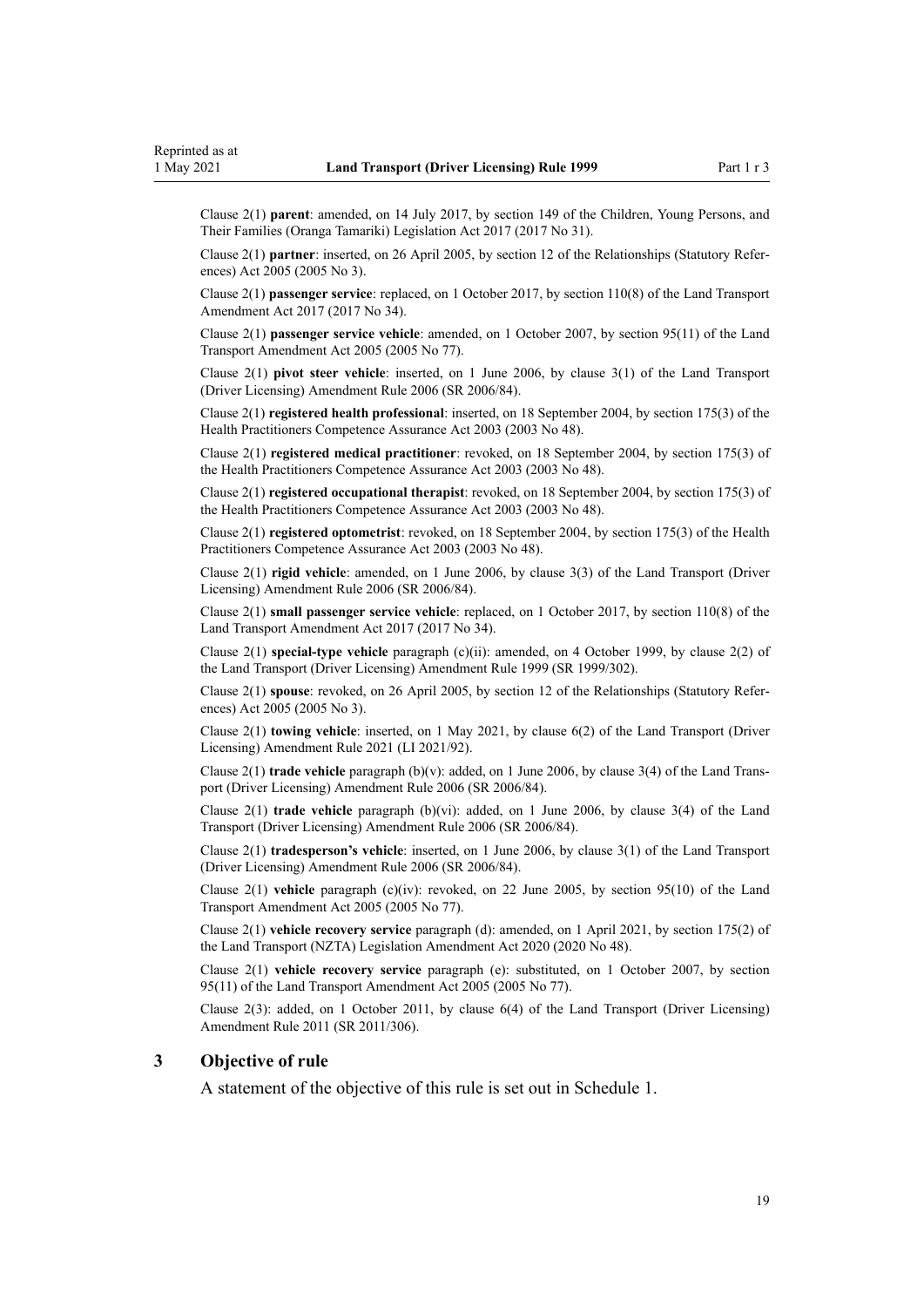Clause 2(1) **parent**: amended, on 14 July 2017, by section 149 of the Children, Young Persons, and Their Families (Oranga Tamariki) Legislation Act 2017 (2017 No 31).

Clause 2(1) **partner**: inserted, on 26 April 2005, by section 12 of the Relationships (Statutory References) Act 2005 (2005 No 3).

Clause 2(1) **passenger service**: replaced, on 1 October 2017, by section 110(8) of the Land Transport Amendment Act 2017 (2017 No 34).

Clause 2(1) **passenger service vehicle**: amended, on 1 October 2007, by section 95(11) of the Land Transport Amendment Act 2005 (2005 No 77).

Clause 2(1) **pivot steer vehicle**: inserted, on 1 June 2006, by clause 3(1) of the Land Transport (Driver Licensing) Amendment Rule 2006 (SR 2006/84).

Clause 2(1) **registered health professional**: inserted, on 18 September 2004, by section 175(3) of the Health Practitioners Competence Assurance Act 2003 (2003 No 48).

Clause 2(1) **registered medical practitioner**: revoked, on 18 September 2004, by section 175(3) of the Health Practitioners Competence Assurance Act 2003 (2003 No 48).

Clause 2(1) **registered occupational therapist**: revoked, on 18 September 2004, by section 175(3) of the Health Practitioners Competence Assurance Act 2003 (2003 No 48).

Clause 2(1) **registered optometrist**: revoked, on 18 September 2004, by section 175(3) of the Health Practitioners Competence Assurance Act 2003 (2003 No 48).

Clause 2(1) **rigid vehicle**: amended, on 1 June 2006, by clause 3(3) of the Land Transport (Driver Licensing) Amendment Rule 2006 (SR 2006/84).

Clause 2(1) **small passenger service vehicle**: replaced, on 1 October 2017, by section 110(8) of the Land Transport Amendment Act 2017 (2017 No 34).

Clause 2(1) **special-type vehicle** paragraph (c)(ii): amended, on 4 October 1999, by clause 2(2) of the Land Transport (Driver Licensing) Amendment Rule 1999 (SR 1999/302).

Clause 2(1) **spouse**: revoked, on 26 April 2005, by section 12 of the Relationships (Statutory References) Act 2005 (2005 No 3).

Clause 2(1) **towing vehicle**: inserted, on 1 May 2021, by clause 6(2) of the Land Transport (Driver Licensing) Amendment Rule 2021 (LI 2021/92).

Clause 2(1) **trade vehicle** paragraph (b)(v): added, on 1 June 2006, by clause 3(4) of the Land Transport (Driver Licensing) Amendment Rule 2006 (SR 2006/84).

Clause 2(1) **trade vehicle** paragraph (b)(vi): added, on 1 June 2006, by clause 3(4) of the Land Transport (Driver Licensing) Amendment Rule 2006 (SR 2006/84).

Clause 2(1) **tradesperson's vehicle**: inserted, on 1 June 2006, by clause 3(1) of the Land Transport (Driver Licensing) Amendment Rule 2006 (SR 2006/84).

Clause 2(1) **vehicle** paragraph (c)(iv): revoked, on 22 June 2005, by section 95(10) of the Land Transport Amendment Act 2005 (2005 No 77).

Clause 2(1) **vehicle recovery service** paragraph (d): amended, on 1 April 2021, by section 175(2) of the Land Transport (NZTA) Legislation Amendment Act 2020 (2020 No 48).

Clause 2(1) **vehicle recovery service** paragraph (e): substituted, on 1 October 2007, by section 95(11) of the Land Transport Amendment Act 2005 (2005 No 77).

Clause 2(3): added, on 1 October 2011, by clause 6(4) of the Land Transport (Driver Licensing) Amendment Rule 2011 (SR 2011/306).

## 3 Objective of rule

A statement of the objective of this rule is set out in Schedule 1.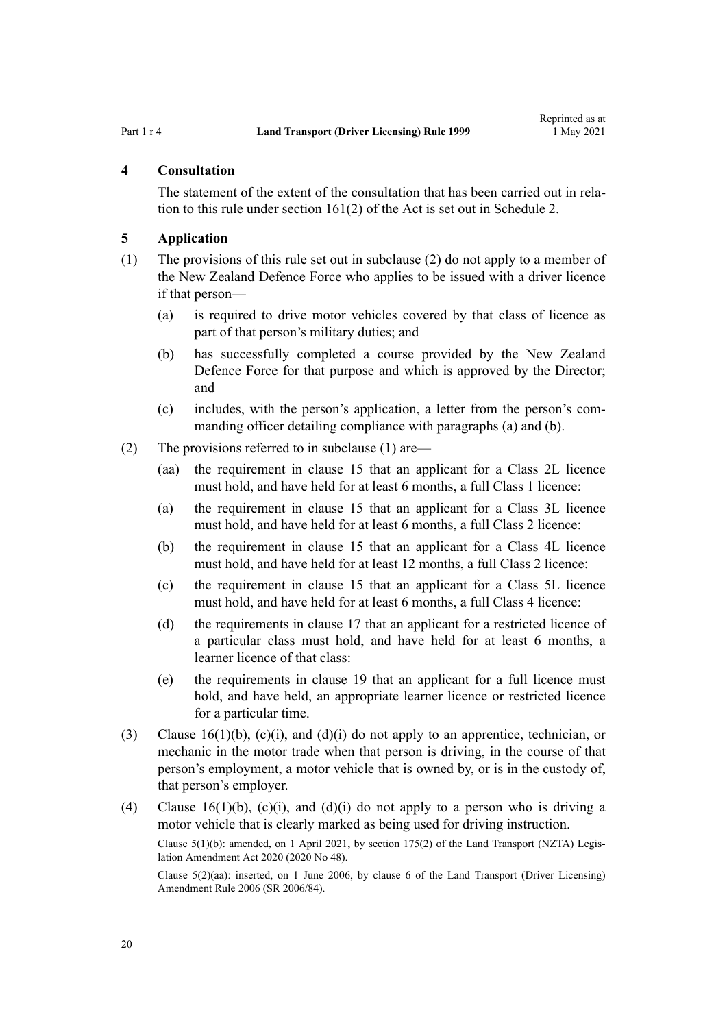### 4 Consultation

The statement of the extent of the consultation that has been carried out in relation to this rule under section 161(2) of the Act is set out in Schedule 2.

### 5 Application

(1) The provisions of this rule set out in subclause (2) do not apply to a member of the New Zealand Defence Force who applies to be issued with a driver licence if that person—

- (a) is required to drive motor vehicles covered by that class of licence as part of that person's military duties; and
- (b) has successfully completed a course provided by the New Zealand Defence Force for that purpose and which is approved by the Director; and
- (c) includes, with the person's application, a letter from the person's commanding officer detailing compliance with paragraphs (a) and (b).

(2) The provisions referred to in subclause (1) are—

- (aa) the requirement in clause 15 that an applicant for a Class 2L licence must hold, and have held for at least 6 months, a full Class 1 licence:
- (a) the requirement in clause 15 that an applicant for a Class 3L licence must hold, and have held for at least 6 months, a full Class 2 licence:
- (b) the requirement in clause 15 that an applicant for a Class 4L licence must hold, and have held for at least 12 months, a full Class 2 licence:
- (c) the requirement in clause 15 that an applicant for a Class 5L licence must hold, and have held for at least 6 months, a full Class 4 licence:
- (d) the requirements in clause 17 that an applicant for a restricted licence of a particular class must hold, and have held for at least 6 months, a learner licence of that class:
- (e) the requirements in clause 19 that an applicant for a full licence must hold, and have held, an appropriate learner licence or restricted licence for a particular time.

(3) Clause 16(1)(b), (c)(i), and (d)(i) do not apply to an apprentice, technician, or mechanic in the motor trade when that person is driving, in the course of that person's employment, a motor vehicle that is owned by, or is in the custody of, that person's employer.

(4) Clause 16(1)(b), (c)(i), and (d)(i) do not apply to a person who is driving a motor vehicle that is clearly marked as being used for driving instruction.

Clause 5(1)(b): amended, on 1 April 2021, by section 175(2) of the Land Transport (NZTA) Legislation Amendment Act 2020 (2020 No 48).

Clause 5(2)(aa): inserted, on 1 June 2006, by clause 6 of the Land Transport (Driver Licensing) Amendment Rule 2006 (SR 2006/84).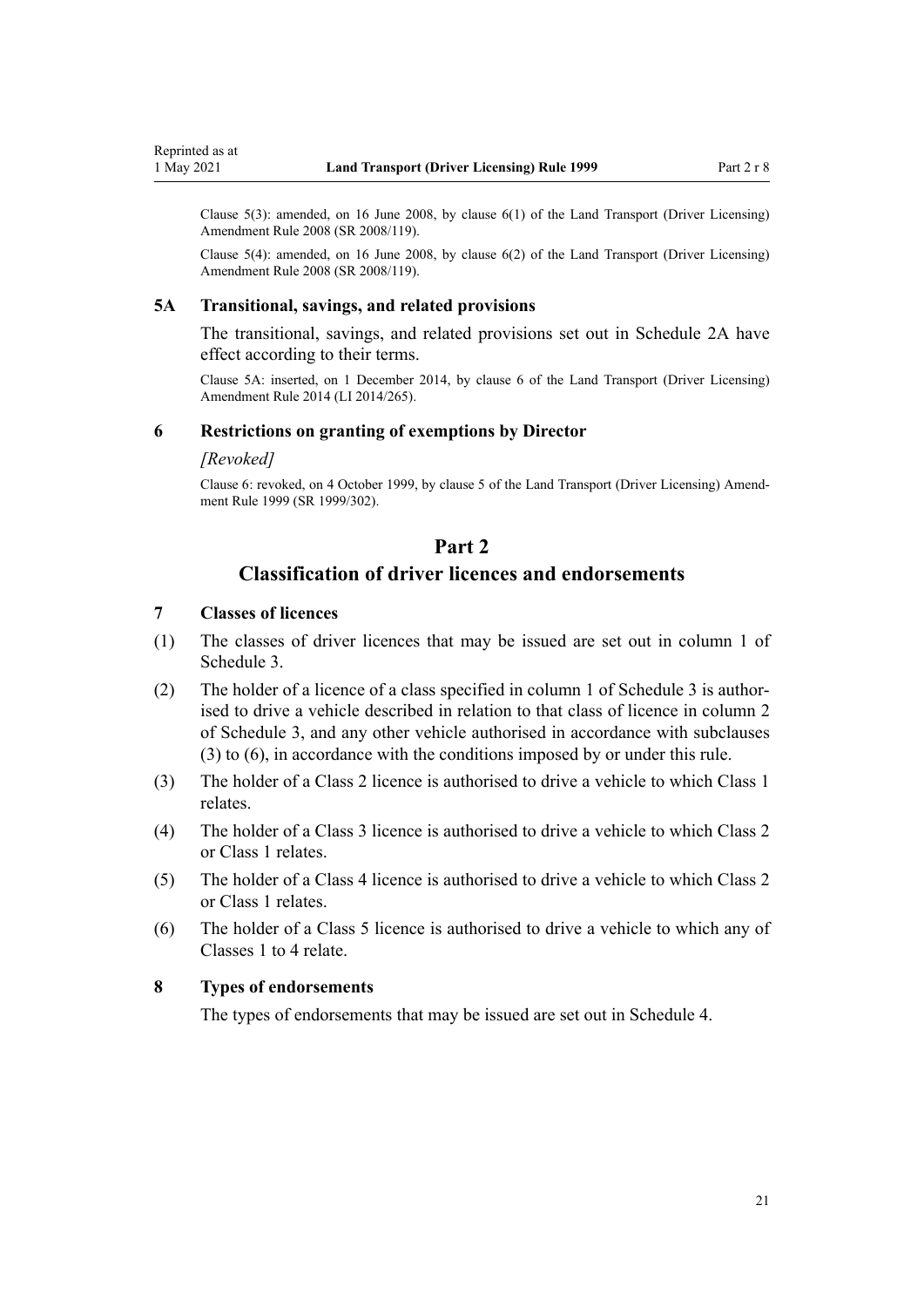Clause 5(3): amended, on 16 June 2008, by clause 6(1) of the Land Transport (Driver Licensing) Amendment Rule 2008 (SR 2008/119).

Clause 5(4): amended, on 16 June 2008, by clause 6(2) of the Land Transport (Driver Licensing) Amendment Rule 2008 (SR 2008/119).

### 5A Transitional, savings, and related provisions

The transitional, savings, and related provisions set out in Schedule 2A have effect according to their terms.

Clause 5A: inserted, on 1 December 2014, by clause 6 of the Land Transport (Driver Licensing) Amendment Rule 2014 (LI 2014/265).

### 6 Restrictions on granting of exemptions by Director

*[Revoked]*

Clause 6: revoked, on 4 October 1999, by clause 5 of the Land Transport (Driver Licensing) Amendment Rule 1999 (SR 1999/302).

## Part 2
## Classification of driver licences and endorsements

### 7 Classes of licences

(1) The classes of driver licences that may be issued are set out in column 1 of Schedule 3.

(2) The holder of a licence of a class specified in column 1 of Schedule 3 is authorised to drive a vehicle described in relation to that class of licence in column 2 of Schedule 3, and any other vehicle authorised in accordance with subclauses (3) to (6), in accordance with the conditions imposed by or under this rule.

(3) The holder of a Class 2 licence is authorised to drive a vehicle to which Class 1 relates.

(4) The holder of a Class 3 licence is authorised to drive a vehicle to which Class 2 or Class 1 relates.

(5) The holder of a Class 4 licence is authorised to drive a vehicle to which Class 2 or Class 1 relates.

(6) The holder of a Class 5 licence is authorised to drive a vehicle to which any of Classes 1 to 4 relate.

### 8 Types of endorsements

The types of endorsements that may be issued are set out in Schedule 4.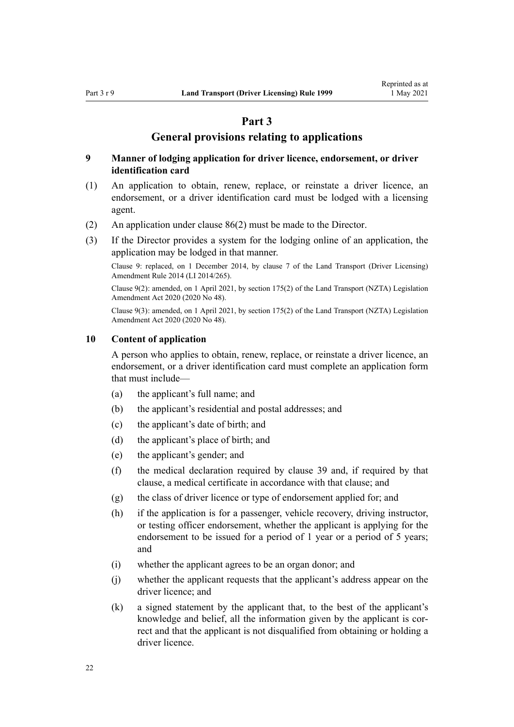# Part 3

# General provisions relating to applications

### 9 Manner of lodging application for driver licence, endorsement, or driver identification card

(1) An application to obtain, renew, replace, or reinstate a driver licence, an endorsement, or a driver identification card must be lodged with a licensing agent.

(2) An application under clause 86(2) must be made to the Director.

(3) If the Director provides a system for the lodging online of an application, the application may be lodged in that manner.

Clause 9: replaced, on 1 December 2014, by clause 7 of the Land Transport (Driver Licensing) Amendment Rule 2014 (LI 2014/265).

Clause 9(2): amended, on 1 April 2021, by section 175(2) of the Land Transport (NZTA) Legislation Amendment Act 2020 (2020 No 48).

Clause 9(3): amended, on 1 April 2021, by section 175(2) of the Land Transport (NZTA) Legislation Amendment Act 2020 (2020 No 48).

### 10 Content of application

A person who applies to obtain, renew, replace, or reinstate a driver licence, an endorsement, or a driver identification card must complete an application form that must include—

(a) the applicant's full name; and

(b) the applicant's residential and postal addresses; and

(c) the applicant's date of birth; and

(d) the applicant's place of birth; and

(e) the applicant's gender; and

(f) the medical declaration required by clause 39 and, if required by that clause, a medical certificate in accordance with that clause; and

(g) the class of driver licence or type of endorsement applied for; and

(h) if the application is for a passenger, vehicle recovery, driving instructor, or testing officer endorsement, whether the applicant is applying for the endorsement to be issued for a period of 1 year or a period of 5 years; and

(i) whether the applicant agrees to be an organ donor; and

(j) whether the applicant requests that the applicant's address appear on the driver licence; and

(k) a signed statement by the applicant that, to the best of the applicant's knowledge and belief, all the information given by the applicant is correct and that the applicant is not disqualified from obtaining or holding a driver licence.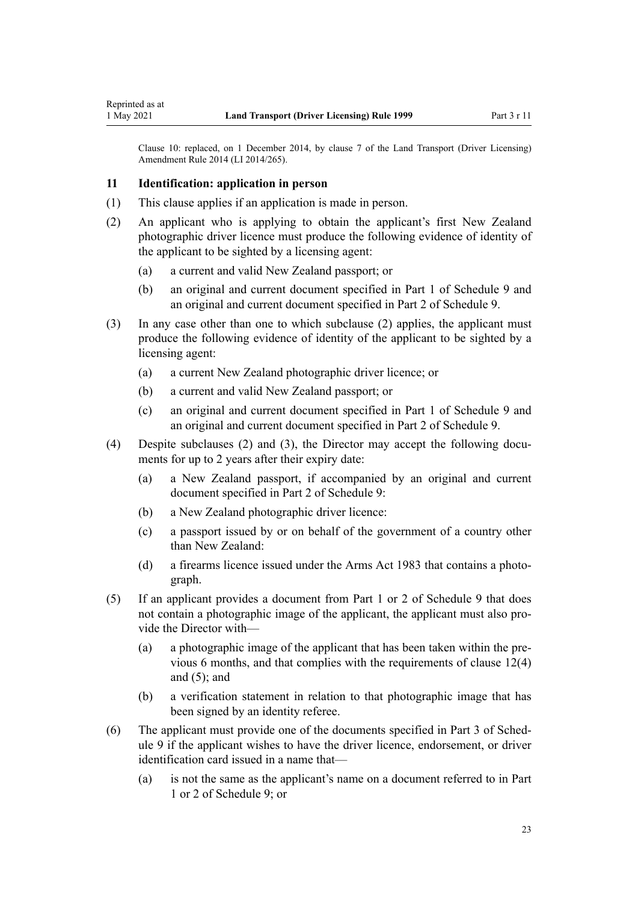Clause 10: replaced, on 1 December 2014, by clause 7 of the Land Transport (Driver Licensing) Amendment Rule 2014 (LI 2014/265).

### 11 Identification: application in person

(1) This clause applies if an application is made in person.

(2) An applicant who is applying to obtain the applicant's first New Zealand photographic driver licence must produce the following evidence of identity of the applicant to be sighted by a licensing agent:

  (a) a current and valid New Zealand passport; or

  (b) an original and current document specified in Part 1 of Schedule 9 and an original and current document specified in Part 2 of Schedule 9.

(3) In any case other than one to which subclause (2) applies, the applicant must produce the following evidence of identity of the applicant to be sighted by a licensing agent:

  (a) a current New Zealand photographic driver licence; or

  (b) a current and valid New Zealand passport; or

  (c) an original and current document specified in Part 1 of Schedule 9 and an original and current document specified in Part 2 of Schedule 9.

(4) Despite subclauses (2) and (3), the Director may accept the following documents for up to 2 years after their expiry date:

  (a) a New Zealand passport, if accompanied by an original and current document specified in Part 2 of Schedule 9:

  (b) a New Zealand photographic driver licence:

  (c) a passport issued by or on behalf of the government of a country other than New Zealand:

  (d) a firearms licence issued under the Arms Act 1983 that contains a photograph.

(5) If an applicant provides a document from Part 1 or 2 of Schedule 9 that does not contain a photographic image of the applicant, the applicant must also provide the Director with—

  (a) a photographic image of the applicant that has been taken within the previous 6 months, and that complies with the requirements of clause 12(4) and (5); and

  (b) a verification statement in relation to that photographic image that has been signed by an identity referee.

(6) The applicant must provide one of the documents specified in Part 3 of Schedule 9 if the applicant wishes to have the driver licence, endorsement, or driver identification card issued in a name that—

  (a) is not the same as the applicant's name on a document referred to in Part 1 or 2 of Schedule 9; or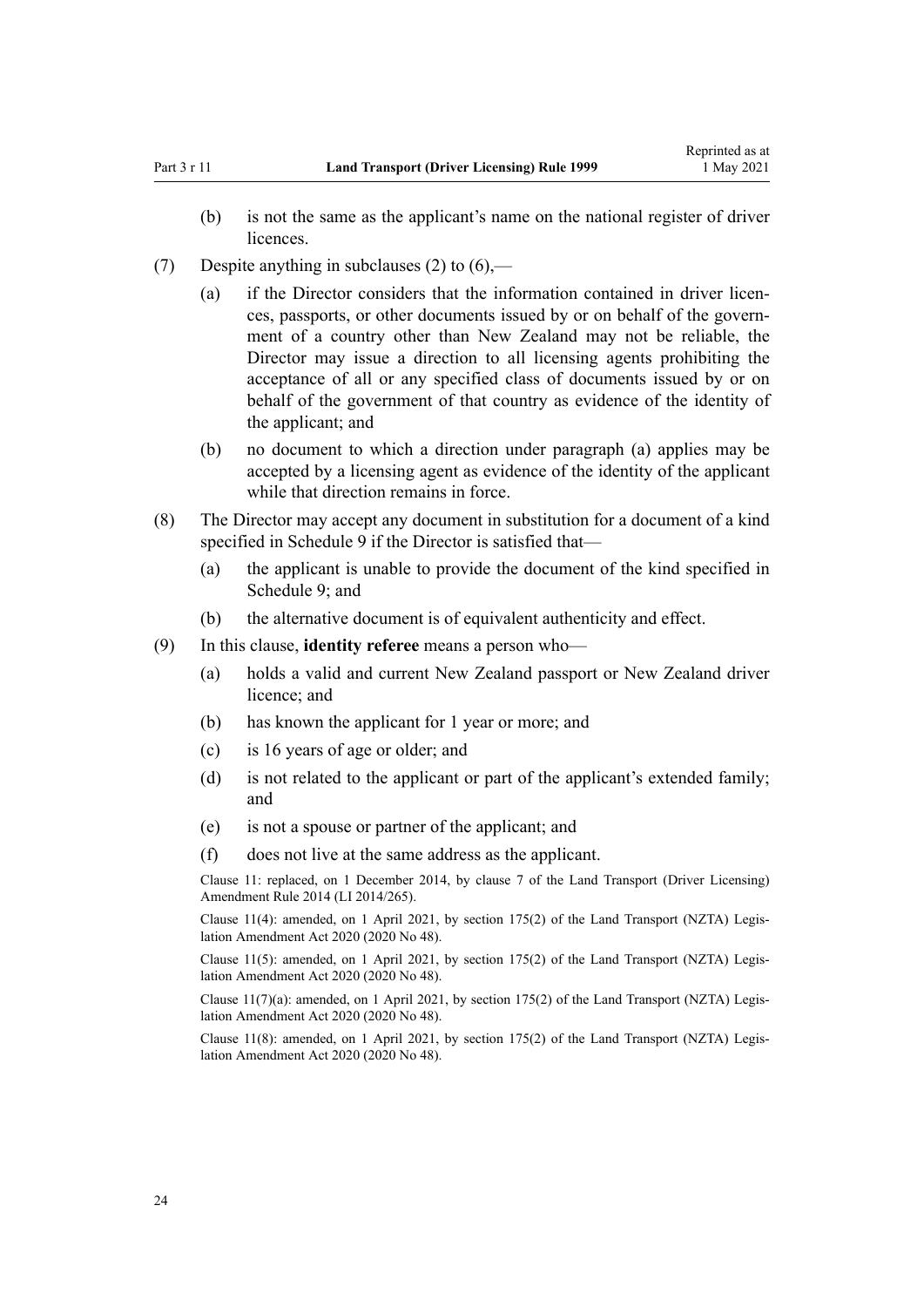(b) is not the same as the applicant's name on the national register of driver licences.

(7) Despite anything in subclauses (2) to (6),—

(a) if the Director considers that the information contained in driver licences, passports, or other documents issued by or on behalf of the government of a country other than New Zealand may not be reliable, the Director may issue a direction to all licensing agents prohibiting the acceptance of all or any specified class of documents issued by or on behalf of the government of that country as evidence of the identity of the applicant; and

(b) no document to which a direction under paragraph (a) applies may be accepted by a licensing agent as evidence of the identity of the applicant while that direction remains in force.

(8) The Director may accept any document in substitution for a document of a kind specified in Schedule 9 if the Director is satisfied that—

(a) the applicant is unable to provide the document of the kind specified in Schedule 9; and

(b) the alternative document is of equivalent authenticity and effect.

(9) In this clause, **identity referee** means a person who—

(a) holds a valid and current New Zealand passport or New Zealand driver licence; and

(b) has known the applicant for 1 year or more; and

(c) is 16 years of age or older; and

(d) is not related to the applicant or part of the applicant's extended family; and

(e) is not a spouse or partner of the applicant; and

(f) does not live at the same address as the applicant.

Clause 11: replaced, on 1 December 2014, by clause 7 of the Land Transport (Driver Licensing) Amendment Rule 2014 (LI 2014/265).

Clause 11(4): amended, on 1 April 2021, by section 175(2) of the Land Transport (NZTA) Legislation Amendment Act 2020 (2020 No 48).

Clause 11(5): amended, on 1 April 2021, by section 175(2) of the Land Transport (NZTA) Legislation Amendment Act 2020 (2020 No 48).

Clause 11(7)(a): amended, on 1 April 2021, by section 175(2) of the Land Transport (NZTA) Legislation Amendment Act 2020 (2020 No 48).

Clause 11(8): amended, on 1 April 2021, by section 175(2) of the Land Transport (NZTA) Legislation Amendment Act 2020 (2020 No 48).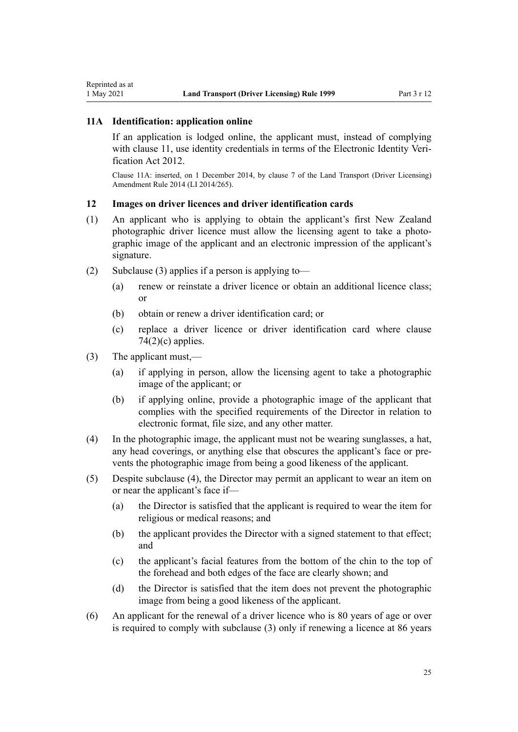### 11A Identification: application online

If an application is lodged online, the applicant must, instead of complying with clause 11, use identity credentials in terms of the Electronic Identity Verification Act 2012.

Clause 11A: inserted, on 1 December 2014, by clause 7 of the Land Transport (Driver Licensing) Amendment Rule 2014 (LI 2014/265).

### 12 Images on driver licences and driver identification cards

(1) An applicant who is applying to obtain the applicant's first New Zealand photographic driver licence must allow the licensing agent to take a photographic image of the applicant and an electronic impression of the applicant's signature.

(2) Subclause (3) applies if a person is applying to—

- (a) renew or reinstate a driver licence or obtain an additional licence class; or
- (b) obtain or renew a driver identification card; or
- (c) replace a driver licence or driver identification card where clause 74(2)(c) applies.

(3) The applicant must,—

- (a) if applying in person, allow the licensing agent to take a photographic image of the applicant; or
- (b) if applying online, provide a photographic image of the applicant that complies with the specified requirements of the Director in relation to electronic format, file size, and any other matter.

(4) In the photographic image, the applicant must not be wearing sunglasses, a hat, any head coverings, or anything else that obscures the applicant's face or prevents the photographic image from being a good likeness of the applicant.

(5) Despite subclause (4), the Director may permit an applicant to wear an item on or near the applicant's face if—

- (a) the Director is satisfied that the applicant is required to wear the item for religious or medical reasons; and
- (b) the applicant provides the Director with a signed statement to that effect; and
- (c) the applicant's facial features from the bottom of the chin to the top of the forehead and both edges of the face are clearly shown; and
- (d) the Director is satisfied that the item does not prevent the photographic image from being a good likeness of the applicant.

(6) An applicant for the renewal of a driver licence who is 80 years of age or over is required to comply with subclause (3) only if renewing a licence at 86 years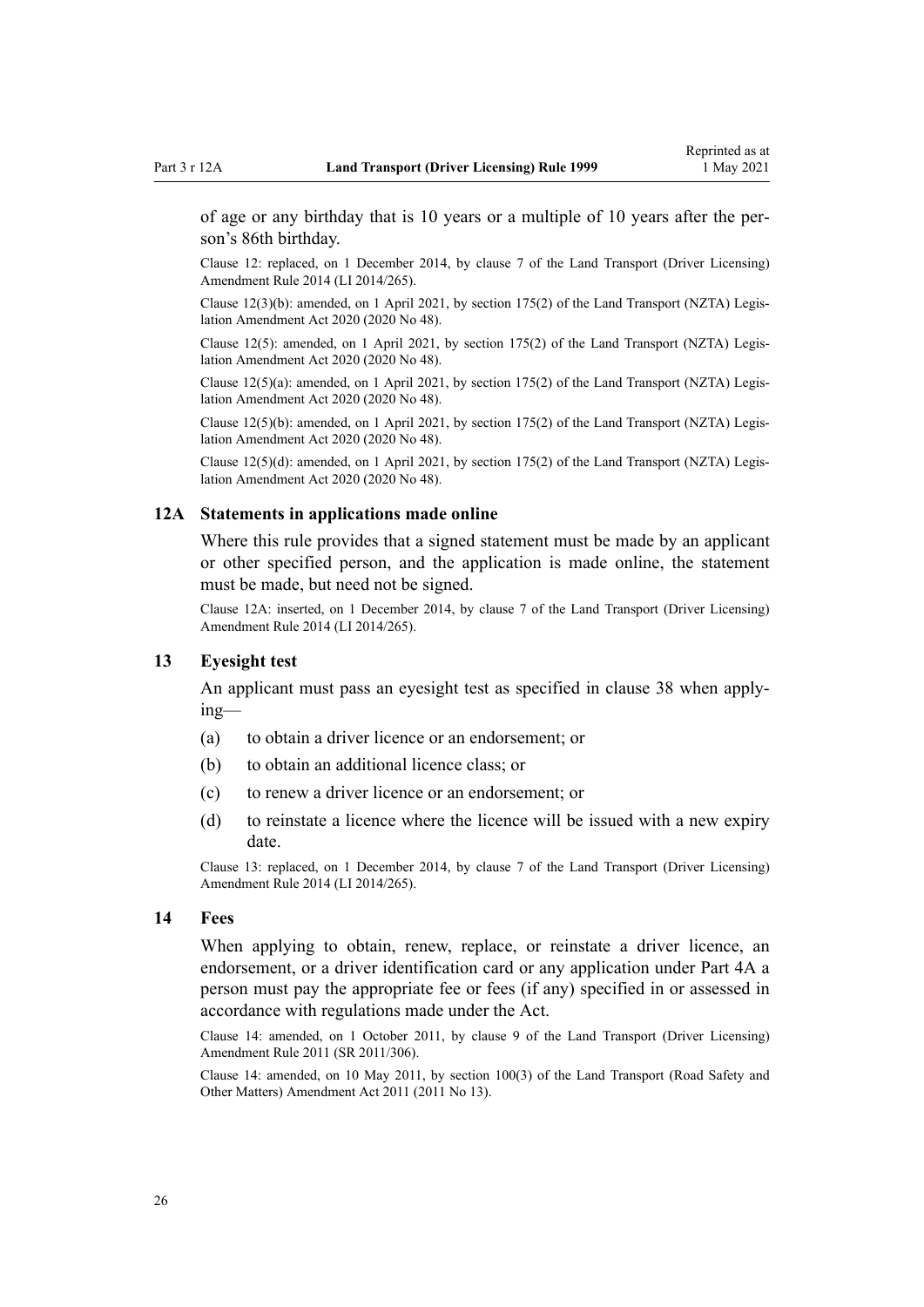of age or any birthday that is 10 years or a multiple of 10 years after the person's 86th birthday.

Clause 12: replaced, on 1 December 2014, by clause 7 of the Land Transport (Driver Licensing) Amendment Rule 2014 (LI 2014/265).

Clause 12(3)(b): amended, on 1 April 2021, by section 175(2) of the Land Transport (NZTA) Legislation Amendment Act 2020 (2020 No 48).

Clause 12(5): amended, on 1 April 2021, by section 175(2) of the Land Transport (NZTA) Legislation Amendment Act 2020 (2020 No 48).

Clause 12(5)(a): amended, on 1 April 2021, by section 175(2) of the Land Transport (NZTA) Legislation Amendment Act 2020 (2020 No 48).

Clause 12(5)(b): amended, on 1 April 2021, by section 175(2) of the Land Transport (NZTA) Legislation Amendment Act 2020 (2020 No 48).

Clause 12(5)(d): amended, on 1 April 2021, by section 175(2) of the Land Transport (NZTA) Legislation Amendment Act 2020 (2020 No 48).

### 12A Statements in applications made online

Where this rule provides that a signed statement must be made by an applicant or other specified person, and the application is made online, the statement must be made, but need not be signed.

Clause 12A: inserted, on 1 December 2014, by clause 7 of the Land Transport (Driver Licensing) Amendment Rule 2014 (LI 2014/265).

### 13 Eyesight test

An applicant must pass an eyesight test as specified in clause 38 when applying—

(a) to obtain a driver licence or an endorsement; or

(b) to obtain an additional licence class; or

(c) to renew a driver licence or an endorsement; or

(d) to reinstate a licence where the licence will be issued with a new expiry date.

Clause 13: replaced, on 1 December 2014, by clause 7 of the Land Transport (Driver Licensing) Amendment Rule 2014 (LI 2014/265).

### 14 Fees

When applying to obtain, renew, replace, or reinstate a driver licence, an endorsement, or a driver identification card or any application under Part 4A a person must pay the appropriate fee or fees (if any) specified in or assessed in accordance with regulations made under the Act.

Clause 14: amended, on 1 October 2011, by clause 9 of the Land Transport (Driver Licensing) Amendment Rule 2011 (SR 2011/306).

Clause 14: amended, on 10 May 2011, by section 100(3) of the Land Transport (Road Safety and Other Matters) Amendment Act 2011 (2011 No 13).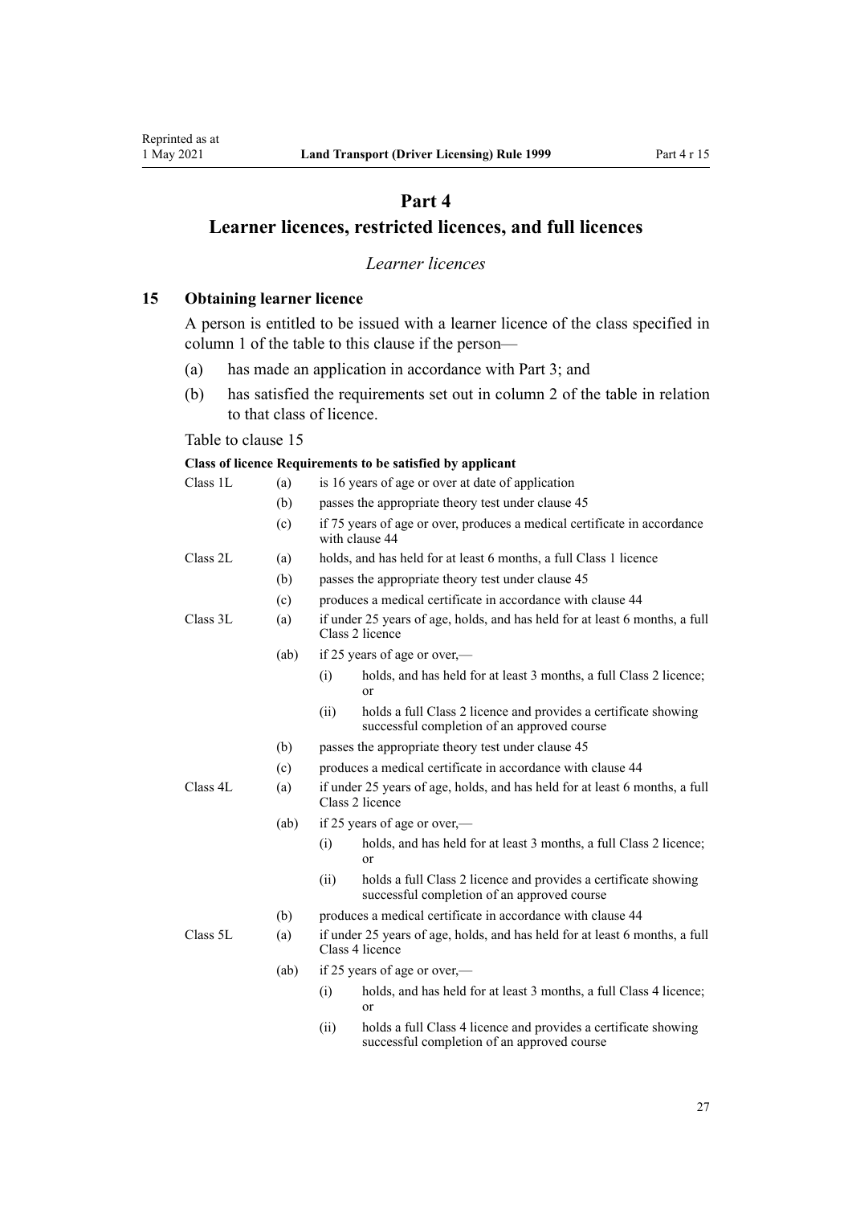# Part 4

# Learner licences, restricted licences, and full licences

*Learner licences*

## 15 Obtaining learner licence

A person is entitled to be issued with a learner licence of the class specified in column 1 of the table to this clause if the person—

(a) has made an application in accordance with Part 3; and

(b) has satisfied the requirements set out in column 2 of the table in relation to that class of licence.

Table to clause 15

| Class of licence | Requirements to be satisfied by applicant | | |
|---|---|---|---|
| Class 1L | (a) | is 16 years of age or over at date of application | |
| | (b) | passes the appropriate theory test under clause 45 | |
| | (c) | if 75 years of age or over, produces a medical certificate in accordance with clause 44 | |
| Class 2L | (a) | holds, and has held for at least 6 months, a full Class 1 licence | |
| | (b) | passes the appropriate theory test under clause 45 | |
| | (c) | produces a medical certificate in accordance with clause 44 | |
| Class 3L | (a) | if under 25 years of age, holds, and has held for at least 6 months, a full Class 2 licence | |
| | (ab) | if 25 years of age or over,— | |
| | | (i) | holds, and has held for at least 3 months, a full Class 2 licence; or |
| | | (ii) | holds a full Class 2 licence and provides a certificate showing successful completion of an approved course |
| | (b) | passes the appropriate theory test under clause 45 | |
| | (c) | produces a medical certificate in accordance with clause 44 | |
| Class 4L | (a) | if under 25 years of age, holds, and has held for at least 6 months, a full Class 2 licence | |
| | (ab) | if 25 years of age or over,— | |
| | | (i) | holds, and has held for at least 3 months, a full Class 2 licence; or |
| | | (ii) | holds a full Class 2 licence and provides a certificate showing successful completion of an approved course |
| | (b) | produces a medical certificate in accordance with clause 44 | |
| Class 5L | (a) | if under 25 years of age, holds, and has held for at least 6 months, a full Class 4 licence | |
| | (ab) | if 25 years of age or over,— | |
| | | (i) | holds, and has held for at least 3 months, a full Class 4 licence; or |
| | | (ii) | holds a full Class 4 licence and provides a certificate showing successful completion of an approved course |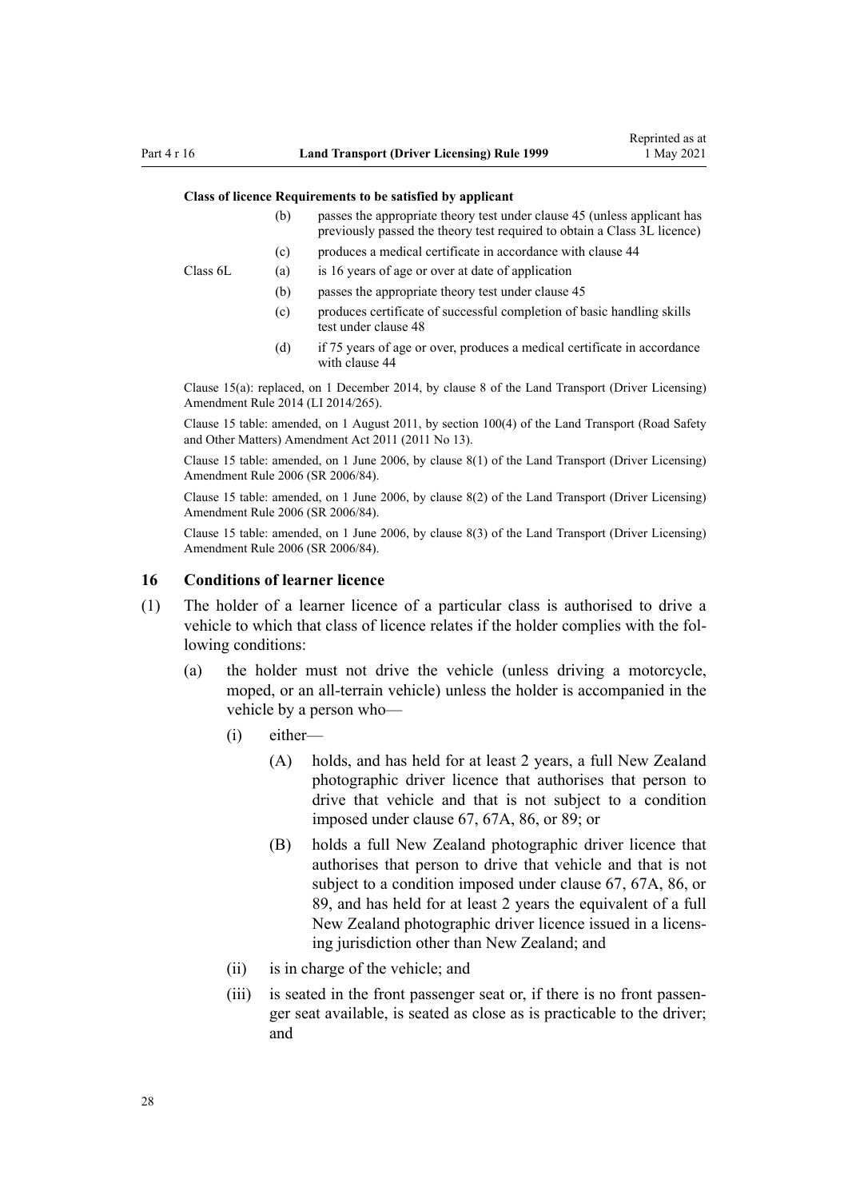| Class of licence | Requirements to be satisfied by applicant | |
|---|---|---|
| | (b) | passes the appropriate theory test under clause 45 (unless applicant has previously passed the theory test required to obtain a Class 3L licence) |
| | (c) | produces a medical certificate in accordance with clause 44 |
| Class 6L | (a) | is 16 years of age or over at date of application |
| | (b) | passes the appropriate theory test under clause 45 |
| | (c) | produces certificate of successful completion of basic handling skills test under clause 48 |
| | (d) | if 75 years of age or over, produces a medical certificate in accordance with clause 44 |

Clause 15(a): replaced, on 1 December 2014, by clause 8 of the Land Transport (Driver Licensing) Amendment Rule 2014 (LI 2014/265).

Clause 15 table: amended, on 1 August 2011, by section 100(4) of the Land Transport (Road Safety and Other Matters) Amendment Act 2011 (2011 No 13).

Clause 15 table: amended, on 1 June 2006, by clause 8(1) of the Land Transport (Driver Licensing) Amendment Rule 2006 (SR 2006/84).

Clause 15 table: amended, on 1 June 2006, by clause 8(2) of the Land Transport (Driver Licensing) Amendment Rule 2006 (SR 2006/84).

Clause 15 table: amended, on 1 June 2006, by clause 8(3) of the Land Transport (Driver Licensing) Amendment Rule 2006 (SR 2006/84).

## 16 Conditions of learner licence

(1) The holder of a learner licence of a particular class is authorised to drive a vehicle to which that class of licence relates if the holder complies with the following conditions:

- (a) the holder must not drive the vehicle (unless driving a motorcycle, moped, or an all-terrain vehicle) unless the holder is accompanied in the vehicle by a person who—
  - (i) either—
    - (A) holds, and has held for at least 2 years, a full New Zealand photographic driver licence that authorises that person to drive that vehicle and that is not subject to a condition imposed under clause 67, 67A, 86, or 89; or
    - (B) holds a full New Zealand photographic driver licence that authorises that person to drive that vehicle and that is not subject to a condition imposed under clause 67, 67A, 86, or 89, and has held for at least 2 years the equivalent of a full New Zealand photographic driver licence issued in a licensing jurisdiction other than New Zealand; and
  - (ii) is in charge of the vehicle; and
  - (iii) is seated in the front passenger seat or, if there is no front passenger seat available, is seated as close as is practicable to the driver; and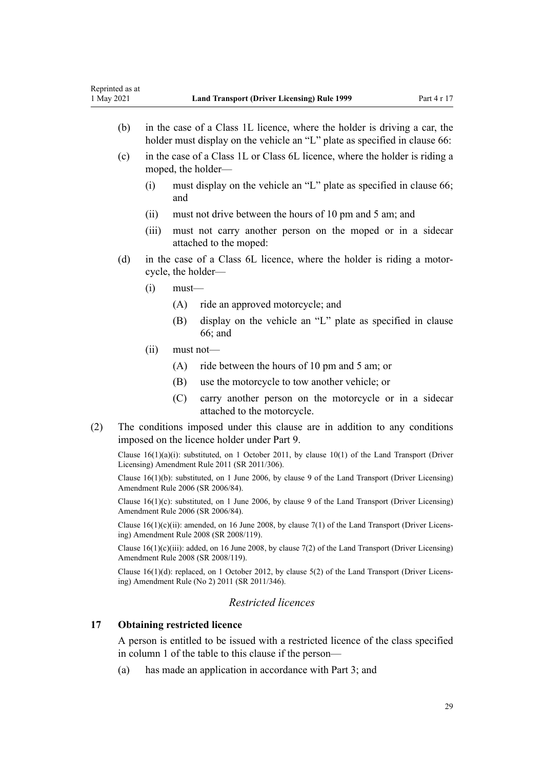(b) in the case of a Class 1L licence, where the holder is driving a car, the holder must display on the vehicle an "L" plate as specified in clause 66:

(c) in the case of a Class 1L or Class 6L licence, where the holder is riding a moped, the holder—

  (i) must display on the vehicle an "L" plate as specified in clause 66; and

  (ii) must not drive between the hours of 10 pm and 5 am; and

  (iii) must not carry another person on the moped or in a sidecar attached to the moped:

(d) in the case of a Class 6L licence, where the holder is riding a motorcycle, the holder—

  (i) must—

    (A) ride an approved motorcycle; and

    (B) display on the vehicle an "L" plate as specified in clause 66; and

  (ii) must not—

    (A) ride between the hours of 10 pm and 5 am; or

    (B) use the motorcycle to tow another vehicle; or

    (C) carry another person on the motorcycle or in a sidecar attached to the motorcycle.

(2) The conditions imposed under this clause are in addition to any conditions imposed on the licence holder under Part 9.

Clause 16(1)(a)(i): substituted, on 1 October 2011, by clause 10(1) of the Land Transport (Driver Licensing) Amendment Rule 2011 (SR 2011/306).

Clause 16(1)(b): substituted, on 1 June 2006, by clause 9 of the Land Transport (Driver Licensing) Amendment Rule 2006 (SR 2006/84).

Clause 16(1)(c): substituted, on 1 June 2006, by clause 9 of the Land Transport (Driver Licensing) Amendment Rule 2006 (SR 2006/84).

Clause 16(1)(c)(ii): amended, on 16 June 2008, by clause 7(1) of the Land Transport (Driver Licensing) Amendment Rule 2008 (SR 2008/119).

Clause 16(1)(c)(iii): added, on 16 June 2008, by clause 7(2) of the Land Transport (Driver Licensing) Amendment Rule 2008 (SR 2008/119).

Clause 16(1)(d): replaced, on 1 October 2012, by clause 5(2) of the Land Transport (Driver Licensing) Amendment Rule (No 2) 2011 (SR 2011/346).

*Restricted licences*

### 17 Obtaining restricted licence

A person is entitled to be issued with a restricted licence of the class specified in column 1 of the table to this clause if the person—

(a) has made an application in accordance with Part 3; and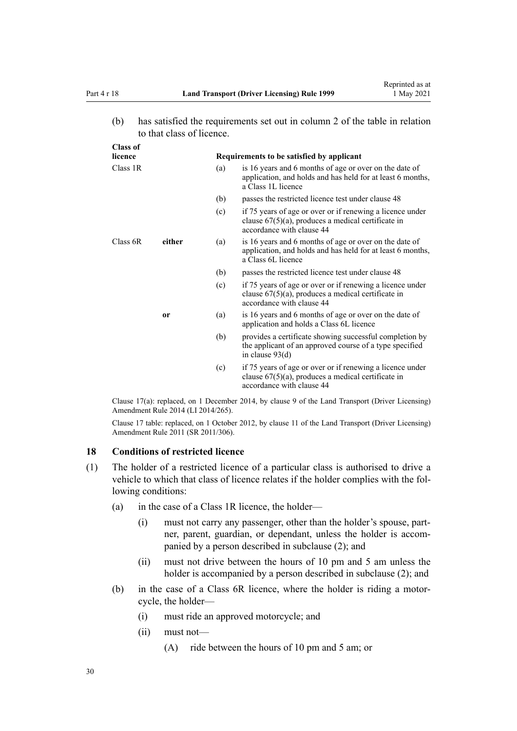(b) has satisfied the requirements set out in column 2 of the table in relation to that class of licence.

| Class of licence | | | Requirements to be satisfied by applicant |
|---|---|---|---|
| Class 1R | | (a) | is 16 years and 6 months of age or over on the date of application, and holds and has held for at least 6 months, a Class 1L licence |
| | | (b) | passes the restricted licence test under clause 48 |
| | | (c) | if 75 years of age or over or if renewing a licence under clause 67(5)(a), produces a medical certificate in accordance with clause 44 |
| Class 6R | **either** | (a) | is 16 years and 6 months of age or over on the date of application, and holds and has held for at least 6 months, a Class 6L licence |
| | | (b) | passes the restricted licence test under clause 48 |
| | | (c) | if 75 years of age or over or if renewing a licence under clause 67(5)(a), produces a medical certificate in accordance with clause 44 |
| | **or** | (a) | is 16 years and 6 months of age or over on the date of application and holds a Class 6L licence |
| | | (b) | provides a certificate showing successful completion by the applicant of an approved course of a type specified in clause 93(d) |
| | | (c) | if 75 years of age or over or if renewing a licence under clause 67(5)(a), produces a medical certificate in accordance with clause 44 |

Clause 17(a): replaced, on 1 December 2014, by clause 9 of the Land Transport (Driver Licensing) Amendment Rule 2014 (LI 2014/265).

Clause 17 table: replaced, on 1 October 2012, by clause 11 of the Land Transport (Driver Licensing) Amendment Rule 2011 (SR 2011/306).

## 18 Conditions of restricted licence

(1) The holder of a restricted licence of a particular class is authorised to drive a vehicle to which that class of licence relates if the holder complies with the following conditions:

- (a) in the case of a Class 1R licence, the holder—
  - (i) must not carry any passenger, other than the holder's spouse, partner, parent, guardian, or dependant, unless the holder is accompanied by a person described in subclause (2); and
  - (ii) must not drive between the hours of 10 pm and 5 am unless the holder is accompanied by a person described in subclause (2); and
- (b) in the case of a Class 6R licence, where the holder is riding a motorcycle, the holder—
  - (i) must ride an approved motorcycle; and
  - (ii) must not—
    - (A) ride between the hours of 10 pm and 5 am; or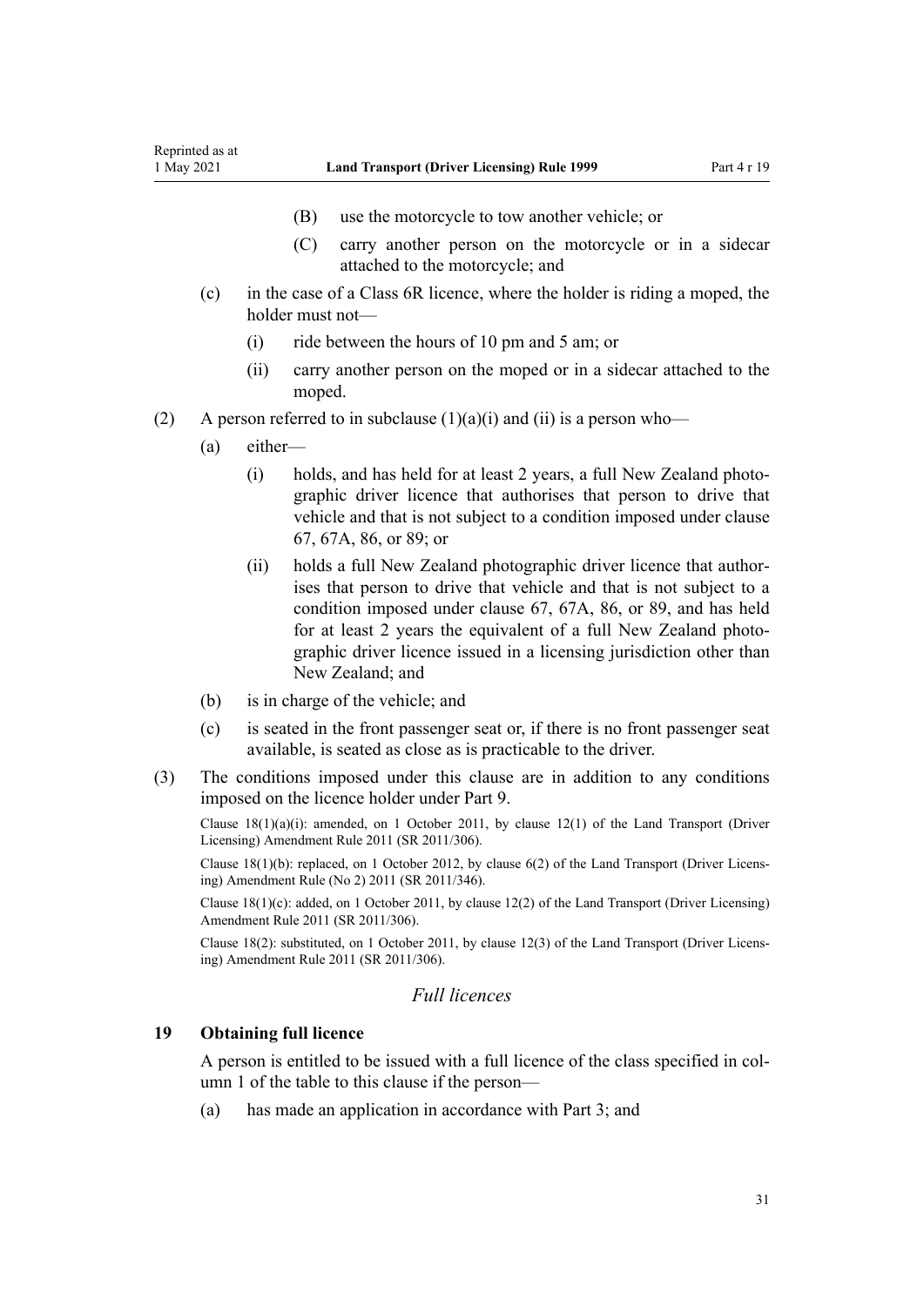(B) use the motorcycle to tow another vehicle; or

(C) carry another person on the motorcycle or in a sidecar attached to the motorcycle; and

(c) in the case of a Class 6R licence, where the holder is riding a moped, the holder must not—

(i) ride between the hours of 10 pm and 5 am; or

(ii) carry another person on the moped or in a sidecar attached to the moped.

(2) A person referred to in subclause (1)(a)(i) and (ii) is a person who—

(a) either—

(i) holds, and has held for at least 2 years, a full New Zealand photographic driver licence that authorises that person to drive that vehicle and that is not subject to a condition imposed under clause 67, 67A, 86, or 89; or

(ii) holds a full New Zealand photographic driver licence that authorises that person to drive that vehicle and that is not subject to a condition imposed under clause 67, 67A, 86, or 89, and has held for at least 2 years the equivalent of a full New Zealand photographic driver licence issued in a licensing jurisdiction other than New Zealand; and

(b) is in charge of the vehicle; and

(c) is seated in the front passenger seat or, if there is no front passenger seat available, is seated as close as is practicable to the driver.

(3) The conditions imposed under this clause are in addition to any conditions imposed on the licence holder under Part 9.

Clause 18(1)(a)(i): amended, on 1 October 2011, by clause 12(1) of the Land Transport (Driver Licensing) Amendment Rule 2011 (SR 2011/306).

Clause 18(1)(b): replaced, on 1 October 2012, by clause 6(2) of the Land Transport (Driver Licensing) Amendment Rule (No 2) 2011 (SR 2011/346).

Clause 18(1)(c): added, on 1 October 2011, by clause 12(2) of the Land Transport (Driver Licensing) Amendment Rule 2011 (SR 2011/306).

Clause 18(2): substituted, on 1 October 2011, by clause 12(3) of the Land Transport (Driver Licensing) Amendment Rule 2011 (SR 2011/306).

## *Full licences*

### 19 Obtaining full licence

A person is entitled to be issued with a full licence of the class specified in column 1 of the table to this clause if the person—

(a) has made an application in accordance with Part 3; and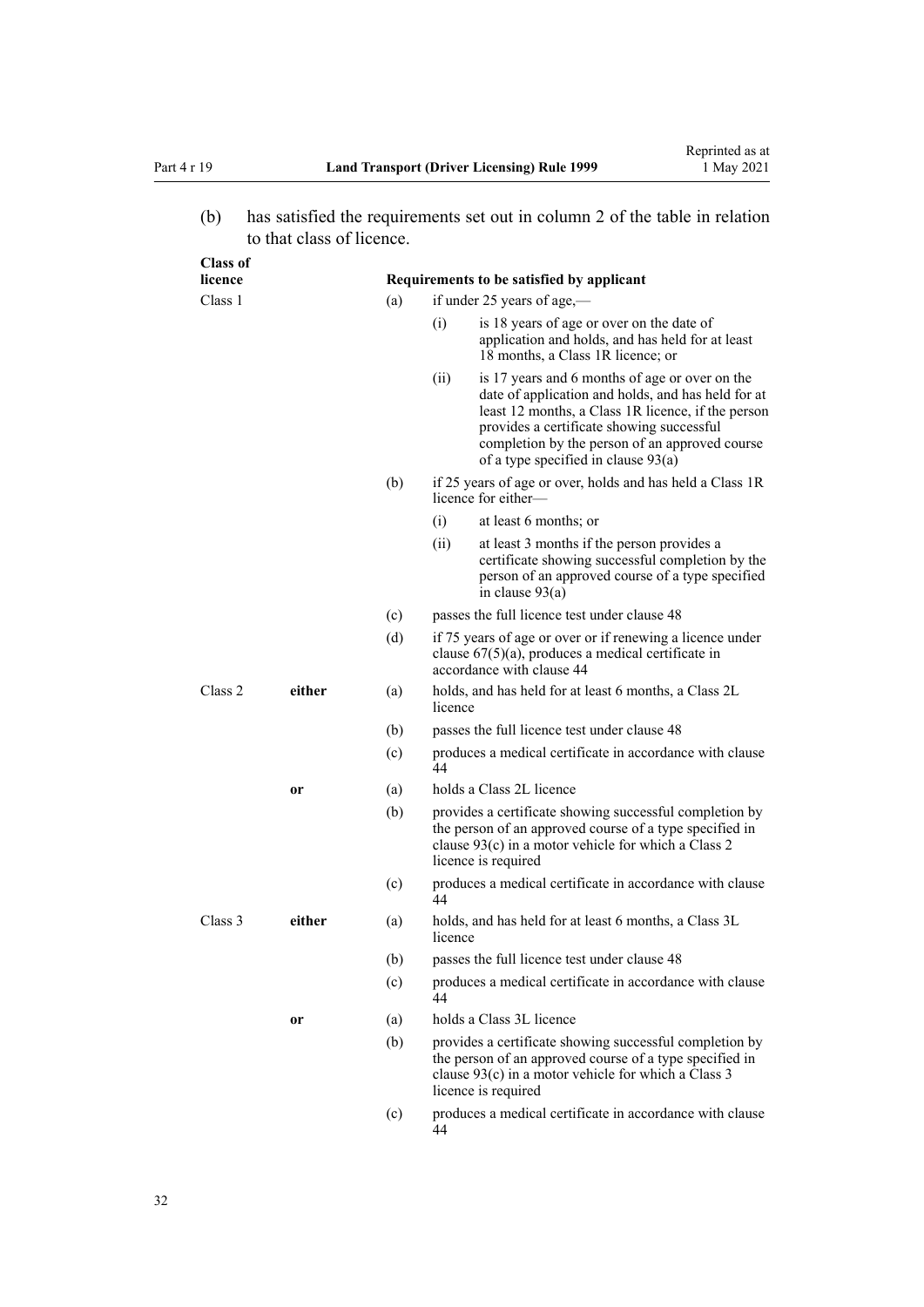(b) has satisfied the requirements set out in column 2 of the table in relation to that class of licence.

| Class of licence | | | Requirements to be satisfied by applicant |
|---|---|---|---|
| Class 1 | | (a) | if under 25 years of age,— |
| | | | (i) is 18 years of age or over on the date of application and holds, and has held for at least 18 months, a Class 1R licence; or |
| | | | (ii) is 17 years and 6 months of age or over on the date of application and holds, and has held for at least 12 months, a Class 1R licence, if the person provides a certificate showing successful completion by the person of an approved course of a type specified in clause 93(a) |
| | | (b) | if 25 years of age or over, holds and has held a Class 1R licence for either— |
| | | | (i) at least 6 months; or |
| | | | (ii) at least 3 months if the person provides a certificate showing successful completion by the person of an approved course of a type specified in clause 93(a) |
| | | (c) | passes the full licence test under clause 48 |
| | | (d) | if 75 years of age or over or if renewing a licence under clause 67(5)(a), produces a medical certificate in accordance with clause 44 |
| Class 2 | **either** | (a) | holds, and has held for at least 6 months, a Class 2L licence |
| | | (b) | passes the full licence test under clause 48 |
| | | (c) | produces a medical certificate in accordance with clause 44 |
| | **or** | (a) | holds a Class 2L licence |
| | | (b) | provides a certificate showing successful completion by the person of an approved course of a type specified in clause 93(c) in a motor vehicle for which a Class 2 licence is required |
| | | (c) | produces a medical certificate in accordance with clause 44 |
| Class 3 | **either** | (a) | holds, and has held for at least 6 months, a Class 3L licence |
| | | (b) | passes the full licence test under clause 48 |
| | | (c) | produces a medical certificate in accordance with clause 44 |
| | **or** | (a) | holds a Class 3L licence |
| | | (b) | provides a certificate showing successful completion by the person of an approved course of a type specified in clause 93(c) in a motor vehicle for which a Class 3 licence is required |
| | | (c) | produces a medical certificate in accordance with clause 44 |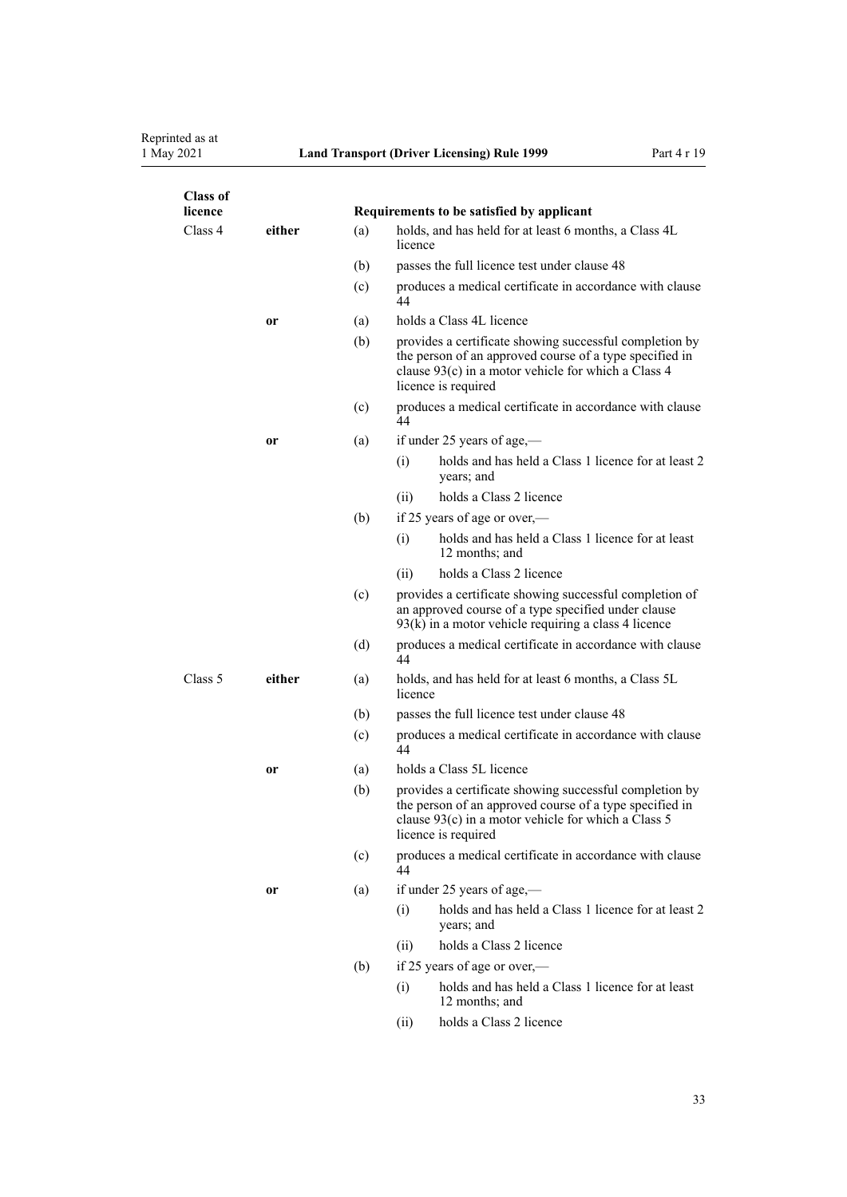| Class of licence | | | Requirements to be satisfied by applicant |
|---|---|---|---|
| Class 4 | **either** | (a) | holds, and has held for at least 6 months, a Class 4L licence |
| | | (b) | passes the full licence test under clause 48 |
| | | (c) | produces a medical certificate in accordance with clause 44 |
| | **or** | (a) | holds a Class 4L licence |
| | | (b) | provides a certificate showing successful completion by the person of an approved course of a type specified in clause 93(c) in a motor vehicle for which a Class 4 licence is required |
| | | (c) | produces a medical certificate in accordance with clause 44 |
| | **or** | (a) | if under 25 years of age,—<br>(i) holds and has held a Class 1 licence for at least 2 years; and<br>(ii) holds a Class 2 licence |
| | | (b) | if 25 years of age or over,—<br>(i) holds and has held a Class 1 licence for at least 12 months; and<br>(ii) holds a Class 2 licence |
| | | (c) | provides a certificate showing successful completion of an approved course of a type specified under clause 93(k) in a motor vehicle requiring a class 4 licence |
| | | (d) | produces a medical certificate in accordance with clause 44 |
| Class 5 | **either** | (a) | holds, and has held for at least 6 months, a Class 5L licence |
| | | (b) | passes the full licence test under clause 48 |
| | | (c) | produces a medical certificate in accordance with clause 44 |
| | **or** | (a) | holds a Class 5L licence |
| | | (b) | provides a certificate showing successful completion by the person of an approved course of a type specified in clause 93(c) in a motor vehicle for which a Class 5 licence is required |
| | | (c) | produces a medical certificate in accordance with clause 44 |
| | **or** | (a) | if under 25 years of age,—<br>(i) holds and has held a Class 1 licence for at least 2 years; and<br>(ii) holds a Class 2 licence |
| | | (b) | if 25 years of age or over,—<br>(i) holds and has held a Class 1 licence for at least 12 months; and<br>(ii) holds a Class 2 licence |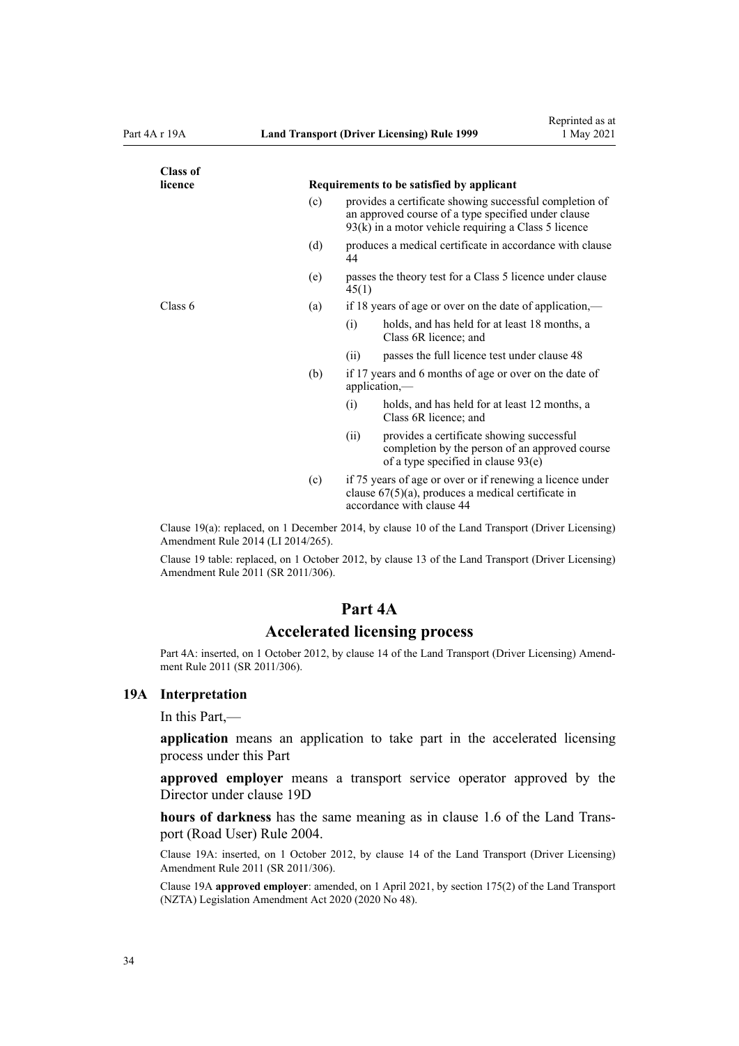| Class of licence | Requirements to be satisfied by applicant |
|---|---|
| | (c) provides a certificate showing successful completion of an approved course of a type specified under clause 93(k) in a motor vehicle requiring a Class 5 licence |
| | (d) produces a medical certificate in accordance with clause 44 |
| | (e) passes the theory test for a Class 5 licence under clause 45(1) |
| Class 6 | (a) if 18 years of age or over on the date of application,— (i) holds, and has held for at least 18 months, a Class 6R licence; and (ii) passes the full licence test under clause 48 |
| | (b) if 17 years and 6 months of age or over on the date of application,— (i) holds, and has held for at least 12 months, a Class 6R licence; and (ii) provides a certificate showing successful completion by the person of an approved course of a type specified in clause 93(e) |
| | (c) if 75 years of age or over or if renewing a licence under clause 67(5)(a), produces a medical certificate in accordance with clause 44 |

Clause 19(a): replaced, on 1 December 2014, by clause 10 of the Land Transport (Driver Licensing) Amendment Rule 2014 (LI 2014/265).

Clause 19 table: replaced, on 1 October 2012, by clause 13 of the Land Transport (Driver Licensing) Amendment Rule 2011 (SR 2011/306).

# Part 4A

## Accelerated licensing process

Part 4A: inserted, on 1 October 2012, by clause 14 of the Land Transport (Driver Licensing) Amendment Rule 2011 (SR 2011/306).

### 19A Interpretation

In this Part,—

**application** means an application to take part in the accelerated licensing process under this Part

**approved employer** means a transport service operator approved by the Director under clause 19D

**hours of darkness** has the same meaning as in clause 1.6 of the Land Transport (Road User) Rule 2004.

Clause 19A: inserted, on 1 October 2012, by clause 14 of the Land Transport (Driver Licensing) Amendment Rule 2011 (SR 2011/306).

Clause 19A **approved employer**: amended, on 1 April 2021, by section 175(2) of the Land Transport (NZTA) Legislation Amendment Act 2020 (2020 No 48).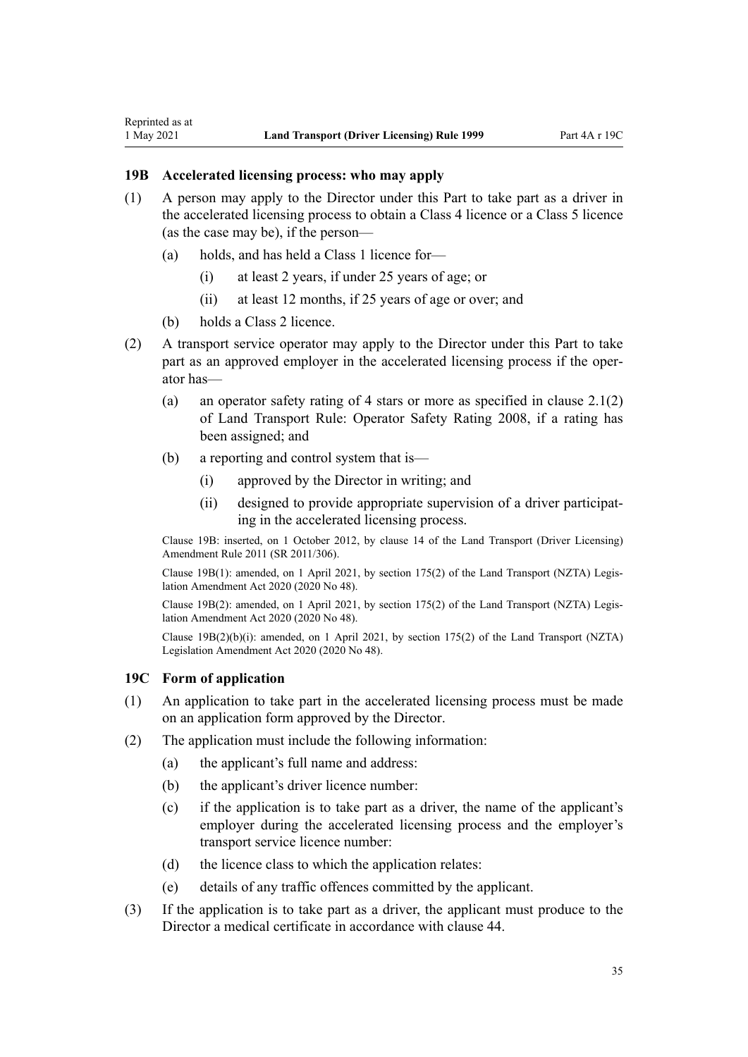### 19B Accelerated licensing process: who may apply

(1) A person may apply to the Director under this Part to take part as a driver in the accelerated licensing process to obtain a Class 4 licence or a Class 5 licence (as the case may be), if the person—

  (a) holds, and has held a Class 1 licence for—

    (i) at least 2 years, if under 25 years of age; or

    (ii) at least 12 months, if 25 years of age or over; and

  (b) holds a Class 2 licence.

(2) A transport service operator may apply to the Director under this Part to take part as an approved employer in the accelerated licensing process if the operator has—

  (a) an operator safety rating of 4 stars or more as specified in clause 2.1(2) of Land Transport Rule: Operator Safety Rating 2008, if a rating has been assigned; and

  (b) a reporting and control system that is—

    (i) approved by the Director in writing; and

    (ii) designed to provide appropriate supervision of a driver participating in the accelerated licensing process.

Clause 19B: inserted, on 1 October 2012, by clause 14 of the Land Transport (Driver Licensing) Amendment Rule 2011 (SR 2011/306).

Clause 19B(1): amended, on 1 April 2021, by section 175(2) of the Land Transport (NZTA) Legislation Amendment Act 2020 (2020 No 48).

Clause 19B(2): amended, on 1 April 2021, by section 175(2) of the Land Transport (NZTA) Legislation Amendment Act 2020 (2020 No 48).

Clause 19B(2)(b)(i): amended, on 1 April 2021, by section 175(2) of the Land Transport (NZTA) Legislation Amendment Act 2020 (2020 No 48).

### 19C Form of application

(1) An application to take part in the accelerated licensing process must be made on an application form approved by the Director.

(2) The application must include the following information:

  (a) the applicant's full name and address:

  (b) the applicant's driver licence number:

  (c) if the application is to take part as a driver, the name of the applicant's employer during the accelerated licensing process and the employer's transport service licence number:

  (d) the licence class to which the application relates:

  (e) details of any traffic offences committed by the applicant.

(3) If the application is to take part as a driver, the applicant must produce to the Director a medical certificate in accordance with clause 44.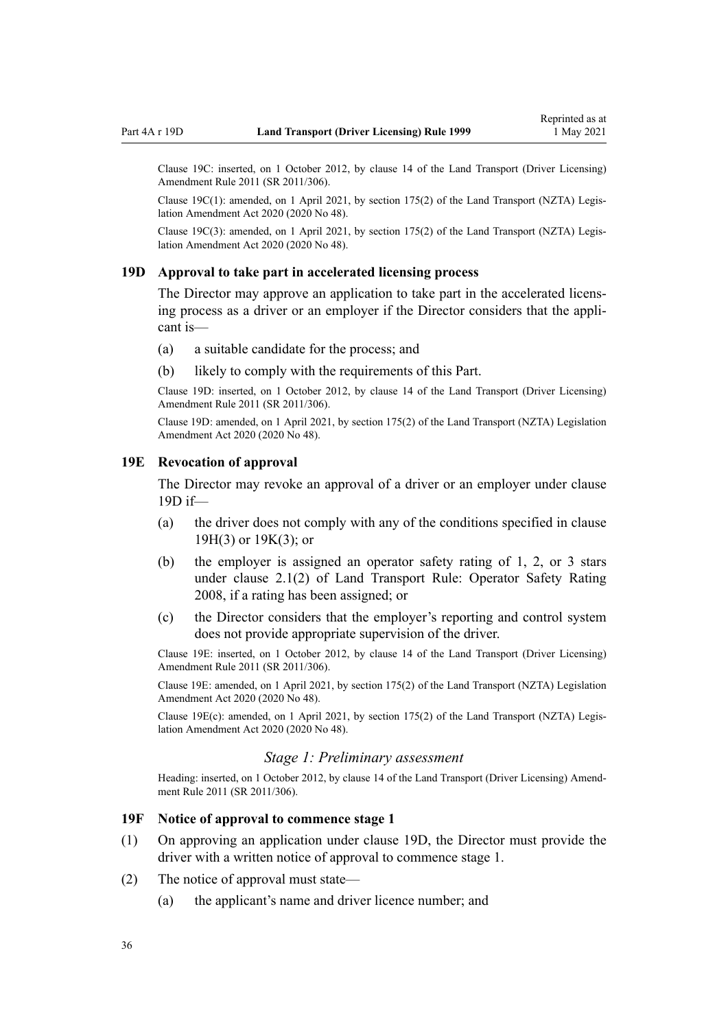Clause 19C: inserted, on 1 October 2012, by clause 14 of the Land Transport (Driver Licensing) Amendment Rule 2011 (SR 2011/306).

Clause 19C(1): amended, on 1 April 2021, by section 175(2) of the Land Transport (NZTA) Legislation Amendment Act 2020 (2020 No 48).

Clause 19C(3): amended, on 1 April 2021, by section 175(2) of the Land Transport (NZTA) Legislation Amendment Act 2020 (2020 No 48).

### 19D Approval to take part in accelerated licensing process

The Director may approve an application to take part in the accelerated licensing process as a driver or an employer if the Director considers that the applicant is—

(a) a suitable candidate for the process; and

(b) likely to comply with the requirements of this Part.

Clause 19D: inserted, on 1 October 2012, by clause 14 of the Land Transport (Driver Licensing) Amendment Rule 2011 (SR 2011/306).

Clause 19D: amended, on 1 April 2021, by section 175(2) of the Land Transport (NZTA) Legislation Amendment Act 2020 (2020 No 48).

### 19E Revocation of approval

The Director may revoke an approval of a driver or an employer under clause 19D if—

(a) the driver does not comply with any of the conditions specified in clause 19H(3) or 19K(3); or

(b) the employer is assigned an operator safety rating of 1, 2, or 3 stars under clause 2.1(2) of Land Transport Rule: Operator Safety Rating 2008, if a rating has been assigned; or

(c) the Director considers that the employer's reporting and control system does not provide appropriate supervision of the driver.

Clause 19E: inserted, on 1 October 2012, by clause 14 of the Land Transport (Driver Licensing) Amendment Rule 2011 (SR 2011/306).

Clause 19E: amended, on 1 April 2021, by section 175(2) of the Land Transport (NZTA) Legislation Amendment Act 2020 (2020 No 48).

Clause 19E(c): amended, on 1 April 2021, by section 175(2) of the Land Transport (NZTA) Legislation Amendment Act 2020 (2020 No 48).

*Stage 1: Preliminary assessment*

Heading: inserted, on 1 October 2012, by clause 14 of the Land Transport (Driver Licensing) Amendment Rule 2011 (SR 2011/306).

### 19F Notice of approval to commence stage 1

(1) On approving an application under clause 19D, the Director must provide the driver with a written notice of approval to commence stage 1.

(2) The notice of approval must state—

(a) the applicant's name and driver licence number; and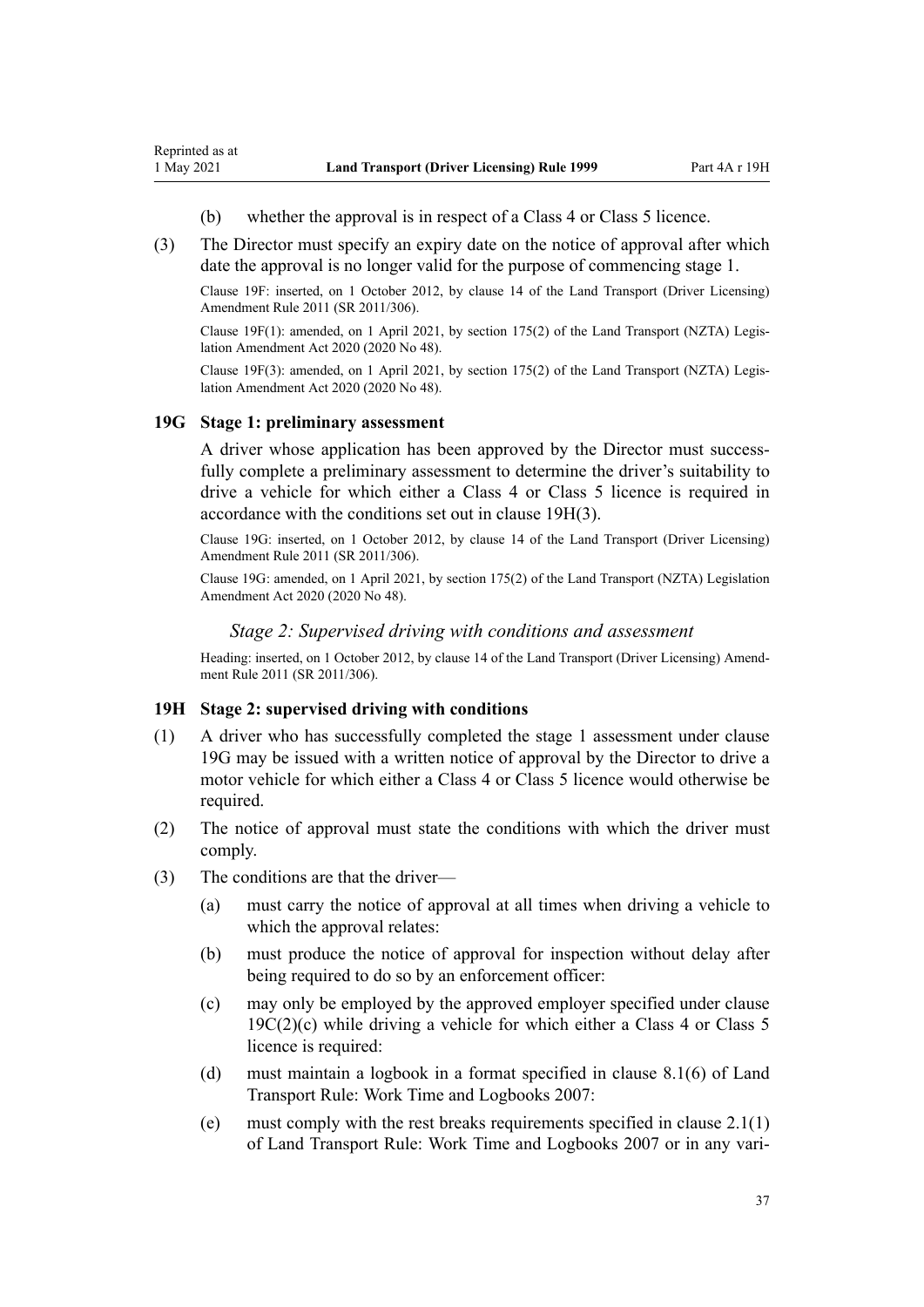(b) whether the approval is in respect of a Class 4 or Class 5 licence.

(3) The Director must specify an expiry date on the notice of approval after which date the approval is no longer valid for the purpose of commencing stage 1.

Clause 19F: inserted, on 1 October 2012, by clause 14 of the Land Transport (Driver Licensing) Amendment Rule 2011 (SR 2011/306).

Clause 19F(1): amended, on 1 April 2021, by section 175(2) of the Land Transport (NZTA) Legislation Amendment Act 2020 (2020 No 48).

Clause 19F(3): amended, on 1 April 2021, by section 175(2) of the Land Transport (NZTA) Legislation Amendment Act 2020 (2020 No 48).

### 19G Stage 1: preliminary assessment

A driver whose application has been approved by the Director must successfully complete a preliminary assessment to determine the driver's suitability to drive a vehicle for which either a Class 4 or Class 5 licence is required in accordance with the conditions set out in clause 19H(3).

Clause 19G: inserted, on 1 October 2012, by clause 14 of the Land Transport (Driver Licensing) Amendment Rule 2011 (SR 2011/306).

Clause 19G: amended, on 1 April 2021, by section 175(2) of the Land Transport (NZTA) Legislation Amendment Act 2020 (2020 No 48).

*Stage 2: Supervised driving with conditions and assessment*

Heading: inserted, on 1 October 2012, by clause 14 of the Land Transport (Driver Licensing) Amendment Rule 2011 (SR 2011/306).

### 19H Stage 2: supervised driving with conditions

(1) A driver who has successfully completed the stage 1 assessment under clause 19G may be issued with a written notice of approval by the Director to drive a motor vehicle for which either a Class 4 or Class 5 licence would otherwise be required.

(2) The notice of approval must state the conditions with which the driver must comply.

(3) The conditions are that the driver—

(a) must carry the notice of approval at all times when driving a vehicle to which the approval relates:

(b) must produce the notice of approval for inspection without delay after being required to do so by an enforcement officer:

(c) may only be employed by the approved employer specified under clause 19C(2)(c) while driving a vehicle for which either a Class 4 or Class 5 licence is required:

(d) must maintain a logbook in a format specified in clause 8.1(6) of Land Transport Rule: Work Time and Logbooks 2007:

(e) must comply with the rest breaks requirements specified in clause 2.1(1) of Land Transport Rule: Work Time and Logbooks 2007 or in any vari-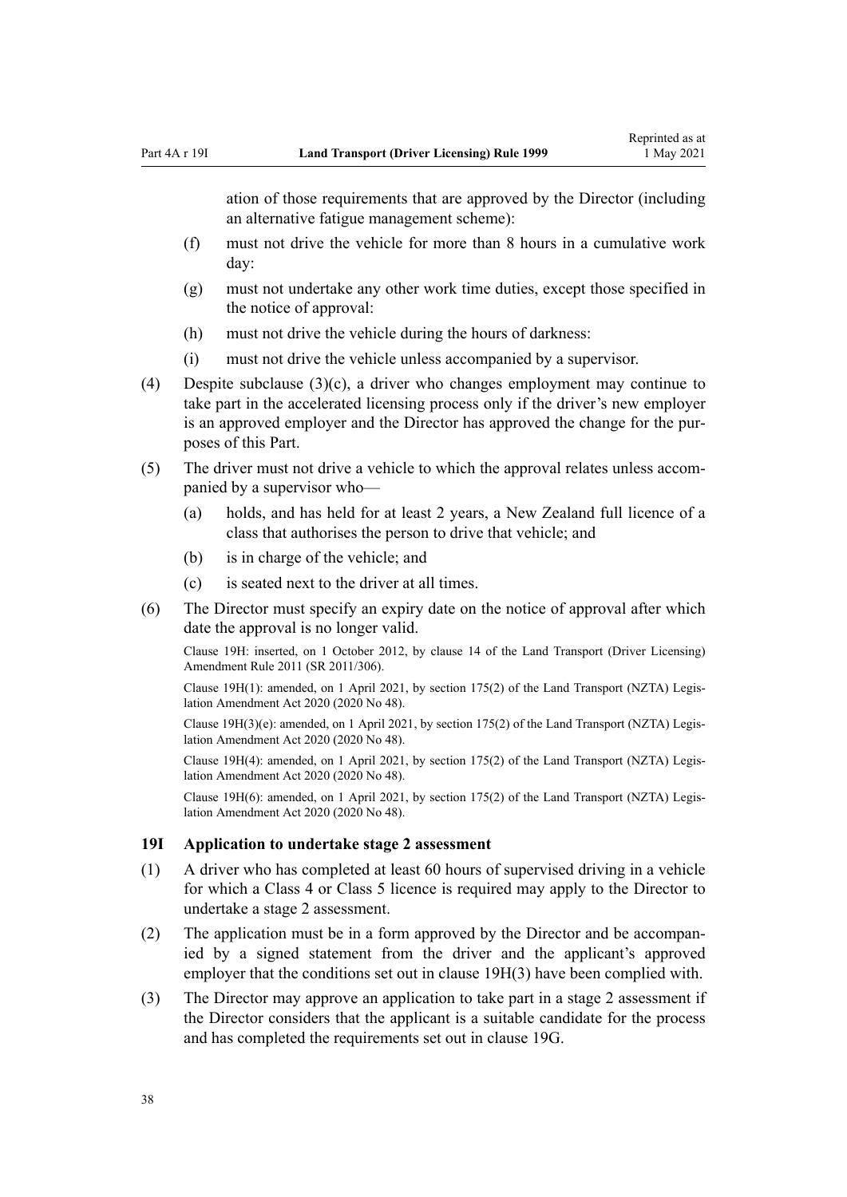ation of those requirements that are approved by the Director (including an alternative fatigue management scheme):

(f) must not drive the vehicle for more than 8 hours in a cumulative work day:

(g) must not undertake any other work time duties, except those specified in the notice of approval:

(h) must not drive the vehicle during the hours of darkness:

(i) must not drive the vehicle unless accompanied by a supervisor.

(4) Despite subclause (3)(c), a driver who changes employment may continue to take part in the accelerated licensing process only if the driver's new employer is an approved employer and the Director has approved the change for the purposes of this Part.

(5) The driver must not drive a vehicle to which the approval relates unless accompanied by a supervisor who—

(a) holds, and has held for at least 2 years, a New Zealand full licence of a class that authorises the person to drive that vehicle; and

(b) is in charge of the vehicle; and

(c) is seated next to the driver at all times.

(6) The Director must specify an expiry date on the notice of approval after which date the approval is no longer valid.

Clause 19H: inserted, on 1 October 2012, by clause 14 of the Land Transport (Driver Licensing) Amendment Rule 2011 (SR 2011/306).

Clause 19H(1): amended, on 1 April 2021, by section 175(2) of the Land Transport (NZTA) Legislation Amendment Act 2020 (2020 No 48).

Clause 19H(3)(e): amended, on 1 April 2021, by section 175(2) of the Land Transport (NZTA) Legislation Amendment Act 2020 (2020 No 48).

Clause 19H(4): amended, on 1 April 2021, by section 175(2) of the Land Transport (NZTA) Legislation Amendment Act 2020 (2020 No 48).

Clause 19H(6): amended, on 1 April 2021, by section 175(2) of the Land Transport (NZTA) Legislation Amendment Act 2020 (2020 No 48).

### 19I Application to undertake stage 2 assessment

(1) A driver who has completed at least 60 hours of supervised driving in a vehicle for which a Class 4 or Class 5 licence is required may apply to the Director to undertake a stage 2 assessment.

(2) The application must be in a form approved by the Director and be accompanied by a signed statement from the driver and the applicant's approved employer that the conditions set out in clause 19H(3) have been complied with.

(3) The Director may approve an application to take part in a stage 2 assessment if the Director considers that the applicant is a suitable candidate for the process and has completed the requirements set out in clause 19G.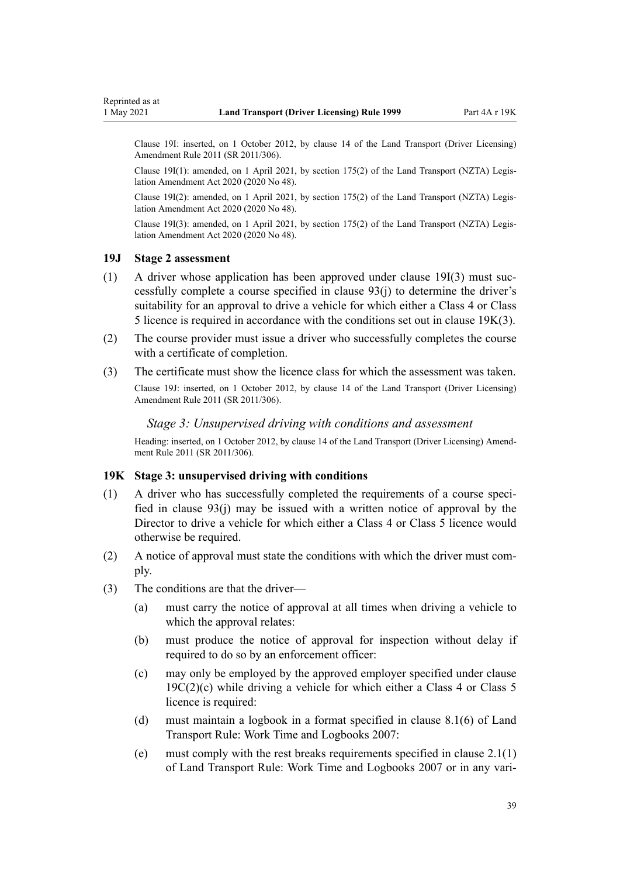Clause 19I: inserted, on 1 October 2012, by clause 14 of the Land Transport (Driver Licensing) Amendment Rule 2011 (SR 2011/306).

Clause 19I(1): amended, on 1 April 2021, by section 175(2) of the Land Transport (NZTA) Legislation Amendment Act 2020 (2020 No 48).

Clause 19I(2): amended, on 1 April 2021, by section 175(2) of the Land Transport (NZTA) Legislation Amendment Act 2020 (2020 No 48).

Clause 19I(3): amended, on 1 April 2021, by section 175(2) of the Land Transport (NZTA) Legislation Amendment Act 2020 (2020 No 48).

### 19J Stage 2 assessment

(1) A driver whose application has been approved under clause 19I(3) must successfully complete a course specified in clause 93(j) to determine the driver's suitability for an approval to drive a vehicle for which either a Class 4 or Class 5 licence is required in accordance with the conditions set out in clause 19K(3).

(2) The course provider must issue a driver who successfully completes the course with a certificate of completion.

(3) The certificate must show the licence class for which the assessment was taken.

Clause 19J: inserted, on 1 October 2012, by clause 14 of the Land Transport (Driver Licensing) Amendment Rule 2011 (SR 2011/306).

#### *Stage 3: Unsupervised driving with conditions and assessment*

Heading: inserted, on 1 October 2012, by clause 14 of the Land Transport (Driver Licensing) Amendment Rule 2011 (SR 2011/306).

### 19K Stage 3: unsupervised driving with conditions

(1) A driver who has successfully completed the requirements of a course specified in clause 93(j) may be issued with a written notice of approval by the Director to drive a vehicle for which either a Class 4 or Class 5 licence would otherwise be required.

(2) A notice of approval must state the conditions with which the driver must comply.

(3) The conditions are that the driver—

(a) must carry the notice of approval at all times when driving a vehicle to which the approval relates:

(b) must produce the notice of approval for inspection without delay if required to do so by an enforcement officer:

(c) may only be employed by the approved employer specified under clause 19C(2)(c) while driving a vehicle for which either a Class 4 or Class 5 licence is required:

(d) must maintain a logbook in a format specified in clause 8.1(6) of Land Transport Rule: Work Time and Logbooks 2007:

(e) must comply with the rest breaks requirements specified in clause 2.1(1) of Land Transport Rule: Work Time and Logbooks 2007 or in any vari-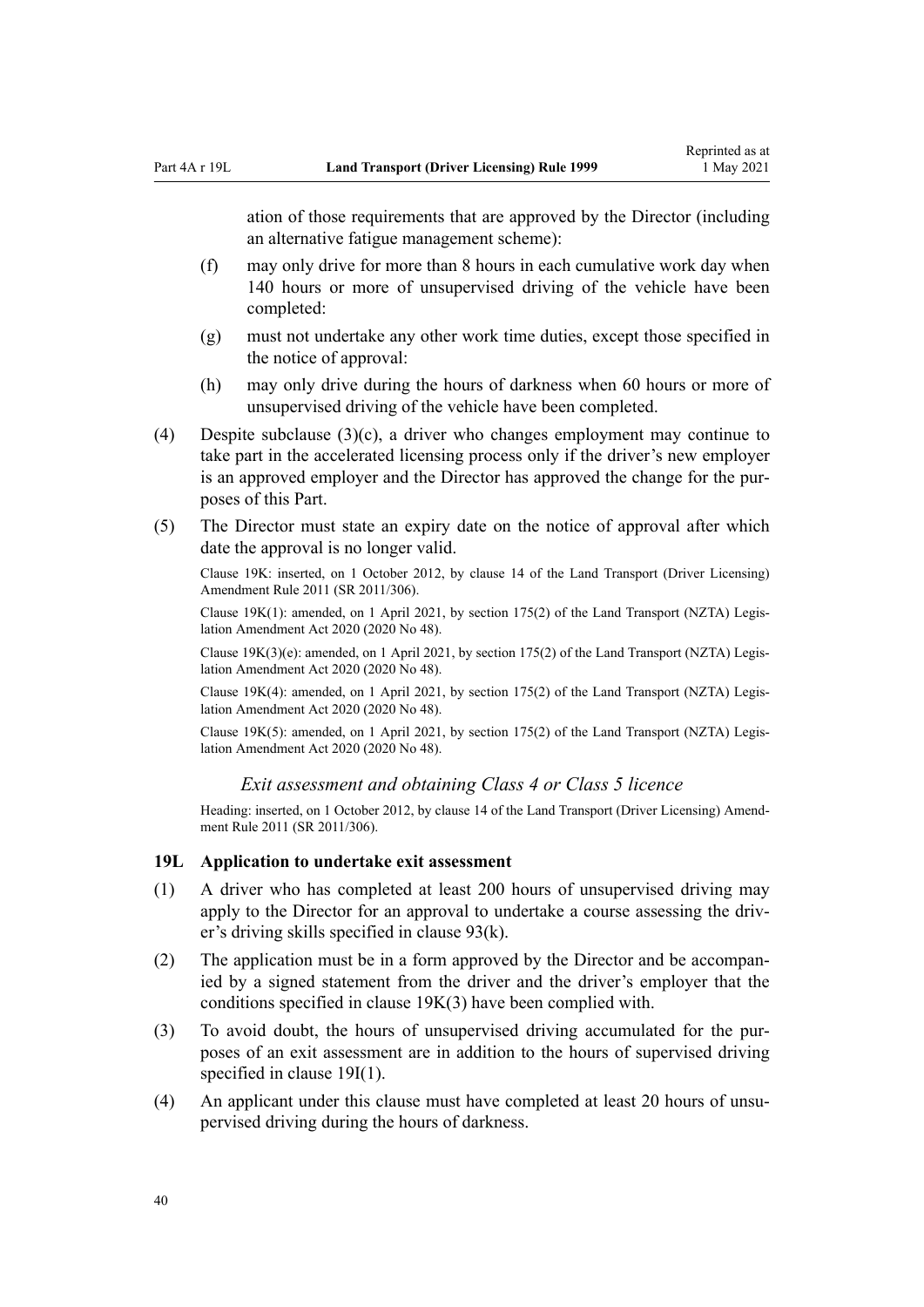ation of those requirements that are approved by the Director (including an alternative fatigue management scheme):

(f) may only drive for more than 8 hours in each cumulative work day when 140 hours or more of unsupervised driving of the vehicle have been completed:

(g) must not undertake any other work time duties, except those specified in the notice of approval:

(h) may only drive during the hours of darkness when 60 hours or more of unsupervised driving of the vehicle have been completed.

(4) Despite subclause (3)(c), a driver who changes employment may continue to take part in the accelerated licensing process only if the driver's new employer is an approved employer and the Director has approved the change for the purposes of this Part.

(5) The Director must state an expiry date on the notice of approval after which date the approval is no longer valid.

Clause 19K: inserted, on 1 October 2012, by clause 14 of the Land Transport (Driver Licensing) Amendment Rule 2011 (SR 2011/306).

Clause 19K(1): amended, on 1 April 2021, by section 175(2) of the Land Transport (NZTA) Legislation Amendment Act 2020 (2020 No 48).

Clause 19K(3)(e): amended, on 1 April 2021, by section 175(2) of the Land Transport (NZTA) Legislation Amendment Act 2020 (2020 No 48).

Clause 19K(4): amended, on 1 April 2021, by section 175(2) of the Land Transport (NZTA) Legislation Amendment Act 2020 (2020 No 48).

Clause 19K(5): amended, on 1 April 2021, by section 175(2) of the Land Transport (NZTA) Legislation Amendment Act 2020 (2020 No 48).

### *Exit assessment and obtaining Class 4 or Class 5 licence*

Heading: inserted, on 1 October 2012, by clause 14 of the Land Transport (Driver Licensing) Amendment Rule 2011 (SR 2011/306).

### 19L Application to undertake exit assessment

(1) A driver who has completed at least 200 hours of unsupervised driving may apply to the Director for an approval to undertake a course assessing the driver's driving skills specified in clause 93(k).

(2) The application must be in a form approved by the Director and be accompanied by a signed statement from the driver and the driver's employer that the conditions specified in clause 19K(3) have been complied with.

(3) To avoid doubt, the hours of unsupervised driving accumulated for the purposes of an exit assessment are in addition to the hours of supervised driving specified in clause 19I(1).

(4) An applicant under this clause must have completed at least 20 hours of unsupervised driving during the hours of darkness.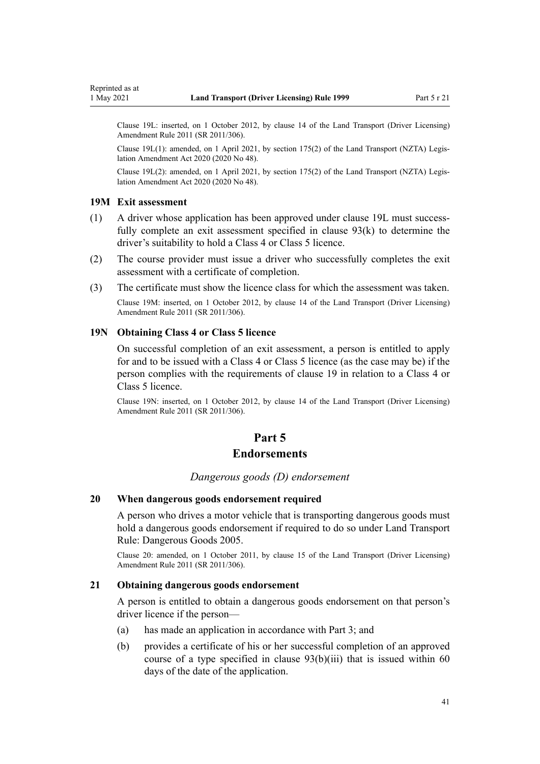Clause 19L: inserted, on 1 October 2012, by clause 14 of the Land Transport (Driver Licensing) Amendment Rule 2011 (SR 2011/306).

Clause 19L(1): amended, on 1 April 2021, by section 175(2) of the Land Transport (NZTA) Legislation Amendment Act 2020 (2020 No 48).

Clause 19L(2): amended, on 1 April 2021, by section 175(2) of the Land Transport (NZTA) Legislation Amendment Act 2020 (2020 No 48).

### 19M Exit assessment

(1) A driver whose application has been approved under clause 19L must successfully complete an exit assessment specified in clause 93(k) to determine the driver's suitability to hold a Class 4 or Class 5 licence.

(2) The course provider must issue a driver who successfully completes the exit assessment with a certificate of completion.

(3) The certificate must show the licence class for which the assessment was taken.

Clause 19M: inserted, on 1 October 2012, by clause 14 of the Land Transport (Driver Licensing) Amendment Rule 2011 (SR 2011/306).

### 19N Obtaining Class 4 or Class 5 licence

On successful completion of an exit assessment, a person is entitled to apply for and to be issued with a Class 4 or Class 5 licence (as the case may be) if the person complies with the requirements of clause 19 in relation to a Class 4 or Class 5 licence.

Clause 19N: inserted, on 1 October 2012, by clause 14 of the Land Transport (Driver Licensing) Amendment Rule 2011 (SR 2011/306).

## Part 5
## Endorsements

*Dangerous goods (D) endorsement*

### 20 When dangerous goods endorsement required

A person who drives a motor vehicle that is transporting dangerous goods must hold a dangerous goods endorsement if required to do so under Land Transport Rule: Dangerous Goods 2005.

Clause 20: amended, on 1 October 2011, by clause 15 of the Land Transport (Driver Licensing) Amendment Rule 2011 (SR 2011/306).

### 21 Obtaining dangerous goods endorsement

A person is entitled to obtain a dangerous goods endorsement on that person's driver licence if the person—

(a) has made an application in accordance with Part 3; and

(b) provides a certificate of his or her successful completion of an approved course of a type specified in clause 93(b)(iii) that is issued within 60 days of the date of the application.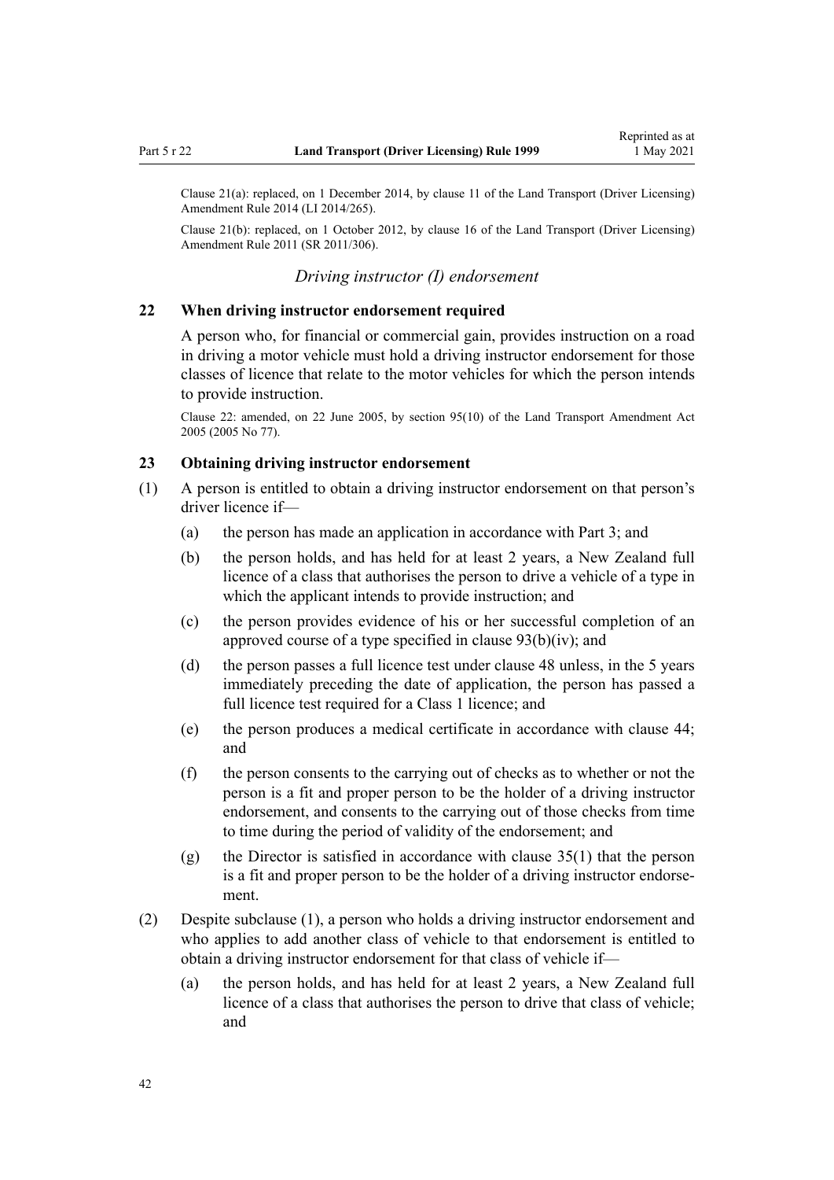Clause 21(a): replaced, on 1 December 2014, by clause 11 of the Land Transport (Driver Licensing) Amendment Rule 2014 (LI 2014/265).

Clause 21(b): replaced, on 1 October 2012, by clause 16 of the Land Transport (Driver Licensing) Amendment Rule 2011 (SR 2011/306).

### *Driving instructor (I) endorsement*

### 22 When driving instructor endorsement required

A person who, for financial or commercial gain, provides instruction on a road in driving a motor vehicle must hold a driving instructor endorsement for those classes of licence that relate to the motor vehicles for which the person intends to provide instruction.

Clause 22: amended, on 22 June 2005, by section 95(10) of the Land Transport Amendment Act 2005 (2005 No 77).

### 23 Obtaining driving instructor endorsement

(1) A person is entitled to obtain a driving instructor endorsement on that person's driver licence if—

- (a) the person has made an application in accordance with Part 3; and
- (b) the person holds, and has held for at least 2 years, a New Zealand full licence of a class that authorises the person to drive a vehicle of a type in which the applicant intends to provide instruction; and
- (c) the person provides evidence of his or her successful completion of an approved course of a type specified in clause 93(b)(iv); and
- (d) the person passes a full licence test under clause 48 unless, in the 5 years immediately preceding the date of application, the person has passed a full licence test required for a Class 1 licence; and
- (e) the person produces a medical certificate in accordance with clause 44; and
- (f) the person consents to the carrying out of checks as to whether or not the person is a fit and proper person to be the holder of a driving instructor endorsement, and consents to the carrying out of those checks from time to time during the period of validity of the endorsement; and
- (g) the Director is satisfied in accordance with clause 35(1) that the person is a fit and proper person to be the holder of a driving instructor endorsement.

(2) Despite subclause (1), a person who holds a driving instructor endorsement and who applies to add another class of vehicle to that endorsement is entitled to obtain a driving instructor endorsement for that class of vehicle if—

- (a) the person holds, and has held for at least 2 years, a New Zealand full licence of a class that authorises the person to drive that class of vehicle; and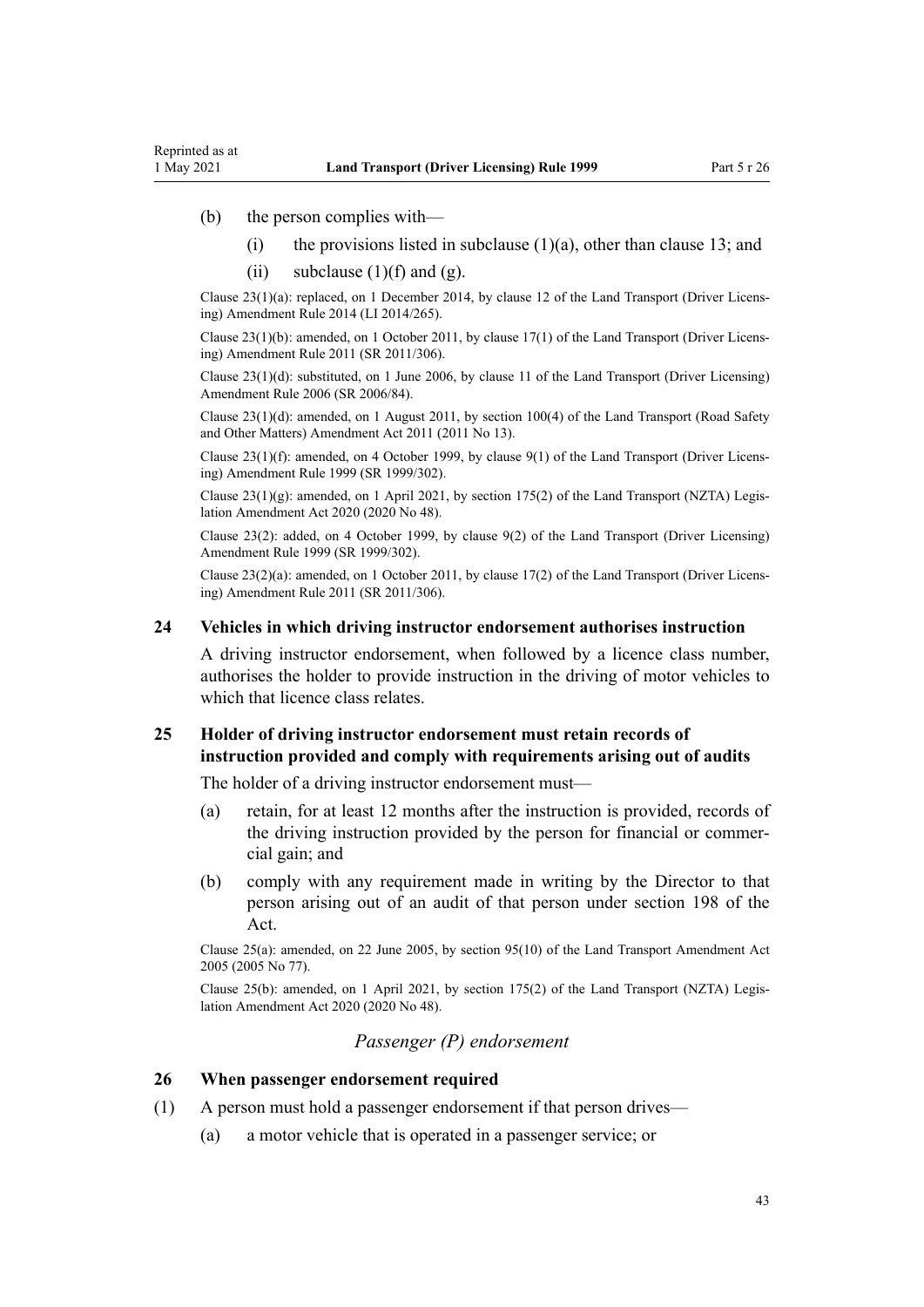(b) the person complies with—

  (i) the provisions listed in subclause (1)(a), other than clause 13; and

  (ii) subclause (1)(f) and (g).

Clause 23(1)(a): replaced, on 1 December 2014, by clause 12 of the Land Transport (Driver Licensing) Amendment Rule 2014 (LI 2014/265).

Clause 23(1)(b): amended, on 1 October 2011, by clause 17(1) of the Land Transport (Driver Licensing) Amendment Rule 2011 (SR 2011/306).

Clause 23(1)(d): substituted, on 1 June 2006, by clause 11 of the Land Transport (Driver Licensing) Amendment Rule 2006 (SR 2006/84).

Clause 23(1)(d): amended, on 1 August 2011, by section 100(4) of the Land Transport (Road Safety and Other Matters) Amendment Act 2011 (2011 No 13).

Clause 23(1)(f): amended, on 4 October 1999, by clause 9(1) of the Land Transport (Driver Licensing) Amendment Rule 1999 (SR 1999/302).

Clause 23(1)(g): amended, on 1 April 2021, by section 175(2) of the Land Transport (NZTA) Legislation Amendment Act 2020 (2020 No 48).

Clause 23(2): added, on 4 October 1999, by clause 9(2) of the Land Transport (Driver Licensing) Amendment Rule 1999 (SR 1999/302).

Clause 23(2)(a): amended, on 1 October 2011, by clause 17(2) of the Land Transport (Driver Licensing) Amendment Rule 2011 (SR 2011/306).

### 24 Vehicles in which driving instructor endorsement authorises instruction

A driving instructor endorsement, when followed by a licence class number, authorises the holder to provide instruction in the driving of motor vehicles to which that licence class relates.

### 25 Holder of driving instructor endorsement must retain records of instruction provided and comply with requirements arising out of audits

The holder of a driving instructor endorsement must—

(a) retain, for at least 12 months after the instruction is provided, records of the driving instruction provided by the person for financial or commercial gain; and

(b) comply with any requirement made in writing by the Director to that person arising out of an audit of that person under section 198 of the Act.

Clause 25(a): amended, on 22 June 2005, by section 95(10) of the Land Transport Amendment Act 2005 (2005 No 77).

Clause 25(b): amended, on 1 April 2021, by section 175(2) of the Land Transport (NZTA) Legislation Amendment Act 2020 (2020 No 48).

*Passenger (P) endorsement*

### 26 When passenger endorsement required

(1) A person must hold a passenger endorsement if that person drives—

  (a) a motor vehicle that is operated in a passenger service; or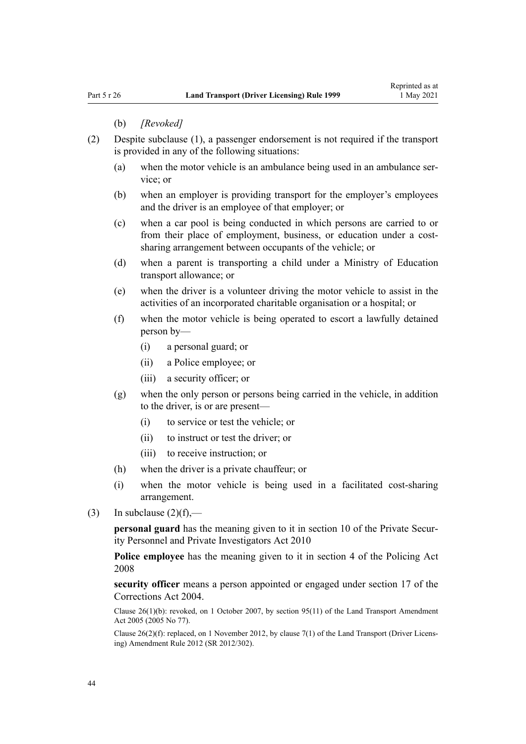(b) *[Revoked]*

(2) Despite subclause (1), a passenger endorsement is not required if the transport is provided in any of the following situations:

   (a) when the motor vehicle is an ambulance being used in an ambulance service; or

   (b) when an employer is providing transport for the employer's employees and the driver is an employee of that employer; or

   (c) when a car pool is being conducted in which persons are carried to or from their place of employment, business, or education under a cost-sharing arrangement between occupants of the vehicle; or

   (d) when a parent is transporting a child under a Ministry of Education transport allowance; or

   (e) when the driver is a volunteer driving the motor vehicle to assist in the activities of an incorporated charitable organisation or a hospital; or

   (f) when the motor vehicle is being operated to escort a lawfully detained person by—

      (i) a personal guard; or

      (ii) a Police employee; or

      (iii) a security officer; or

   (g) when the only person or persons being carried in the vehicle, in addition to the driver, is or are present—

      (i) to service or test the vehicle; or

      (ii) to instruct or test the driver; or

      (iii) to receive instruction; or

   (h) when the driver is a private chauffeur; or

   (i) when the motor vehicle is being used in a facilitated cost-sharing arrangement.

(3) In subclause (2)(f),—

**personal guard** has the meaning given to it in section 10 of the Private Security Personnel and Private Investigators Act 2010

**Police employee** has the meaning given to it in section 4 of the Policing Act 2008

**security officer** means a person appointed or engaged under section 17 of the Corrections Act 2004.

Clause 26(1)(b): revoked, on 1 October 2007, by section 95(11) of the Land Transport Amendment Act 2005 (2005 No 77).

Clause 26(2)(f): replaced, on 1 November 2012, by clause 7(1) of the Land Transport (Driver Licensing) Amendment Rule 2012 (SR 2012/302).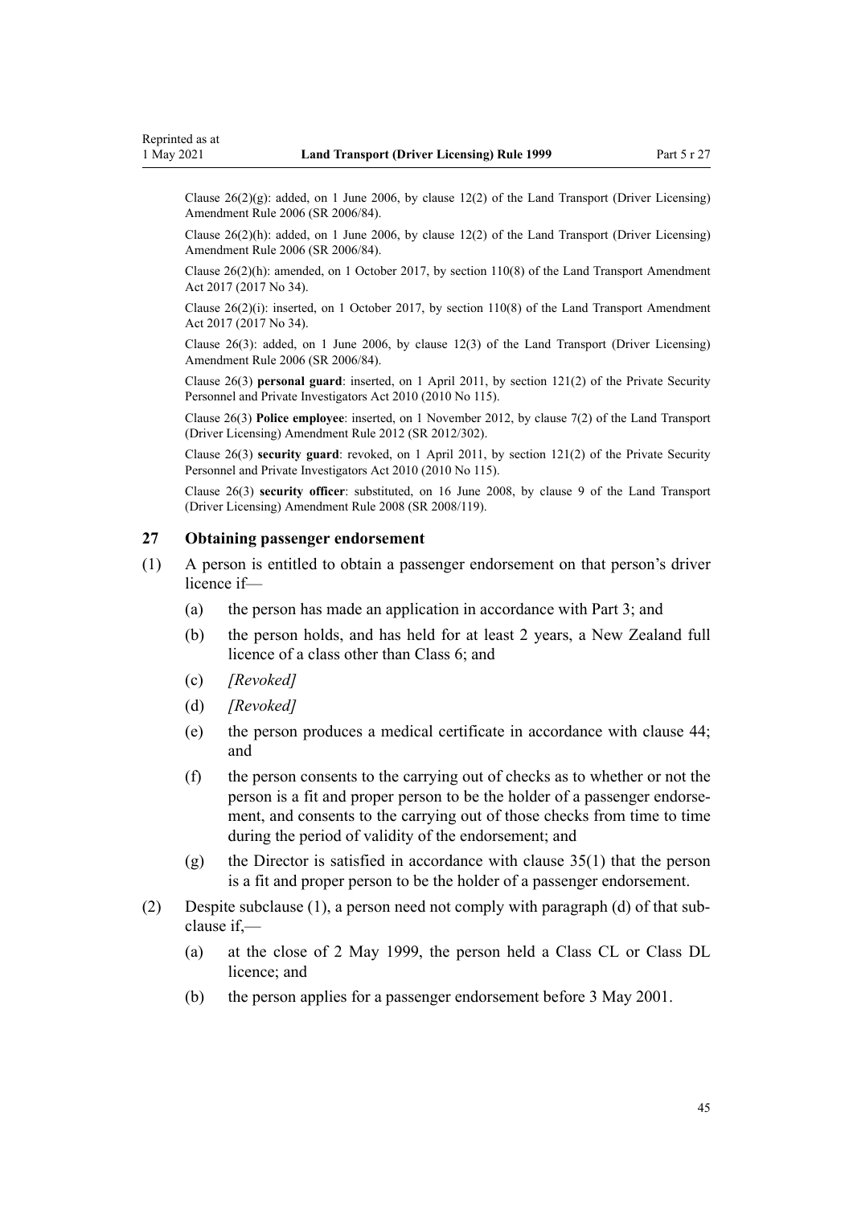Clause 26(2)(g): added, on 1 June 2006, by clause 12(2) of the Land Transport (Driver Licensing) Amendment Rule 2006 (SR 2006/84).

Clause 26(2)(h): added, on 1 June 2006, by clause 12(2) of the Land Transport (Driver Licensing) Amendment Rule 2006 (SR 2006/84).

Clause 26(2)(h): amended, on 1 October 2017, by section 110(8) of the Land Transport Amendment Act 2017 (2017 No 34).

Clause 26(2)(i): inserted, on 1 October 2017, by section 110(8) of the Land Transport Amendment Act 2017 (2017 No 34).

Clause 26(3): added, on 1 June 2006, by clause 12(3) of the Land Transport (Driver Licensing) Amendment Rule 2006 (SR 2006/84).

Clause 26(3) **personal guard**: inserted, on 1 April 2011, by section 121(2) of the Private Security Personnel and Private Investigators Act 2010 (2010 No 115).

Clause 26(3) **Police employee**: inserted, on 1 November 2012, by clause 7(2) of the Land Transport (Driver Licensing) Amendment Rule 2012 (SR 2012/302).

Clause 26(3) **security guard**: revoked, on 1 April 2011, by section 121(2) of the Private Security Personnel and Private Investigators Act 2010 (2010 No 115).

Clause 26(3) **security officer**: substituted, on 16 June 2008, by clause 9 of the Land Transport (Driver Licensing) Amendment Rule 2008 (SR 2008/119).

### 27 Obtaining passenger endorsement

(1) A person is entitled to obtain a passenger endorsement on that person's driver licence if—

- (a) the person has made an application in accordance with Part 3; and
- (b) the person holds, and has held for at least 2 years, a New Zealand full licence of a class other than Class 6; and
- (c) *[Revoked]*
- (d) *[Revoked]*
- (e) the person produces a medical certificate in accordance with clause 44; and
- (f) the person consents to the carrying out of checks as to whether or not the person is a fit and proper person to be the holder of a passenger endorsement, and consents to the carrying out of those checks from time to time during the period of validity of the endorsement; and
- (g) the Director is satisfied in accordance with clause 35(1) that the person is a fit and proper person to be the holder of a passenger endorsement.

(2) Despite subclause (1), a person need not comply with paragraph (d) of that subclause if,—

- (a) at the close of 2 May 1999, the person held a Class CL or Class DL licence; and
- (b) the person applies for a passenger endorsement before 3 May 2001.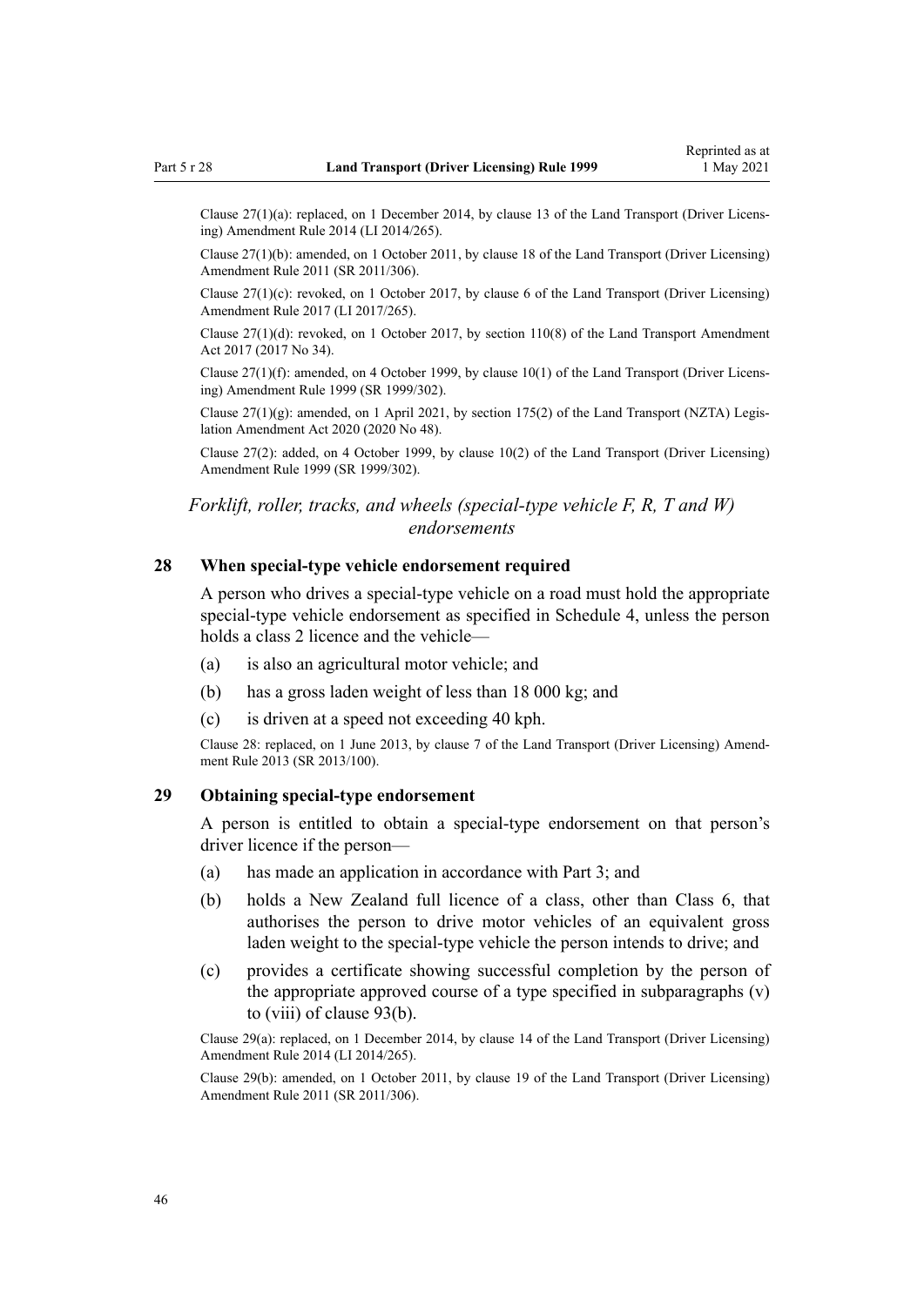Clause 27(1)(a): replaced, on 1 December 2014, by clause 13 of the Land Transport (Driver Licensing) Amendment Rule 2014 (LI 2014/265).

Clause 27(1)(b): amended, on 1 October 2011, by clause 18 of the Land Transport (Driver Licensing) Amendment Rule 2011 (SR 2011/306).

Clause 27(1)(c): revoked, on 1 October 2017, by clause 6 of the Land Transport (Driver Licensing) Amendment Rule 2017 (LI 2017/265).

Clause 27(1)(d): revoked, on 1 October 2017, by section 110(8) of the Land Transport Amendment Act 2017 (2017 No 34).

Clause 27(1)(f): amended, on 4 October 1999, by clause 10(1) of the Land Transport (Driver Licensing) Amendment Rule 1999 (SR 1999/302).

Clause 27(1)(g): amended, on 1 April 2021, by section 175(2) of the Land Transport (NZTA) Legislation Amendment Act 2020 (2020 No 48).

Clause 27(2): added, on 4 October 1999, by clause 10(2) of the Land Transport (Driver Licensing) Amendment Rule 1999 (SR 1999/302).

### *Forklift, roller, tracks, and wheels (special-type vehicle F, R, T and W) endorsements*

## 28 When special-type vehicle endorsement required

A person who drives a special-type vehicle on a road must hold the appropriate special-type vehicle endorsement as specified in Schedule 4, unless the person holds a class 2 licence and the vehicle—

(a) is also an agricultural motor vehicle; and

(b) has a gross laden weight of less than 18 000 kg; and

(c) is driven at a speed not exceeding 40 kph.

Clause 28: replaced, on 1 June 2013, by clause 7 of the Land Transport (Driver Licensing) Amendment Rule 2013 (SR 2013/100).

## 29 Obtaining special-type endorsement

A person is entitled to obtain a special-type endorsement on that person's driver licence if the person—

(a) has made an application in accordance with Part 3; and

(b) holds a New Zealand full licence of a class, other than Class 6, that authorises the person to drive motor vehicles of an equivalent gross laden weight to the special-type vehicle the person intends to drive; and

(c) provides a certificate showing successful completion by the person of the appropriate approved course of a type specified in subparagraphs (v) to (viii) of clause 93(b).

Clause 29(a): replaced, on 1 December 2014, by clause 14 of the Land Transport (Driver Licensing) Amendment Rule 2014 (LI 2014/265).

Clause 29(b): amended, on 1 October 2011, by clause 19 of the Land Transport (Driver Licensing) Amendment Rule 2011 (SR 2011/306).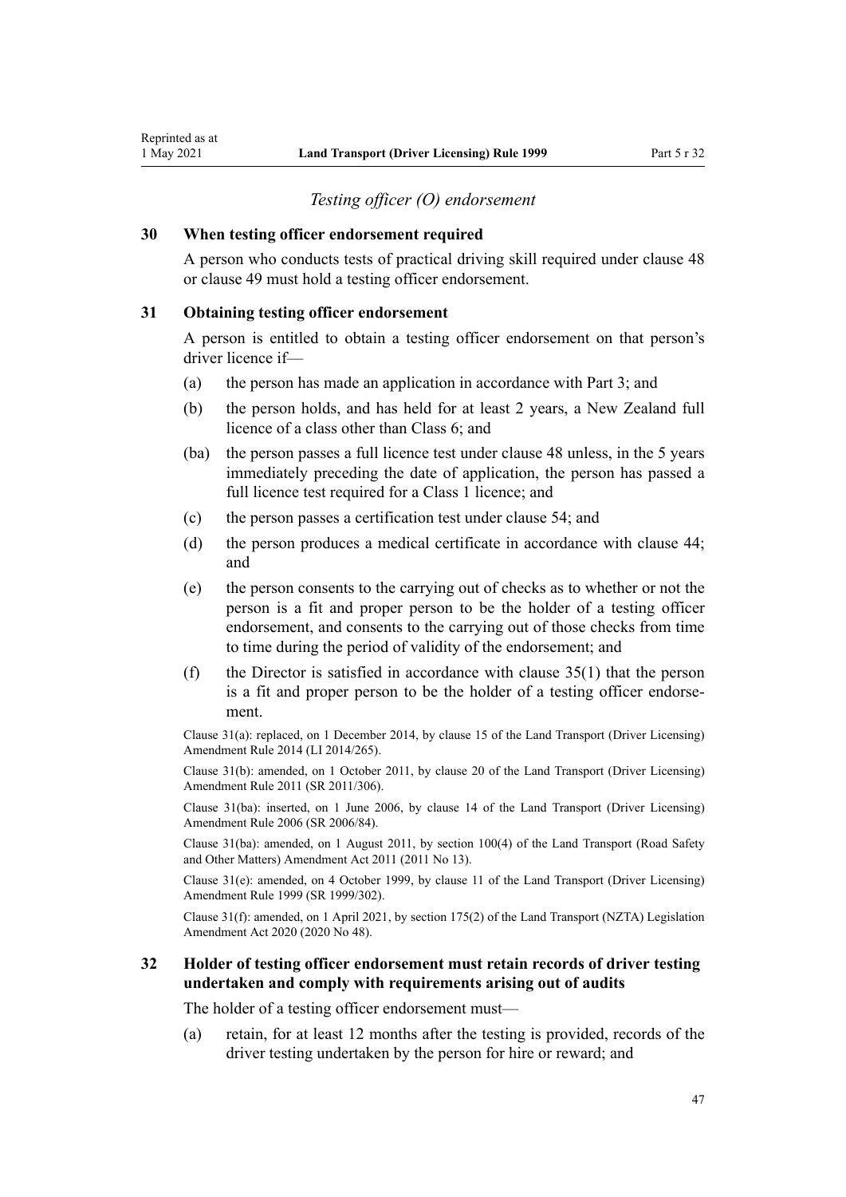*Testing officer (O) endorsement*

### 30 When testing officer endorsement required

A person who conducts tests of practical driving skill required under clause 48 or clause 49 must hold a testing officer endorsement.

### 31 Obtaining testing officer endorsement

A person is entitled to obtain a testing officer endorsement on that person's driver licence if—

(a) the person has made an application in accordance with Part 3; and

(b) the person holds, and has held for at least 2 years, a New Zealand full licence of a class other than Class 6; and

(ba) the person passes a full licence test under clause 48 unless, in the 5 years immediately preceding the date of application, the person has passed a full licence test required for a Class 1 licence; and

(c) the person passes a certification test under clause 54; and

(d) the person produces a medical certificate in accordance with clause 44; and

(e) the person consents to the carrying out of checks as to whether or not the person is a fit and proper person to be the holder of a testing officer endorsement, and consents to the carrying out of those checks from time to time during the period of validity of the endorsement; and

(f) the Director is satisfied in accordance with clause 35(1) that the person is a fit and proper person to be the holder of a testing officer endorsement.

Clause 31(a): replaced, on 1 December 2014, by clause 15 of the Land Transport (Driver Licensing) Amendment Rule 2014 (LI 2014/265).

Clause 31(b): amended, on 1 October 2011, by clause 20 of the Land Transport (Driver Licensing) Amendment Rule 2011 (SR 2011/306).

Clause 31(ba): inserted, on 1 June 2006, by clause 14 of the Land Transport (Driver Licensing) Amendment Rule 2006 (SR 2006/84).

Clause 31(ba): amended, on 1 August 2011, by section 100(4) of the Land Transport (Road Safety and Other Matters) Amendment Act 2011 (2011 No 13).

Clause 31(e): amended, on 4 October 1999, by clause 11 of the Land Transport (Driver Licensing) Amendment Rule 1999 (SR 1999/302).

Clause 31(f): amended, on 1 April 2021, by section 175(2) of the Land Transport (NZTA) Legislation Amendment Act 2020 (2020 No 48).

### 32 Holder of testing officer endorsement must retain records of driver testing undertaken and comply with requirements arising out of audits

The holder of a testing officer endorsement must—

(a) retain, for at least 12 months after the testing is provided, records of the driver testing undertaken by the person for hire or reward; and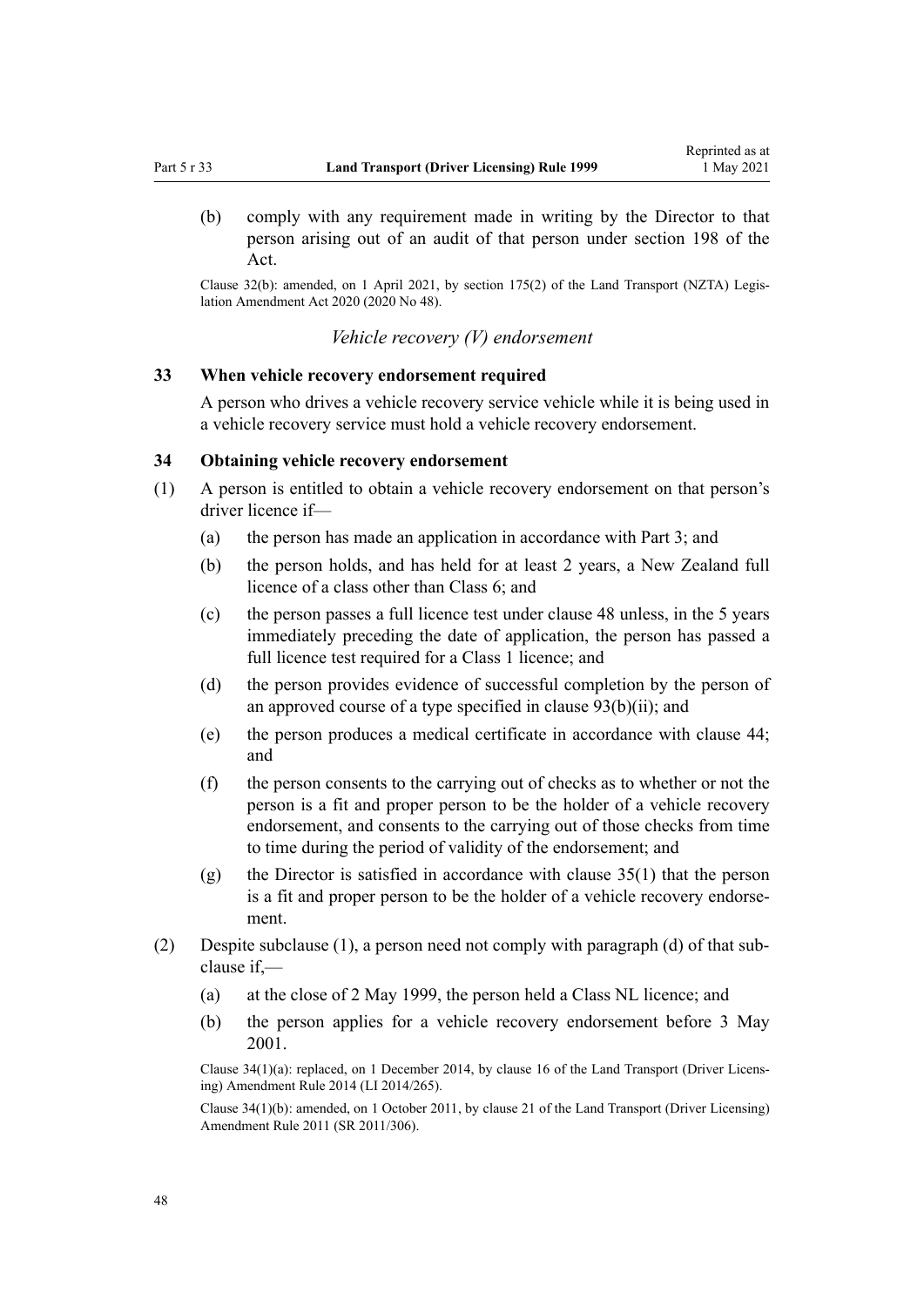(b) comply with any requirement made in writing by the Director to that person arising out of an audit of that person under section 198 of the Act.

Clause 32(b): amended, on 1 April 2021, by section 175(2) of the Land Transport (NZTA) Legislation Amendment Act 2020 (2020 No 48).

*Vehicle recovery (V) endorsement*

### 33 When vehicle recovery endorsement required

A person who drives a vehicle recovery service vehicle while it is being used in a vehicle recovery service must hold a vehicle recovery endorsement.

### 34 Obtaining vehicle recovery endorsement

(1) A person is entitled to obtain a vehicle recovery endorsement on that person's driver licence if—

(a) the person has made an application in accordance with Part 3; and

(b) the person holds, and has held for at least 2 years, a New Zealand full licence of a class other than Class 6; and

(c) the person passes a full licence test under clause 48 unless, in the 5 years immediately preceding the date of application, the person has passed a full licence test required for a Class 1 licence; and

(d) the person provides evidence of successful completion by the person of an approved course of a type specified in clause 93(b)(ii); and

(e) the person produces a medical certificate in accordance with clause 44; and

(f) the person consents to the carrying out of checks as to whether or not the person is a fit and proper person to be the holder of a vehicle recovery endorsement, and consents to the carrying out of those checks from time to time during the period of validity of the endorsement; and

(g) the Director is satisfied in accordance with clause 35(1) that the person is a fit and proper person to be the holder of a vehicle recovery endorsement.

(2) Despite subclause (1), a person need not comply with paragraph (d) of that subclause if,—

(a) at the close of 2 May 1999, the person held a Class NL licence; and

(b) the person applies for a vehicle recovery endorsement before 3 May 2001.

Clause 34(1)(a): replaced, on 1 December 2014, by clause 16 of the Land Transport (Driver Licensing) Amendment Rule 2014 (LI 2014/265).

Clause 34(1)(b): amended, on 1 October 2011, by clause 21 of the Land Transport (Driver Licensing) Amendment Rule 2011 (SR 2011/306).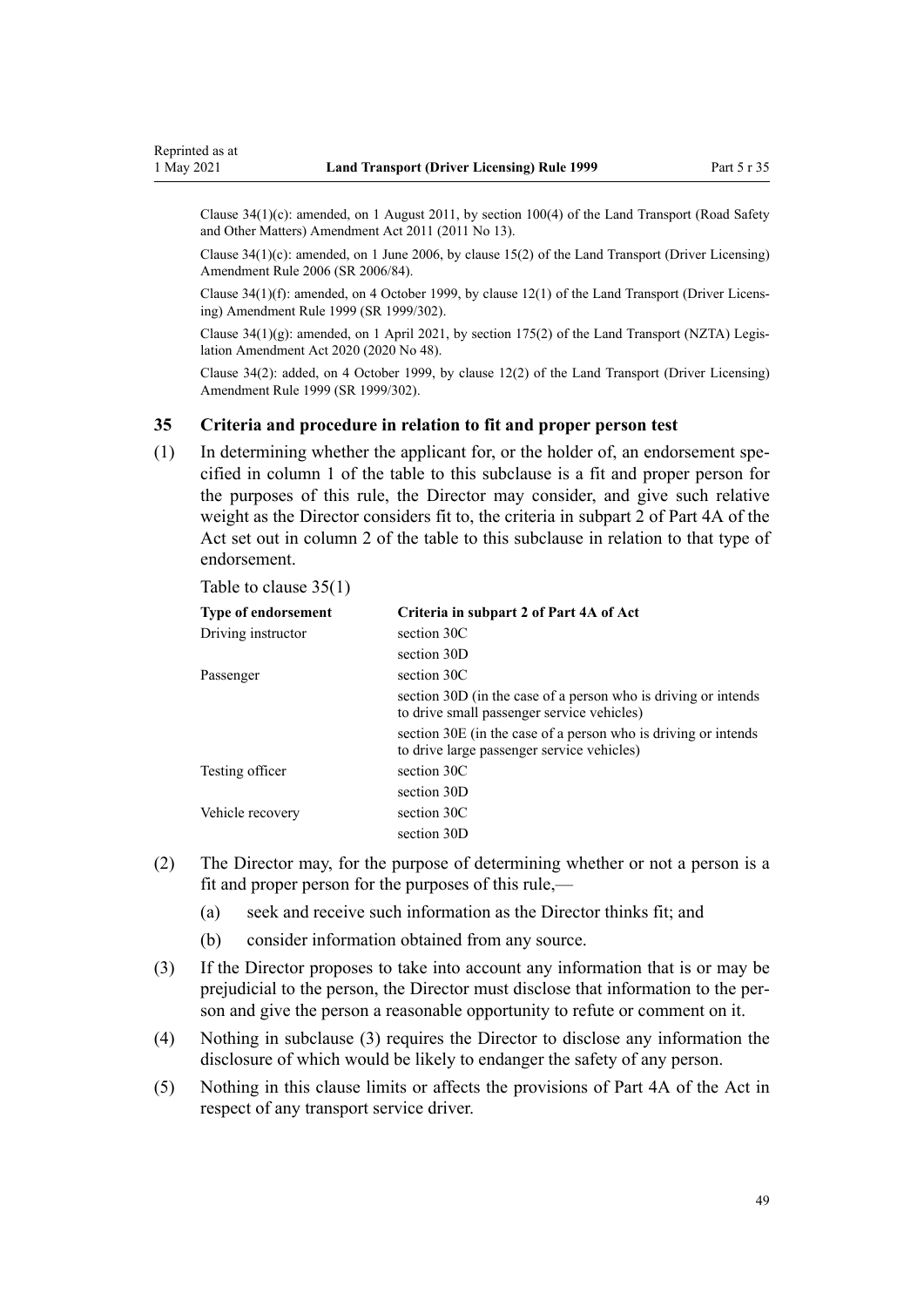Clause 34(1)(c): amended, on 1 August 2011, by section 100(4) of the Land Transport (Road Safety and Other Matters) Amendment Act 2011 (2011 No 13).

Clause 34(1)(c): amended, on 1 June 2006, by clause 15(2) of the Land Transport (Driver Licensing) Amendment Rule 2006 (SR 2006/84).

Clause 34(1)(f): amended, on 4 October 1999, by clause 12(1) of the Land Transport (Driver Licensing) Amendment Rule 1999 (SR 1999/302).

Clause 34(1)(g): amended, on 1 April 2021, by section 175(2) of the Land Transport (NZTA) Legislation Amendment Act 2020 (2020 No 48).

Clause 34(2): added, on 4 October 1999, by clause 12(2) of the Land Transport (Driver Licensing) Amendment Rule 1999 (SR 1999/302).

### 35 Criteria and procedure in relation to fit and proper person test

(1) In determining whether the applicant for, or the holder of, an endorsement specified in column 1 of the table to this subclause is a fit and proper person for the purposes of this rule, the Director may consider, and give such relative weight as the Director considers fit to, the criteria in subpart 2 of Part 4A of the Act set out in column 2 of the table to this subclause in relation to that type of endorsement.

Table to clause 35(1)

| Type of endorsement | Criteria in subpart 2 of Part 4A of Act |
|---|---|
| Driving instructor | section 30C |
| | section 30D |
| Passenger | section 30C |
| | section 30D (in the case of a person who is driving or intends to drive small passenger service vehicles) |
| | section 30E (in the case of a person who is driving or intends to drive large passenger service vehicles) |
| Testing officer | section 30C |
| | section 30D |
| Vehicle recovery | section 30C |
| | section 30D |

(2) The Director may, for the purpose of determining whether or not a person is a fit and proper person for the purposes of this rule,—

- (a) seek and receive such information as the Director thinks fit; and
- (b) consider information obtained from any source.

(3) If the Director proposes to take into account any information that is or may be prejudicial to the person, the Director must disclose that information to the person and give the person a reasonable opportunity to refute or comment on it.

(4) Nothing in subclause (3) requires the Director to disclose any information the disclosure of which would be likely to endanger the safety of any person.

(5) Nothing in this clause limits or affects the provisions of Part 4A of the Act in respect of any transport service driver.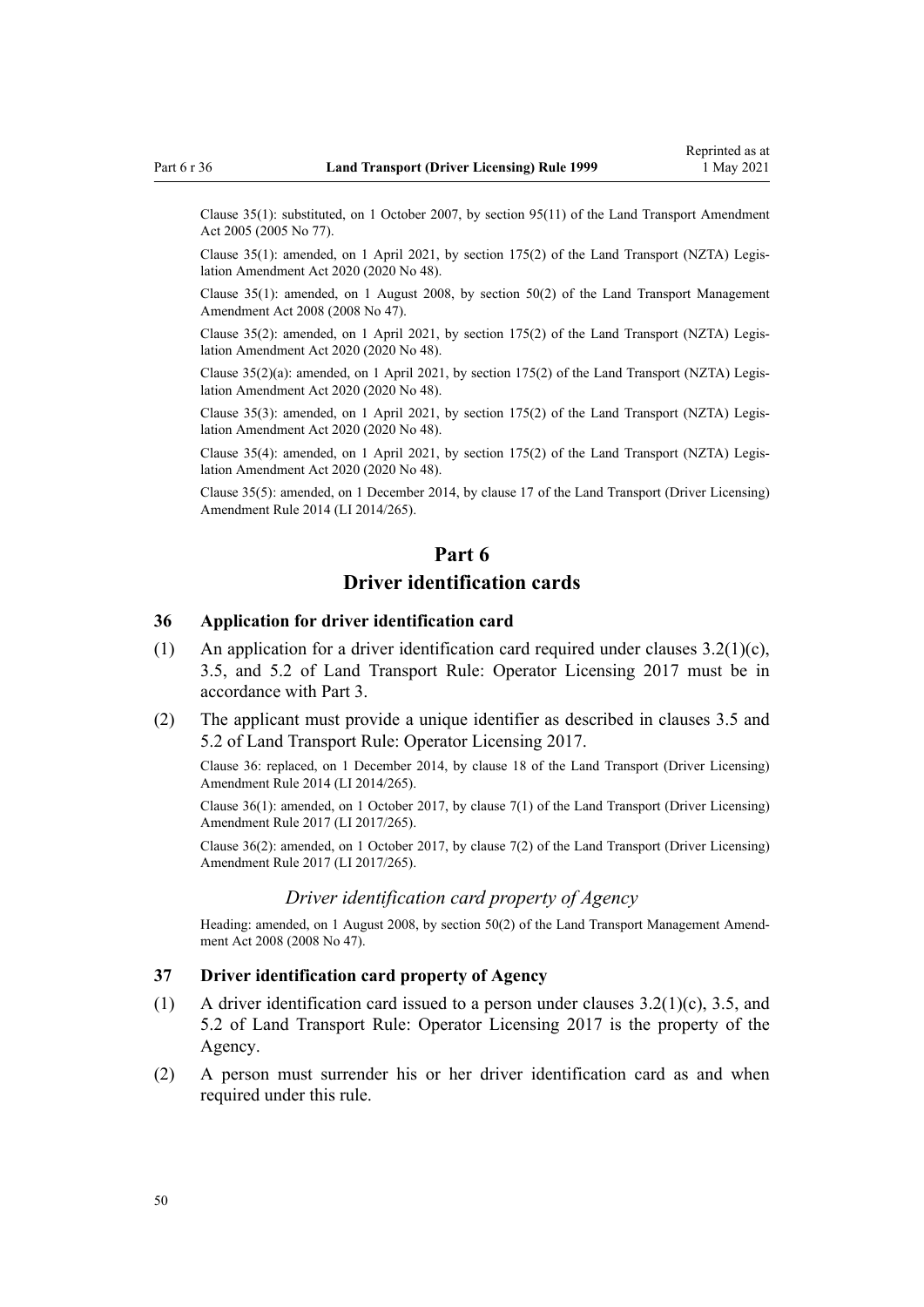Clause 35(1): substituted, on 1 October 2007, by section 95(11) of the Land Transport Amendment Act 2005 (2005 No 77).

Clause 35(1): amended, on 1 April 2021, by section 175(2) of the Land Transport (NZTA) Legislation Amendment Act 2020 (2020 No 48).

Clause 35(1): amended, on 1 August 2008, by section 50(2) of the Land Transport Management Amendment Act 2008 (2008 No 47).

Clause 35(2): amended, on 1 April 2021, by section 175(2) of the Land Transport (NZTA) Legislation Amendment Act 2020 (2020 No 48).

Clause 35(2)(a): amended, on 1 April 2021, by section 175(2) of the Land Transport (NZTA) Legislation Amendment Act 2020 (2020 No 48).

Clause 35(3): amended, on 1 April 2021, by section 175(2) of the Land Transport (NZTA) Legislation Amendment Act 2020 (2020 No 48).

Clause 35(4): amended, on 1 April 2021, by section 175(2) of the Land Transport (NZTA) Legislation Amendment Act 2020 (2020 No 48).

Clause 35(5): amended, on 1 December 2014, by clause 17 of the Land Transport (Driver Licensing) Amendment Rule 2014 (LI 2014/265).

# Part 6
# Driver identification cards

### 36 Application for driver identification card

(1) An application for a driver identification card required under clauses 3.2(1)(c), 3.5, and 5.2 of Land Transport Rule: Operator Licensing 2017 must be in accordance with Part 3.

(2) The applicant must provide a unique identifier as described in clauses 3.5 and 5.2 of Land Transport Rule: Operator Licensing 2017.

Clause 36: replaced, on 1 December 2014, by clause 18 of the Land Transport (Driver Licensing) Amendment Rule 2014 (LI 2014/265).

Clause 36(1): amended, on 1 October 2017, by clause 7(1) of the Land Transport (Driver Licensing) Amendment Rule 2017 (LI 2017/265).

Clause 36(2): amended, on 1 October 2017, by clause 7(2) of the Land Transport (Driver Licensing) Amendment Rule 2017 (LI 2017/265).

## *Driver identification card property of Agency*

Heading: amended, on 1 August 2008, by section 50(2) of the Land Transport Management Amendment Act 2008 (2008 No 47).

### 37 Driver identification card property of Agency

(1) A driver identification card issued to a person under clauses 3.2(1)(c), 3.5, and 5.2 of Land Transport Rule: Operator Licensing 2017 is the property of the Agency.

(2) A person must surrender his or her driver identification card as and when required under this rule.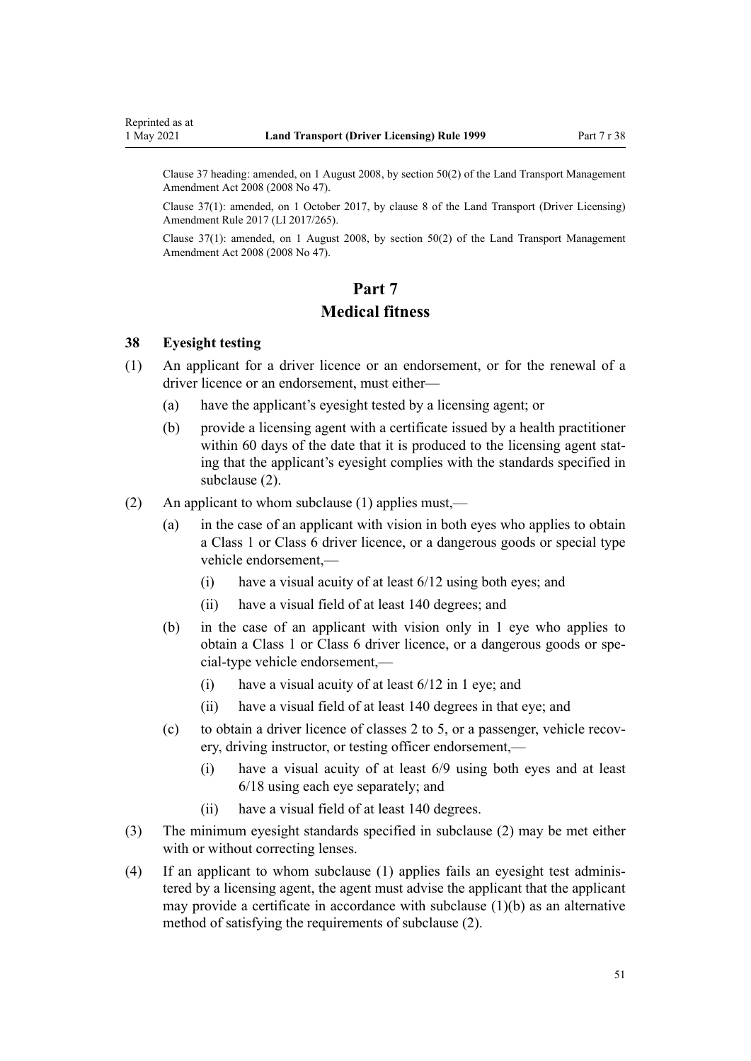Clause 37 heading: amended, on 1 August 2008, by section 50(2) of the Land Transport Management Amendment Act 2008 (2008 No 47).

Clause 37(1): amended, on 1 October 2017, by clause 8 of the Land Transport (Driver Licensing) Amendment Rule 2017 (LI 2017/265).

Clause 37(1): amended, on 1 August 2008, by section 50(2) of the Land Transport Management Amendment Act 2008 (2008 No 47).

# Part 7
# Medical fitness

### 38 Eyesight testing

(1) An applicant for a driver licence or an endorsement, or for the renewal of a driver licence or an endorsement, must either—

   (a) have the applicant's eyesight tested by a licensing agent; or

   (b) provide a licensing agent with a certificate issued by a health practitioner within 60 days of the date that it is produced to the licensing agent stating that the applicant's eyesight complies with the standards specified in subclause (2).

(2) An applicant to whom subclause (1) applies must,—

   (a) in the case of an applicant with vision in both eyes who applies to obtain a Class 1 or Class 6 driver licence, or a dangerous goods or special type vehicle endorsement,—

      (i) have a visual acuity of at least 6/12 using both eyes; and

      (ii) have a visual field of at least 140 degrees; and

   (b) in the case of an applicant with vision only in 1 eye who applies to obtain a Class 1 or Class 6 driver licence, or a dangerous goods or special-type vehicle endorsement,—

      (i) have a visual acuity of at least 6/12 in 1 eye; and

      (ii) have a visual field of at least 140 degrees in that eye; and

   (c) to obtain a driver licence of classes 2 to 5, or a passenger, vehicle recovery, driving instructor, or testing officer endorsement,—

      (i) have a visual acuity of at least 6/9 using both eyes and at least 6/18 using each eye separately; and

      (ii) have a visual field of at least 140 degrees.

(3) The minimum eyesight standards specified in subclause (2) may be met either with or without correcting lenses.

(4) If an applicant to whom subclause (1) applies fails an eyesight test administered by a licensing agent, the agent must advise the applicant that the applicant may provide a certificate in accordance with subclause (1)(b) as an alternative method of satisfying the requirements of subclause (2).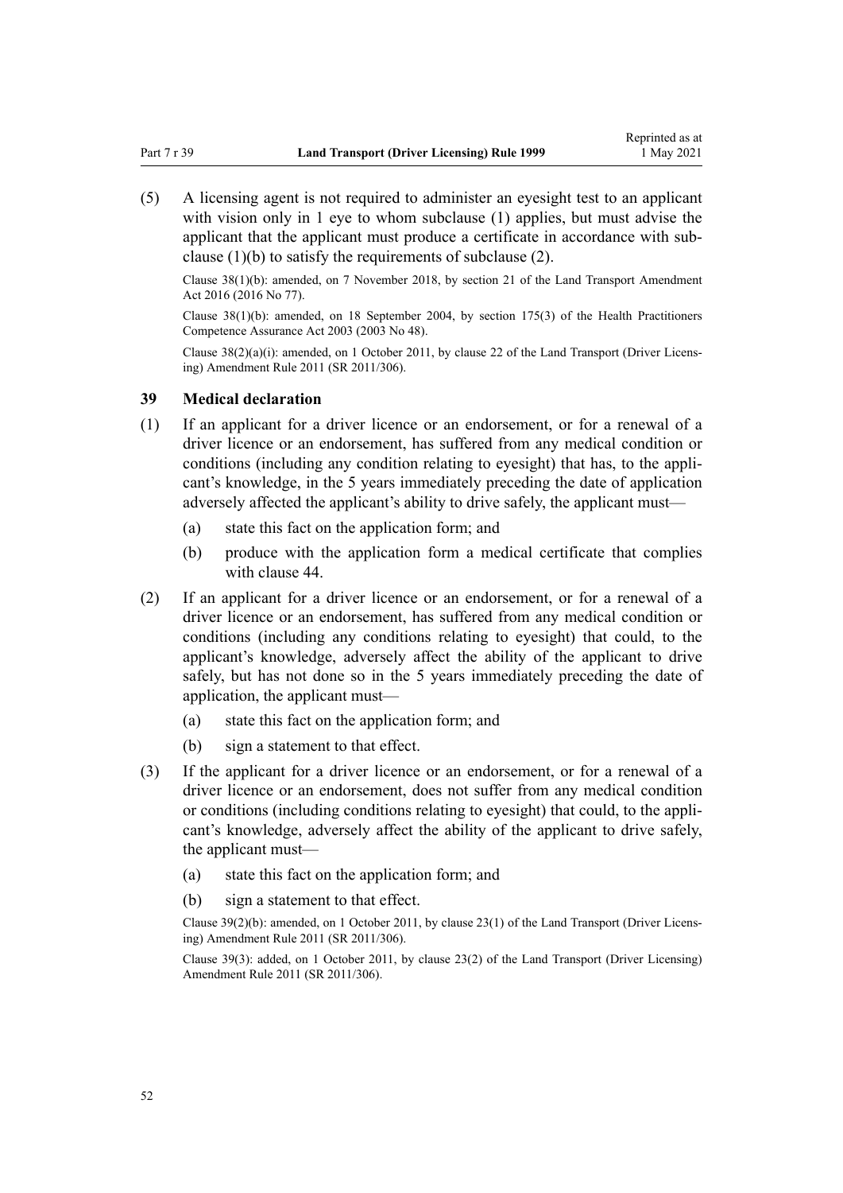(5) A licensing agent is not required to administer an eyesight test to an applicant with vision only in 1 eye to whom subclause (1) applies, but must advise the applicant that the applicant must produce a certificate in accordance with subclause (1)(b) to satisfy the requirements of subclause (2).

Clause 38(1)(b): amended, on 7 November 2018, by section 21 of the Land Transport Amendment Act 2016 (2016 No 77).

Clause 38(1)(b): amended, on 18 September 2004, by section 175(3) of the Health Practitioners Competence Assurance Act 2003 (2003 No 48).

Clause 38(2)(a)(i): amended, on 1 October 2011, by clause 22 of the Land Transport (Driver Licensing) Amendment Rule 2011 (SR 2011/306).

### 39 Medical declaration

(1) If an applicant for a driver licence or an endorsement, or for a renewal of a driver licence or an endorsement, has suffered from any medical condition or conditions (including any condition relating to eyesight) that has, to the applicant's knowledge, in the 5 years immediately preceding the date of application adversely affected the applicant's ability to drive safely, the applicant must—

(a) state this fact on the application form; and

(b) produce with the application form a medical certificate that complies with clause 44.

(2) If an applicant for a driver licence or an endorsement, or for a renewal of a driver licence or an endorsement, has suffered from any medical condition or conditions (including any conditions relating to eyesight) that could, to the applicant's knowledge, adversely affect the ability of the applicant to drive safely, but has not done so in the 5 years immediately preceding the date of application, the applicant must—

(a) state this fact on the application form; and

(b) sign a statement to that effect.

(3) If the applicant for a driver licence or an endorsement, or for a renewal of a driver licence or an endorsement, does not suffer from any medical condition or conditions (including conditions relating to eyesight) that could, to the applicant's knowledge, adversely affect the ability of the applicant to drive safely, the applicant must—

(a) state this fact on the application form; and

(b) sign a statement to that effect.

Clause 39(2)(b): amended, on 1 October 2011, by clause 23(1) of the Land Transport (Driver Licensing) Amendment Rule 2011 (SR 2011/306).

Clause 39(3): added, on 1 October 2011, by clause 23(2) of the Land Transport (Driver Licensing) Amendment Rule 2011 (SR 2011/306).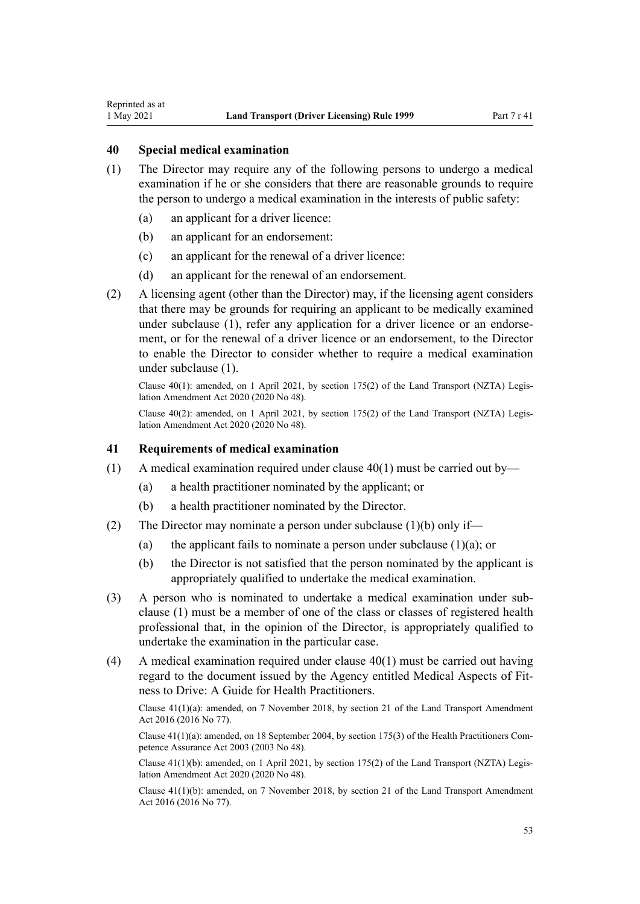### 40 Special medical examination

(1) The Director may require any of the following persons to undergo a medical examination if he or she considers that there are reasonable grounds to require the person to undergo a medical examination in the interests of public safety:

- (a) an applicant for a driver licence:
- (b) an applicant for an endorsement:
- (c) an applicant for the renewal of a driver licence:
- (d) an applicant for the renewal of an endorsement.

(2) A licensing agent (other than the Director) may, if the licensing agent considers that there may be grounds for requiring an applicant to be medically examined under subclause (1), refer any application for a driver licence or an endorsement, or for the renewal of a driver licence or an endorsement, to the Director to enable the Director to consider whether to require a medical examination under subclause (1).

Clause 40(1): amended, on 1 April 2021, by section 175(2) of the Land Transport (NZTA) Legislation Amendment Act 2020 (2020 No 48).

Clause 40(2): amended, on 1 April 2021, by section 175(2) of the Land Transport (NZTA) Legislation Amendment Act 2020 (2020 No 48).

### 41 Requirements of medical examination

(1) A medical examination required under clause 40(1) must be carried out by—

- (a) a health practitioner nominated by the applicant; or
- (b) a health practitioner nominated by the Director.

(2) The Director may nominate a person under subclause (1)(b) only if—

- (a) the applicant fails to nominate a person under subclause (1)(a); or
- (b) the Director is not satisfied that the person nominated by the applicant is appropriately qualified to undertake the medical examination.

(3) A person who is nominated to undertake a medical examination under subclause (1) must be a member of one of the class or classes of registered health professional that, in the opinion of the Director, is appropriately qualified to undertake the examination in the particular case.

(4) A medical examination required under clause 40(1) must be carried out having regard to the document issued by the Agency entitled Medical Aspects of Fitness to Drive: A Guide for Health Practitioners.

Clause 41(1)(a): amended, on 7 November 2018, by section 21 of the Land Transport Amendment Act 2016 (2016 No 77).

Clause 41(1)(a): amended, on 18 September 2004, by section 175(3) of the Health Practitioners Competence Assurance Act 2003 (2003 No 48).

Clause 41(1)(b): amended, on 1 April 2021, by section 175(2) of the Land Transport (NZTA) Legislation Amendment Act 2020 (2020 No 48).

Clause 41(1)(b): amended, on 7 November 2018, by section 21 of the Land Transport Amendment Act 2016 (2016 No 77).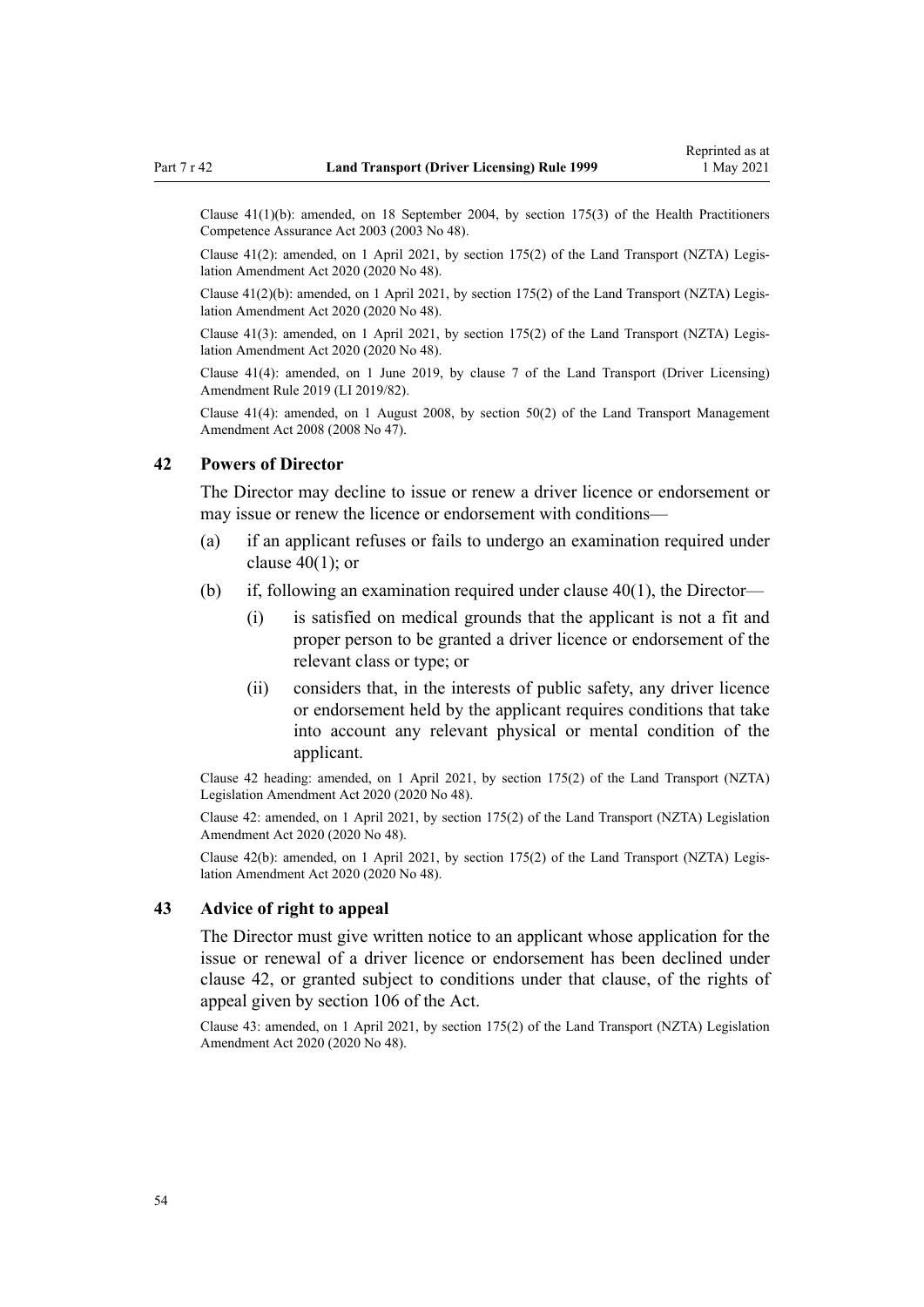Clause 41(1)(b): amended, on 18 September 2004, by section 175(3) of the Health Practitioners Competence Assurance Act 2003 (2003 No 48).

Clause 41(2): amended, on 1 April 2021, by section 175(2) of the Land Transport (NZTA) Legislation Amendment Act 2020 (2020 No 48).

Clause 41(2)(b): amended, on 1 April 2021, by section 175(2) of the Land Transport (NZTA) Legislation Amendment Act 2020 (2020 No 48).

Clause 41(3): amended, on 1 April 2021, by section 175(2) of the Land Transport (NZTA) Legislation Amendment Act 2020 (2020 No 48).

Clause 41(4): amended, on 1 June 2019, by clause 7 of the Land Transport (Driver Licensing) Amendment Rule 2019 (LI 2019/82).

Clause 41(4): amended, on 1 August 2008, by section 50(2) of the Land Transport Management Amendment Act 2008 (2008 No 47).

## 42 Powers of Director

The Director may decline to issue or renew a driver licence or endorsement or may issue or renew the licence or endorsement with conditions—

(a) if an applicant refuses or fails to undergo an examination required under clause 40(1); or

(b) if, following an examination required under clause 40(1), the Director—

  (i) is satisfied on medical grounds that the applicant is not a fit and proper person to be granted a driver licence or endorsement of the relevant class or type; or

  (ii) considers that, in the interests of public safety, any driver licence or endorsement held by the applicant requires conditions that take into account any relevant physical or mental condition of the applicant.

Clause 42 heading: amended, on 1 April 2021, by section 175(2) of the Land Transport (NZTA) Legislation Amendment Act 2020 (2020 No 48).

Clause 42: amended, on 1 April 2021, by section 175(2) of the Land Transport (NZTA) Legislation Amendment Act 2020 (2020 No 48).

Clause 42(b): amended, on 1 April 2021, by section 175(2) of the Land Transport (NZTA) Legislation Amendment Act 2020 (2020 No 48).

## 43 Advice of right to appeal

The Director must give written notice to an applicant whose application for the issue or renewal of a driver licence or endorsement has been declined under clause 42, or granted subject to conditions under that clause, of the rights of appeal given by section 106 of the Act.

Clause 43: amended, on 1 April 2021, by section 175(2) of the Land Transport (NZTA) Legislation Amendment Act 2020 (2020 No 48).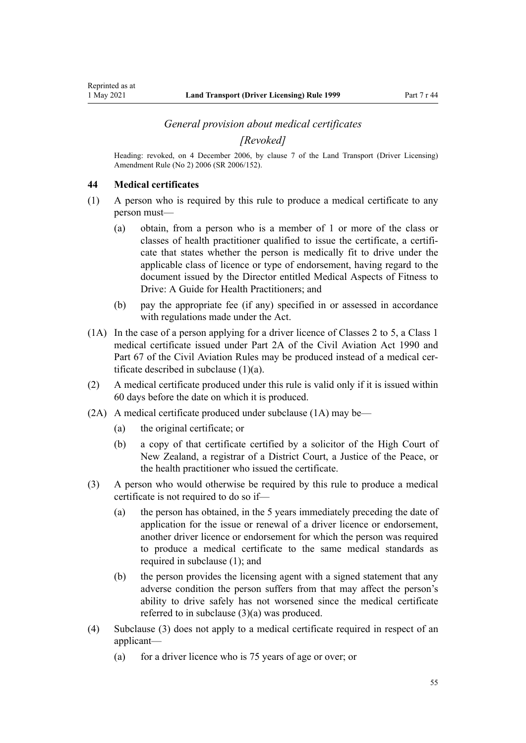*General provision about medical certificates*

*[Revoked]*

Heading: revoked, on 4 December 2006, by clause 7 of the Land Transport (Driver Licensing) Amendment Rule (No 2) 2006 (SR 2006/152).

**44 Medical certificates**

(1) A person who is required by this rule to produce a medical certificate to any person must—

  (a) obtain, from a person who is a member of 1 or more of the class or classes of health practitioner qualified to issue the certificate, a certificate that states whether the person is medically fit to drive under the applicable class of licence or type of endorsement, having regard to the document issued by the Director entitled Medical Aspects of Fitness to Drive: A Guide for Health Practitioners; and

  (b) pay the appropriate fee (if any) specified in or assessed in accordance with regulations made under the Act.

(1A) In the case of a person applying for a driver licence of Classes 2 to 5, a Class 1 medical certificate issued under Part 2A of the Civil Aviation Act 1990 and Part 67 of the Civil Aviation Rules may be produced instead of a medical certificate described in subclause (1)(a).

(2) A medical certificate produced under this rule is valid only if it is issued within 60 days before the date on which it is produced.

(2A) A medical certificate produced under subclause (1A) may be—

  (a) the original certificate; or

  (b) a copy of that certificate certified by a solicitor of the High Court of New Zealand, a registrar of a District Court, a Justice of the Peace, or the health practitioner who issued the certificate.

(3) A person who would otherwise be required by this rule to produce a medical certificate is not required to do so if—

  (a) the person has obtained, in the 5 years immediately preceding the date of application for the issue or renewal of a driver licence or endorsement, another driver licence or endorsement for which the person was required to produce a medical certificate to the same medical standards as required in subclause (1); and

  (b) the person provides the licensing agent with a signed statement that any adverse condition the person suffers from that may affect the person's ability to drive safely has not worsened since the medical certificate referred to in subclause (3)(a) was produced.

(4) Subclause (3) does not apply to a medical certificate required in respect of an applicant—

  (a) for a driver licence who is 75 years of age or over; or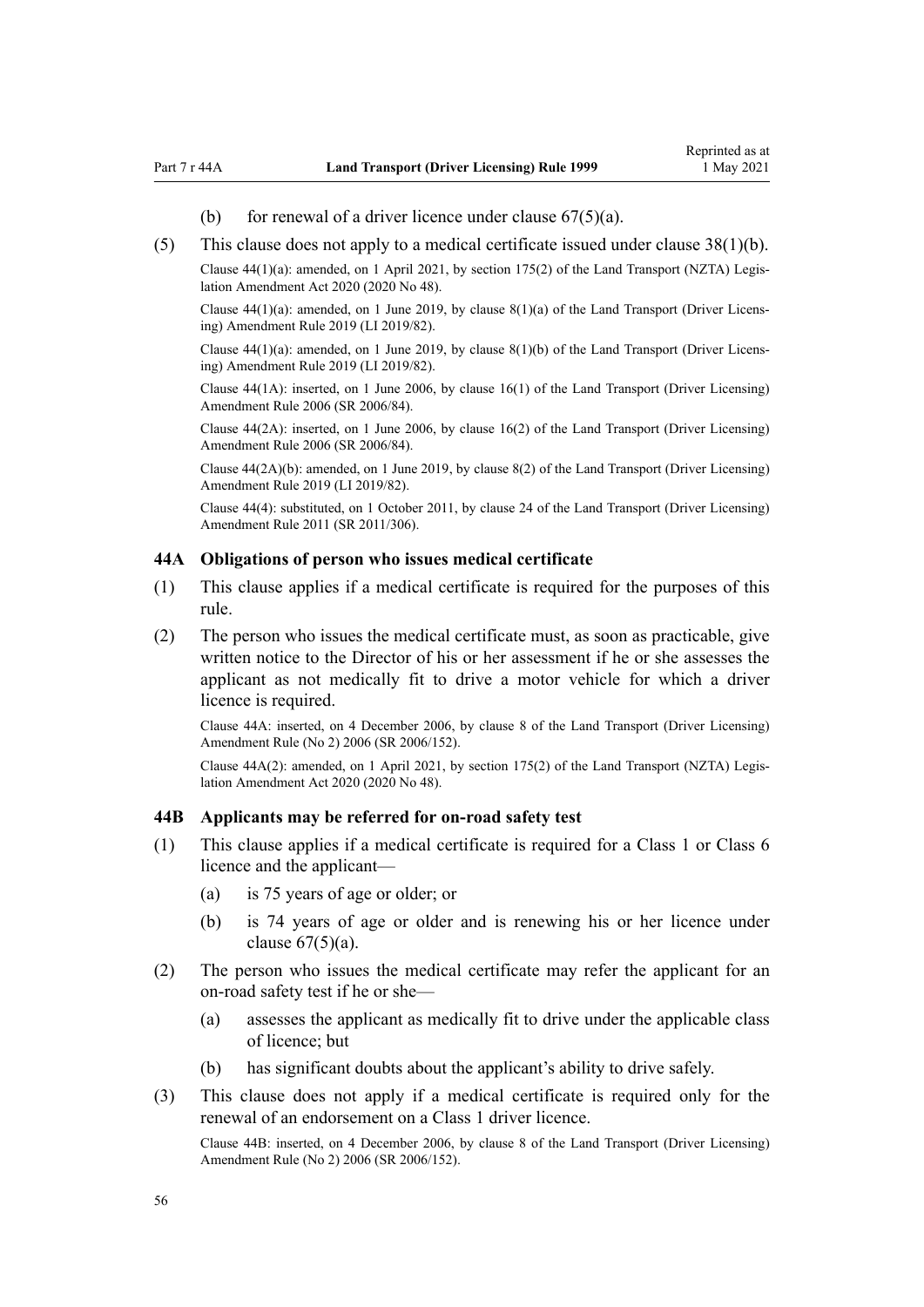(b) for renewal of a driver licence under clause 67(5)(a).

(5) This clause does not apply to a medical certificate issued under clause 38(1)(b).

Clause 44(1)(a): amended, on 1 April 2021, by section 175(2) of the Land Transport (NZTA) Legislation Amendment Act 2020 (2020 No 48).

Clause 44(1)(a): amended, on 1 June 2019, by clause 8(1)(a) of the Land Transport (Driver Licensing) Amendment Rule 2019 (LI 2019/82).

Clause 44(1)(a): amended, on 1 June 2019, by clause 8(1)(b) of the Land Transport (Driver Licensing) Amendment Rule 2019 (LI 2019/82).

Clause 44(1A): inserted, on 1 June 2006, by clause 16(1) of the Land Transport (Driver Licensing) Amendment Rule 2006 (SR 2006/84).

Clause 44(2A): inserted, on 1 June 2006, by clause 16(2) of the Land Transport (Driver Licensing) Amendment Rule 2006 (SR 2006/84).

Clause 44(2A)(b): amended, on 1 June 2019, by clause 8(2) of the Land Transport (Driver Licensing) Amendment Rule 2019 (LI 2019/82).

Clause 44(4): substituted, on 1 October 2011, by clause 24 of the Land Transport (Driver Licensing) Amendment Rule 2011 (SR 2011/306).

### 44A Obligations of person who issues medical certificate

(1) This clause applies if a medical certificate is required for the purposes of this rule.

(2) The person who issues the medical certificate must, as soon as practicable, give written notice to the Director of his or her assessment if he or she assesses the applicant as not medically fit to drive a motor vehicle for which a driver licence is required.

Clause 44A: inserted, on 4 December 2006, by clause 8 of the Land Transport (Driver Licensing) Amendment Rule (No 2) 2006 (SR 2006/152).

Clause 44A(2): amended, on 1 April 2021, by section 175(2) of the Land Transport (NZTA) Legislation Amendment Act 2020 (2020 No 48).

### 44B Applicants may be referred for on-road safety test

(1) This clause applies if a medical certificate is required for a Class 1 or Class 6 licence and the applicant—

- (a) is 75 years of age or older; or
- (b) is 74 years of age or older and is renewing his or her licence under clause 67(5)(a).

(2) The person who issues the medical certificate may refer the applicant for an on-road safety test if he or she—

- (a) assesses the applicant as medically fit to drive under the applicable class of licence; but
- (b) has significant doubts about the applicant's ability to drive safely.

(3) This clause does not apply if a medical certificate is required only for the renewal of an endorsement on a Class 1 driver licence.

Clause 44B: inserted, on 4 December 2006, by clause 8 of the Land Transport (Driver Licensing) Amendment Rule (No 2) 2006 (SR 2006/152).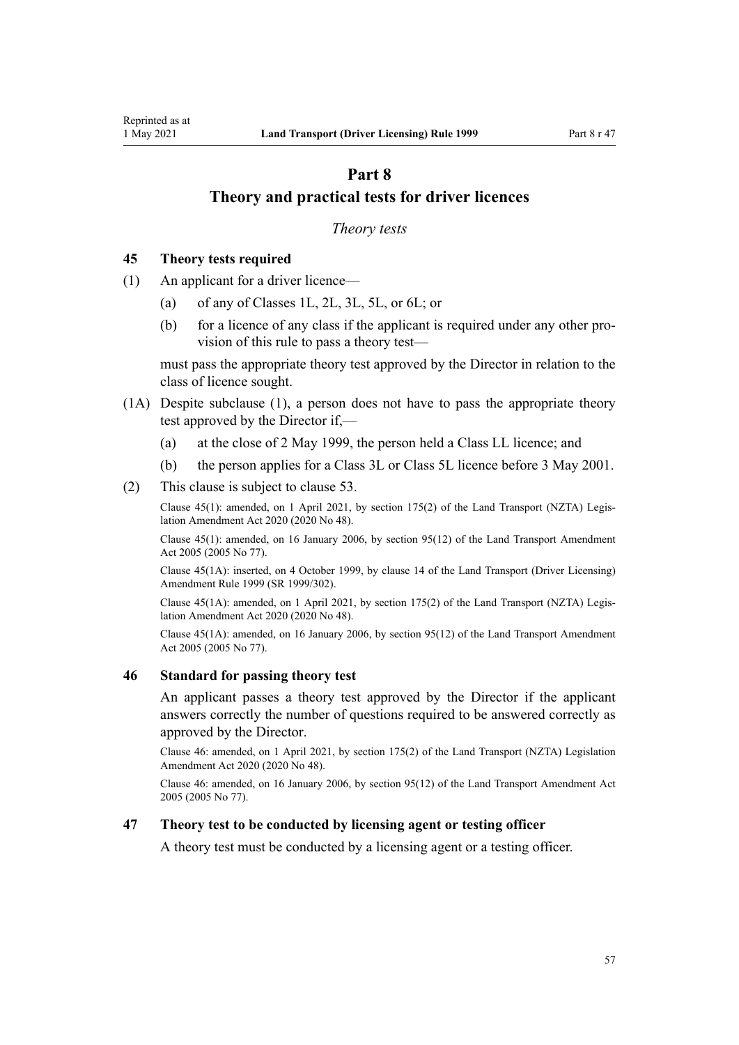# Part 8

# Theory and practical tests for driver licences

*Theory tests*

### 45 Theory tests required

(1) An applicant for a driver licence—

(a) of any of Classes 1L, 2L, 3L, 5L, or 6L; or

(b) for a licence of any class if the applicant is required under any other provision of this rule to pass a theory test—

must pass the appropriate theory test approved by the Director in relation to the class of licence sought.

(1A) Despite subclause (1), a person does not have to pass the appropriate theory test approved by the Director if,—

(a) at the close of 2 May 1999, the person held a Class LL licence; and

(b) the person applies for a Class 3L or Class 5L licence before 3 May 2001.

(2) This clause is subject to clause 53.

Clause 45(1): amended, on 1 April 2021, by section 175(2) of the Land Transport (NZTA) Legislation Amendment Act 2020 (2020 No 48).

Clause 45(1): amended, on 16 January 2006, by section 95(12) of the Land Transport Amendment Act 2005 (2005 No 77).

Clause 45(1A): inserted, on 4 October 1999, by clause 14 of the Land Transport (Driver Licensing) Amendment Rule 1999 (SR 1999/302).

Clause 45(1A): amended, on 1 April 2021, by section 175(2) of the Land Transport (NZTA) Legislation Amendment Act 2020 (2020 No 48).

Clause 45(1A): amended, on 16 January 2006, by section 95(12) of the Land Transport Amendment Act 2005 (2005 No 77).

### 46 Standard for passing theory test

An applicant passes a theory test approved by the Director if the applicant answers correctly the number of questions required to be answered correctly as approved by the Director.

Clause 46: amended, on 1 April 2021, by section 175(2) of the Land Transport (NZTA) Legislation Amendment Act 2020 (2020 No 48).

Clause 46: amended, on 16 January 2006, by section 95(12) of the Land Transport Amendment Act 2005 (2005 No 77).

### 47 Theory test to be conducted by licensing agent or testing officer

A theory test must be conducted by a licensing agent or a testing officer.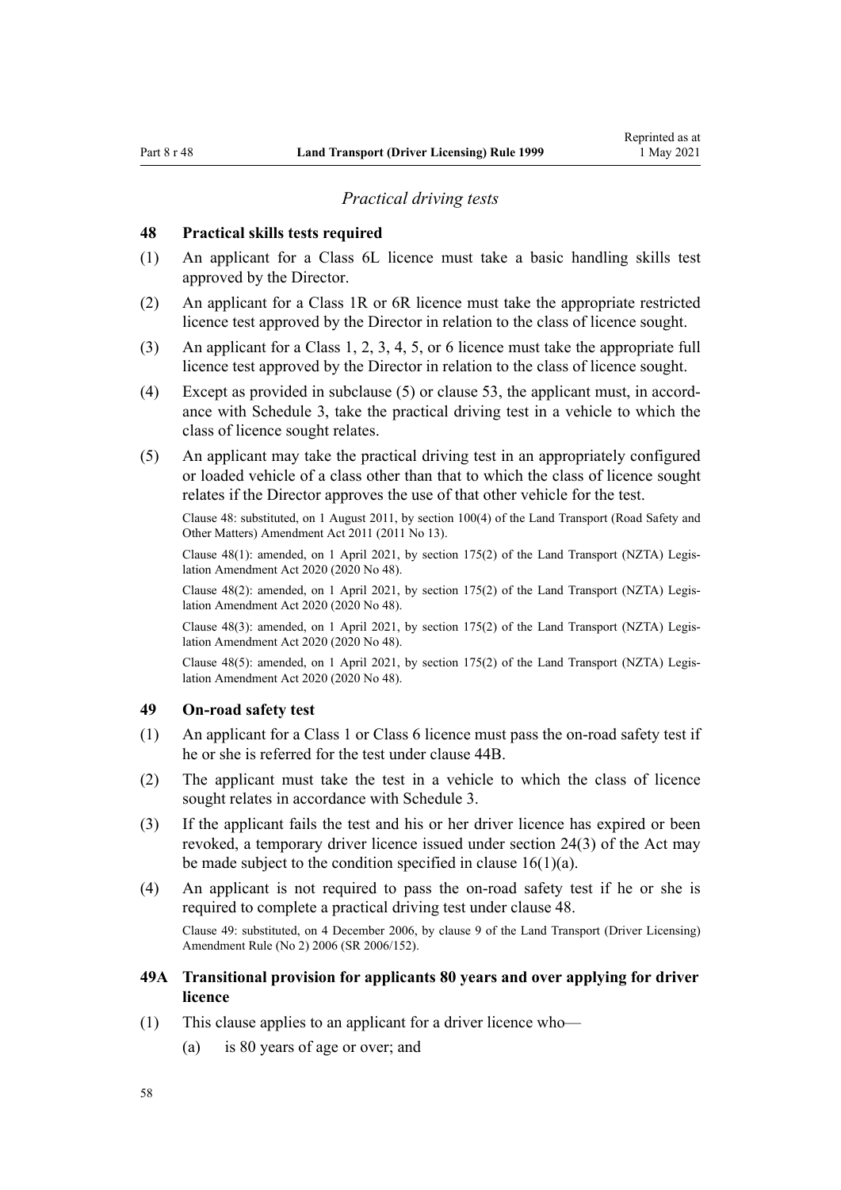*Practical driving tests*

### 48 Practical skills tests required

(1) An applicant for a Class 6L licence must take a basic handling skills test approved by the Director.

(2) An applicant for a Class 1R or 6R licence must take the appropriate restricted licence test approved by the Director in relation to the class of licence sought.

(3) An applicant for a Class 1, 2, 3, 4, 5, or 6 licence must take the appropriate full licence test approved by the Director in relation to the class of licence sought.

(4) Except as provided in subclause (5) or clause 53, the applicant must, in accordance with Schedule 3, take the practical driving test in a vehicle to which the class of licence sought relates.

(5) An applicant may take the practical driving test in an appropriately configured or loaded vehicle of a class other than that to which the class of licence sought relates if the Director approves the use of that other vehicle for the test.

Clause 48: substituted, on 1 August 2011, by section 100(4) of the Land Transport (Road Safety and Other Matters) Amendment Act 2011 (2011 No 13).

Clause 48(1): amended, on 1 April 2021, by section 175(2) of the Land Transport (NZTA) Legislation Amendment Act 2020 (2020 No 48).

Clause 48(2): amended, on 1 April 2021, by section 175(2) of the Land Transport (NZTA) Legislation Amendment Act 2020 (2020 No 48).

Clause 48(3): amended, on 1 April 2021, by section 175(2) of the Land Transport (NZTA) Legislation Amendment Act 2020 (2020 No 48).

Clause 48(5): amended, on 1 April 2021, by section 175(2) of the Land Transport (NZTA) Legislation Amendment Act 2020 (2020 No 48).

### 49 On-road safety test

(1) An applicant for a Class 1 or Class 6 licence must pass the on-road safety test if he or she is referred for the test under clause 44B.

(2) The applicant must take the test in a vehicle to which the class of licence sought relates in accordance with Schedule 3.

(3) If the applicant fails the test and his or her driver licence has expired or been revoked, a temporary driver licence issued under section 24(3) of the Act may be made subject to the condition specified in clause 16(1)(a).

(4) An applicant is not required to pass the on-road safety test if he or she is required to complete a practical driving test under clause 48.

Clause 49: substituted, on 4 December 2006, by clause 9 of the Land Transport (Driver Licensing) Amendment Rule (No 2) 2006 (SR 2006/152).

### 49A Transitional provision for applicants 80 years and over applying for driver licence

(1) This clause applies to an applicant for a driver licence who—

(a) is 80 years of age or over; and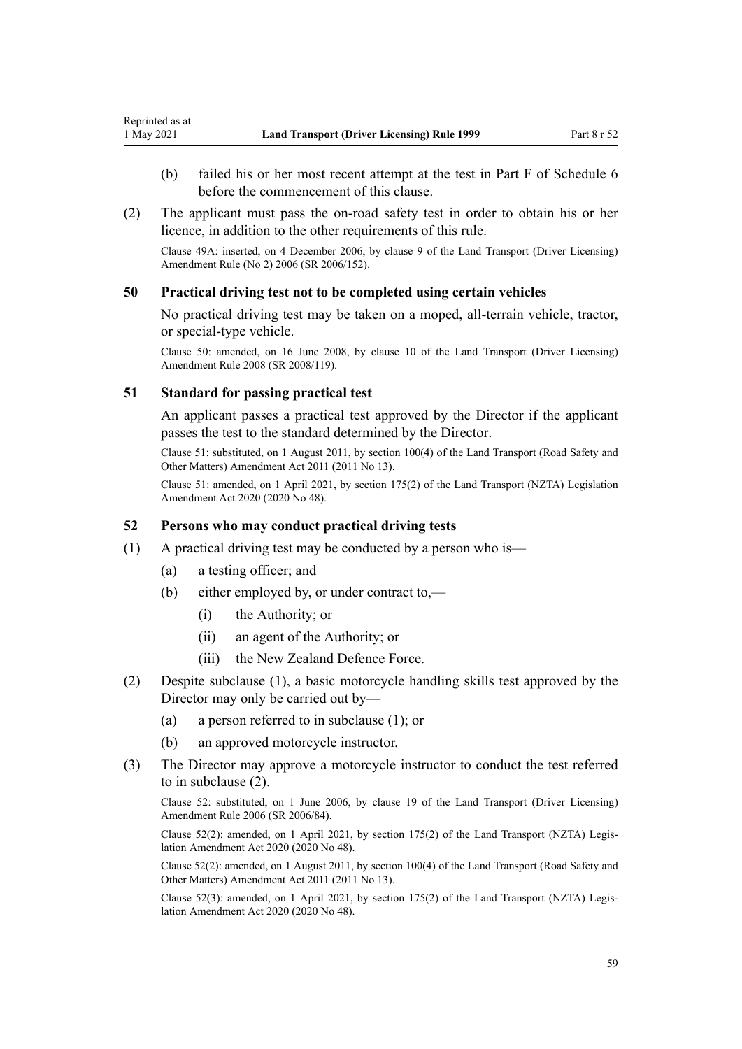(b) failed his or her most recent attempt at the test in Part F of Schedule 6 before the commencement of this clause.

(2) The applicant must pass the on-road safety test in order to obtain his or her licence, in addition to the other requirements of this rule.

Clause 49A: inserted, on 4 December 2006, by clause 9 of the Land Transport (Driver Licensing) Amendment Rule (No 2) 2006 (SR 2006/152).

### 50 Practical driving test not to be completed using certain vehicles

No practical driving test may be taken on a moped, all-terrain vehicle, tractor, or special-type vehicle.

Clause 50: amended, on 16 June 2008, by clause 10 of the Land Transport (Driver Licensing) Amendment Rule 2008 (SR 2008/119).

### 51 Standard for passing practical test

An applicant passes a practical test approved by the Director if the applicant passes the test to the standard determined by the Director.

Clause 51: substituted, on 1 August 2011, by section 100(4) of the Land Transport (Road Safety and Other Matters) Amendment Act 2011 (2011 No 13).

Clause 51: amended, on 1 April 2021, by section 175(2) of the Land Transport (NZTA) Legislation Amendment Act 2020 (2020 No 48).

### 52 Persons who may conduct practical driving tests

(1) A practical driving test may be conducted by a person who is—

(a) a testing officer; and

(b) either employed by, or under contract to,—

(i) the Authority; or

(ii) an agent of the Authority; or

(iii) the New Zealand Defence Force.

(2) Despite subclause (1), a basic motorcycle handling skills test approved by the Director may only be carried out by—

(a) a person referred to in subclause (1); or

(b) an approved motorcycle instructor.

(3) The Director may approve a motorcycle instructor to conduct the test referred to in subclause (2).

Clause 52: substituted, on 1 June 2006, by clause 19 of the Land Transport (Driver Licensing) Amendment Rule 2006 (SR 2006/84).

Clause 52(2): amended, on 1 April 2021, by section 175(2) of the Land Transport (NZTA) Legislation Amendment Act 2020 (2020 No 48).

Clause 52(2): amended, on 1 August 2011, by section 100(4) of the Land Transport (Road Safety and Other Matters) Amendment Act 2011 (2011 No 13).

Clause 52(3): amended, on 1 April 2021, by section 175(2) of the Land Transport (NZTA) Legislation Amendment Act 2020 (2020 No 48).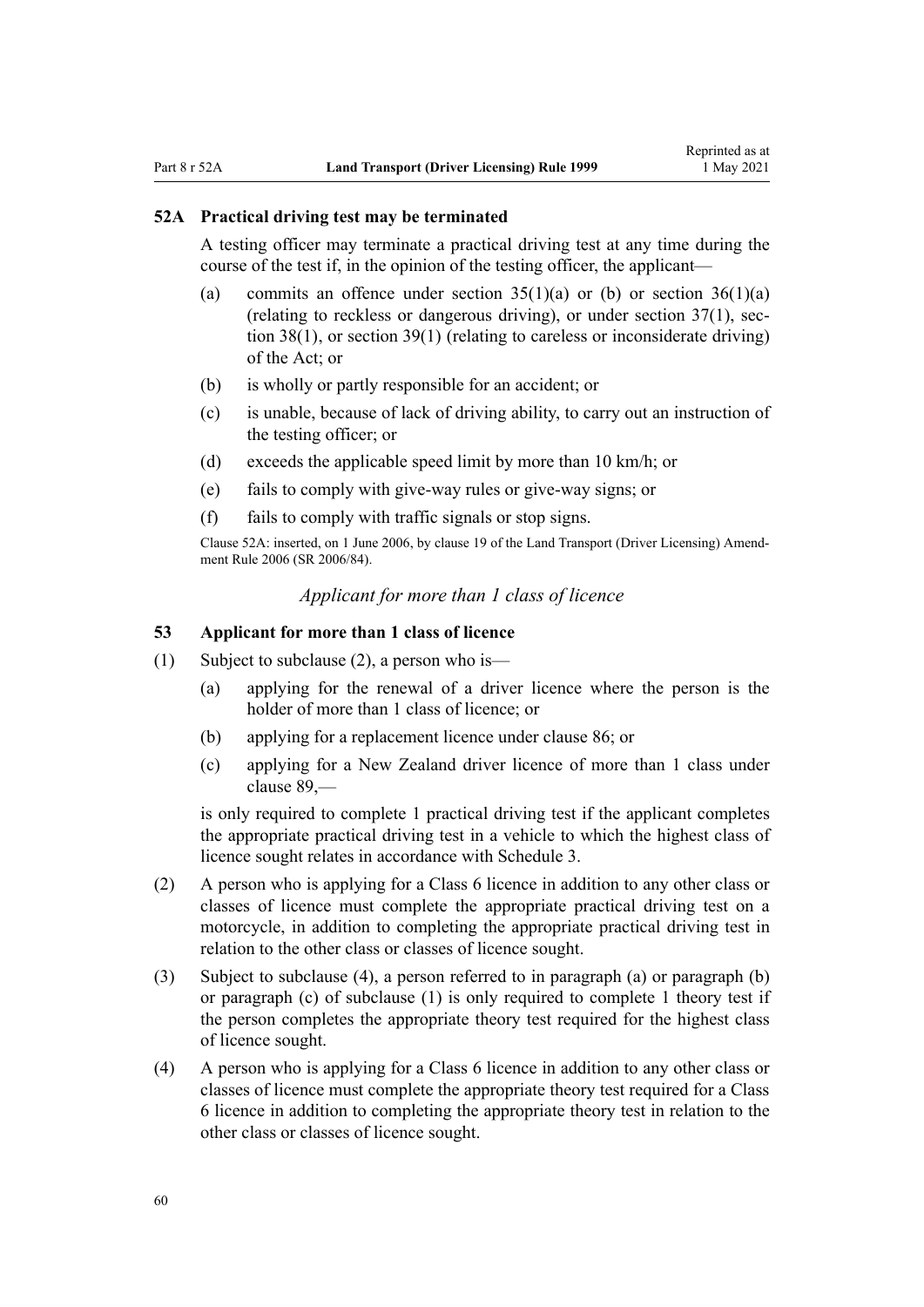### 52A Practical driving test may be terminated

A testing officer may terminate a practical driving test at any time during the course of the test if, in the opinion of the testing officer, the applicant—

- (a) commits an offence under section 35(1)(a) or (b) or section 36(1)(a) (relating to reckless or dangerous driving), or under section 37(1), section 38(1), or section 39(1) (relating to careless or inconsiderate driving) of the Act; or
- (b) is wholly or partly responsible for an accident; or
- (c) is unable, because of lack of driving ability, to carry out an instruction of the testing officer; or
- (d) exceeds the applicable speed limit by more than 10 km/h; or
- (e) fails to comply with give-way rules or give-way signs; or
- (f) fails to comply with traffic signals or stop signs.

Clause 52A: inserted, on 1 June 2006, by clause 19 of the Land Transport (Driver Licensing) Amendment Rule 2006 (SR 2006/84).

*Applicant for more than 1 class of licence*

### 53 Applicant for more than 1 class of licence

(1) Subject to subclause (2), a person who is—

- (a) applying for the renewal of a driver licence where the person is the holder of more than 1 class of licence; or
- (b) applying for a replacement licence under clause 86; or
- (c) applying for a New Zealand driver licence of more than 1 class under clause 89,—

is only required to complete 1 practical driving test if the applicant completes the appropriate practical driving test in a vehicle to which the highest class of licence sought relates in accordance with Schedule 3.

(2) A person who is applying for a Class 6 licence in addition to any other class or classes of licence must complete the appropriate practical driving test on a motorcycle, in addition to completing the appropriate practical driving test in relation to the other class or classes of licence sought.

(3) Subject to subclause (4), a person referred to in paragraph (a) or paragraph (b) or paragraph (c) of subclause (1) is only required to complete 1 theory test if the person completes the appropriate theory test required for the highest class of licence sought.

(4) A person who is applying for a Class 6 licence in addition to any other class or classes of licence must complete the appropriate theory test required for a Class 6 licence in addition to completing the appropriate theory test in relation to the other class or classes of licence sought.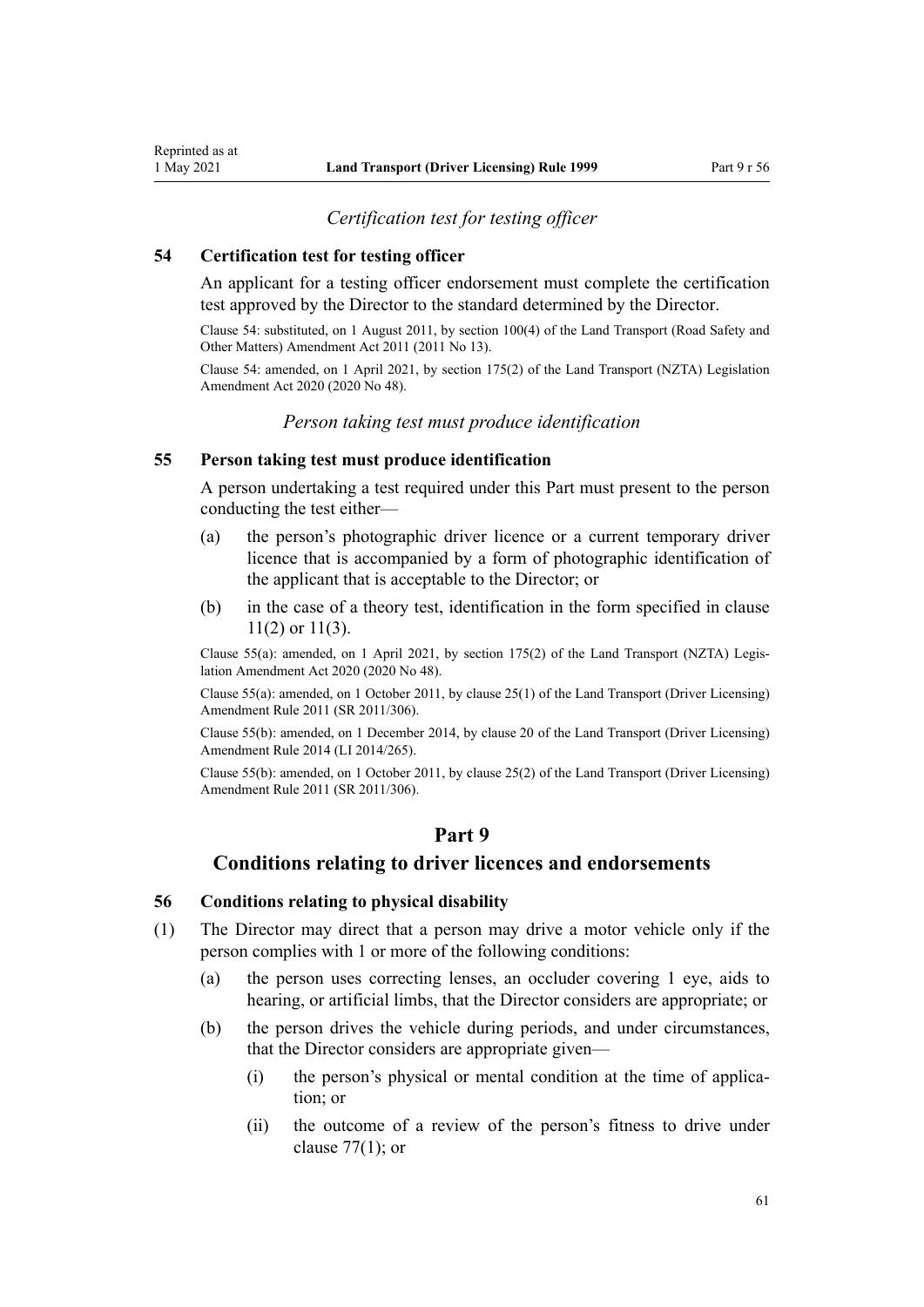*Certification test for testing officer*

### 54 Certification test for testing officer

An applicant for a testing officer endorsement must complete the certification test approved by the Director to the standard determined by the Director.

Clause 54: substituted, on 1 August 2011, by section 100(4) of the Land Transport (Road Safety and Other Matters) Amendment Act 2011 (2011 No 13).

Clause 54: amended, on 1 April 2021, by section 175(2) of the Land Transport (NZTA) Legislation Amendment Act 2020 (2020 No 48).

*Person taking test must produce identification*

### 55 Person taking test must produce identification

A person undertaking a test required under this Part must present to the person conducting the test either—

(a) the person's photographic driver licence or a current temporary driver licence that is accompanied by a form of photographic identification of the applicant that is acceptable to the Director; or

(b) in the case of a theory test, identification in the form specified in clause 11(2) or 11(3).

Clause 55(a): amended, on 1 April 2021, by section 175(2) of the Land Transport (NZTA) Legislation Amendment Act 2020 (2020 No 48).

Clause 55(a): amended, on 1 October 2011, by clause 25(1) of the Land Transport (Driver Licensing) Amendment Rule 2011 (SR 2011/306).

Clause 55(b): amended, on 1 December 2014, by clause 20 of the Land Transport (Driver Licensing) Amendment Rule 2014 (LI 2014/265).

Clause 55(b): amended, on 1 October 2011, by clause 25(2) of the Land Transport (Driver Licensing) Amendment Rule 2011 (SR 2011/306).

# Part 9

## Conditions relating to driver licences and endorsements

### 56 Conditions relating to physical disability

(1) The Director may direct that a person may drive a motor vehicle only if the person complies with 1 or more of the following conditions:

(a) the person uses correcting lenses, an occluder covering 1 eye, aids to hearing, or artificial limbs, that the Director considers are appropriate; or

(b) the person drives the vehicle during periods, and under circumstances, that the Director considers are appropriate given—

(i) the person's physical or mental condition at the time of application; or

(ii) the outcome of a review of the person's fitness to drive under clause 77(1); or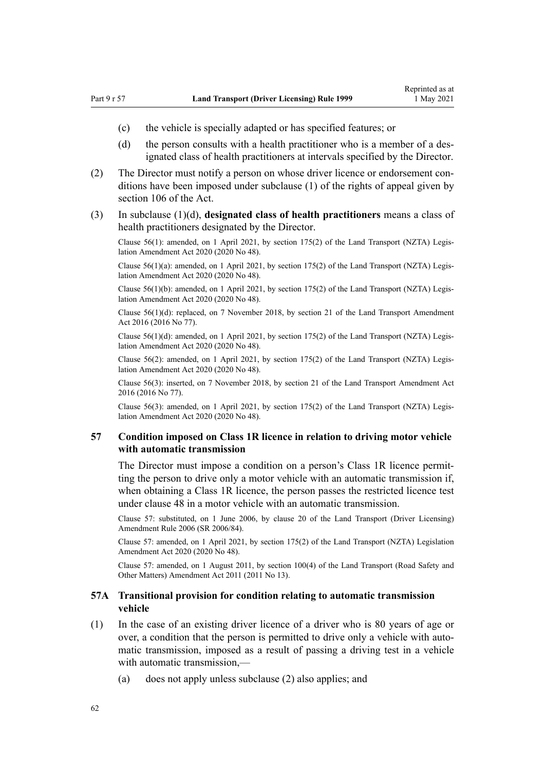(c) the vehicle is specially adapted or has specified features; or

(d) the person consults with a health practitioner who is a member of a designated class of health practitioners at intervals specified by the Director.

(2) The Director must notify a person on whose driver licence or endorsement conditions have been imposed under subclause (1) of the rights of appeal given by section 106 of the Act.

(3) In subclause (1)(d), **designated class of health practitioners** means a class of health practitioners designated by the Director.

Clause 56(1): amended, on 1 April 2021, by section 175(2) of the Land Transport (NZTA) Legislation Amendment Act 2020 (2020 No 48).

Clause 56(1)(a): amended, on 1 April 2021, by section 175(2) of the Land Transport (NZTA) Legislation Amendment Act 2020 (2020 No 48).

Clause 56(1)(b): amended, on 1 April 2021, by section 175(2) of the Land Transport (NZTA) Legislation Amendment Act 2020 (2020 No 48).

Clause 56(1)(d): replaced, on 7 November 2018, by section 21 of the Land Transport Amendment Act 2016 (2016 No 77).

Clause 56(1)(d): amended, on 1 April 2021, by section 175(2) of the Land Transport (NZTA) Legislation Amendment Act 2020 (2020 No 48).

Clause 56(2): amended, on 1 April 2021, by section 175(2) of the Land Transport (NZTA) Legislation Amendment Act 2020 (2020 No 48).

Clause 56(3): inserted, on 7 November 2018, by section 21 of the Land Transport Amendment Act 2016 (2016 No 77).

Clause 56(3): amended, on 1 April 2021, by section 175(2) of the Land Transport (NZTA) Legislation Amendment Act 2020 (2020 No 48).

### 57 Condition imposed on Class 1R licence in relation to driving motor vehicle with automatic transmission

The Director must impose a condition on a person's Class 1R licence permitting the person to drive only a motor vehicle with an automatic transmission if, when obtaining a Class 1R licence, the person passes the restricted licence test under clause 48 in a motor vehicle with an automatic transmission.

Clause 57: substituted, on 1 June 2006, by clause 20 of the Land Transport (Driver Licensing) Amendment Rule 2006 (SR 2006/84).

Clause 57: amended, on 1 April 2021, by section 175(2) of the Land Transport (NZTA) Legislation Amendment Act 2020 (2020 No 48).

Clause 57: amended, on 1 August 2011, by section 100(4) of the Land Transport (Road Safety and Other Matters) Amendment Act 2011 (2011 No 13).

### 57A Transitional provision for condition relating to automatic transmission vehicle

(1) In the case of an existing driver licence of a driver who is 80 years of age or over, a condition that the person is permitted to drive only a vehicle with automatic transmission, imposed as a result of passing a driving test in a vehicle with automatic transmission,—

(a) does not apply unless subclause (2) also applies; and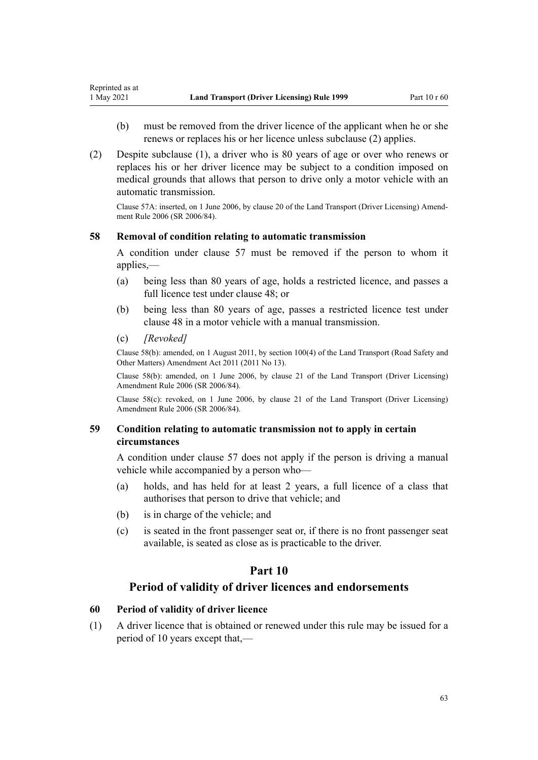(b) must be removed from the driver licence of the applicant when he or she renews or replaces his or her licence unless subclause (2) applies.

(2) Despite subclause (1), a driver who is 80 years of age or over who renews or replaces his or her driver licence may be subject to a condition imposed on medical grounds that allows that person to drive only a motor vehicle with an automatic transmission.

Clause 57A: inserted, on 1 June 2006, by clause 20 of the Land Transport (Driver Licensing) Amendment Rule 2006 (SR 2006/84).

### 58 Removal of condition relating to automatic transmission

A condition under clause 57 must be removed if the person to whom it applies,—

(a) being less than 80 years of age, holds a restricted licence, and passes a full licence test under clause 48; or

(b) being less than 80 years of age, passes a restricted licence test under clause 48 in a motor vehicle with a manual transmission.

(c) *[Revoked]*

Clause 58(b): amended, on 1 August 2011, by section 100(4) of the Land Transport (Road Safety and Other Matters) Amendment Act 2011 (2011 No 13).

Clause 58(b): amended, on 1 June 2006, by clause 21 of the Land Transport (Driver Licensing) Amendment Rule 2006 (SR 2006/84).

Clause 58(c): revoked, on 1 June 2006, by clause 21 of the Land Transport (Driver Licensing) Amendment Rule 2006 (SR 2006/84).

### 59 Condition relating to automatic transmission not to apply in certain circumstances

A condition under clause 57 does not apply if the person is driving a manual vehicle while accompanied by a person who—

(a) holds, and has held for at least 2 years, a full licence of a class that authorises that person to drive that vehicle; and

(b) is in charge of the vehicle; and

(c) is seated in the front passenger seat or, if there is no front passenger seat available, is seated as close as is practicable to the driver.

## Part 10
## Period of validity of driver licences and endorsements

### 60 Period of validity of driver licence

(1) A driver licence that is obtained or renewed under this rule may be issued for a period of 10 years except that,—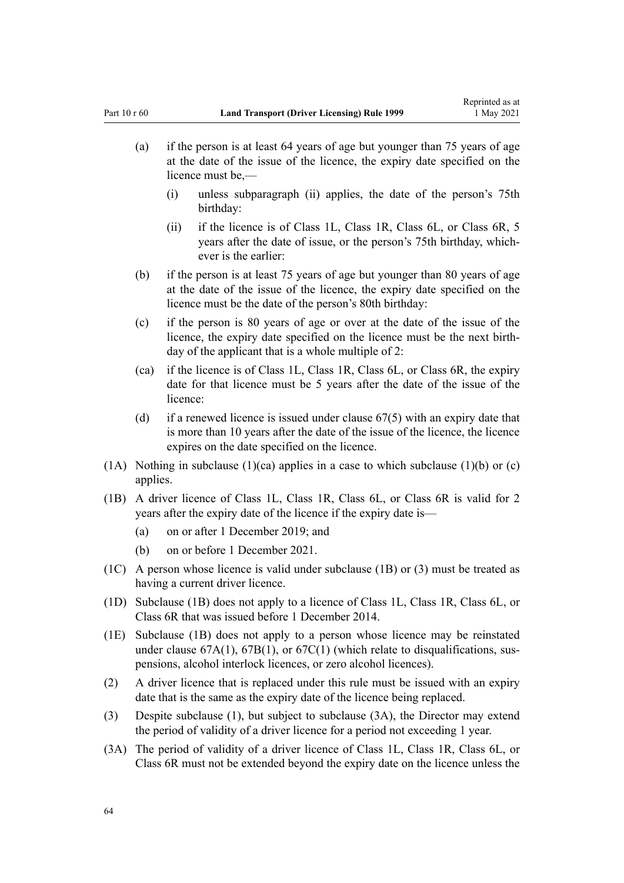(a) if the person is at least 64 years of age but younger than 75 years of age at the date of the issue of the licence, the expiry date specified on the licence must be,—

  (i) unless subparagraph (ii) applies, the date of the person's 75th birthday:

  (ii) if the licence is of Class 1L, Class 1R, Class 6L, or Class 6R, 5 years after the date of issue, or the person's 75th birthday, whichever is the earlier:

(b) if the person is at least 75 years of age but younger than 80 years of age at the date of the issue of the licence, the expiry date specified on the licence must be the date of the person's 80th birthday:

(c) if the person is 80 years of age or over at the date of the issue of the licence, the expiry date specified on the licence must be the next birthday of the applicant that is a whole multiple of 2:

(ca) if the licence is of Class 1L, Class 1R, Class 6L, or Class 6R, the expiry date for that licence must be 5 years after the date of the issue of the licence:

(d) if a renewed licence is issued under clause 67(5) with an expiry date that is more than 10 years after the date of the issue of the licence, the licence expires on the date specified on the licence.

(1A) Nothing in subclause (1)(ca) applies in a case to which subclause (1)(b) or (c) applies.

(1B) A driver licence of Class 1L, Class 1R, Class 6L, or Class 6R is valid for 2 years after the expiry date of the licence if the expiry date is—

  (a) on or after 1 December 2019; and

  (b) on or before 1 December 2021.

(1C) A person whose licence is valid under subclause (1B) or (3) must be treated as having a current driver licence.

(1D) Subclause (1B) does not apply to a licence of Class 1L, Class 1R, Class 6L, or Class 6R that was issued before 1 December 2014.

(1E) Subclause (1B) does not apply to a person whose licence may be reinstated under clause 67A(1), 67B(1), or 67C(1) (which relate to disqualifications, suspensions, alcohol interlock licences, or zero alcohol licences).

(2) A driver licence that is replaced under this rule must be issued with an expiry date that is the same as the expiry date of the licence being replaced.

(3) Despite subclause (1), but subject to subclause (3A), the Director may extend the period of validity of a driver licence for a period not exceeding 1 year.

(3A) The period of validity of a driver licence of Class 1L, Class 1R, Class 6L, or Class 6R must not be extended beyond the expiry date on the licence unless the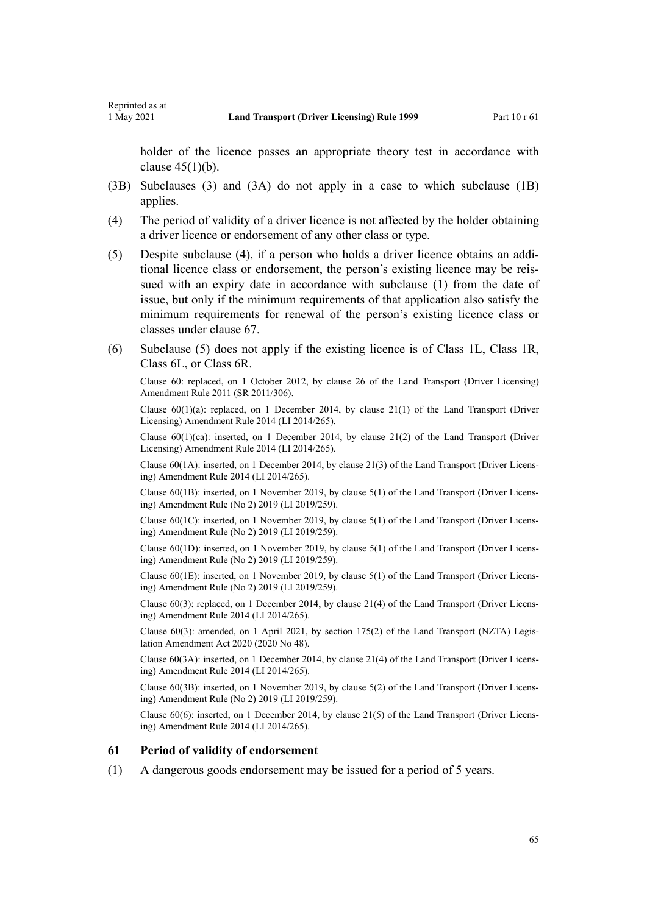holder of the licence passes an appropriate theory test in accordance with clause 45(1)(b).

(3B) Subclauses (3) and (3A) do not apply in a case to which subclause (1B) applies.

(4) The period of validity of a driver licence is not affected by the holder obtaining a driver licence or endorsement of any other class or type.

(5) Despite subclause (4), if a person who holds a driver licence obtains an additional licence class or endorsement, the person's existing licence may be reissued with an expiry date in accordance with subclause (1) from the date of issue, but only if the minimum requirements of that application also satisfy the minimum requirements for renewal of the person's existing licence class or classes under clause 67.

(6) Subclause (5) does not apply if the existing licence is of Class 1L, Class 1R, Class 6L, or Class 6R.

Clause 60: replaced, on 1 October 2012, by clause 26 of the Land Transport (Driver Licensing) Amendment Rule 2011 (SR 2011/306).

Clause 60(1)(a): replaced, on 1 December 2014, by clause 21(1) of the Land Transport (Driver Licensing) Amendment Rule 2014 (LI 2014/265).

Clause 60(1)(ca): inserted, on 1 December 2014, by clause 21(2) of the Land Transport (Driver Licensing) Amendment Rule 2014 (LI 2014/265).

Clause 60(1A): inserted, on 1 December 2014, by clause 21(3) of the Land Transport (Driver Licensing) Amendment Rule 2014 (LI 2014/265).

Clause 60(1B): inserted, on 1 November 2019, by clause 5(1) of the Land Transport (Driver Licensing) Amendment Rule (No 2) 2019 (LI 2019/259).

Clause 60(1C): inserted, on 1 November 2019, by clause 5(1) of the Land Transport (Driver Licensing) Amendment Rule (No 2) 2019 (LI 2019/259).

Clause 60(1D): inserted, on 1 November 2019, by clause 5(1) of the Land Transport (Driver Licensing) Amendment Rule (No 2) 2019 (LI 2019/259).

Clause 60(1E): inserted, on 1 November 2019, by clause 5(1) of the Land Transport (Driver Licensing) Amendment Rule (No 2) 2019 (LI 2019/259).

Clause 60(3): replaced, on 1 December 2014, by clause 21(4) of the Land Transport (Driver Licensing) Amendment Rule 2014 (LI 2014/265).

Clause 60(3): amended, on 1 April 2021, by section 175(2) of the Land Transport (NZTA) Legislation Amendment Act 2020 (2020 No 48).

Clause 60(3A): inserted, on 1 December 2014, by clause 21(4) of the Land Transport (Driver Licensing) Amendment Rule 2014 (LI 2014/265).

Clause 60(3B): inserted, on 1 November 2019, by clause 5(2) of the Land Transport (Driver Licensing) Amendment Rule (No 2) 2019 (LI 2019/259).

Clause 60(6): inserted, on 1 December 2014, by clause 21(5) of the Land Transport (Driver Licensing) Amendment Rule 2014 (LI 2014/265).

### 61 Period of validity of endorsement

(1) A dangerous goods endorsement may be issued for a period of 5 years.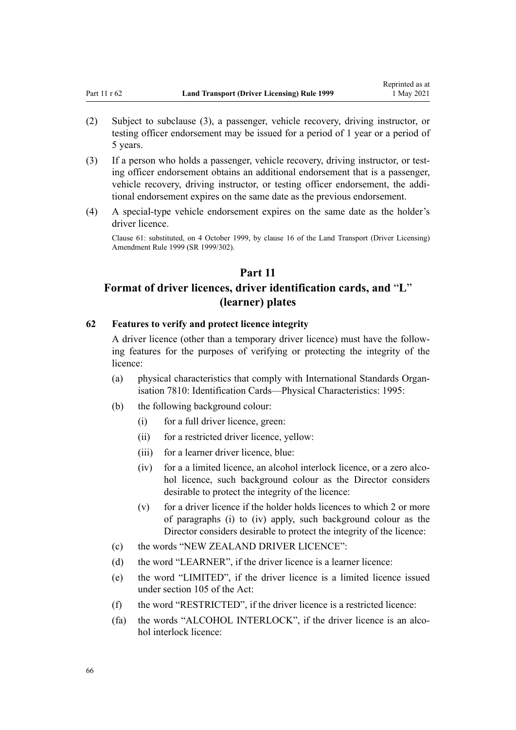(2) Subject to subclause (3), a passenger, vehicle recovery, driving instructor, or testing officer endorsement may be issued for a period of 1 year or a period of 5 years.

(3) If a person who holds a passenger, vehicle recovery, driving instructor, or testing officer endorsement obtains an additional endorsement that is a passenger, vehicle recovery, driving instructor, or testing officer endorsement, the additional endorsement expires on the same date as the previous endorsement.

(4) A special-type vehicle endorsement expires on the same date as the holder's driver licence.

Clause 61: substituted, on 4 October 1999, by clause 16 of the Land Transport (Driver Licensing) Amendment Rule 1999 (SR 1999/302).

## Part 11
## Format of driver licences, driver identification cards, and "L" (learner) plates

### 62 Features to verify and protect licence integrity

A driver licence (other than a temporary driver licence) must have the following features for the purposes of verifying or protecting the integrity of the licence:

(a) physical characteristics that comply with International Standards Organisation 7810: Identification Cards—Physical Characteristics: 1995:

(b) the following background colour:

  (i) for a full driver licence, green:

  (ii) for a restricted driver licence, yellow:

  (iii) for a learner driver licence, blue:

  (iv) for a a limited licence, an alcohol interlock licence, or a zero alcohol licence, such background colour as the Director considers desirable to protect the integrity of the licence:

  (v) for a driver licence if the holder holds licences to which 2 or more of paragraphs (i) to (iv) apply, such background colour as the Director considers desirable to protect the integrity of the licence:

(c) the words "NEW ZEALAND DRIVER LICENCE":

(d) the word "LEARNER", if the driver licence is a learner licence:

(e) the word "LIMITED", if the driver licence is a limited licence issued under section 105 of the Act:

(f) the word "RESTRICTED", if the driver licence is a restricted licence:

(fa) the words "ALCOHOL INTERLOCK", if the driver licence is an alcohol interlock licence: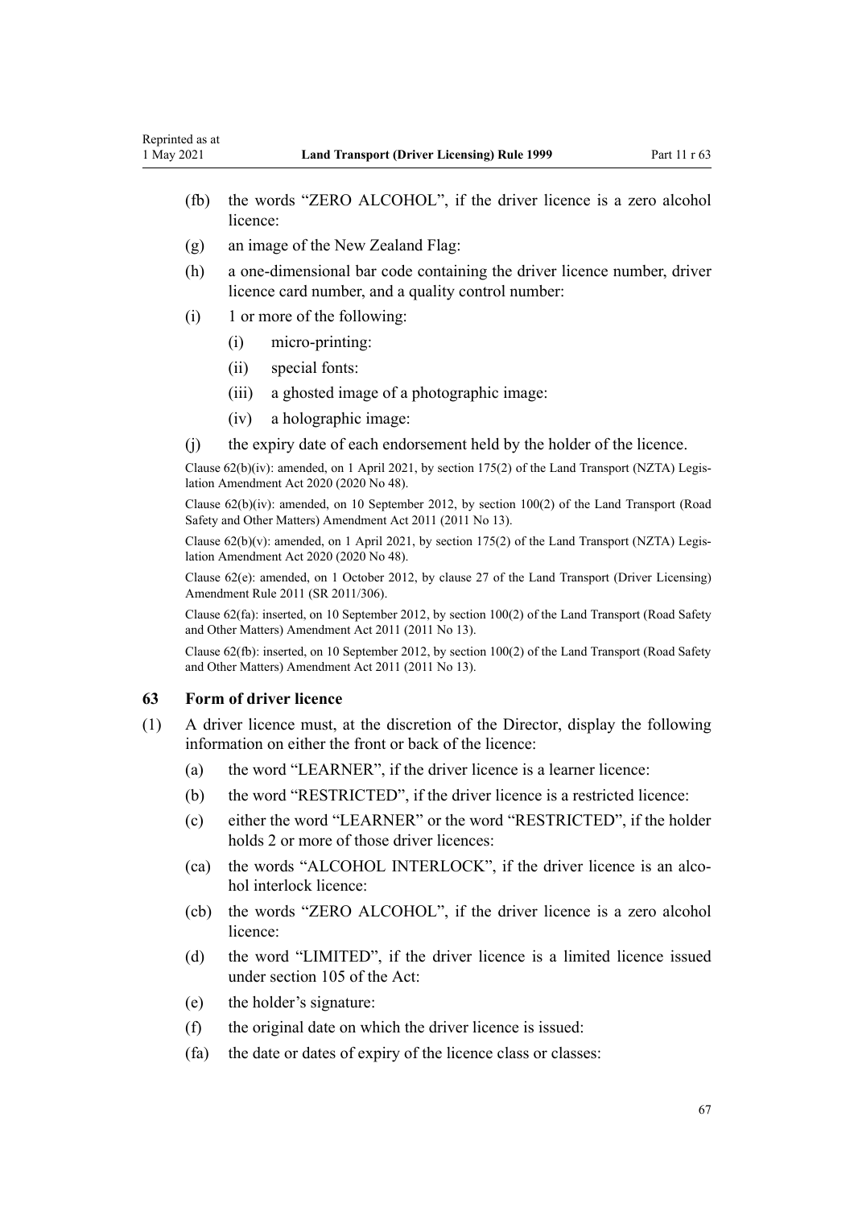(fb) the words "ZERO ALCOHOL", if the driver licence is a zero alcohol licence:

(g) an image of the New Zealand Flag:

(h) a one-dimensional bar code containing the driver licence number, driver licence card number, and a quality control number:

(i) 1 or more of the following:

    (i) micro-printing:

    (ii) special fonts:

    (iii) a ghosted image of a photographic image:

    (iv) a holographic image:

(j) the expiry date of each endorsement held by the holder of the licence.

Clause 62(b)(iv): amended, on 1 April 2021, by section 175(2) of the Land Transport (NZTA) Legislation Amendment Act 2020 (2020 No 48).

Clause 62(b)(iv): amended, on 10 September 2012, by section 100(2) of the Land Transport (Road Safety and Other Matters) Amendment Act 2011 (2011 No 13).

Clause 62(b)(v): amended, on 1 April 2021, by section 175(2) of the Land Transport (NZTA) Legislation Amendment Act 2020 (2020 No 48).

Clause 62(e): amended, on 1 October 2012, by clause 27 of the Land Transport (Driver Licensing) Amendment Rule 2011 (SR 2011/306).

Clause 62(fa): inserted, on 10 September 2012, by section 100(2) of the Land Transport (Road Safety and Other Matters) Amendment Act 2011 (2011 No 13).

Clause 62(fb): inserted, on 10 September 2012, by section 100(2) of the Land Transport (Road Safety and Other Matters) Amendment Act 2011 (2011 No 13).

### 63 Form of driver licence

(1) A driver licence must, at the discretion of the Director, display the following information on either the front or back of the licence:

(a) the word "LEARNER", if the driver licence is a learner licence:

(b) the word "RESTRICTED", if the driver licence is a restricted licence:

(c) either the word "LEARNER" or the word "RESTRICTED", if the holder holds 2 or more of those driver licences:

(ca) the words "ALCOHOL INTERLOCK", if the driver licence is an alcohol interlock licence:

(cb) the words "ZERO ALCOHOL", if the driver licence is a zero alcohol licence:

(d) the word "LIMITED", if the driver licence is a limited licence issued under section 105 of the Act:

(e) the holder's signature:

(f) the original date on which the driver licence is issued:

(fa) the date or dates of expiry of the licence class or classes: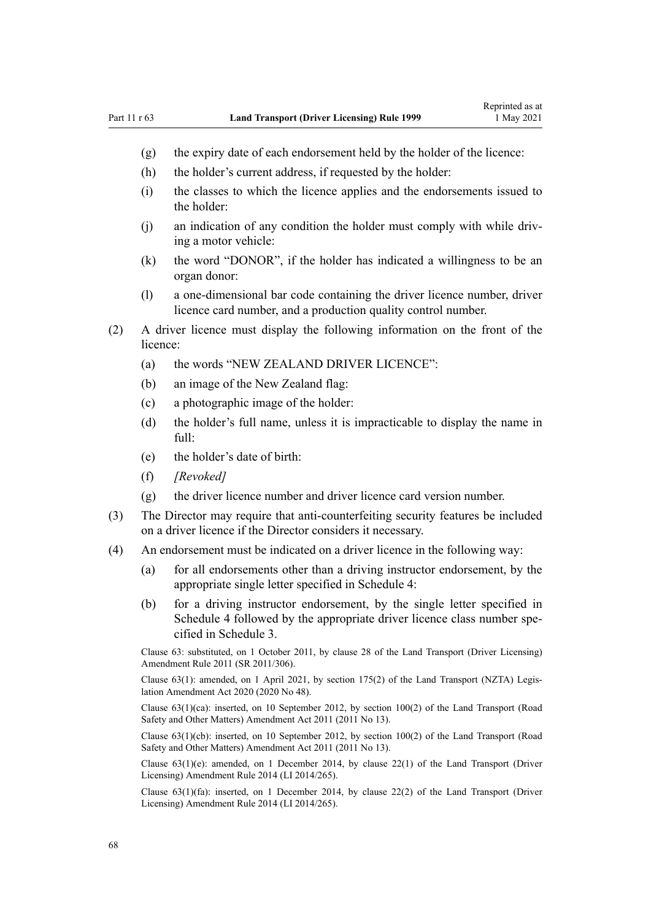(g) the expiry date of each endorsement held by the holder of the licence:

(h) the holder's current address, if requested by the holder:

(i) the classes to which the licence applies and the endorsements issued to the holder:

(j) an indication of any condition the holder must comply with while driving a motor vehicle:

(k) the word "DONOR", if the holder has indicated a willingness to be an organ donor:

(l) a one-dimensional bar code containing the driver licence number, driver licence card number, and a production quality control number.

(2) A driver licence must display the following information on the front of the licence:

(a) the words "NEW ZEALAND DRIVER LICENCE":

(b) an image of the New Zealand flag:

(c) a photographic image of the holder:

(d) the holder's full name, unless it is impracticable to display the name in full:

(e) the holder's date of birth:

(f) *[Revoked]*

(g) the driver licence number and driver licence card version number.

(3) The Director may require that anti-counterfeiting security features be included on a driver licence if the Director considers it necessary.

(4) An endorsement must be indicated on a driver licence in the following way:

(a) for all endorsements other than a driving instructor endorsement, by the appropriate single letter specified in Schedule 4:

(b) for a driving instructor endorsement, by the single letter specified in Schedule 4 followed by the appropriate driver licence class number specified in Schedule 3.

Clause 63: substituted, on 1 October 2011, by clause 28 of the Land Transport (Driver Licensing) Amendment Rule 2011 (SR 2011/306).

Clause 63(1): amended, on 1 April 2021, by section 175(2) of the Land Transport (NZTA) Legislation Amendment Act 2020 (2020 No 48).

Clause 63(1)(ca): inserted, on 10 September 2012, by section 100(2) of the Land Transport (Road Safety and Other Matters) Amendment Act 2011 (2011 No 13).

Clause 63(1)(cb): inserted, on 10 September 2012, by section 100(2) of the Land Transport (Road Safety and Other Matters) Amendment Act 2011 (2011 No 13).

Clause 63(1)(e): amended, on 1 December 2014, by clause 22(1) of the Land Transport (Driver Licensing) Amendment Rule 2014 (LI 2014/265).

Clause 63(1)(fa): inserted, on 1 December 2014, by clause 22(2) of the Land Transport (Driver Licensing) Amendment Rule 2014 (LI 2014/265).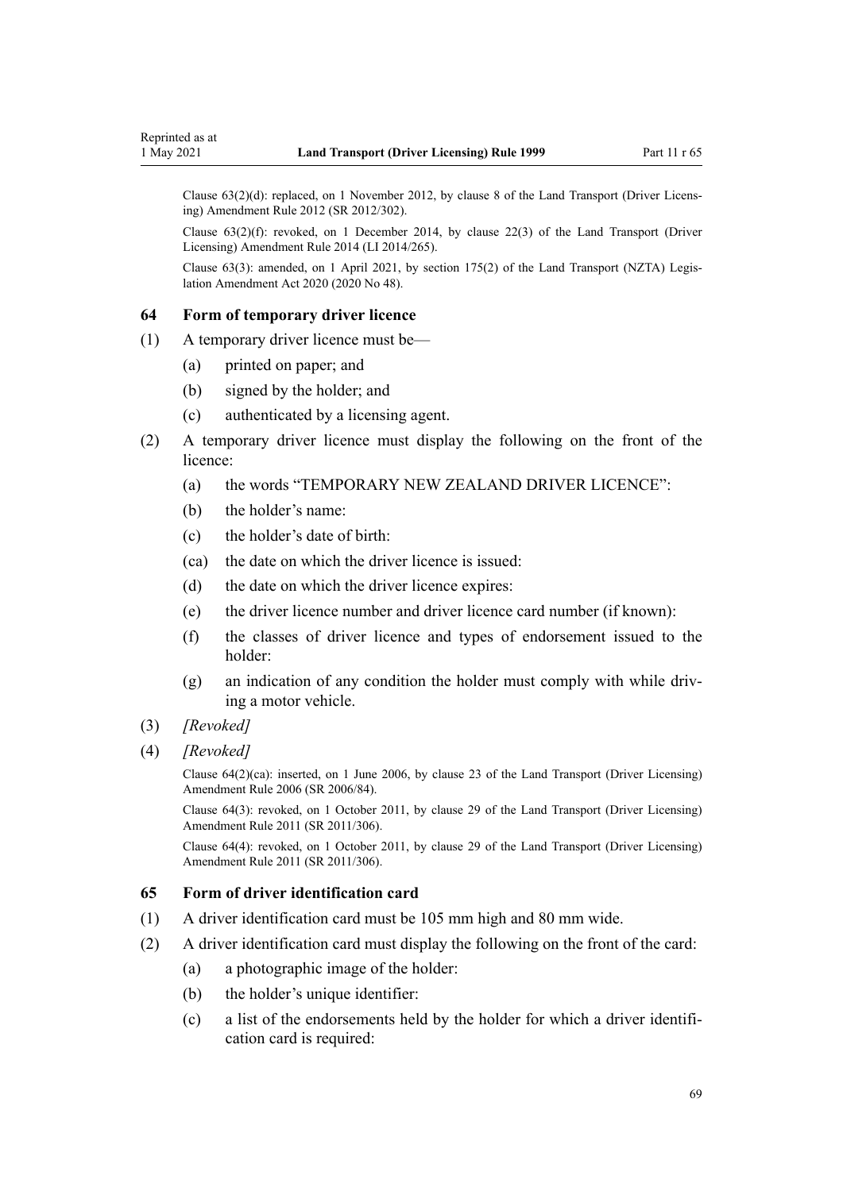Clause 63(2)(d): replaced, on 1 November 2012, by clause 8 of the Land Transport (Driver Licensing) Amendment Rule 2012 (SR 2012/302).

Clause 63(2)(f): revoked, on 1 December 2014, by clause 22(3) of the Land Transport (Driver Licensing) Amendment Rule 2014 (LI 2014/265).

Clause 63(3): amended, on 1 April 2021, by section 175(2) of the Land Transport (NZTA) Legislation Amendment Act 2020 (2020 No 48).

### 64 Form of temporary driver licence

(1) A temporary driver licence must be—

- (a) printed on paper; and
- (b) signed by the holder; and
- (c) authenticated by a licensing agent.

(2) A temporary driver licence must display the following on the front of the licence:

- (a) the words "TEMPORARY NEW ZEALAND DRIVER LICENCE":
- (b) the holder's name:
- (c) the holder's date of birth:
- (ca) the date on which the driver licence is issued:
- (d) the date on which the driver licence expires:
- (e) the driver licence number and driver licence card number (if known):
- (f) the classes of driver licence and types of endorsement issued to the holder:
- (g) an indication of any condition the holder must comply with while driving a motor vehicle.

(3) *[Revoked]*

(4) *[Revoked]*

Clause 64(2)(ca): inserted, on 1 June 2006, by clause 23 of the Land Transport (Driver Licensing) Amendment Rule 2006 (SR 2006/84).

Clause 64(3): revoked, on 1 October 2011, by clause 29 of the Land Transport (Driver Licensing) Amendment Rule 2011 (SR 2011/306).

Clause 64(4): revoked, on 1 October 2011, by clause 29 of the Land Transport (Driver Licensing) Amendment Rule 2011 (SR 2011/306).

### 65 Form of driver identification card

(1) A driver identification card must be 105 mm high and 80 mm wide.

(2) A driver identification card must display the following on the front of the card:

- (a) a photographic image of the holder:
- (b) the holder's unique identifier:
- (c) a list of the endorsements held by the holder for which a driver identification card is required: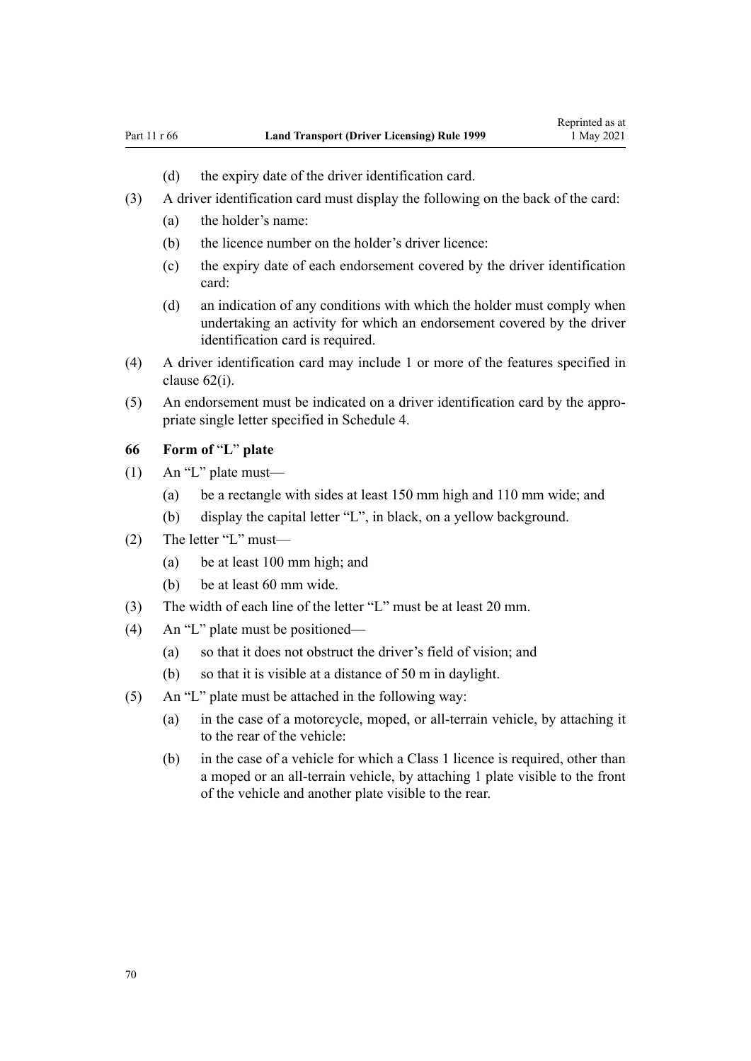(d) the expiry date of the driver identification card.

(3) A driver identification card must display the following on the back of the card:

(a) the holder's name:

(b) the licence number on the holder's driver licence:

(c) the expiry date of each endorsement covered by the driver identification card:

(d) an indication of any conditions with which the holder must comply when undertaking an activity for which an endorsement covered by the driver identification card is required.

(4) A driver identification card may include 1 or more of the features specified in clause 62(i).

(5) An endorsement must be indicated on a driver identification card by the appropriate single letter specified in Schedule 4.

### 66 Form of "L" plate

(1) An "L" plate must—

(a) be a rectangle with sides at least 150 mm high and 110 mm wide; and

(b) display the capital letter "L", in black, on a yellow background.

(2) The letter "L" must—

(a) be at least 100 mm high; and

(b) be at least 60 mm wide.

(3) The width of each line of the letter "L" must be at least 20 mm.

(4) An "L" plate must be positioned—

(a) so that it does not obstruct the driver's field of vision; and

(b) so that it is visible at a distance of 50 m in daylight.

(5) An "L" plate must be attached in the following way:

(a) in the case of a motorcycle, moped, or all-terrain vehicle, by attaching it to the rear of the vehicle:

(b) in the case of a vehicle for which a Class 1 licence is required, other than a moped or an all-terrain vehicle, by attaching 1 plate visible to the front of the vehicle and another plate visible to the rear.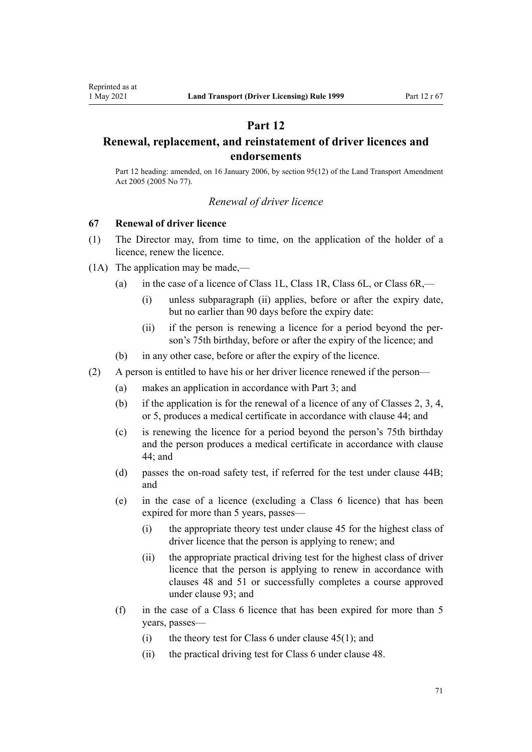# Part 12

# Renewal, replacement, and reinstatement of driver licences and endorsements

Part 12 heading: amended, on 16 January 2006, by section 95(12) of the Land Transport Amendment Act 2005 (2005 No 77).

*Renewal of driver licence*

### 67 Renewal of driver licence

(1) The Director may, from time to time, on the application of the holder of a licence, renew the licence.

(1A) The application may be made,—

- (a) in the case of a licence of Class 1L, Class 1R, Class 6L, or Class 6R,—
  - (i) unless subparagraph (ii) applies, before or after the expiry date, but no earlier than 90 days before the expiry date:
  - (ii) if the person is renewing a licence for a period beyond the person's 75th birthday, before or after the expiry of the licence; and
- (b) in any other case, before or after the expiry of the licence.

(2) A person is entitled to have his or her driver licence renewed if the person—

- (a) makes an application in accordance with Part 3; and
- (b) if the application is for the renewal of a licence of any of Classes 2, 3, 4, or 5, produces a medical certificate in accordance with clause 44; and
- (c) is renewing the licence for a period beyond the person's 75th birthday and the person produces a medical certificate in accordance with clause 44; and
- (d) passes the on-road safety test, if referred for the test under clause 44B; and
- (e) in the case of a licence (excluding a Class 6 licence) that has been expired for more than 5 years, passes—
  - (i) the appropriate theory test under clause 45 for the highest class of driver licence that the person is applying to renew; and
  - (ii) the appropriate practical driving test for the highest class of driver licence that the person is applying to renew in accordance with clauses 48 and 51 or successfully completes a course approved under clause 93; and
- (f) in the case of a Class 6 licence that has been expired for more than 5 years, passes—
  - (i) the theory test for Class 6 under clause 45(1); and
  - (ii) the practical driving test for Class 6 under clause 48.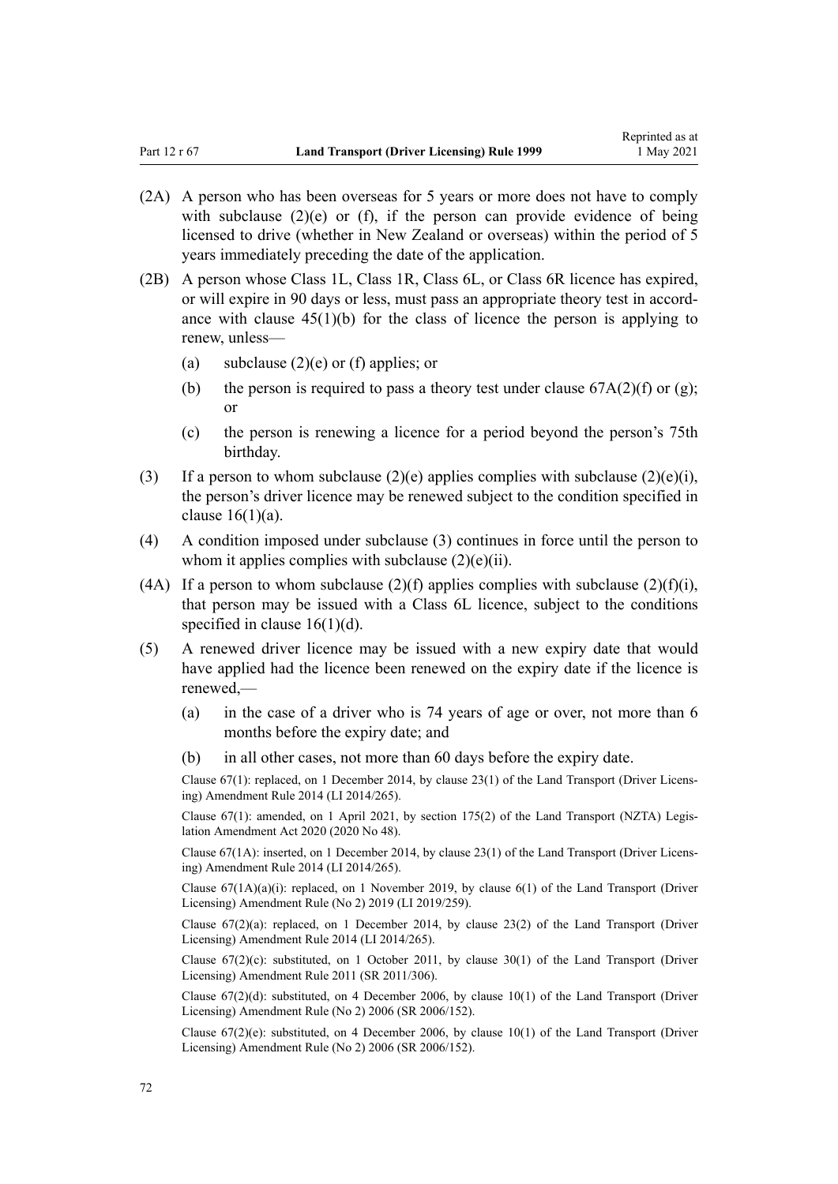(2A) A person who has been overseas for 5 years or more does not have to comply with subclause (2)(e) or (f), if the person can provide evidence of being licensed to drive (whether in New Zealand or overseas) within the period of 5 years immediately preceding the date of the application.

(2B) A person whose Class 1L, Class 1R, Class 6L, or Class 6R licence has expired, or will expire in 90 days or less, must pass an appropriate theory test in accordance with clause 45(1)(b) for the class of licence the person is applying to renew, unless—

- (a) subclause (2)(e) or (f) applies; or
- (b) the person is required to pass a theory test under clause 67A(2)(f) or (g); or
- (c) the person is renewing a licence for a period beyond the person's 75th birthday.

(3) If a person to whom subclause (2)(e) applies complies with subclause (2)(e)(i), the person's driver licence may be renewed subject to the condition specified in clause 16(1)(a).

(4) A condition imposed under subclause (3) continues in force until the person to whom it applies complies with subclause (2)(e)(ii).

(4A) If a person to whom subclause (2)(f) applies complies with subclause (2)(f)(i), that person may be issued with a Class 6L licence, subject to the conditions specified in clause 16(1)(d).

(5) A renewed driver licence may be issued with a new expiry date that would have applied had the licence been renewed on the expiry date if the licence is renewed,—

- (a) in the case of a driver who is 74 years of age or over, not more than 6 months before the expiry date; and
- (b) in all other cases, not more than 60 days before the expiry date.

Clause 67(1): replaced, on 1 December 2014, by clause 23(1) of the Land Transport (Driver Licensing) Amendment Rule 2014 (LI 2014/265).

Clause 67(1): amended, on 1 April 2021, by section 175(2) of the Land Transport (NZTA) Legislation Amendment Act 2020 (2020 No 48).

Clause 67(1A): inserted, on 1 December 2014, by clause 23(1) of the Land Transport (Driver Licensing) Amendment Rule 2014 (LI 2014/265).

Clause 67(1A)(a)(i): replaced, on 1 November 2019, by clause 6(1) of the Land Transport (Driver Licensing) Amendment Rule (No 2) 2019 (LI 2019/259).

Clause 67(2)(a): replaced, on 1 December 2014, by clause 23(2) of the Land Transport (Driver Licensing) Amendment Rule 2014 (LI 2014/265).

Clause 67(2)(c): substituted, on 1 October 2011, by clause 30(1) of the Land Transport (Driver Licensing) Amendment Rule 2011 (SR 2011/306).

Clause 67(2)(d): substituted, on 4 December 2006, by clause 10(1) of the Land Transport (Driver Licensing) Amendment Rule (No 2) 2006 (SR 2006/152).

Clause 67(2)(e): substituted, on 4 December 2006, by clause 10(1) of the Land Transport (Driver Licensing) Amendment Rule (No 2) 2006 (SR 2006/152).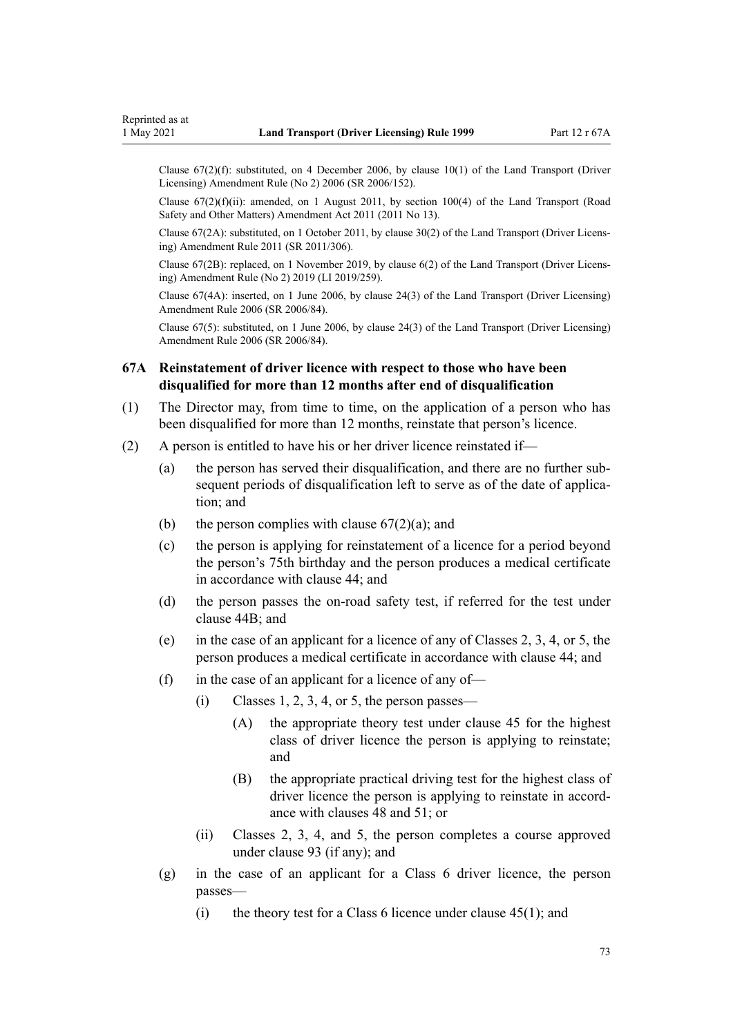Clause 67(2)(f): substituted, on 4 December 2006, by clause 10(1) of the Land Transport (Driver Licensing) Amendment Rule (No 2) 2006 (SR 2006/152).

Clause 67(2)(f)(ii): amended, on 1 August 2011, by section 100(4) of the Land Transport (Road Safety and Other Matters) Amendment Act 2011 (2011 No 13).

Clause 67(2A): substituted, on 1 October 2011, by clause 30(2) of the Land Transport (Driver Licensing) Amendment Rule 2011 (SR 2011/306).

Clause 67(2B): replaced, on 1 November 2019, by clause 6(2) of the Land Transport (Driver Licensing) Amendment Rule (No 2) 2019 (LI 2019/259).

Clause 67(4A): inserted, on 1 June 2006, by clause 24(3) of the Land Transport (Driver Licensing) Amendment Rule 2006 (SR 2006/84).

Clause 67(5): substituted, on 1 June 2006, by clause 24(3) of the Land Transport (Driver Licensing) Amendment Rule 2006 (SR 2006/84).

### 67A Reinstatement of driver licence with respect to those who have been disqualified for more than 12 months after end of disqualification

(1) The Director may, from time to time, on the application of a person who has been disqualified for more than 12 months, reinstate that person's licence.

(2) A person is entitled to have his or her driver licence reinstated if—

- (a) the person has served their disqualification, and there are no further subsequent periods of disqualification left to serve as of the date of application; and
- (b) the person complies with clause 67(2)(a); and
- (c) the person is applying for reinstatement of a licence for a period beyond the person's 75th birthday and the person produces a medical certificate in accordance with clause 44; and
- (d) the person passes the on-road safety test, if referred for the test under clause 44B; and
- (e) in the case of an applicant for a licence of any of Classes 2, 3, 4, or 5, the person produces a medical certificate in accordance with clause 44; and
- (f) in the case of an applicant for a licence of any of—
  - (i) Classes 1, 2, 3, 4, or 5, the person passes—
    - (A) the appropriate theory test under clause 45 for the highest class of driver licence the person is applying to reinstate; and
    - (B) the appropriate practical driving test for the highest class of driver licence the person is applying to reinstate in accordance with clauses 48 and 51; or
  - (ii) Classes 2, 3, 4, and 5, the person completes a course approved under clause 93 (if any); and
- (g) in the case of an applicant for a Class 6 driver licence, the person passes—
  - (i) the theory test for a Class 6 licence under clause 45(1); and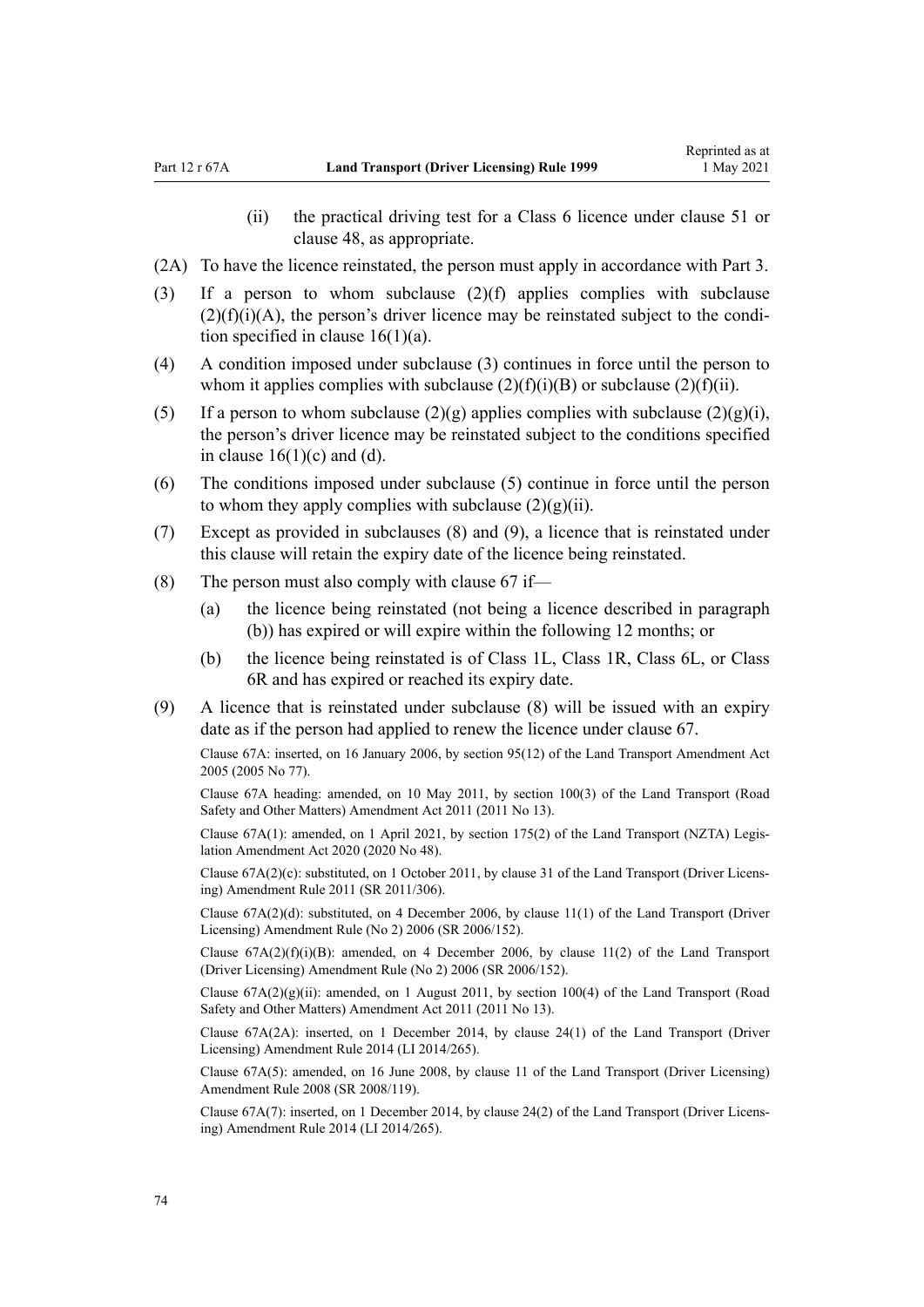(ii) the practical driving test for a Class 6 licence under clause 51 or clause 48, as appropriate.

(2A) To have the licence reinstated, the person must apply in accordance with Part 3.

(3) If a person to whom subclause (2)(f) applies complies with subclause (2)(f)(i)(A), the person's driver licence may be reinstated subject to the condition specified in clause 16(1)(a).

(4) A condition imposed under subclause (3) continues in force until the person to whom it applies complies with subclause (2)(f)(i)(B) or subclause (2)(f)(ii).

(5) If a person to whom subclause (2)(g) applies complies with subclause (2)(g)(i), the person's driver licence may be reinstated subject to the conditions specified in clause 16(1)(c) and (d).

(6) The conditions imposed under subclause (5) continue in force until the person to whom they apply complies with subclause (2)(g)(ii).

(7) Except as provided in subclauses (8) and (9), a licence that is reinstated under this clause will retain the expiry date of the licence being reinstated.

(8) The person must also comply with clause 67 if—

(a) the licence being reinstated (not being a licence described in paragraph (b)) has expired or will expire within the following 12 months; or

(b) the licence being reinstated is of Class 1L, Class 1R, Class 6L, or Class 6R and has expired or reached its expiry date.

(9) A licence that is reinstated under subclause (8) will be issued with an expiry date as if the person had applied to renew the licence under clause 67.

Clause 67A: inserted, on 16 January 2006, by section 95(12) of the Land Transport Amendment Act 2005 (2005 No 77).

Clause 67A heading: amended, on 10 May 2011, by section 100(3) of the Land Transport (Road Safety and Other Matters) Amendment Act 2011 (2011 No 13).

Clause 67A(1): amended, on 1 April 2021, by section 175(2) of the Land Transport (NZTA) Legislation Amendment Act 2020 (2020 No 48).

Clause 67A(2)(c): substituted, on 1 October 2011, by clause 31 of the Land Transport (Driver Licensing) Amendment Rule 2011 (SR 2011/306).

Clause 67A(2)(d): substituted, on 4 December 2006, by clause 11(1) of the Land Transport (Driver Licensing) Amendment Rule (No 2) 2006 (SR 2006/152).

Clause 67A(2)(f)(i)(B): amended, on 4 December 2006, by clause 11(2) of the Land Transport (Driver Licensing) Amendment Rule (No 2) 2006 (SR 2006/152).

Clause 67A(2)(g)(ii): amended, on 1 August 2011, by section 100(4) of the Land Transport (Road Safety and Other Matters) Amendment Act 2011 (2011 No 13).

Clause 67A(2A): inserted, on 1 December 2014, by clause 24(1) of the Land Transport (Driver Licensing) Amendment Rule 2014 (LI 2014/265).

Clause 67A(5): amended, on 16 June 2008, by clause 11 of the Land Transport (Driver Licensing) Amendment Rule 2008 (SR 2008/119).

Clause 67A(7): inserted, on 1 December 2014, by clause 24(2) of the Land Transport (Driver Licensing) Amendment Rule 2014 (LI 2014/265).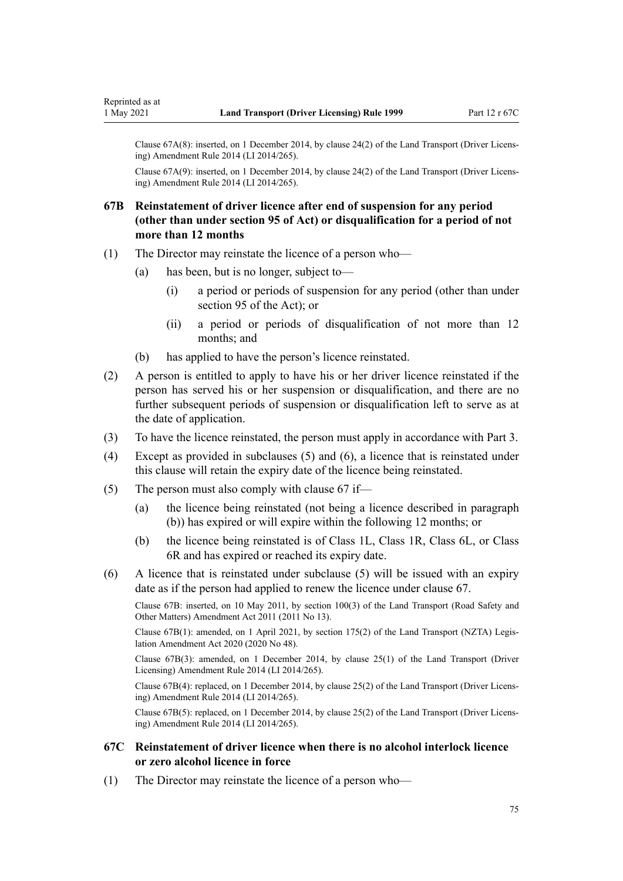Clause 67A(8): inserted, on 1 December 2014, by clause 24(2) of the Land Transport (Driver Licensing) Amendment Rule 2014 (LI 2014/265).

Clause 67A(9): inserted, on 1 December 2014, by clause 24(2) of the Land Transport (Driver Licensing) Amendment Rule 2014 (LI 2014/265).

### 67B Reinstatement of driver licence after end of suspension for any period (other than under section 95 of Act) or disqualification for a period of not more than 12 months

(1) The Director may reinstate the licence of a person who—

  (a) has been, but is no longer, subject to—

    (i) a period or periods of suspension for any period (other than under section 95 of the Act); or

    (ii) a period or periods of disqualification of not more than 12 months; and

  (b) has applied to have the person's licence reinstated.

(2) A person is entitled to apply to have his or her driver licence reinstated if the person has served his or her suspension or disqualification, and there are no further subsequent periods of suspension or disqualification left to serve as at the date of application.

(3) To have the licence reinstated, the person must apply in accordance with Part 3.

(4) Except as provided in subclauses (5) and (6), a licence that is reinstated under this clause will retain the expiry date of the licence being reinstated.

(5) The person must also comply with clause 67 if—

  (a) the licence being reinstated (not being a licence described in paragraph (b)) has expired or will expire within the following 12 months; or

  (b) the licence being reinstated is of Class 1L, Class 1R, Class 6L, or Class 6R and has expired or reached its expiry date.

(6) A licence that is reinstated under subclause (5) will be issued with an expiry date as if the person had applied to renew the licence under clause 67.

Clause 67B: inserted, on 10 May 2011, by section 100(3) of the Land Transport (Road Safety and Other Matters) Amendment Act 2011 (2011 No 13).

Clause 67B(1): amended, on 1 April 2021, by section 175(2) of the Land Transport (NZTA) Legislation Amendment Act 2020 (2020 No 48).

Clause 67B(3): amended, on 1 December 2014, by clause 25(1) of the Land Transport (Driver Licensing) Amendment Rule 2014 (LI 2014/265).

Clause 67B(4): replaced, on 1 December 2014, by clause 25(2) of the Land Transport (Driver Licensing) Amendment Rule 2014 (LI 2014/265).

Clause 67B(5): replaced, on 1 December 2014, by clause 25(2) of the Land Transport (Driver Licensing) Amendment Rule 2014 (LI 2014/265).

### 67C Reinstatement of driver licence when there is no alcohol interlock licence or zero alcohol licence in force

(1) The Director may reinstate the licence of a person who—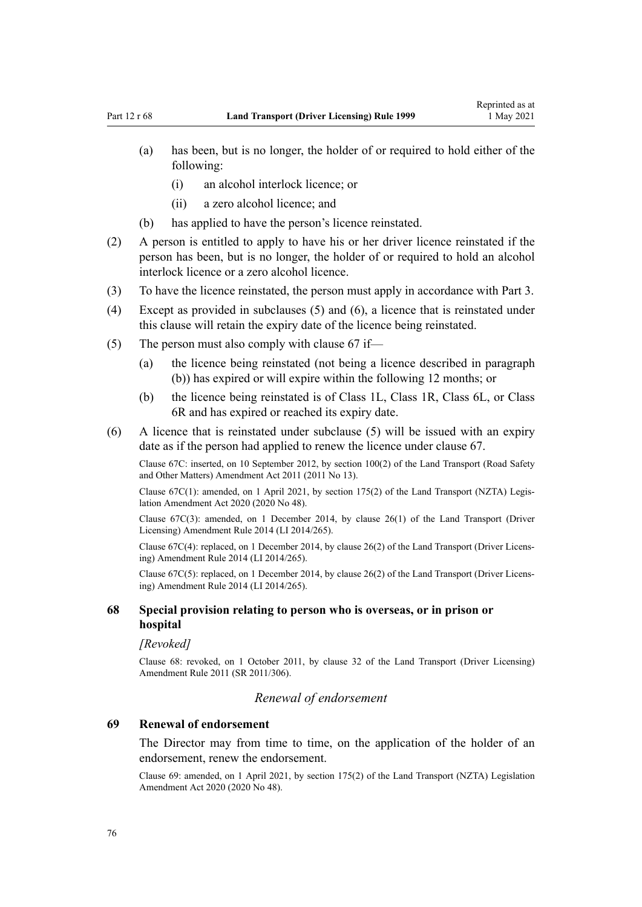(a) has been, but is no longer, the holder of or required to hold either of the following:

 (i) an alcohol interlock licence; or

 (ii) a zero alcohol licence; and

(b) has applied to have the person's licence reinstated.

(2) A person is entitled to apply to have his or her driver licence reinstated if the person has been, but is no longer, the holder of or required to hold an alcohol interlock licence or a zero alcohol licence.

(3) To have the licence reinstated, the person must apply in accordance with Part 3.

(4) Except as provided in subclauses (5) and (6), a licence that is reinstated under this clause will retain the expiry date of the licence being reinstated.

(5) The person must also comply with clause 67 if—

 (a) the licence being reinstated (not being a licence described in paragraph (b)) has expired or will expire within the following 12 months; or

 (b) the licence being reinstated is of Class 1L, Class 1R, Class 6L, or Class 6R and has expired or reached its expiry date.

(6) A licence that is reinstated under subclause (5) will be issued with an expiry date as if the person had applied to renew the licence under clause 67.

Clause 67C: inserted, on 10 September 2012, by section 100(2) of the Land Transport (Road Safety and Other Matters) Amendment Act 2011 (2011 No 13).

Clause 67C(1): amended, on 1 April 2021, by section 175(2) of the Land Transport (NZTA) Legislation Amendment Act 2020 (2020 No 48).

Clause 67C(3): amended, on 1 December 2014, by clause 26(1) of the Land Transport (Driver Licensing) Amendment Rule 2014 (LI 2014/265).

Clause 67C(4): replaced, on 1 December 2014, by clause 26(2) of the Land Transport (Driver Licensing) Amendment Rule 2014 (LI 2014/265).

Clause 67C(5): replaced, on 1 December 2014, by clause 26(2) of the Land Transport (Driver Licensing) Amendment Rule 2014 (LI 2014/265).

### 68 Special provision relating to person who is overseas, or in prison or hospital

*[Revoked]*

Clause 68: revoked, on 1 October 2011, by clause 32 of the Land Transport (Driver Licensing) Amendment Rule 2011 (SR 2011/306).

## *Renewal of endorsement*

### 69 Renewal of endorsement

The Director may from time to time, on the application of the holder of an endorsement, renew the endorsement.

Clause 69: amended, on 1 April 2021, by section 175(2) of the Land Transport (NZTA) Legislation Amendment Act 2020 (2020 No 48).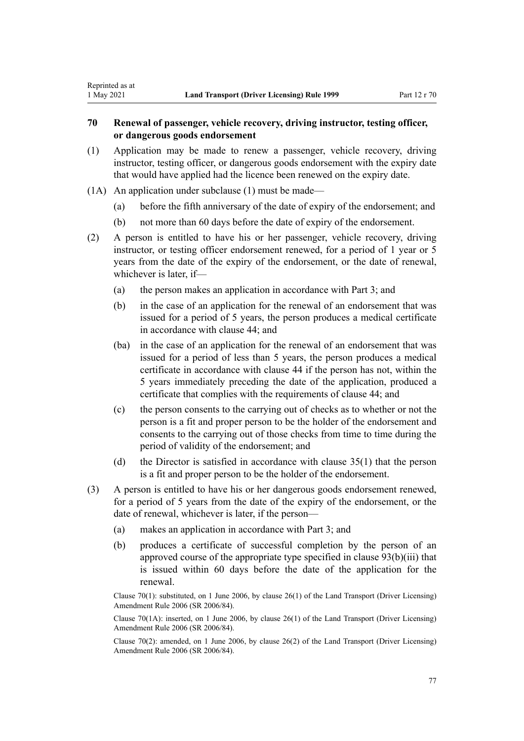## 70 Renewal of passenger, vehicle recovery, driving instructor, testing officer, or dangerous goods endorsement

(1) Application may be made to renew a passenger, vehicle recovery, driving instructor, testing officer, or dangerous goods endorsement with the expiry date that would have applied had the licence been renewed on the expiry date.

(1A) An application under subclause (1) must be made—

- (a) before the fifth anniversary of the date of expiry of the endorsement; and
- (b) not more than 60 days before the date of expiry of the endorsement.

(2) A person is entitled to have his or her passenger, vehicle recovery, driving instructor, or testing officer endorsement renewed, for a period of 1 year or 5 years from the date of the expiry of the endorsement, or the date of renewal, whichever is later, if—

- (a) the person makes an application in accordance with Part 3; and
- (b) in the case of an application for the renewal of an endorsement that was issued for a period of 5 years, the person produces a medical certificate in accordance with clause 44; and
- (ba) in the case of an application for the renewal of an endorsement that was issued for a period of less than 5 years, the person produces a medical certificate in accordance with clause 44 if the person has not, within the 5 years immediately preceding the date of the application, produced a certificate that complies with the requirements of clause 44; and
- (c) the person consents to the carrying out of checks as to whether or not the person is a fit and proper person to be the holder of the endorsement and consents to the carrying out of those checks from time to time during the period of validity of the endorsement; and
- (d) the Director is satisfied in accordance with clause 35(1) that the person is a fit and proper person to be the holder of the endorsement.

(3) A person is entitled to have his or her dangerous goods endorsement renewed, for a period of 5 years from the date of the expiry of the endorsement, or the date of renewal, whichever is later, if the person—

- (a) makes an application in accordance with Part 3; and
- (b) produces a certificate of successful completion by the person of an approved course of the appropriate type specified in clause 93(b)(iii) that is issued within 60 days before the date of the application for the renewal.

Clause 70(1): substituted, on 1 June 2006, by clause 26(1) of the Land Transport (Driver Licensing) Amendment Rule 2006 (SR 2006/84).

Clause 70(1A): inserted, on 1 June 2006, by clause 26(1) of the Land Transport (Driver Licensing) Amendment Rule 2006 (SR 2006/84).

Clause 70(2): amended, on 1 June 2006, by clause 26(2) of the Land Transport (Driver Licensing) Amendment Rule 2006 (SR 2006/84).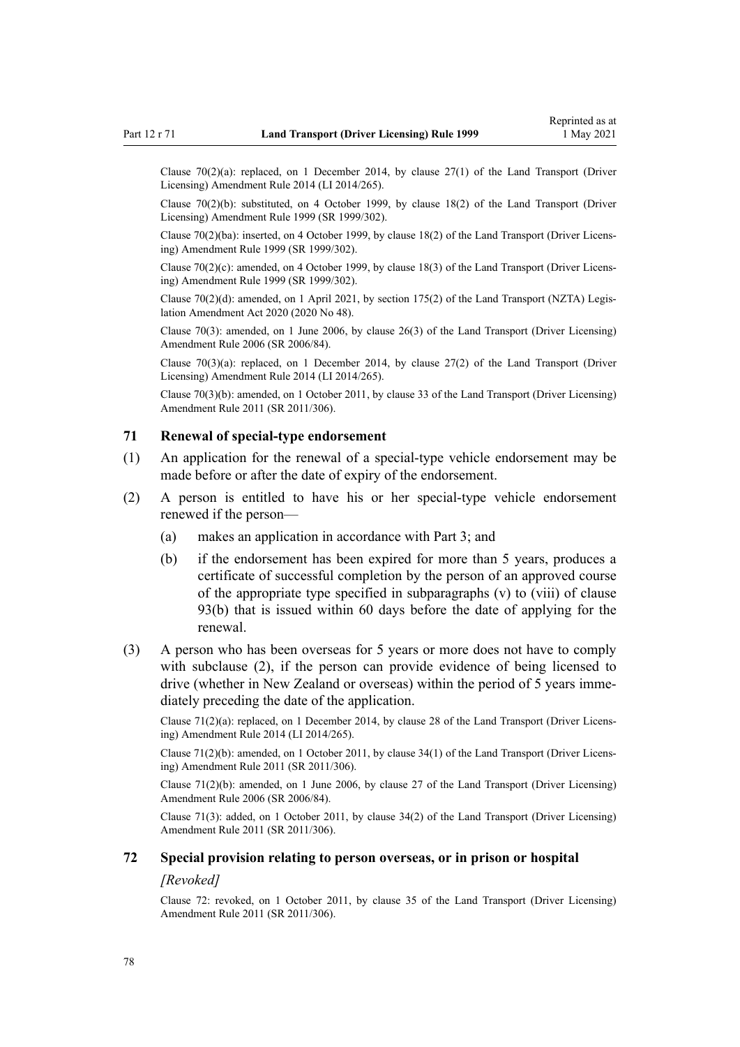Clause 70(2)(a): replaced, on 1 December 2014, by clause 27(1) of the Land Transport (Driver Licensing) Amendment Rule 2014 (LI 2014/265).

Clause 70(2)(b): substituted, on 4 October 1999, by clause 18(2) of the Land Transport (Driver Licensing) Amendment Rule 1999 (SR 1999/302).

Clause 70(2)(ba): inserted, on 4 October 1999, by clause 18(2) of the Land Transport (Driver Licensing) Amendment Rule 1999 (SR 1999/302).

Clause 70(2)(c): amended, on 4 October 1999, by clause 18(3) of the Land Transport (Driver Licensing) Amendment Rule 1999 (SR 1999/302).

Clause 70(2)(d): amended, on 1 April 2021, by section 175(2) of the Land Transport (NZTA) Legislation Amendment Act 2020 (2020 No 48).

Clause 70(3): amended, on 1 June 2006, by clause 26(3) of the Land Transport (Driver Licensing) Amendment Rule 2006 (SR 2006/84).

Clause 70(3)(a): replaced, on 1 December 2014, by clause 27(2) of the Land Transport (Driver Licensing) Amendment Rule 2014 (LI 2014/265).

Clause 70(3)(b): amended, on 1 October 2011, by clause 33 of the Land Transport (Driver Licensing) Amendment Rule 2011 (SR 2011/306).

### 71 Renewal of special-type endorsement

(1) An application for the renewal of a special-type vehicle endorsement may be made before or after the date of expiry of the endorsement.

(2) A person is entitled to have his or her special-type vehicle endorsement renewed if the person—

   (a) makes an application in accordance with Part 3; and

   (b) if the endorsement has been expired for more than 5 years, produces a certificate of successful completion by the person of an approved course of the appropriate type specified in subparagraphs (v) to (viii) of clause 93(b) that is issued within 60 days before the date of applying for the renewal.

(3) A person who has been overseas for 5 years or more does not have to comply with subclause (2), if the person can provide evidence of being licensed to drive (whether in New Zealand or overseas) within the period of 5 years immediately preceding the date of the application.

Clause 71(2)(a): replaced, on 1 December 2014, by clause 28 of the Land Transport (Driver Licensing) Amendment Rule 2014 (LI 2014/265).

Clause 71(2)(b): amended, on 1 October 2011, by clause 34(1) of the Land Transport (Driver Licensing) Amendment Rule 2011 (SR 2011/306).

Clause 71(2)(b): amended, on 1 June 2006, by clause 27 of the Land Transport (Driver Licensing) Amendment Rule 2006 (SR 2006/84).

Clause 71(3): added, on 1 October 2011, by clause 34(2) of the Land Transport (Driver Licensing) Amendment Rule 2011 (SR 2011/306).

### 72 Special provision relating to person overseas, or in prison or hospital

*[Revoked]*

Clause 72: revoked, on 1 October 2011, by clause 35 of the Land Transport (Driver Licensing) Amendment Rule 2011 (SR 2011/306).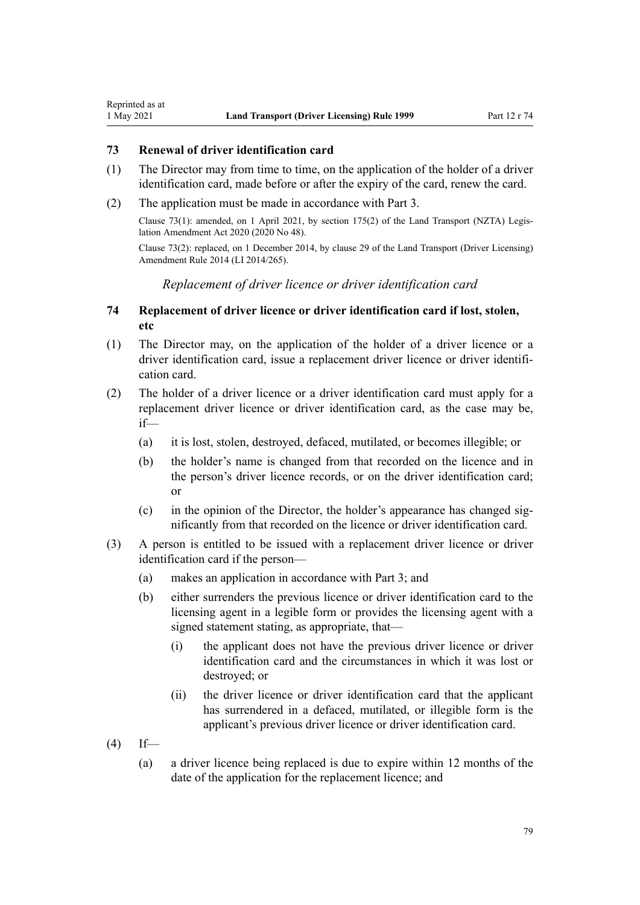### 73 Renewal of driver identification card

(1) The Director may from time to time, on the application of the holder of a driver identification card, made before or after the expiry of the card, renew the card.

(2) The application must be made in accordance with Part 3.

Clause 73(1): amended, on 1 April 2021, by section 175(2) of the Land Transport (NZTA) Legislation Amendment Act 2020 (2020 No 48).

Clause 73(2): replaced, on 1 December 2014, by clause 29 of the Land Transport (Driver Licensing) Amendment Rule 2014 (LI 2014/265).

*Replacement of driver licence or driver identification card*

### 74 Replacement of driver licence or driver identification card if lost, stolen, etc

(1) The Director may, on the application of the holder of a driver licence or a driver identification card, issue a replacement driver licence or driver identification card.

(2) The holder of a driver licence or a driver identification card must apply for a replacement driver licence or driver identification card, as the case may be, if—

(a) it is lost, stolen, destroyed, defaced, mutilated, or becomes illegible; or

(b) the holder's name is changed from that recorded on the licence and in the person's driver licence records, or on the driver identification card; or

(c) in the opinion of the Director, the holder's appearance has changed significantly from that recorded on the licence or driver identification card.

(3) A person is entitled to be issued with a replacement driver licence or driver identification card if the person—

(a) makes an application in accordance with Part 3; and

(b) either surrenders the previous licence or driver identification card to the licensing agent in a legible form or provides the licensing agent with a signed statement stating, as appropriate, that—

(i) the applicant does not have the previous driver licence or driver identification card and the circumstances in which it was lost or destroyed; or

(ii) the driver licence or driver identification card that the applicant has surrendered in a defaced, mutilated, or illegible form is the applicant's previous driver licence or driver identification card.

(4) If—

(a) a driver licence being replaced is due to expire within 12 months of the date of the application for the replacement licence; and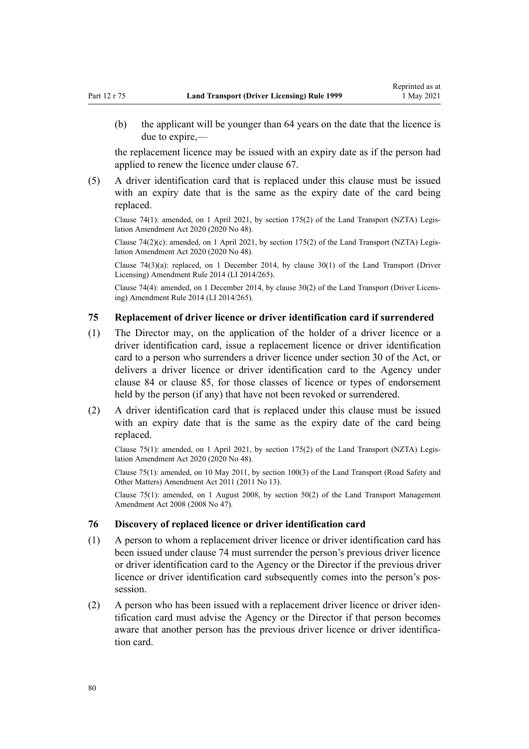(b) the applicant will be younger than 64 years on the date that the licence is due to expire,—

the replacement licence may be issued with an expiry date as if the person had applied to renew the licence under clause 67.

(5) A driver identification card that is replaced under this clause must be issued with an expiry date that is the same as the expiry date of the card being replaced.

Clause 74(1): amended, on 1 April 2021, by section 175(2) of the Land Transport (NZTA) Legislation Amendment Act 2020 (2020 No 48).

Clause 74(2)(c): amended, on 1 April 2021, by section 175(2) of the Land Transport (NZTA) Legislation Amendment Act 2020 (2020 No 48).

Clause 74(3)(a): replaced, on 1 December 2014, by clause 30(1) of the Land Transport (Driver Licensing) Amendment Rule 2014 (LI 2014/265).

Clause 74(4): amended, on 1 December 2014, by clause 30(2) of the Land Transport (Driver Licensing) Amendment Rule 2014 (LI 2014/265).

### 75 Replacement of driver licence or driver identification card if surrendered

(1) The Director may, on the application of the holder of a driver licence or a driver identification card, issue a replacement licence or driver identification card to a person who surrenders a driver licence under section 30 of the Act, or delivers a driver licence or driver identification card to the Agency under clause 84 or clause 85, for those classes of licence or types of endorsement held by the person (if any) that have not been revoked or surrendered.

(2) A driver identification card that is replaced under this clause must be issued with an expiry date that is the same as the expiry date of the card being replaced.

Clause 75(1): amended, on 1 April 2021, by section 175(2) of the Land Transport (NZTA) Legislation Amendment Act 2020 (2020 No 48).

Clause 75(1): amended, on 10 May 2011, by section 100(3) of the Land Transport (Road Safety and Other Matters) Amendment Act 2011 (2011 No 13).

Clause 75(1): amended, on 1 August 2008, by section 50(2) of the Land Transport Management Amendment Act 2008 (2008 No 47).

### 76 Discovery of replaced licence or driver identification card

(1) A person to whom a replacement driver licence or driver identification card has been issued under clause 74 must surrender the person's previous driver licence or driver identification card to the Agency or the Director if the previous driver licence or driver identification card subsequently comes into the person's possession.

(2) A person who has been issued with a replacement driver licence or driver identification card must advise the Agency or the Director if that person becomes aware that another person has the previous driver licence or driver identification card.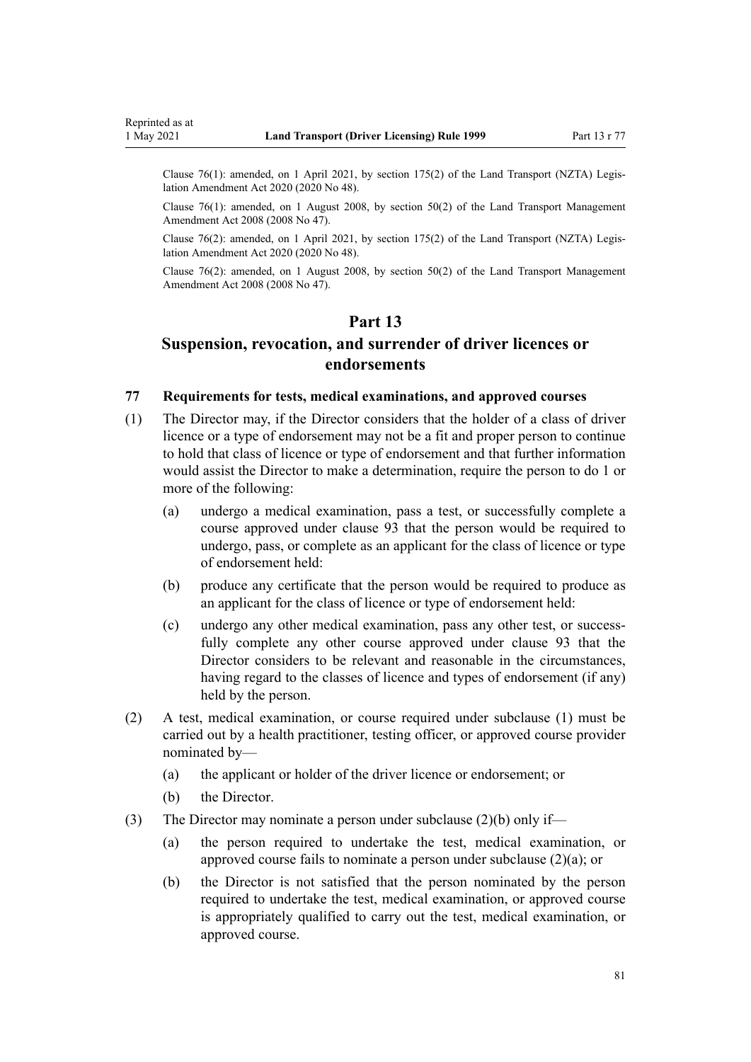Clause 76(1): amended, on 1 April 2021, by section 175(2) of the Land Transport (NZTA) Legislation Amendment Act 2020 (2020 No 48).

Clause 76(1): amended, on 1 August 2008, by section 50(2) of the Land Transport Management Amendment Act 2008 (2008 No 47).

Clause 76(2): amended, on 1 April 2021, by section 175(2) of the Land Transport (NZTA) Legislation Amendment Act 2020 (2020 No 48).

Clause 76(2): amended, on 1 August 2008, by section 50(2) of the Land Transport Management Amendment Act 2008 (2008 No 47).

# Part 13
# Suspension, revocation, and surrender of driver licences or endorsements

### 77 Requirements for tests, medical examinations, and approved courses

(1) The Director may, if the Director considers that the holder of a class of driver licence or a type of endorsement may not be a fit and proper person to continue to hold that class of licence or type of endorsement and that further information would assist the Director to make a determination, require the person to do 1 or more of the following:

- (a) undergo a medical examination, pass a test, or successfully complete a course approved under clause 93 that the person would be required to undergo, pass, or complete as an applicant for the class of licence or type of endorsement held:
- (b) produce any certificate that the person would be required to produce as an applicant for the class of licence or type of endorsement held:
- (c) undergo any other medical examination, pass any other test, or successfully complete any other course approved under clause 93 that the Director considers to be relevant and reasonable in the circumstances, having regard to the classes of licence and types of endorsement (if any) held by the person.

(2) A test, medical examination, or course required under subclause (1) must be carried out by a health practitioner, testing officer, or approved course provider nominated by—

- (a) the applicant or holder of the driver licence or endorsement; or
- (b) the Director.

(3) The Director may nominate a person under subclause (2)(b) only if—

- (a) the person required to undertake the test, medical examination, or approved course fails to nominate a person under subclause (2)(a); or
- (b) the Director is not satisfied that the person nominated by the person required to undertake the test, medical examination, or approved course is appropriately qualified to carry out the test, medical examination, or approved course.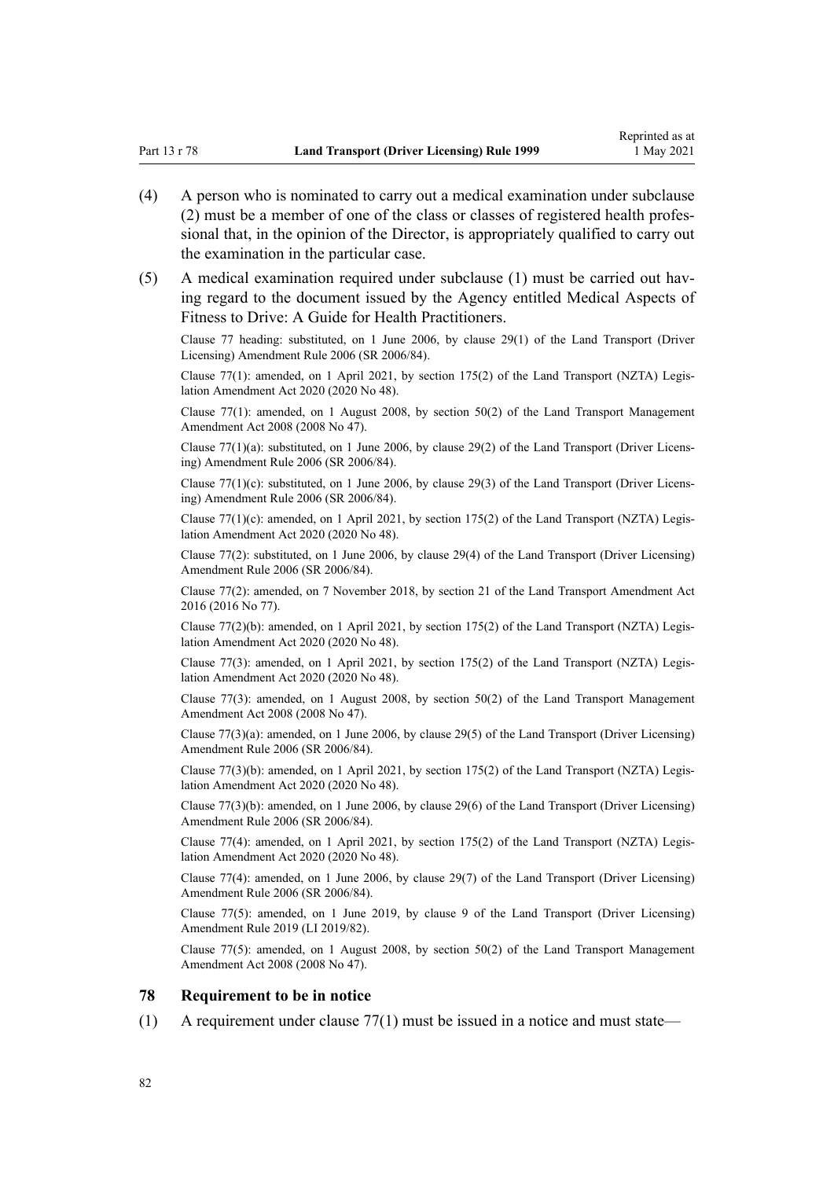(4) A person who is nominated to carry out a medical examination under subclause (2) must be a member of one of the class or classes of registered health professional that, in the opinion of the Director, is appropriately qualified to carry out the examination in the particular case.

(5) A medical examination required under subclause (1) must be carried out having regard to the document issued by the Agency entitled Medical Aspects of Fitness to Drive: A Guide for Health Practitioners.

Clause 77 heading: substituted, on 1 June 2006, by clause 29(1) of the Land Transport (Driver Licensing) Amendment Rule 2006 (SR 2006/84).

Clause 77(1): amended, on 1 April 2021, by section 175(2) of the Land Transport (NZTA) Legislation Amendment Act 2020 (2020 No 48).

Clause 77(1): amended, on 1 August 2008, by section 50(2) of the Land Transport Management Amendment Act 2008 (2008 No 47).

Clause 77(1)(a): substituted, on 1 June 2006, by clause 29(2) of the Land Transport (Driver Licensing) Amendment Rule 2006 (SR 2006/84).

Clause 77(1)(c): substituted, on 1 June 2006, by clause 29(3) of the Land Transport (Driver Licensing) Amendment Rule 2006 (SR 2006/84).

Clause 77(1)(c): amended, on 1 April 2021, by section 175(2) of the Land Transport (NZTA) Legislation Amendment Act 2020 (2020 No 48).

Clause 77(2): substituted, on 1 June 2006, by clause 29(4) of the Land Transport (Driver Licensing) Amendment Rule 2006 (SR 2006/84).

Clause 77(2): amended, on 7 November 2018, by section 21 of the Land Transport Amendment Act 2016 (2016 No 77).

Clause 77(2)(b): amended, on 1 April 2021, by section 175(2) of the Land Transport (NZTA) Legislation Amendment Act 2020 (2020 No 48).

Clause 77(3): amended, on 1 April 2021, by section 175(2) of the Land Transport (NZTA) Legislation Amendment Act 2020 (2020 No 48).

Clause 77(3): amended, on 1 August 2008, by section 50(2) of the Land Transport Management Amendment Act 2008 (2008 No 47).

Clause 77(3)(a): amended, on 1 June 2006, by clause 29(5) of the Land Transport (Driver Licensing) Amendment Rule 2006 (SR 2006/84).

Clause 77(3)(b): amended, on 1 April 2021, by section 175(2) of the Land Transport (NZTA) Legislation Amendment Act 2020 (2020 No 48).

Clause 77(3)(b): amended, on 1 June 2006, by clause 29(6) of the Land Transport (Driver Licensing) Amendment Rule 2006 (SR 2006/84).

Clause 77(4): amended, on 1 April 2021, by section 175(2) of the Land Transport (NZTA) Legislation Amendment Act 2020 (2020 No 48).

Clause 77(4): amended, on 1 June 2006, by clause 29(7) of the Land Transport (Driver Licensing) Amendment Rule 2006 (SR 2006/84).

Clause 77(5): amended, on 1 June 2019, by clause 9 of the Land Transport (Driver Licensing) Amendment Rule 2019 (LI 2019/82).

Clause 77(5): amended, on 1 August 2008, by section 50(2) of the Land Transport Management Amendment Act 2008 (2008 No 47).

### 78 Requirement to be in notice

(1) A requirement under clause 77(1) must be issued in a notice and must state—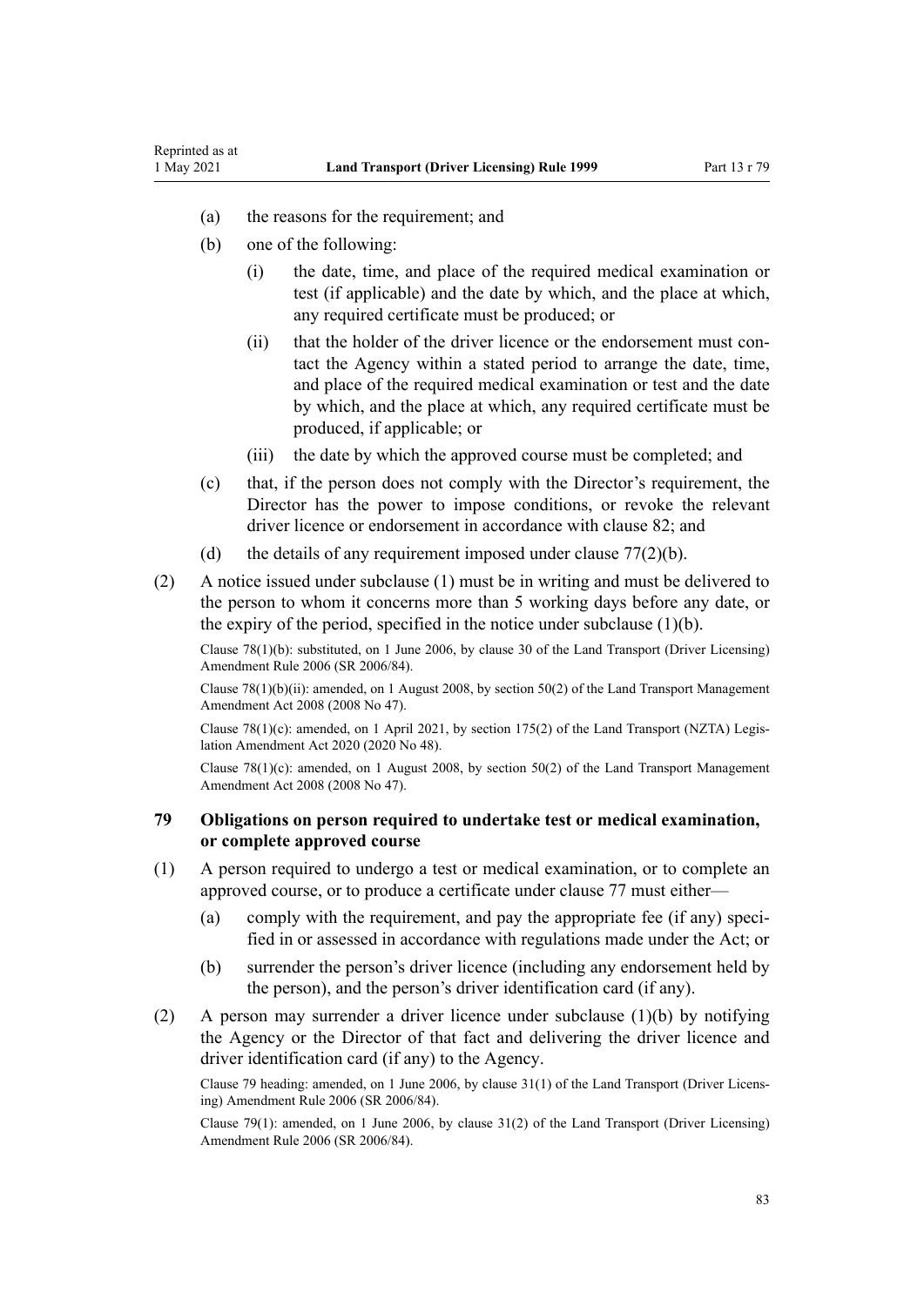(a) the reasons for the requirement; and

(b) one of the following:

  (i) the date, time, and place of the required medical examination or test (if applicable) and the date by which, and the place at which, any required certificate must be produced; or

  (ii) that the holder of the driver licence or the endorsement must contact the Agency within a stated period to arrange the date, time, and place of the required medical examination or test and the date by which, and the place at which, any required certificate must be produced, if applicable; or

  (iii) the date by which the approved course must be completed; and

(c) that, if the person does not comply with the Director's requirement, the Director has the power to impose conditions, or revoke the relevant driver licence or endorsement in accordance with clause 82; and

(d) the details of any requirement imposed under clause 77(2)(b).

(2) A notice issued under subclause (1) must be in writing and must be delivered to the person to whom it concerns more than 5 working days before any date, or the expiry of the period, specified in the notice under subclause (1)(b).

Clause 78(1)(b): substituted, on 1 June 2006, by clause 30 of the Land Transport (Driver Licensing) Amendment Rule 2006 (SR 2006/84).

Clause 78(1)(b)(ii): amended, on 1 August 2008, by section 50(2) of the Land Transport Management Amendment Act 2008 (2008 No 47).

Clause 78(1)(c): amended, on 1 April 2021, by section 175(2) of the Land Transport (NZTA) Legislation Amendment Act 2020 (2020 No 48).

Clause 78(1)(c): amended, on 1 August 2008, by section 50(2) of the Land Transport Management Amendment Act 2008 (2008 No 47).

### 79 Obligations on person required to undertake test or medical examination, or complete approved course

(1) A person required to undergo a test or medical examination, or to complete an approved course, or to produce a certificate under clause 77 must either—

(a) comply with the requirement, and pay the appropriate fee (if any) specified in or assessed in accordance with regulations made under the Act; or

(b) surrender the person's driver licence (including any endorsement held by the person), and the person's driver identification card (if any).

(2) A person may surrender a driver licence under subclause (1)(b) by notifying the Agency or the Director of that fact and delivering the driver licence and driver identification card (if any) to the Agency.

Clause 79 heading: amended, on 1 June 2006, by clause 31(1) of the Land Transport (Driver Licensing) Amendment Rule 2006 (SR 2006/84).

Clause 79(1): amended, on 1 June 2006, by clause 31(2) of the Land Transport (Driver Licensing) Amendment Rule 2006 (SR 2006/84).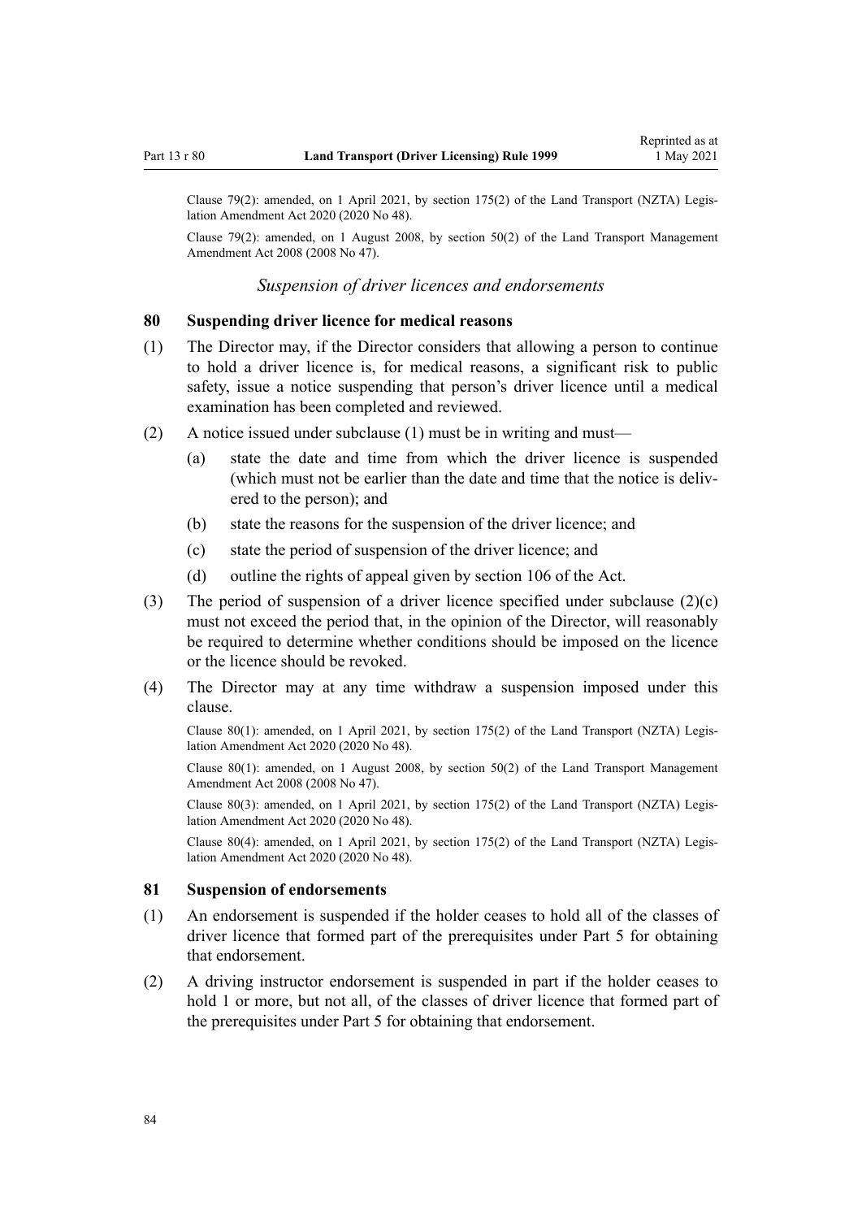Clause 79(2): amended, on 1 April 2021, by section 175(2) of the Land Transport (NZTA) Legislation Amendment Act 2020 (2020 No 48).

Clause 79(2): amended, on 1 August 2008, by section 50(2) of the Land Transport Management Amendment Act 2008 (2008 No 47).

### *Suspension of driver licences and endorsements*

### 80 Suspending driver licence for medical reasons

(1) The Director may, if the Director considers that allowing a person to continue to hold a driver licence is, for medical reasons, a significant risk to public safety, issue a notice suspending that person's driver licence until a medical examination has been completed and reviewed.

(2) A notice issued under subclause (1) must be in writing and must—

- (a) state the date and time from which the driver licence is suspended (which must not be earlier than the date and time that the notice is delivered to the person); and
- (b) state the reasons for the suspension of the driver licence; and
- (c) state the period of suspension of the driver licence; and
- (d) outline the rights of appeal given by section 106 of the Act.

(3) The period of suspension of a driver licence specified under subclause (2)(c) must not exceed the period that, in the opinion of the Director, will reasonably be required to determine whether conditions should be imposed on the licence or the licence should be revoked.

(4) The Director may at any time withdraw a suspension imposed under this clause.

Clause 80(1): amended, on 1 April 2021, by section 175(2) of the Land Transport (NZTA) Legislation Amendment Act 2020 (2020 No 48).

Clause 80(1): amended, on 1 August 2008, by section 50(2) of the Land Transport Management Amendment Act 2008 (2008 No 47).

Clause 80(3): amended, on 1 April 2021, by section 175(2) of the Land Transport (NZTA) Legislation Amendment Act 2020 (2020 No 48).

Clause 80(4): amended, on 1 April 2021, by section 175(2) of the Land Transport (NZTA) Legislation Amendment Act 2020 (2020 No 48).

### 81 Suspension of endorsements

(1) An endorsement is suspended if the holder ceases to hold all of the classes of driver licence that formed part of the prerequisites under Part 5 for obtaining that endorsement.

(2) A driving instructor endorsement is suspended in part if the holder ceases to hold 1 or more, but not all, of the classes of driver licence that formed part of the prerequisites under Part 5 for obtaining that endorsement.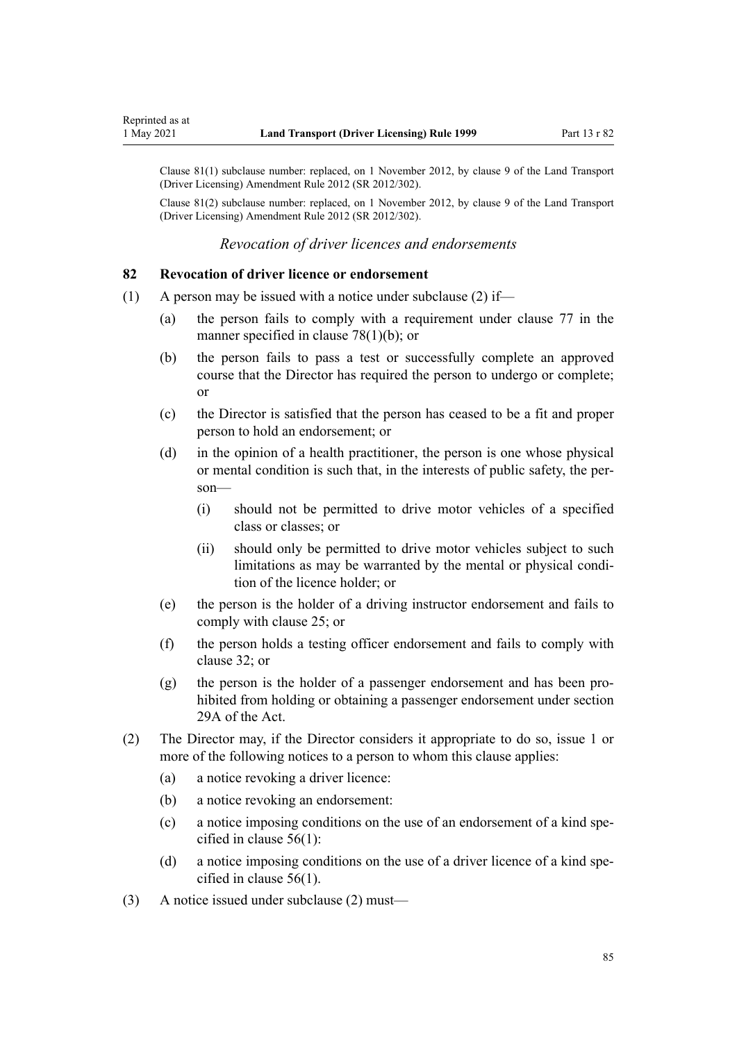Clause 81(1) subclause number: replaced, on 1 November 2012, by clause 9 of the Land Transport (Driver Licensing) Amendment Rule 2012 (SR 2012/302).

Clause 81(2) subclause number: replaced, on 1 November 2012, by clause 9 of the Land Transport (Driver Licensing) Amendment Rule 2012 (SR 2012/302).

*Revocation of driver licences and endorsements*

### 82 Revocation of driver licence or endorsement

(1) A person may be issued with a notice under subclause (2) if—

(a) the person fails to comply with a requirement under clause 77 in the manner specified in clause 78(1)(b); or

(b) the person fails to pass a test or successfully complete an approved course that the Director has required the person to undergo or complete; or

(c) the Director is satisfied that the person has ceased to be a fit and proper person to hold an endorsement; or

(d) in the opinion of a health practitioner, the person is one whose physical or mental condition is such that, in the interests of public safety, the person—

(i) should not be permitted to drive motor vehicles of a specified class or classes; or

(ii) should only be permitted to drive motor vehicles subject to such limitations as may be warranted by the mental or physical condition of the licence holder; or

(e) the person is the holder of a driving instructor endorsement and fails to comply with clause 25; or

(f) the person holds a testing officer endorsement and fails to comply with clause 32; or

(g) the person is the holder of a passenger endorsement and has been prohibited from holding or obtaining a passenger endorsement under section 29A of the Act.

(2) The Director may, if the Director considers it appropriate to do so, issue 1 or more of the following notices to a person to whom this clause applies:

(a) a notice revoking a driver licence:

(b) a notice revoking an endorsement:

(c) a notice imposing conditions on the use of an endorsement of a kind specified in clause 56(1):

(d) a notice imposing conditions on the use of a driver licence of a kind specified in clause 56(1).

(3) A notice issued under subclause (2) must—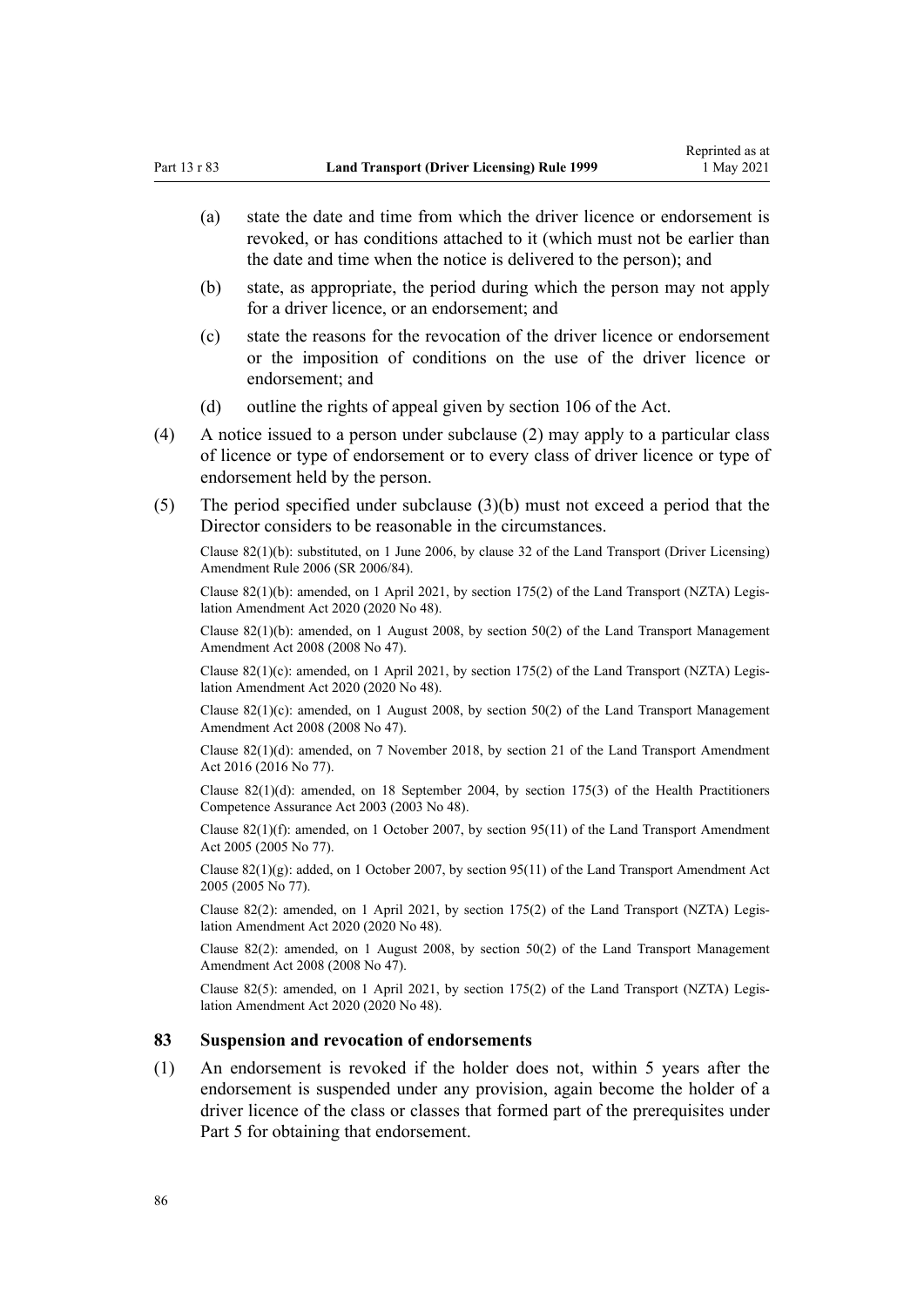(a) state the date and time from which the driver licence or endorsement is revoked, or has conditions attached to it (which must not be earlier than the date and time when the notice is delivered to the person); and

(b) state, as appropriate, the period during which the person may not apply for a driver licence, or an endorsement; and

(c) state the reasons for the revocation of the driver licence or endorsement or the imposition of conditions on the use of the driver licence or endorsement; and

(d) outline the rights of appeal given by section 106 of the Act.

(4) A notice issued to a person under subclause (2) may apply to a particular class of licence or type of endorsement or to every class of driver licence or type of endorsement held by the person.

(5) The period specified under subclause (3)(b) must not exceed a period that the Director considers to be reasonable in the circumstances.

Clause 82(1)(b): substituted, on 1 June 2006, by clause 32 of the Land Transport (Driver Licensing) Amendment Rule 2006 (SR 2006/84).

Clause 82(1)(b): amended, on 1 April 2021, by section 175(2) of the Land Transport (NZTA) Legislation Amendment Act 2020 (2020 No 48).

Clause 82(1)(b): amended, on 1 August 2008, by section 50(2) of the Land Transport Management Amendment Act 2008 (2008 No 47).

Clause 82(1)(c): amended, on 1 April 2021, by section 175(2) of the Land Transport (NZTA) Legislation Amendment Act 2020 (2020 No 48).

Clause 82(1)(c): amended, on 1 August 2008, by section 50(2) of the Land Transport Management Amendment Act 2008 (2008 No 47).

Clause 82(1)(d): amended, on 7 November 2018, by section 21 of the Land Transport Amendment Act 2016 (2016 No 77).

Clause 82(1)(d): amended, on 18 September 2004, by section 175(3) of the Health Practitioners Competence Assurance Act 2003 (2003 No 48).

Clause 82(1)(f): amended, on 1 October 2007, by section 95(11) of the Land Transport Amendment Act 2005 (2005 No 77).

Clause 82(1)(g): added, on 1 October 2007, by section 95(11) of the Land Transport Amendment Act 2005 (2005 No 77).

Clause 82(2): amended, on 1 April 2021, by section 175(2) of the Land Transport (NZTA) Legislation Amendment Act 2020 (2020 No 48).

Clause 82(2): amended, on 1 August 2008, by section 50(2) of the Land Transport Management Amendment Act 2008 (2008 No 47).

Clause 82(5): amended, on 1 April 2021, by section 175(2) of the Land Transport (NZTA) Legislation Amendment Act 2020 (2020 No 48).

### 83 Suspension and revocation of endorsements

(1) An endorsement is revoked if the holder does not, within 5 years after the endorsement is suspended under any provision, again become the holder of a driver licence of the class or classes that formed part of the prerequisites under Part 5 for obtaining that endorsement.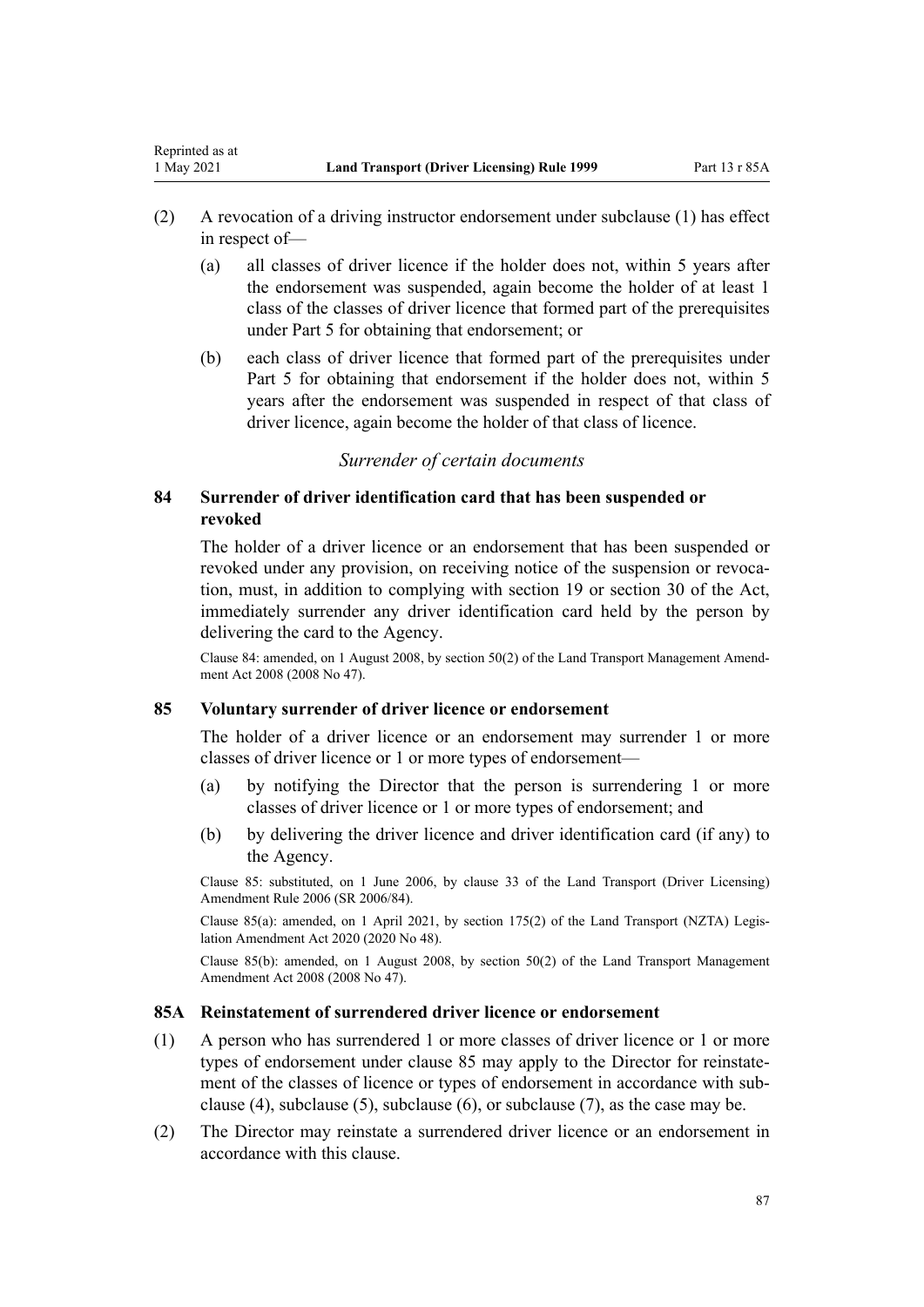(2) A revocation of a driving instructor endorsement under subclause (1) has effect in respect of—

(a) all classes of driver licence if the holder does not, within 5 years after the endorsement was suspended, again become the holder of at least 1 class of the classes of driver licence that formed part of the prerequisites under Part 5 for obtaining that endorsement; or

(b) each class of driver licence that formed part of the prerequisites under Part 5 for obtaining that endorsement if the holder does not, within 5 years after the endorsement was suspended in respect of that class of driver licence, again become the holder of that class of licence.

*Surrender of certain documents*

### 84 Surrender of driver identification card that has been suspended or revoked

The holder of a driver licence or an endorsement that has been suspended or revoked under any provision, on receiving notice of the suspension or revocation, must, in addition to complying with section 19 or section 30 of the Act, immediately surrender any driver identification card held by the person by delivering the card to the Agency.

Clause 84: amended, on 1 August 2008, by section 50(2) of the Land Transport Management Amendment Act 2008 (2008 No 47).

### 85 Voluntary surrender of driver licence or endorsement

The holder of a driver licence or an endorsement may surrender 1 or more classes of driver licence or 1 or more types of endorsement—

(a) by notifying the Director that the person is surrendering 1 or more classes of driver licence or 1 or more types of endorsement; and

(b) by delivering the driver licence and driver identification card (if any) to the Agency.

Clause 85: substituted, on 1 June 2006, by clause 33 of the Land Transport (Driver Licensing) Amendment Rule 2006 (SR 2006/84).

Clause 85(a): amended, on 1 April 2021, by section 175(2) of the Land Transport (NZTA) Legislation Amendment Act 2020 (2020 No 48).

Clause 85(b): amended, on 1 August 2008, by section 50(2) of the Land Transport Management Amendment Act 2008 (2008 No 47).

### 85A Reinstatement of surrendered driver licence or endorsement

(1) A person who has surrendered 1 or more classes of driver licence or 1 or more types of endorsement under clause 85 may apply to the Director for reinstatement of the classes of licence or types of endorsement in accordance with subclause (4), subclause (5), subclause (6), or subclause (7), as the case may be.

(2) The Director may reinstate a surrendered driver licence or an endorsement in accordance with this clause.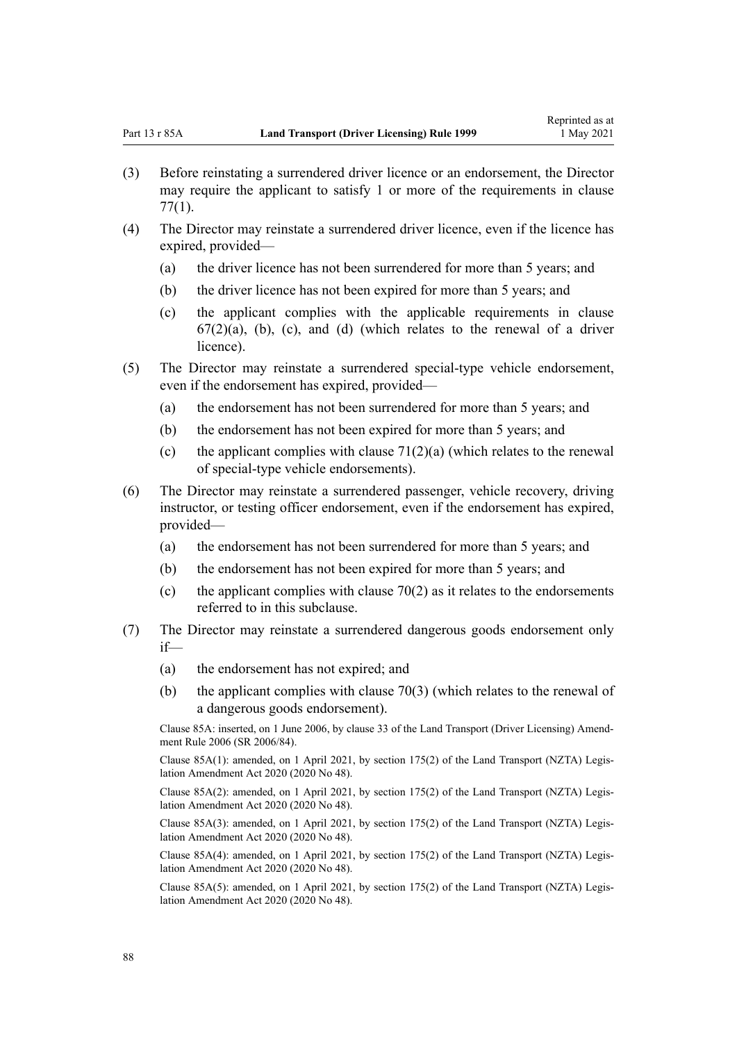(3) Before reinstating a surrendered driver licence or an endorsement, the Director may require the applicant to satisfy 1 or more of the requirements in clause 77(1).

(4) The Director may reinstate a surrendered driver licence, even if the licence has expired, provided—

  (a) the driver licence has not been surrendered for more than 5 years; and

  (b) the driver licence has not been expired for more than 5 years; and

  (c) the applicant complies with the applicable requirements in clause 67(2)(a), (b), (c), and (d) (which relates to the renewal of a driver licence).

(5) The Director may reinstate a surrendered special-type vehicle endorsement, even if the endorsement has expired, provided—

  (a) the endorsement has not been surrendered for more than 5 years; and

  (b) the endorsement has not been expired for more than 5 years; and

  (c) the applicant complies with clause 71(2)(a) (which relates to the renewal of special-type vehicle endorsements).

(6) The Director may reinstate a surrendered passenger, vehicle recovery, driving instructor, or testing officer endorsement, even if the endorsement has expired, provided—

  (a) the endorsement has not been surrendered for more than 5 years; and

  (b) the endorsement has not been expired for more than 5 years; and

  (c) the applicant complies with clause 70(2) as it relates to the endorsements referred to in this subclause.

(7) The Director may reinstate a surrendered dangerous goods endorsement only if—

  (a) the endorsement has not expired; and

  (b) the applicant complies with clause 70(3) (which relates to the renewal of a dangerous goods endorsement).

Clause 85A: inserted, on 1 June 2006, by clause 33 of the Land Transport (Driver Licensing) Amendment Rule 2006 (SR 2006/84).

Clause 85A(1): amended, on 1 April 2021, by section 175(2) of the Land Transport (NZTA) Legislation Amendment Act 2020 (2020 No 48).

Clause 85A(2): amended, on 1 April 2021, by section 175(2) of the Land Transport (NZTA) Legislation Amendment Act 2020 (2020 No 48).

Clause 85A(3): amended, on 1 April 2021, by section 175(2) of the Land Transport (NZTA) Legislation Amendment Act 2020 (2020 No 48).

Clause 85A(4): amended, on 1 April 2021, by section 175(2) of the Land Transport (NZTA) Legislation Amendment Act 2020 (2020 No 48).

Clause 85A(5): amended, on 1 April 2021, by section 175(2) of the Land Transport (NZTA) Legislation Amendment Act 2020 (2020 No 48).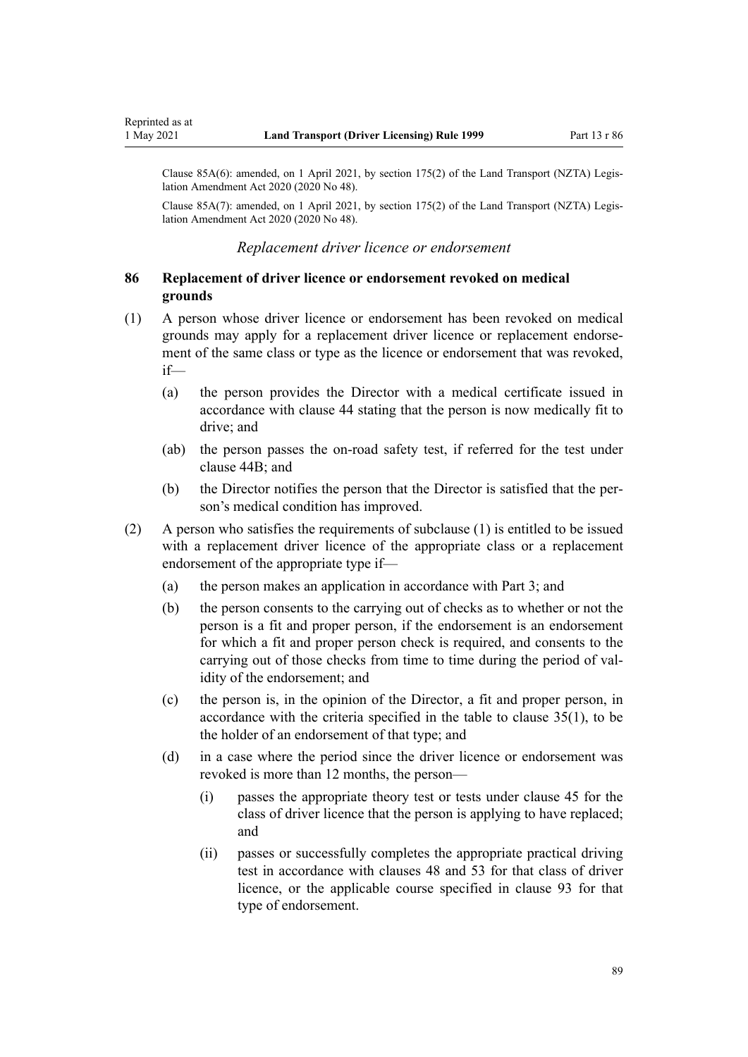Clause 85A(6): amended, on 1 April 2021, by section 175(2) of the Land Transport (NZTA) Legislation Amendment Act 2020 (2020 No 48).

Clause 85A(7): amended, on 1 April 2021, by section 175(2) of the Land Transport (NZTA) Legislation Amendment Act 2020 (2020 No 48).

### *Replacement driver licence or endorsement*

### 86 Replacement of driver licence or endorsement revoked on medical grounds

(1) A person whose driver licence or endorsement has been revoked on medical grounds may apply for a replacement driver licence or replacement endorsement of the same class or type as the licence or endorsement that was revoked, if—

  (a) the person provides the Director with a medical certificate issued in accordance with clause 44 stating that the person is now medically fit to drive; and

  (ab) the person passes the on-road safety test, if referred for the test under clause 44B; and

  (b) the Director notifies the person that the Director is satisfied that the person's medical condition has improved.

(2) A person who satisfies the requirements of subclause (1) is entitled to be issued with a replacement driver licence of the appropriate class or a replacement endorsement of the appropriate type if—

  (a) the person makes an application in accordance with Part 3; and

  (b) the person consents to the carrying out of checks as to whether or not the person is a fit and proper person, if the endorsement is an endorsement for which a fit and proper person check is required, and consents to the carrying out of those checks from time to time during the period of validity of the endorsement; and

  (c) the person is, in the opinion of the Director, a fit and proper person, in accordance with the criteria specified in the table to clause 35(1), to be the holder of an endorsement of that type; and

  (d) in a case where the period since the driver licence or endorsement was revoked is more than 12 months, the person—

    (i) passes the appropriate theory test or tests under clause 45 for the class of driver licence that the person is applying to have replaced; and

    (ii) passes or successfully completes the appropriate practical driving test in accordance with clauses 48 and 53 for that class of driver licence, or the applicable course specified in clause 93 for that type of endorsement.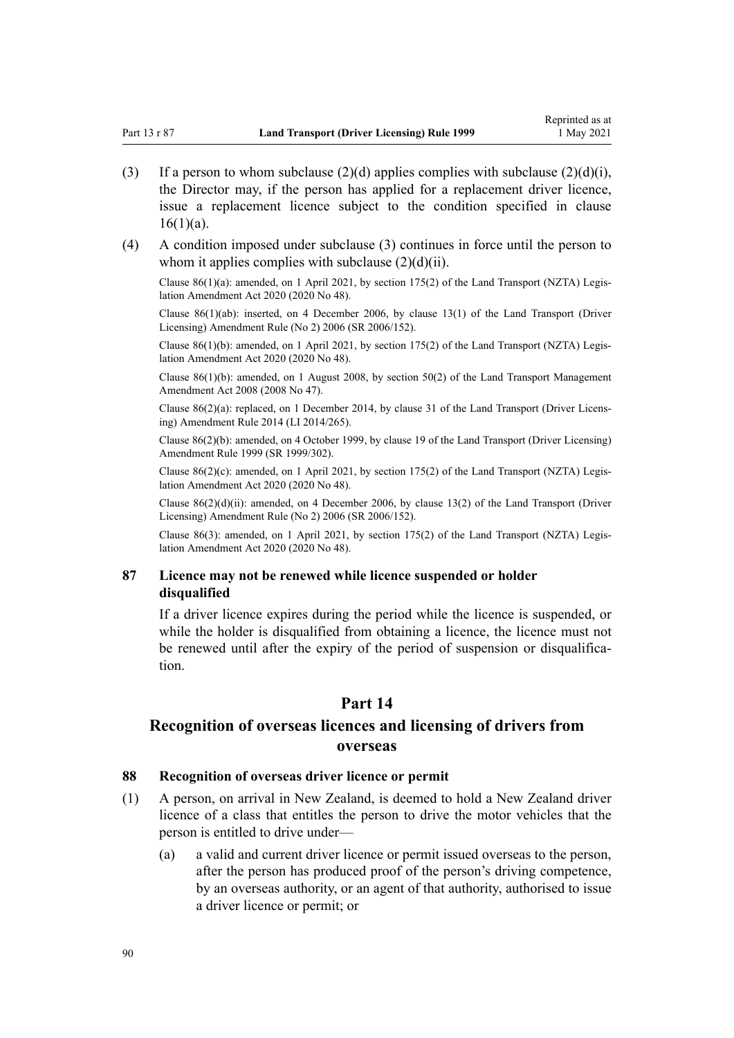(3) If a person to whom subclause (2)(d) applies complies with subclause (2)(d)(i), the Director may, if the person has applied for a replacement driver licence, issue a replacement licence subject to the condition specified in clause 16(1)(a).

(4) A condition imposed under subclause (3) continues in force until the person to whom it applies complies with subclause (2)(d)(ii).

Clause 86(1)(a): amended, on 1 April 2021, by section 175(2) of the Land Transport (NZTA) Legislation Amendment Act 2020 (2020 No 48).

Clause 86(1)(ab): inserted, on 4 December 2006, by clause 13(1) of the Land Transport (Driver Licensing) Amendment Rule (No 2) 2006 (SR 2006/152).

Clause 86(1)(b): amended, on 1 April 2021, by section 175(2) of the Land Transport (NZTA) Legislation Amendment Act 2020 (2020 No 48).

Clause 86(1)(b): amended, on 1 August 2008, by section 50(2) of the Land Transport Management Amendment Act 2008 (2008 No 47).

Clause 86(2)(a): replaced, on 1 December 2014, by clause 31 of the Land Transport (Driver Licensing) Amendment Rule 2014 (LI 2014/265).

Clause 86(2)(b): amended, on 4 October 1999, by clause 19 of the Land Transport (Driver Licensing) Amendment Rule 1999 (SR 1999/302).

Clause 86(2)(c): amended, on 1 April 2021, by section 175(2) of the Land Transport (NZTA) Legislation Amendment Act 2020 (2020 No 48).

Clause 86(2)(d)(ii): amended, on 4 December 2006, by clause 13(2) of the Land Transport (Driver Licensing) Amendment Rule (No 2) 2006 (SR 2006/152).

Clause 86(3): amended, on 1 April 2021, by section 175(2) of the Land Transport (NZTA) Legislation Amendment Act 2020 (2020 No 48).

### 87 Licence may not be renewed while licence suspended or holder disqualified

If a driver licence expires during the period while the licence is suspended, or while the holder is disqualified from obtaining a licence, the licence must not be renewed until after the expiry of the period of suspension or disqualification.

## Part 14

## Recognition of overseas licences and licensing of drivers from overseas

### 88 Recognition of overseas driver licence or permit

(1) A person, on arrival in New Zealand, is deemed to hold a New Zealand driver licence of a class that entitles the person to drive the motor vehicles that the person is entitled to drive under—

(a) a valid and current driver licence or permit issued overseas to the person, after the person has produced proof of the person's driving competence, by an overseas authority, or an agent of that authority, authorised to issue a driver licence or permit; or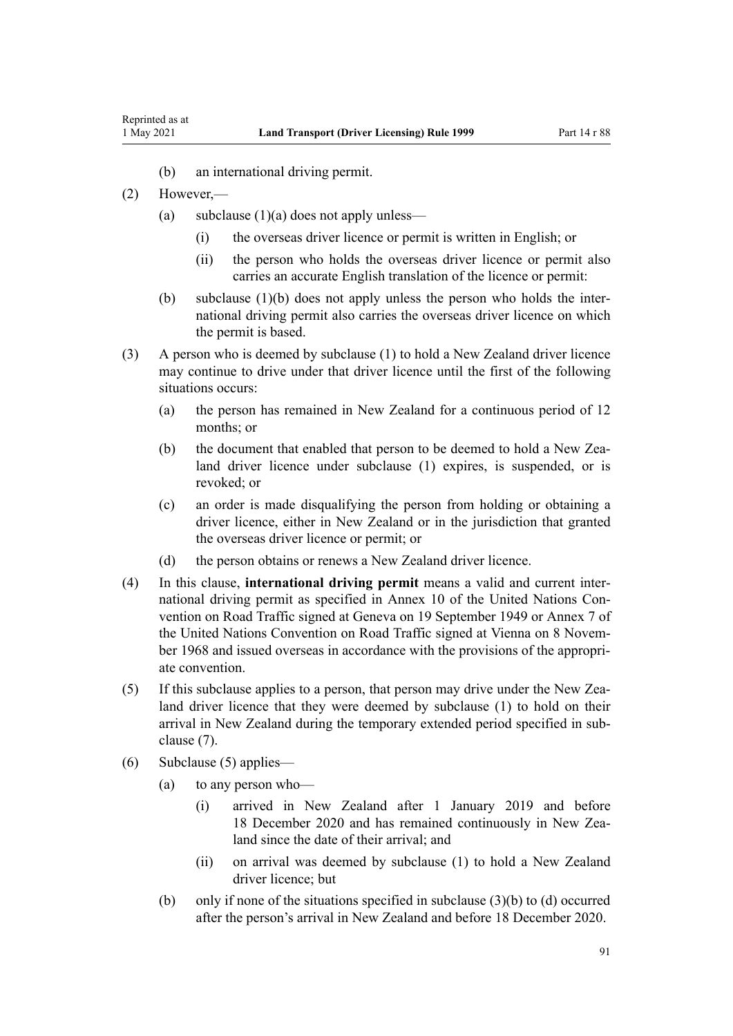(b) an international driving permit.

(2) However,—

(a) subclause (1)(a) does not apply unless—

(i) the overseas driver licence or permit is written in English; or

(ii) the person who holds the overseas driver licence or permit also carries an accurate English translation of the licence or permit:

(b) subclause (1)(b) does not apply unless the person who holds the international driving permit also carries the overseas driver licence on which the permit is based.

(3) A person who is deemed by subclause (1) to hold a New Zealand driver licence may continue to drive under that driver licence until the first of the following situations occurs:

(a) the person has remained in New Zealand for a continuous period of 12 months; or

(b) the document that enabled that person to be deemed to hold a New Zealand driver licence under subclause (1) expires, is suspended, or is revoked; or

(c) an order is made disqualifying the person from holding or obtaining a driver licence, either in New Zealand or in the jurisdiction that granted the overseas driver licence or permit; or

(d) the person obtains or renews a New Zealand driver licence.

(4) In this clause, **international driving permit** means a valid and current international driving permit as specified in Annex 10 of the United Nations Convention on Road Traffic signed at Geneva on 19 September 1949 or Annex 7 of the United Nations Convention on Road Traffic signed at Vienna on 8 November 1968 and issued overseas in accordance with the provisions of the appropriate convention.

(5) If this subclause applies to a person, that person may drive under the New Zealand driver licence that they were deemed by subclause (1) to hold on their arrival in New Zealand during the temporary extended period specified in subclause (7).

(6) Subclause (5) applies—

(a) to any person who—

(i) arrived in New Zealand after 1 January 2019 and before 18 December 2020 and has remained continuously in New Zealand since the date of their arrival; and

(ii) on arrival was deemed by subclause (1) to hold a New Zealand driver licence; but

(b) only if none of the situations specified in subclause (3)(b) to (d) occurred after the person's arrival in New Zealand and before 18 December 2020.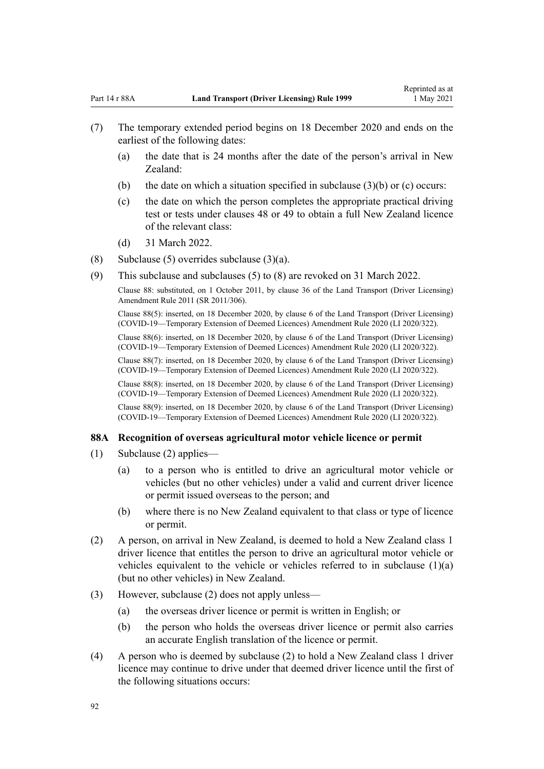(7) The temporary extended period begins on 18 December 2020 and ends on the earliest of the following dates:

(a) the date that is 24 months after the date of the person's arrival in New Zealand:

(b) the date on which a situation specified in subclause (3)(b) or (c) occurs:

(c) the date on which the person completes the appropriate practical driving test or tests under clauses 48 or 49 to obtain a full New Zealand licence of the relevant class:

(d) 31 March 2022.

(8) Subclause (5) overrides subclause (3)(a).

(9) This subclause and subclauses (5) to (8) are revoked on 31 March 2022.

Clause 88: substituted, on 1 October 2011, by clause 36 of the Land Transport (Driver Licensing) Amendment Rule 2011 (SR 2011/306).

Clause 88(5): inserted, on 18 December 2020, by clause 6 of the Land Transport (Driver Licensing) (COVID-19—Temporary Extension of Deemed Licences) Amendment Rule 2020 (LI 2020/322).

Clause 88(6): inserted, on 18 December 2020, by clause 6 of the Land Transport (Driver Licensing) (COVID-19—Temporary Extension of Deemed Licences) Amendment Rule 2020 (LI 2020/322).

Clause 88(7): inserted, on 18 December 2020, by clause 6 of the Land Transport (Driver Licensing) (COVID-19—Temporary Extension of Deemed Licences) Amendment Rule 2020 (LI 2020/322).

Clause 88(8): inserted, on 18 December 2020, by clause 6 of the Land Transport (Driver Licensing) (COVID-19—Temporary Extension of Deemed Licences) Amendment Rule 2020 (LI 2020/322).

Clause 88(9): inserted, on 18 December 2020, by clause 6 of the Land Transport (Driver Licensing) (COVID-19—Temporary Extension of Deemed Licences) Amendment Rule 2020 (LI 2020/322).

### 88A Recognition of overseas agricultural motor vehicle licence or permit

(1) Subclause (2) applies—

(a) to a person who is entitled to drive an agricultural motor vehicle or vehicles (but no other vehicles) under a valid and current driver licence or permit issued overseas to the person; and

(b) where there is no New Zealand equivalent to that class or type of licence or permit.

(2) A person, on arrival in New Zealand, is deemed to hold a New Zealand class 1 driver licence that entitles the person to drive an agricultural motor vehicle or vehicles equivalent to the vehicle or vehicles referred to in subclause (1)(a) (but no other vehicles) in New Zealand.

(3) However, subclause (2) does not apply unless—

(a) the overseas driver licence or permit is written in English; or

(b) the person who holds the overseas driver licence or permit also carries an accurate English translation of the licence or permit.

(4) A person who is deemed by subclause (2) to hold a New Zealand class 1 driver licence may continue to drive under that deemed driver licence until the first of the following situations occurs: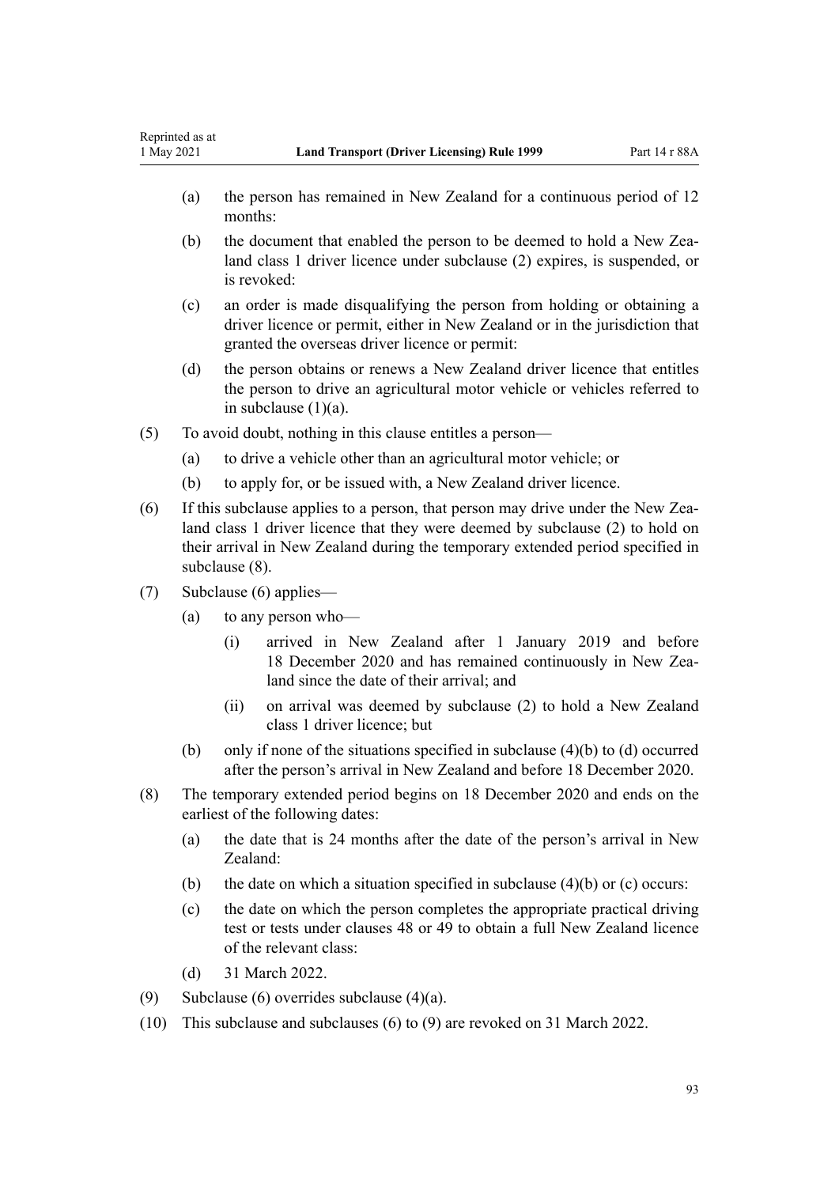(a) the person has remained in New Zealand for a continuous period of 12 months:

(b) the document that enabled the person to be deemed to hold a New Zealand class 1 driver licence under subclause (2) expires, is suspended, or is revoked:

(c) an order is made disqualifying the person from holding or obtaining a driver licence or permit, either in New Zealand or in the jurisdiction that granted the overseas driver licence or permit:

(d) the person obtains or renews a New Zealand driver licence that entitles the person to drive an agricultural motor vehicle or vehicles referred to in subclause (1)(a).

(5) To avoid doubt, nothing in this clause entitles a person—

(a) to drive a vehicle other than an agricultural motor vehicle; or

(b) to apply for, or be issued with, a New Zealand driver licence.

(6) If this subclause applies to a person, that person may drive under the New Zealand class 1 driver licence that they were deemed by subclause (2) to hold on their arrival in New Zealand during the temporary extended period specified in subclause (8).

(7) Subclause (6) applies—

(a) to any person who—

(i) arrived in New Zealand after 1 January 2019 and before 18 December 2020 and has remained continuously in New Zealand since the date of their arrival; and

(ii) on arrival was deemed by subclause (2) to hold a New Zealand class 1 driver licence; but

(b) only if none of the situations specified in subclause (4)(b) to (d) occurred after the person's arrival in New Zealand and before 18 December 2020.

(8) The temporary extended period begins on 18 December 2020 and ends on the earliest of the following dates:

(a) the date that is 24 months after the date of the person's arrival in New Zealand:

(b) the date on which a situation specified in subclause (4)(b) or (c) occurs:

(c) the date on which the person completes the appropriate practical driving test or tests under clauses 48 or 49 to obtain a full New Zealand licence of the relevant class:

(d) 31 March 2022.

(9) Subclause (6) overrides subclause (4)(a).

(10) This subclause and subclauses (6) to (9) are revoked on 31 March 2022.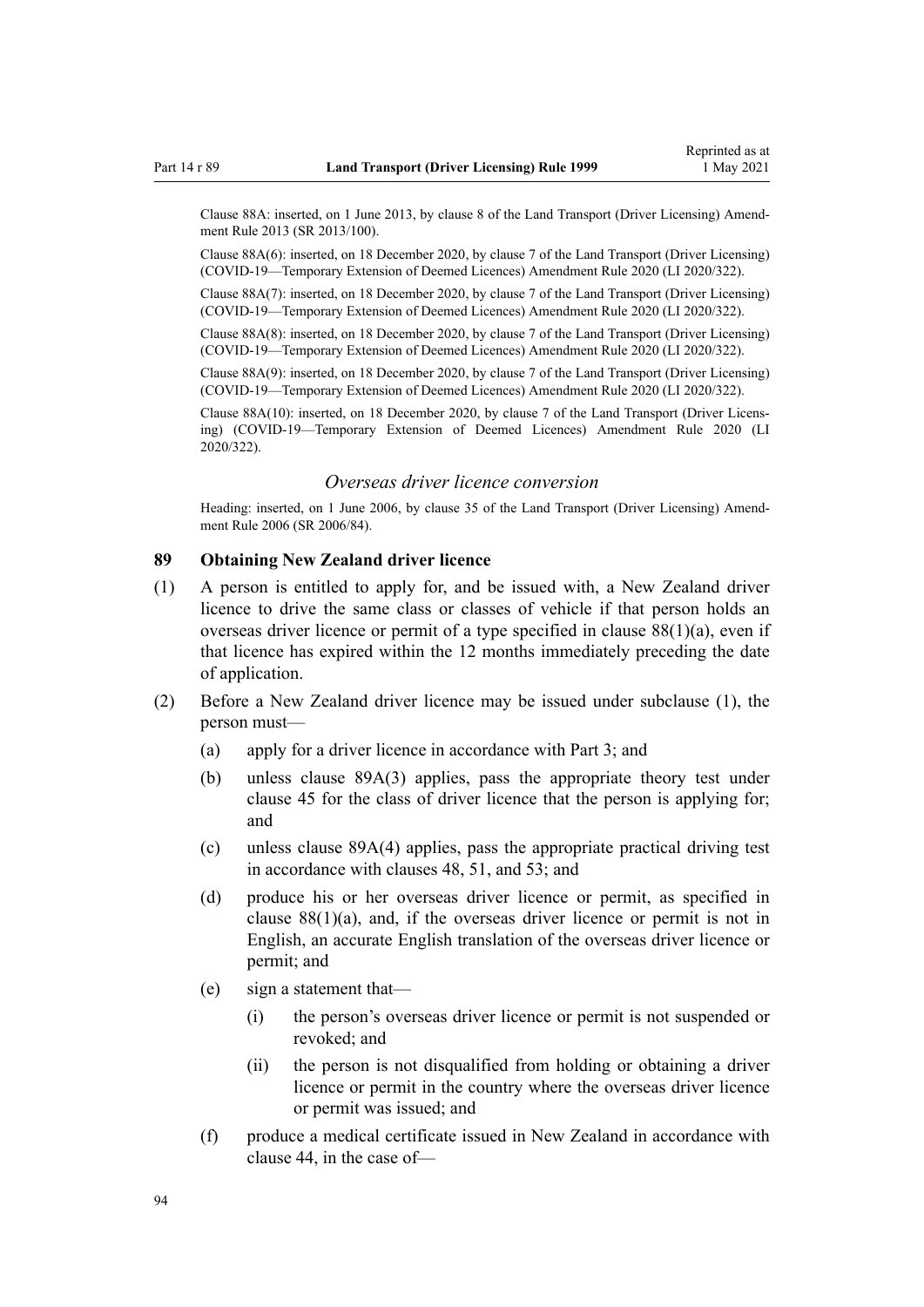Clause 88A: inserted, on 1 June 2013, by clause 8 of the Land Transport (Driver Licensing) Amendment Rule 2013 (SR 2013/100).

Clause 88A(6): inserted, on 18 December 2020, by clause 7 of the Land Transport (Driver Licensing) (COVID-19—Temporary Extension of Deemed Licences) Amendment Rule 2020 (LI 2020/322).

Clause 88A(7): inserted, on 18 December 2020, by clause 7 of the Land Transport (Driver Licensing) (COVID-19—Temporary Extension of Deemed Licences) Amendment Rule 2020 (LI 2020/322).

Clause 88A(8): inserted, on 18 December 2020, by clause 7 of the Land Transport (Driver Licensing) (COVID-19—Temporary Extension of Deemed Licences) Amendment Rule 2020 (LI 2020/322).

Clause 88A(9): inserted, on 18 December 2020, by clause 7 of the Land Transport (Driver Licensing) (COVID-19—Temporary Extension of Deemed Licences) Amendment Rule 2020 (LI 2020/322).

Clause 88A(10): inserted, on 18 December 2020, by clause 7 of the Land Transport (Driver Licensing) (COVID-19—Temporary Extension of Deemed Licences) Amendment Rule 2020 (LI 2020/322).

### *Overseas driver licence conversion*

Heading: inserted, on 1 June 2006, by clause 35 of the Land Transport (Driver Licensing) Amendment Rule 2006 (SR 2006/84).

## 89 Obtaining New Zealand driver licence

(1) A person is entitled to apply for, and be issued with, a New Zealand driver licence to drive the same class or classes of vehicle if that person holds an overseas driver licence or permit of a type specified in clause 88(1)(a), even if that licence has expired within the 12 months immediately preceding the date of application.

(2) Before a New Zealand driver licence may be issued under subclause (1), the person must—

- (a) apply for a driver licence in accordance with Part 3; and
- (b) unless clause 89A(3) applies, pass the appropriate theory test under clause 45 for the class of driver licence that the person is applying for; and
- (c) unless clause 89A(4) applies, pass the appropriate practical driving test in accordance with clauses 48, 51, and 53; and
- (d) produce his or her overseas driver licence or permit, as specified in clause 88(1)(a), and, if the overseas driver licence or permit is not in English, an accurate English translation of the overseas driver licence or permit; and
- (e) sign a statement that—
  - (i) the person's overseas driver licence or permit is not suspended or revoked; and
  - (ii) the person is not disqualified from holding or obtaining a driver licence or permit in the country where the overseas driver licence or permit was issued; and
- (f) produce a medical certificate issued in New Zealand in accordance with clause 44, in the case of—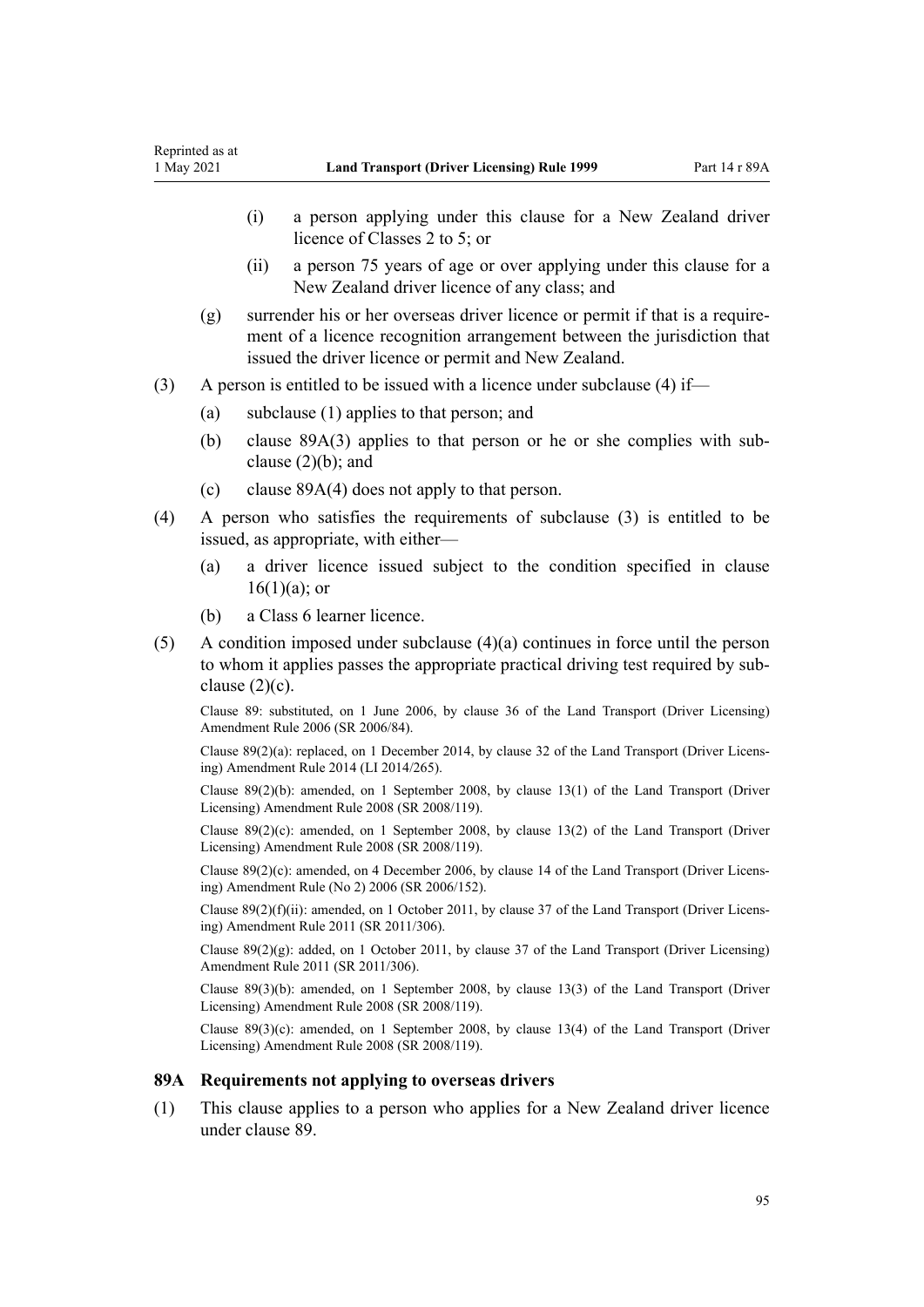(i) a person applying under this clause for a New Zealand driver licence of Classes 2 to 5; or

(ii) a person 75 years of age or over applying under this clause for a New Zealand driver licence of any class; and

(g) surrender his or her overseas driver licence or permit if that is a requirement of a licence recognition arrangement between the jurisdiction that issued the driver licence or permit and New Zealand.

(3) A person is entitled to be issued with a licence under subclause (4) if—

(a) subclause (1) applies to that person; and

(b) clause 89A(3) applies to that person or he or she complies with subclause (2)(b); and

(c) clause 89A(4) does not apply to that person.

(4) A person who satisfies the requirements of subclause (3) is entitled to be issued, as appropriate, with either—

(a) a driver licence issued subject to the condition specified in clause 16(1)(a); or

(b) a Class 6 learner licence.

(5) A condition imposed under subclause (4)(a) continues in force until the person to whom it applies passes the appropriate practical driving test required by subclause (2)(c).

Clause 89: substituted, on 1 June 2006, by clause 36 of the Land Transport (Driver Licensing) Amendment Rule 2006 (SR 2006/84).

Clause 89(2)(a): replaced, on 1 December 2014, by clause 32 of the Land Transport (Driver Licensing) Amendment Rule 2014 (LI 2014/265).

Clause 89(2)(b): amended, on 1 September 2008, by clause 13(1) of the Land Transport (Driver Licensing) Amendment Rule 2008 (SR 2008/119).

Clause 89(2)(c): amended, on 1 September 2008, by clause 13(2) of the Land Transport (Driver Licensing) Amendment Rule 2008 (SR 2008/119).

Clause 89(2)(c): amended, on 4 December 2006, by clause 14 of the Land Transport (Driver Licensing) Amendment Rule (No 2) 2006 (SR 2006/152).

Clause 89(2)(f)(ii): amended, on 1 October 2011, by clause 37 of the Land Transport (Driver Licensing) Amendment Rule 2011 (SR 2011/306).

Clause 89(2)(g): added, on 1 October 2011, by clause 37 of the Land Transport (Driver Licensing) Amendment Rule 2011 (SR 2011/306).

Clause 89(3)(b): amended, on 1 September 2008, by clause 13(3) of the Land Transport (Driver Licensing) Amendment Rule 2008 (SR 2008/119).

Clause 89(3)(c): amended, on 1 September 2008, by clause 13(4) of the Land Transport (Driver Licensing) Amendment Rule 2008 (SR 2008/119).

### 89A Requirements not applying to overseas drivers

(1) This clause applies to a person who applies for a New Zealand driver licence under clause 89.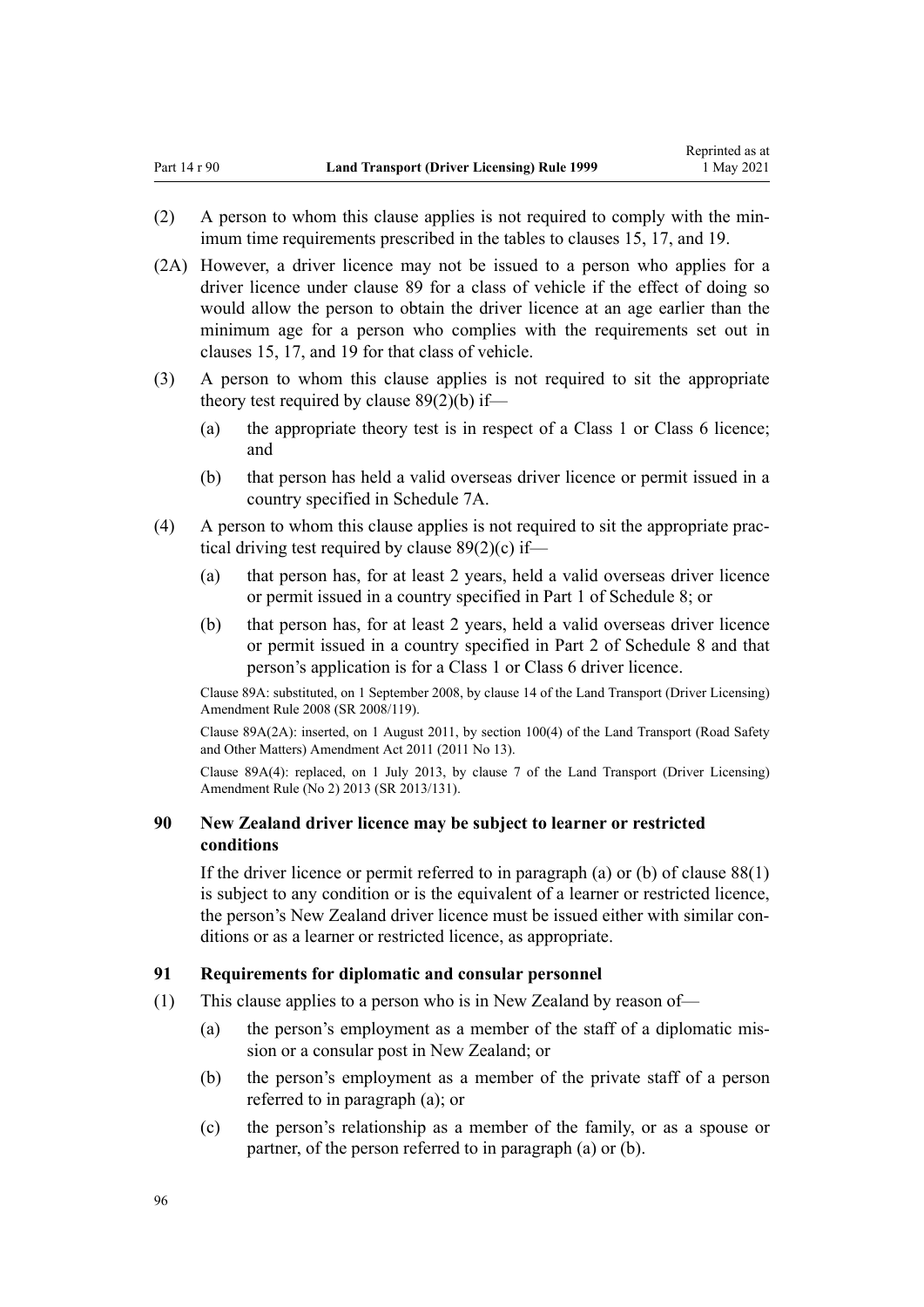(2) A person to whom this clause applies is not required to comply with the minimum time requirements prescribed in the tables to clauses 15, 17, and 19.

(2A) However, a driver licence may not be issued to a person who applies for a driver licence under clause 89 for a class of vehicle if the effect of doing so would allow the person to obtain the driver licence at an age earlier than the minimum age for a person who complies with the requirements set out in clauses 15, 17, and 19 for that class of vehicle.

(3) A person to whom this clause applies is not required to sit the appropriate theory test required by clause 89(2)(b) if—

(a) the appropriate theory test is in respect of a Class 1 or Class 6 licence; and

(b) that person has held a valid overseas driver licence or permit issued in a country specified in Schedule 7A.

(4) A person to whom this clause applies is not required to sit the appropriate practical driving test required by clause 89(2)(c) if—

(a) that person has, for at least 2 years, held a valid overseas driver licence or permit issued in a country specified in Part 1 of Schedule 8; or

(b) that person has, for at least 2 years, held a valid overseas driver licence or permit issued in a country specified in Part 2 of Schedule 8 and that person's application is for a Class 1 or Class 6 driver licence.

Clause 89A: substituted, on 1 September 2008, by clause 14 of the Land Transport (Driver Licensing) Amendment Rule 2008 (SR 2008/119).

Clause 89A(2A): inserted, on 1 August 2011, by section 100(4) of the Land Transport (Road Safety and Other Matters) Amendment Act 2011 (2011 No 13).

Clause 89A(4): replaced, on 1 July 2013, by clause 7 of the Land Transport (Driver Licensing) Amendment Rule (No 2) 2013 (SR 2013/131).

### 90 New Zealand driver licence may be subject to learner or restricted conditions

If the driver licence or permit referred to in paragraph (a) or (b) of clause 88(1) is subject to any condition or is the equivalent of a learner or restricted licence, the person's New Zealand driver licence must be issued either with similar conditions or as a learner or restricted licence, as appropriate.

### 91 Requirements for diplomatic and consular personnel

(1) This clause applies to a person who is in New Zealand by reason of—

(a) the person's employment as a member of the staff of a diplomatic mission or a consular post in New Zealand; or

(b) the person's employment as a member of the private staff of a person referred to in paragraph (a); or

(c) the person's relationship as a member of the family, or as a spouse or partner, of the person referred to in paragraph (a) or (b).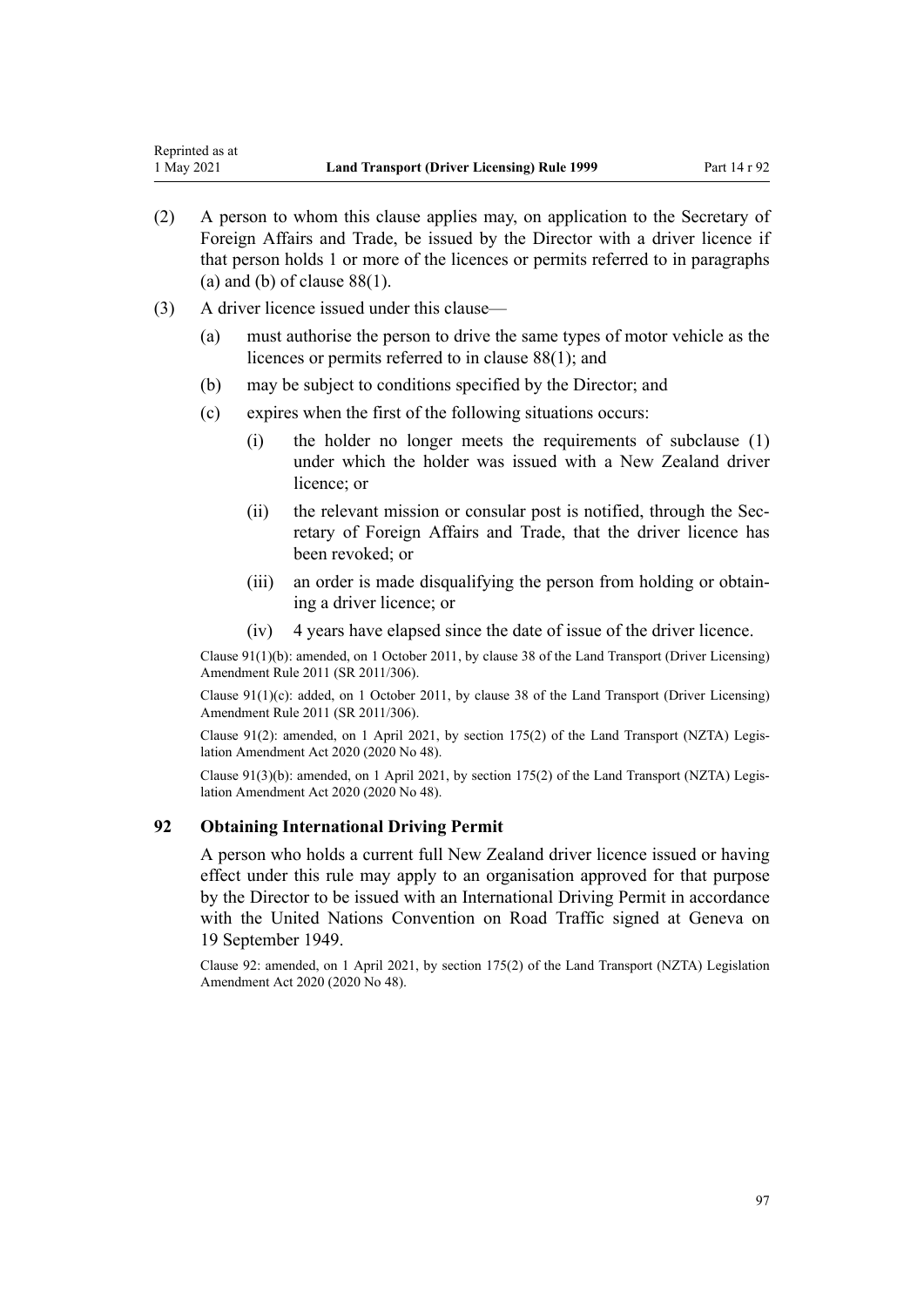(2) A person to whom this clause applies may, on application to the Secretary of Foreign Affairs and Trade, be issued by the Director with a driver licence if that person holds 1 or more of the licences or permits referred to in paragraphs (a) and (b) of clause 88(1).

(3) A driver licence issued under this clause—

   (a) must authorise the person to drive the same types of motor vehicle as the licences or permits referred to in clause 88(1); and

   (b) may be subject to conditions specified by the Director; and

   (c) expires when the first of the following situations occurs:

      (i) the holder no longer meets the requirements of subclause (1) under which the holder was issued with a New Zealand driver licence; or

      (ii) the relevant mission or consular post is notified, through the Secretary of Foreign Affairs and Trade, that the driver licence has been revoked; or

      (iii) an order is made disqualifying the person from holding or obtaining a driver licence; or

      (iv) 4 years have elapsed since the date of issue of the driver licence.

Clause 91(1)(b): amended, on 1 October 2011, by clause 38 of the Land Transport (Driver Licensing) Amendment Rule 2011 (SR 2011/306).

Clause 91(1)(c): added, on 1 October 2011, by clause 38 of the Land Transport (Driver Licensing) Amendment Rule 2011 (SR 2011/306).

Clause 91(2): amended, on 1 April 2021, by section 175(2) of the Land Transport (NZTA) Legislation Amendment Act 2020 (2020 No 48).

Clause 91(3)(b): amended, on 1 April 2021, by section 175(2) of the Land Transport (NZTA) Legislation Amendment Act 2020 (2020 No 48).

### 92 Obtaining International Driving Permit

A person who holds a current full New Zealand driver licence issued or having effect under this rule may apply to an organisation approved for that purpose by the Director to be issued with an International Driving Permit in accordance with the United Nations Convention on Road Traffic signed at Geneva on 19 September 1949.

Clause 92: amended, on 1 April 2021, by section 175(2) of the Land Transport (NZTA) Legislation Amendment Act 2020 (2020 No 48).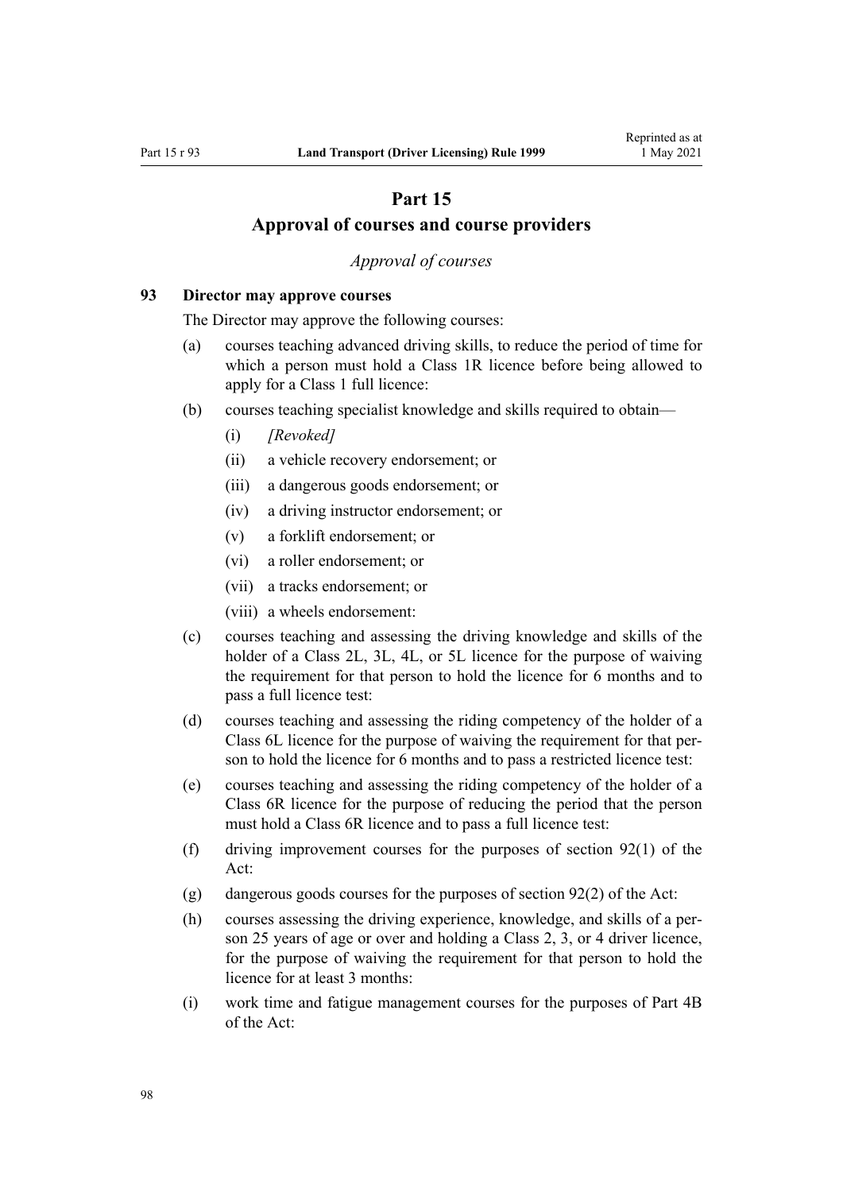# Part 15
# Approval of courses and course providers

*Approval of courses*

### 93 Director may approve courses

The Director may approve the following courses:

(a) courses teaching advanced driving skills, to reduce the period of time for which a person must hold a Class 1R licence before being allowed to apply for a Class 1 full licence:

(b) courses teaching specialist knowledge and skills required to obtain—

   (i) *[Revoked]*

   (ii) a vehicle recovery endorsement; or

   (iii) a dangerous goods endorsement; or

   (iv) a driving instructor endorsement; or

   (v) a forklift endorsement; or

   (vi) a roller endorsement; or

   (vii) a tracks endorsement; or

   (viii) a wheels endorsement:

(c) courses teaching and assessing the driving knowledge and skills of the holder of a Class 2L, 3L, 4L, or 5L licence for the purpose of waiving the requirement for that person to hold the licence for 6 months and to pass a full licence test:

(d) courses teaching and assessing the riding competency of the holder of a Class 6L licence for the purpose of waiving the requirement for that person to hold the licence for 6 months and to pass a restricted licence test:

(e) courses teaching and assessing the riding competency of the holder of a Class 6R licence for the purpose of reducing the period that the person must hold a Class 6R licence and to pass a full licence test:

(f) driving improvement courses for the purposes of section 92(1) of the Act:

(g) dangerous goods courses for the purposes of section 92(2) of the Act:

(h) courses assessing the driving experience, knowledge, and skills of a person 25 years of age or over and holding a Class 2, 3, or 4 driver licence, for the purpose of waiving the requirement for that person to hold the licence for at least 3 months:

(i) work time and fatigue management courses for the purposes of Part 4B of the Act: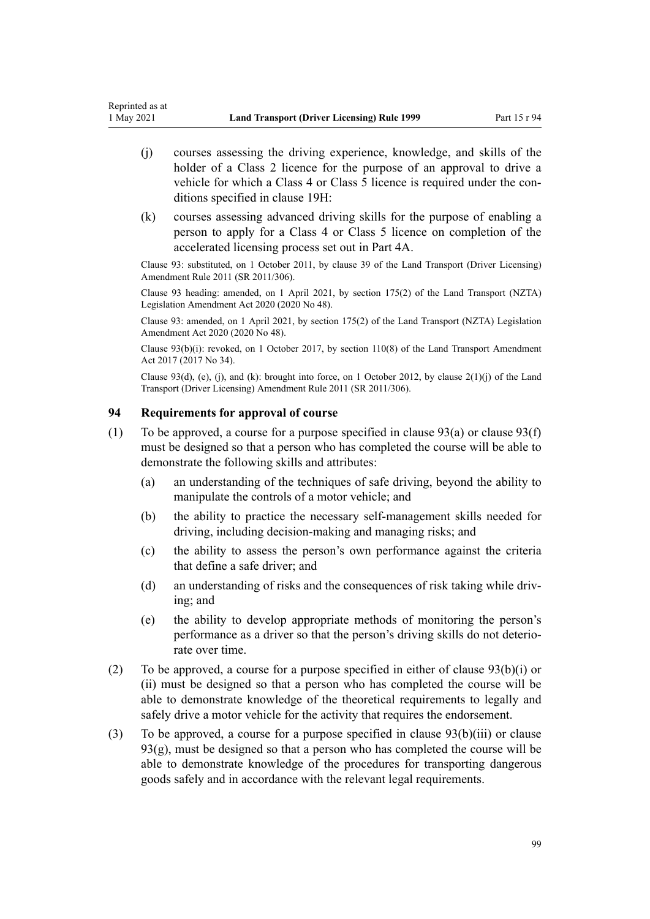(j) courses assessing the driving experience, knowledge, and skills of the holder of a Class 2 licence for the purpose of an approval to drive a vehicle for which a Class 4 or Class 5 licence is required under the conditions specified in clause 19H:

(k) courses assessing advanced driving skills for the purpose of enabling a person to apply for a Class 4 or Class 5 licence on completion of the accelerated licensing process set out in Part 4A.

Clause 93: substituted, on 1 October 2011, by clause 39 of the Land Transport (Driver Licensing) Amendment Rule 2011 (SR 2011/306).

Clause 93 heading: amended, on 1 April 2021, by section 175(2) of the Land Transport (NZTA) Legislation Amendment Act 2020 (2020 No 48).

Clause 93: amended, on 1 April 2021, by section 175(2) of the Land Transport (NZTA) Legislation Amendment Act 2020 (2020 No 48).

Clause 93(b)(i): revoked, on 1 October 2017, by section 110(8) of the Land Transport Amendment Act 2017 (2017 No 34).

Clause 93(d), (e), (j), and (k): brought into force, on 1 October 2012, by clause 2(1)(j) of the Land Transport (Driver Licensing) Amendment Rule 2011 (SR 2011/306).

### 94 Requirements for approval of course

(1) To be approved, a course for a purpose specified in clause 93(a) or clause 93(f) must be designed so that a person who has completed the course will be able to demonstrate the following skills and attributes:

(a) an understanding of the techniques of safe driving, beyond the ability to manipulate the controls of a motor vehicle; and

(b) the ability to practice the necessary self-management skills needed for driving, including decision-making and managing risks; and

(c) the ability to assess the person's own performance against the criteria that define a safe driver; and

(d) an understanding of risks and the consequences of risk taking while driving; and

(e) the ability to develop appropriate methods of monitoring the person's performance as a driver so that the person's driving skills do not deteriorate over time.

(2) To be approved, a course for a purpose specified in either of clause 93(b)(i) or (ii) must be designed so that a person who has completed the course will be able to demonstrate knowledge of the theoretical requirements to legally and safely drive a motor vehicle for the activity that requires the endorsement.

(3) To be approved, a course for a purpose specified in clause 93(b)(iii) or clause 93(g), must be designed so that a person who has completed the course will be able to demonstrate knowledge of the procedures for transporting dangerous goods safely and in accordance with the relevant legal requirements.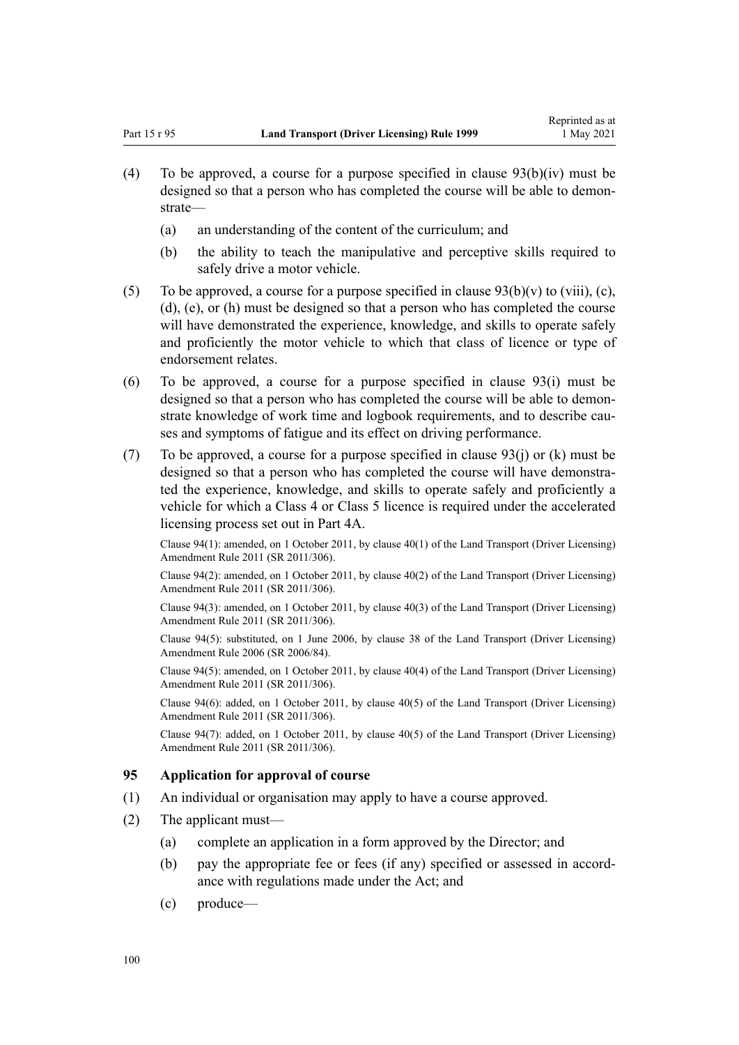(4) To be approved, a course for a purpose specified in clause 93(b)(iv) must be designed so that a person who has completed the course will be able to demonstrate—

  (a) an understanding of the content of the curriculum; and

  (b) the ability to teach the manipulative and perceptive skills required to safely drive a motor vehicle.

(5) To be approved, a course for a purpose specified in clause 93(b)(v) to (viii), (c), (d), (e), or (h) must be designed so that a person who has completed the course will have demonstrated the experience, knowledge, and skills to operate safely and proficiently the motor vehicle to which that class of licence or type of endorsement relates.

(6) To be approved, a course for a purpose specified in clause 93(i) must be designed so that a person who has completed the course will be able to demonstrate knowledge of work time and logbook requirements, and to describe causes and symptoms of fatigue and its effect on driving performance.

(7) To be approved, a course for a purpose specified in clause 93(j) or (k) must be designed so that a person who has completed the course will have demonstrated the experience, knowledge, and skills to operate safely and proficiently a vehicle for which a Class 4 or Class 5 licence is required under the accelerated licensing process set out in Part 4A.

Clause 94(1): amended, on 1 October 2011, by clause 40(1) of the Land Transport (Driver Licensing) Amendment Rule 2011 (SR 2011/306).

Clause 94(2): amended, on 1 October 2011, by clause 40(2) of the Land Transport (Driver Licensing) Amendment Rule 2011 (SR 2011/306).

Clause 94(3): amended, on 1 October 2011, by clause 40(3) of the Land Transport (Driver Licensing) Amendment Rule 2011 (SR 2011/306).

Clause 94(5): substituted, on 1 June 2006, by clause 38 of the Land Transport (Driver Licensing) Amendment Rule 2006 (SR 2006/84).

Clause 94(5): amended, on 1 October 2011, by clause 40(4) of the Land Transport (Driver Licensing) Amendment Rule 2011 (SR 2011/306).

Clause 94(6): added, on 1 October 2011, by clause 40(5) of the Land Transport (Driver Licensing) Amendment Rule 2011 (SR 2011/306).

Clause 94(7): added, on 1 October 2011, by clause 40(5) of the Land Transport (Driver Licensing) Amendment Rule 2011 (SR 2011/306).

### 95 Application for approval of course

(1) An individual or organisation may apply to have a course approved.

(2) The applicant must—

  (a) complete an application in a form approved by the Director; and

  (b) pay the appropriate fee or fees (if any) specified or assessed in accordance with regulations made under the Act; and

  (c) produce—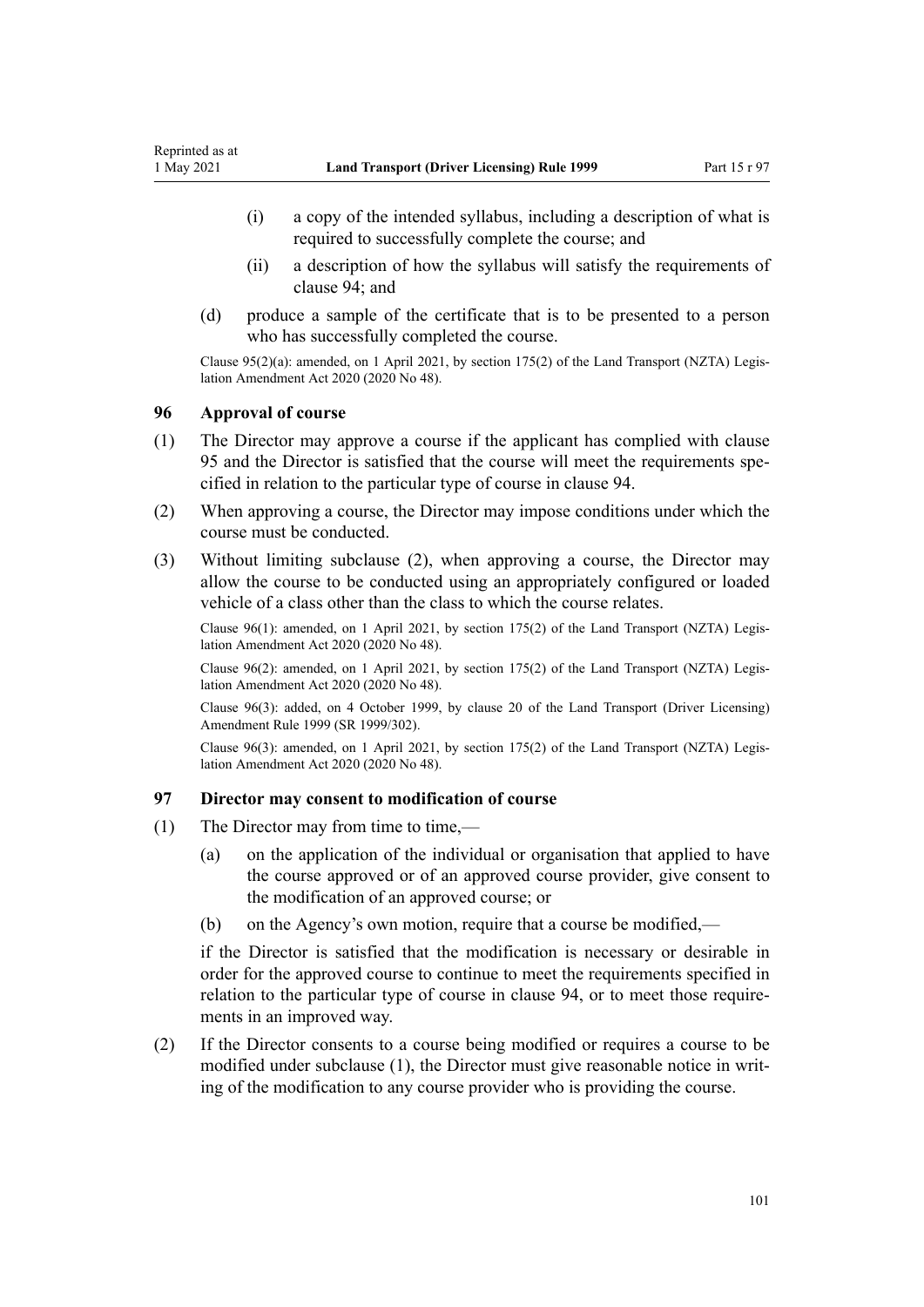(i) a copy of the intended syllabus, including a description of what is required to successfully complete the course; and

(ii) a description of how the syllabus will satisfy the requirements of clause 94; and

(d) produce a sample of the certificate that is to be presented to a person who has successfully completed the course.

Clause 95(2)(a): amended, on 1 April 2021, by section 175(2) of the Land Transport (NZTA) Legislation Amendment Act 2020 (2020 No 48).

### 96 Approval of course

(1) The Director may approve a course if the applicant has complied with clause 95 and the Director is satisfied that the course will meet the requirements specified in relation to the particular type of course in clause 94.

(2) When approving a course, the Director may impose conditions under which the course must be conducted.

(3) Without limiting subclause (2), when approving a course, the Director may allow the course to be conducted using an appropriately configured or loaded vehicle of a class other than the class to which the course relates.

Clause 96(1): amended, on 1 April 2021, by section 175(2) of the Land Transport (NZTA) Legislation Amendment Act 2020 (2020 No 48).

Clause 96(2): amended, on 1 April 2021, by section 175(2) of the Land Transport (NZTA) Legislation Amendment Act 2020 (2020 No 48).

Clause 96(3): added, on 4 October 1999, by clause 20 of the Land Transport (Driver Licensing) Amendment Rule 1999 (SR 1999/302).

Clause 96(3): amended, on 1 April 2021, by section 175(2) of the Land Transport (NZTA) Legislation Amendment Act 2020 (2020 No 48).

### 97 Director may consent to modification of course

(1) The Director may from time to time,—

(a) on the application of the individual or organisation that applied to have the course approved or of an approved course provider, give consent to the modification of an approved course; or

(b) on the Agency's own motion, require that a course be modified,—

if the Director is satisfied that the modification is necessary or desirable in order for the approved course to continue to meet the requirements specified in relation to the particular type of course in clause 94, or to meet those requirements in an improved way.

(2) If the Director consents to a course being modified or requires a course to be modified under subclause (1), the Director must give reasonable notice in writing of the modification to any course provider who is providing the course.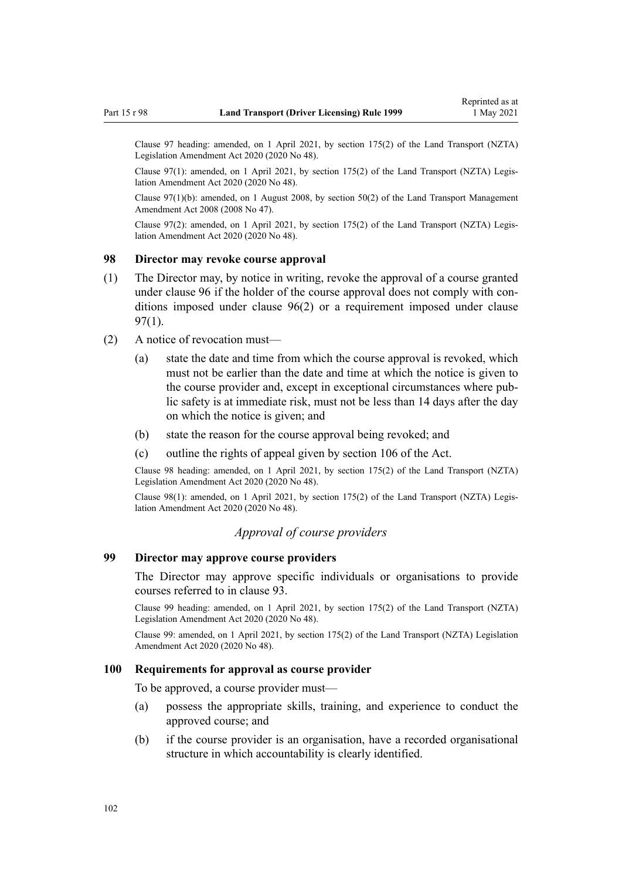Clause 97 heading: amended, on 1 April 2021, by section 175(2) of the Land Transport (NZTA) Legislation Amendment Act 2020 (2020 No 48).

Clause 97(1): amended, on 1 April 2021, by section 175(2) of the Land Transport (NZTA) Legislation Amendment Act 2020 (2020 No 48).

Clause 97(1)(b): amended, on 1 August 2008, by section 50(2) of the Land Transport Management Amendment Act 2008 (2008 No 47).

Clause 97(2): amended, on 1 April 2021, by section 175(2) of the Land Transport (NZTA) Legislation Amendment Act 2020 (2020 No 48).

### 98 Director may revoke course approval

(1) The Director may, by notice in writing, revoke the approval of a course granted under clause 96 if the holder of the course approval does not comply with conditions imposed under clause 96(2) or a requirement imposed under clause 97(1).

(2) A notice of revocation must—

  (a) state the date and time from which the course approval is revoked, which must not be earlier than the date and time at which the notice is given to the course provider and, except in exceptional circumstances where public safety is at immediate risk, must not be less than 14 days after the day on which the notice is given; and

  (b) state the reason for the course approval being revoked; and

  (c) outline the rights of appeal given by section 106 of the Act.

Clause 98 heading: amended, on 1 April 2021, by section 175(2) of the Land Transport (NZTA) Legislation Amendment Act 2020 (2020 No 48).

Clause 98(1): amended, on 1 April 2021, by section 175(2) of the Land Transport (NZTA) Legislation Amendment Act 2020 (2020 No 48).

## *Approval of course providers*

### 99 Director may approve course providers

The Director may approve specific individuals or organisations to provide courses referred to in clause 93.

Clause 99 heading: amended, on 1 April 2021, by section 175(2) of the Land Transport (NZTA) Legislation Amendment Act 2020 (2020 No 48).

Clause 99: amended, on 1 April 2021, by section 175(2) of the Land Transport (NZTA) Legislation Amendment Act 2020 (2020 No 48).

### 100 Requirements for approval as course provider

To be approved, a course provider must—

  (a) possess the appropriate skills, training, and experience to conduct the approved course; and

  (b) if the course provider is an organisation, have a recorded organisational structure in which accountability is clearly identified.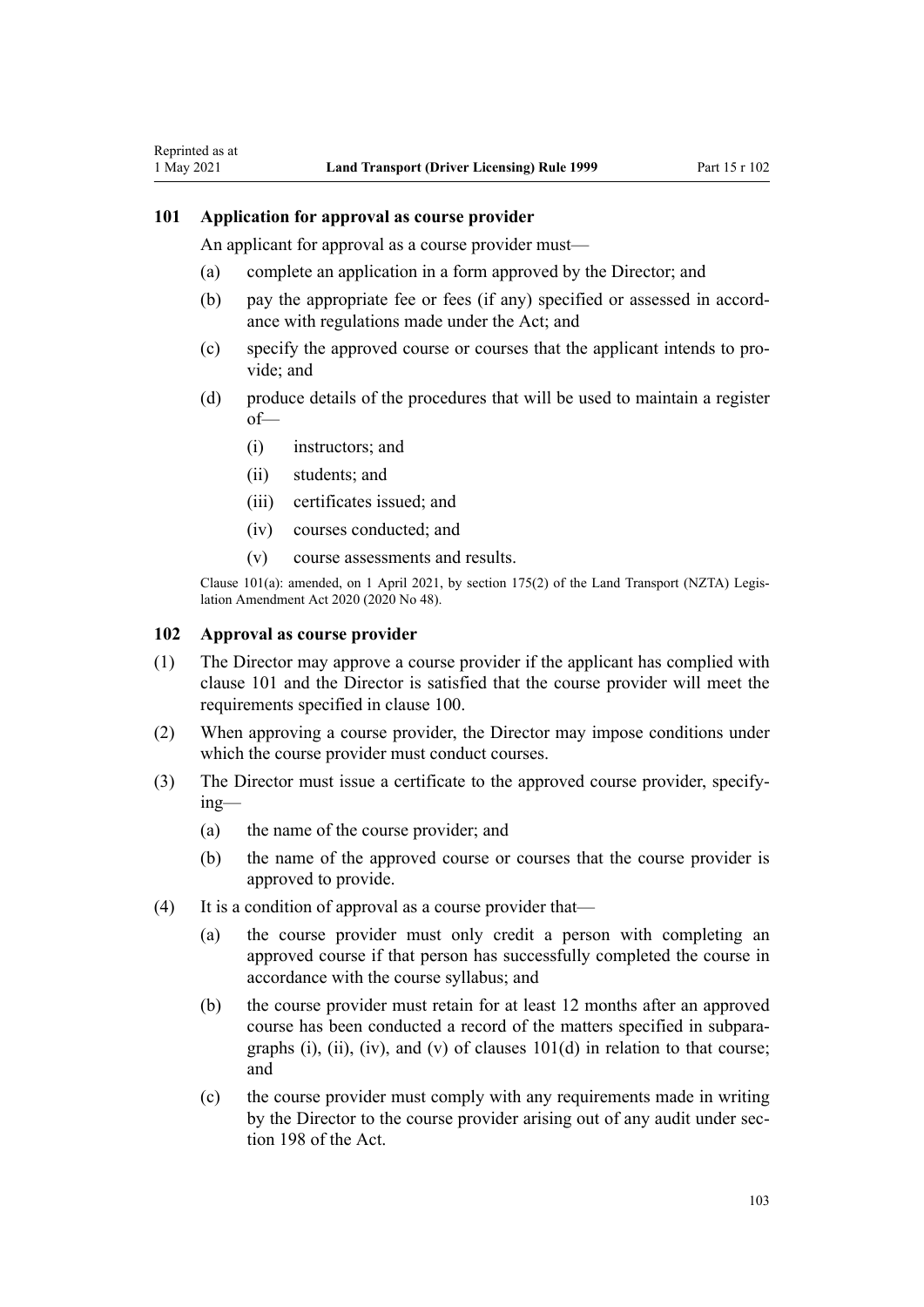## 101 Application for approval as course provider

An applicant for approval as a course provider must—

(a) complete an application in a form approved by the Director; and

(b) pay the appropriate fee or fees (if any) specified or assessed in accordance with regulations made under the Act; and

(c) specify the approved course or courses that the applicant intends to provide; and

(d) produce details of the procedures that will be used to maintain a register of—

  (i) instructors; and

  (ii) students; and

  (iii) certificates issued; and

  (iv) courses conducted; and

  (v) course assessments and results.

Clause 101(a): amended, on 1 April 2021, by section 175(2) of the Land Transport (NZTA) Legislation Amendment Act 2020 (2020 No 48).

## 102 Approval as course provider

(1) The Director may approve a course provider if the applicant has complied with clause 101 and the Director is satisfied that the course provider will meet the requirements specified in clause 100.

(2) When approving a course provider, the Director may impose conditions under which the course provider must conduct courses.

(3) The Director must issue a certificate to the approved course provider, specifying—

  (a) the name of the course provider; and

  (b) the name of the approved course or courses that the course provider is approved to provide.

(4) It is a condition of approval as a course provider that—

  (a) the course provider must only credit a person with completing an approved course if that person has successfully completed the course in accordance with the course syllabus; and

  (b) the course provider must retain for at least 12 months after an approved course has been conducted a record of the matters specified in subparagraphs (i), (ii), (iv), and (v) of clauses 101(d) in relation to that course; and

  (c) the course provider must comply with any requirements made in writing by the Director to the course provider arising out of any audit under section 198 of the Act.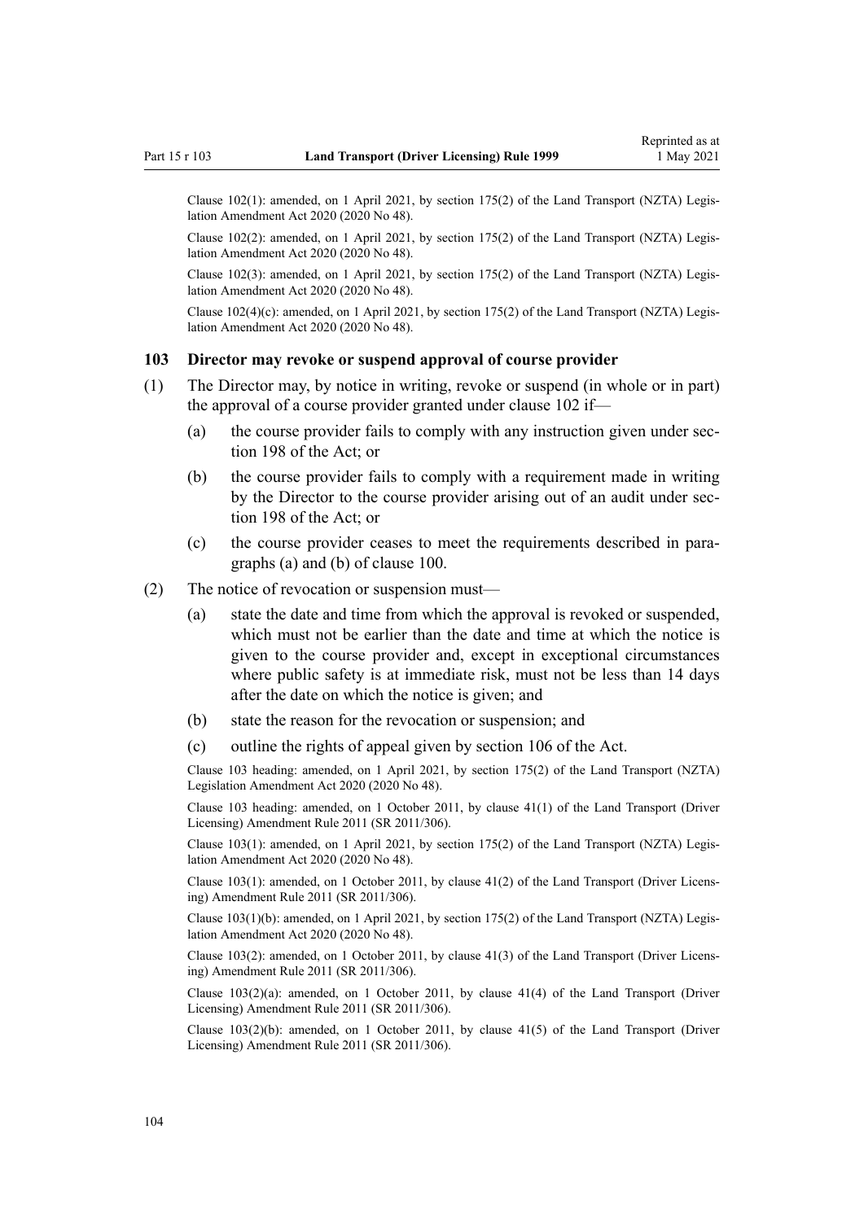Clause 102(1): amended, on 1 April 2021, by section 175(2) of the Land Transport (NZTA) Legislation Amendment Act 2020 (2020 No 48).

Clause 102(2): amended, on 1 April 2021, by section 175(2) of the Land Transport (NZTA) Legislation Amendment Act 2020 (2020 No 48).

Clause 102(3): amended, on 1 April 2021, by section 175(2) of the Land Transport (NZTA) Legislation Amendment Act 2020 (2020 No 48).

Clause 102(4)(c): amended, on 1 April 2021, by section 175(2) of the Land Transport (NZTA) Legislation Amendment Act 2020 (2020 No 48).

### 103 Director may revoke or suspend approval of course provider

(1) The Director may, by notice in writing, revoke or suspend (in whole or in part) the approval of a course provider granted under clause 102 if—

- (a) the course provider fails to comply with any instruction given under section 198 of the Act; or
- (b) the course provider fails to comply with a requirement made in writing by the Director to the course provider arising out of an audit under section 198 of the Act; or
- (c) the course provider ceases to meet the requirements described in paragraphs (a) and (b) of clause 100.

(2) The notice of revocation or suspension must—

- (a) state the date and time from which the approval is revoked or suspended, which must not be earlier than the date and time at which the notice is given to the course provider and, except in exceptional circumstances where public safety is at immediate risk, must not be less than 14 days after the date on which the notice is given; and
- (b) state the reason for the revocation or suspension; and
- (c) outline the rights of appeal given by section 106 of the Act.

Clause 103 heading: amended, on 1 April 2021, by section 175(2) of the Land Transport (NZTA) Legislation Amendment Act 2020 (2020 No 48).

Clause 103 heading: amended, on 1 October 2011, by clause 41(1) of the Land Transport (Driver Licensing) Amendment Rule 2011 (SR 2011/306).

Clause 103(1): amended, on 1 April 2021, by section 175(2) of the Land Transport (NZTA) Legislation Amendment Act 2020 (2020 No 48).

Clause 103(1): amended, on 1 October 2011, by clause 41(2) of the Land Transport (Driver Licensing) Amendment Rule 2011 (SR 2011/306).

Clause 103(1)(b): amended, on 1 April 2021, by section 175(2) of the Land Transport (NZTA) Legislation Amendment Act 2020 (2020 No 48).

Clause 103(2): amended, on 1 October 2011, by clause 41(3) of the Land Transport (Driver Licensing) Amendment Rule 2011 (SR 2011/306).

Clause 103(2)(a): amended, on 1 October 2011, by clause 41(4) of the Land Transport (Driver Licensing) Amendment Rule 2011 (SR 2011/306).

Clause 103(2)(b): amended, on 1 October 2011, by clause 41(5) of the Land Transport (Driver Licensing) Amendment Rule 2011 (SR 2011/306).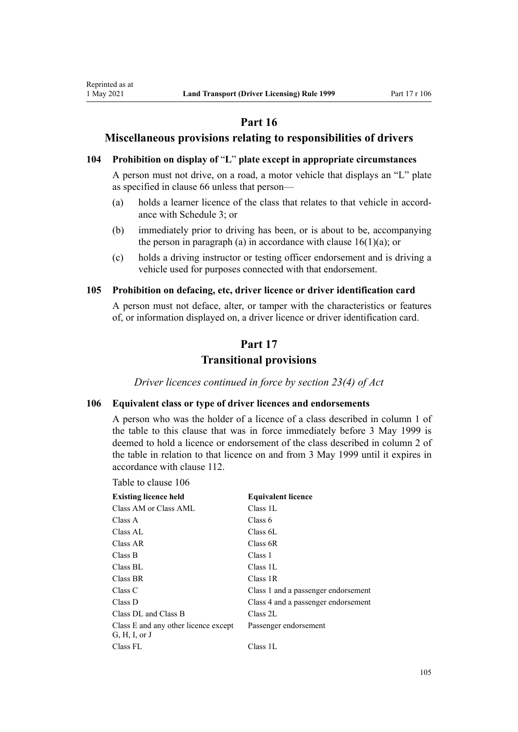# Part 16

## Miscellaneous provisions relating to responsibilities of drivers

### 104 Prohibition on display of "L" plate except in appropriate circumstances

A person must not drive, on a road, a motor vehicle that displays an "L" plate as specified in clause 66 unless that person—

(a) holds a learner licence of the class that relates to that vehicle in accordance with Schedule 3; or

(b) immediately prior to driving has been, or is about to be, accompanying the person in paragraph (a) in accordance with clause 16(1)(a); or

(c) holds a driving instructor or testing officer endorsement and is driving a vehicle used for purposes connected with that endorsement.

### 105 Prohibition on defacing, etc, driver licence or driver identification card

A person must not deface, alter, or tamper with the characteristics or features of, or information displayed on, a driver licence or driver identification card.

# Part 17

## Transitional provisions

*Driver licences continued in force by section 23(4) of Act*

### 106 Equivalent class or type of driver licences and endorsements

A person who was the holder of a licence of a class described in column 1 of the table to this clause that was in force immediately before 3 May 1999 is deemed to hold a licence or endorsement of the class described in column 2 of the table in relation to that licence on and from 3 May 1999 until it expires in accordance with clause 112.

Table to clause 106

| Existing licence held | Equivalent licence |
|---|---|
| Class AM or Class AML | Class 1L |
| Class A | Class 6 |
| Class AL | Class 6L |
| Class AR | Class 6R |
| Class B | Class 1 |
| Class BL | Class 1L |
| Class BR | Class 1R |
| Class C | Class 1 and a passenger endorsement |
| Class D | Class 4 and a passenger endorsement |
| Class DL and Class B | Class 2L |
| Class E and any other licence except G, H, I, or J | Passenger endorsement |
| Class FL | Class 1L |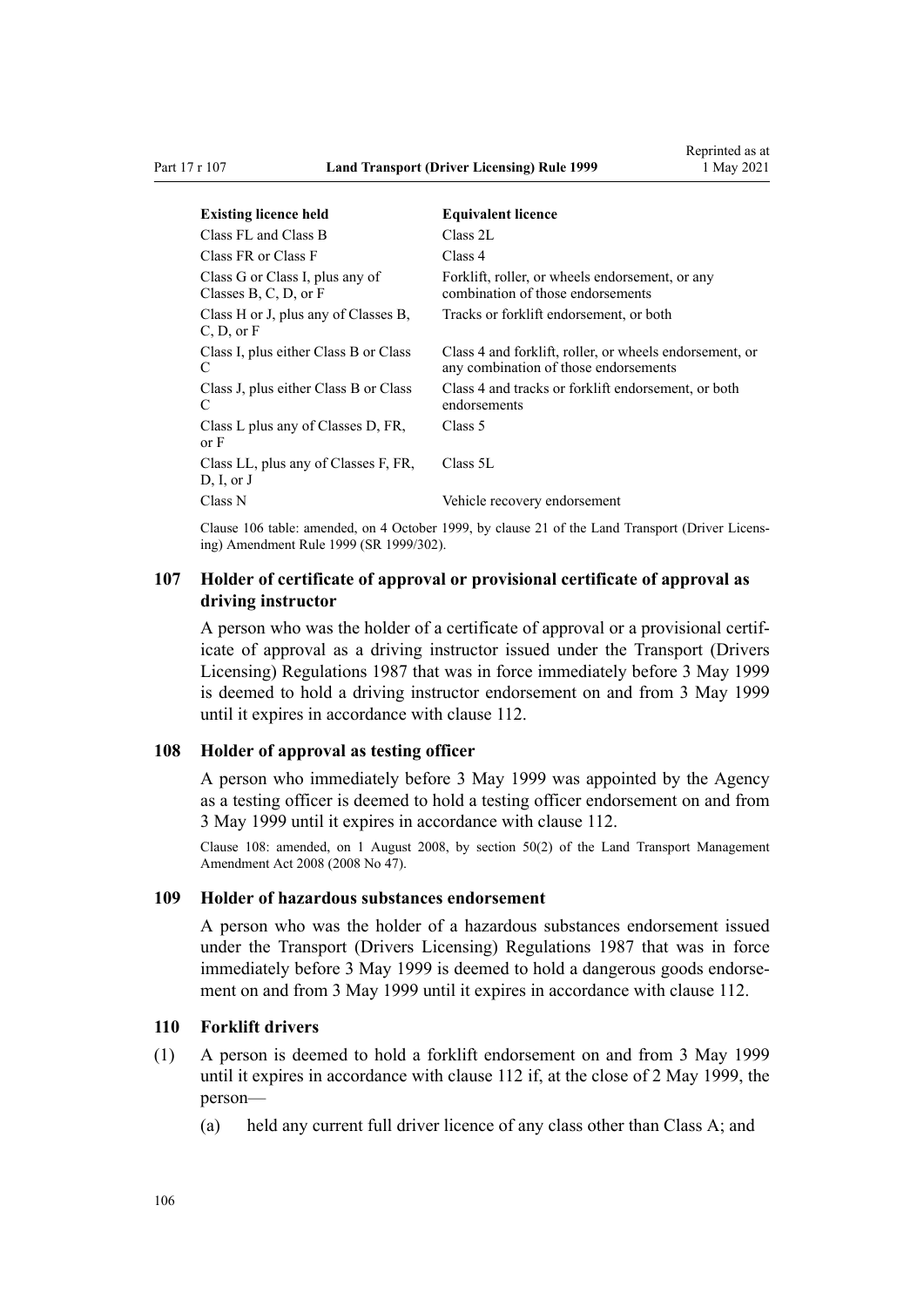| Existing licence held | Equivalent licence |
|---|---|
| Class FL and Class B | Class 2L |
| Class FR or Class F | Class 4 |
| Class G or Class I, plus any of Classes B, C, D, or F | Forklift, roller, or wheels endorsement, or any combination of those endorsements |
| Class H or J, plus any of Classes B, C, D, or F | Tracks or forklift endorsement, or both |
| Class I, plus either Class B or Class C | Class 4 and forklift, roller, or wheels endorsement, or any combination of those endorsements |
| Class J, plus either Class B or Class C | Class 4 and tracks or forklift endorsement, or both endorsements |
| Class L plus any of Classes D, FR, or F | Class 5 |
| Class LL, plus any of Classes F, FR, D, I, or J | Class 5L |
| Class N | Vehicle recovery endorsement |

Clause 106 table: amended, on 4 October 1999, by clause 21 of the Land Transport (Driver Licensing) Amendment Rule 1999 (SR 1999/302).

### 107 Holder of certificate of approval or provisional certificate of approval as driving instructor

A person who was the holder of a certificate of approval or a provisional certificate of approval as a driving instructor issued under the Transport (Drivers Licensing) Regulations 1987 that was in force immediately before 3 May 1999 is deemed to hold a driving instructor endorsement on and from 3 May 1999 until it expires in accordance with clause 112.

### 108 Holder of approval as testing officer

A person who immediately before 3 May 1999 was appointed by the Agency as a testing officer is deemed to hold a testing officer endorsement on and from 3 May 1999 until it expires in accordance with clause 112.

Clause 108: amended, on 1 August 2008, by section 50(2) of the Land Transport Management Amendment Act 2008 (2008 No 47).

### 109 Holder of hazardous substances endorsement

A person who was the holder of a hazardous substances endorsement issued under the Transport (Drivers Licensing) Regulations 1987 that was in force immediately before 3 May 1999 is deemed to hold a dangerous goods endorsement on and from 3 May 1999 until it expires in accordance with clause 112.

### 110 Forklift drivers

(1) A person is deemed to hold a forklift endorsement on and from 3 May 1999 until it expires in accordance with clause 112 if, at the close of 2 May 1999, the person—

(a) held any current full driver licence of any class other than Class A; and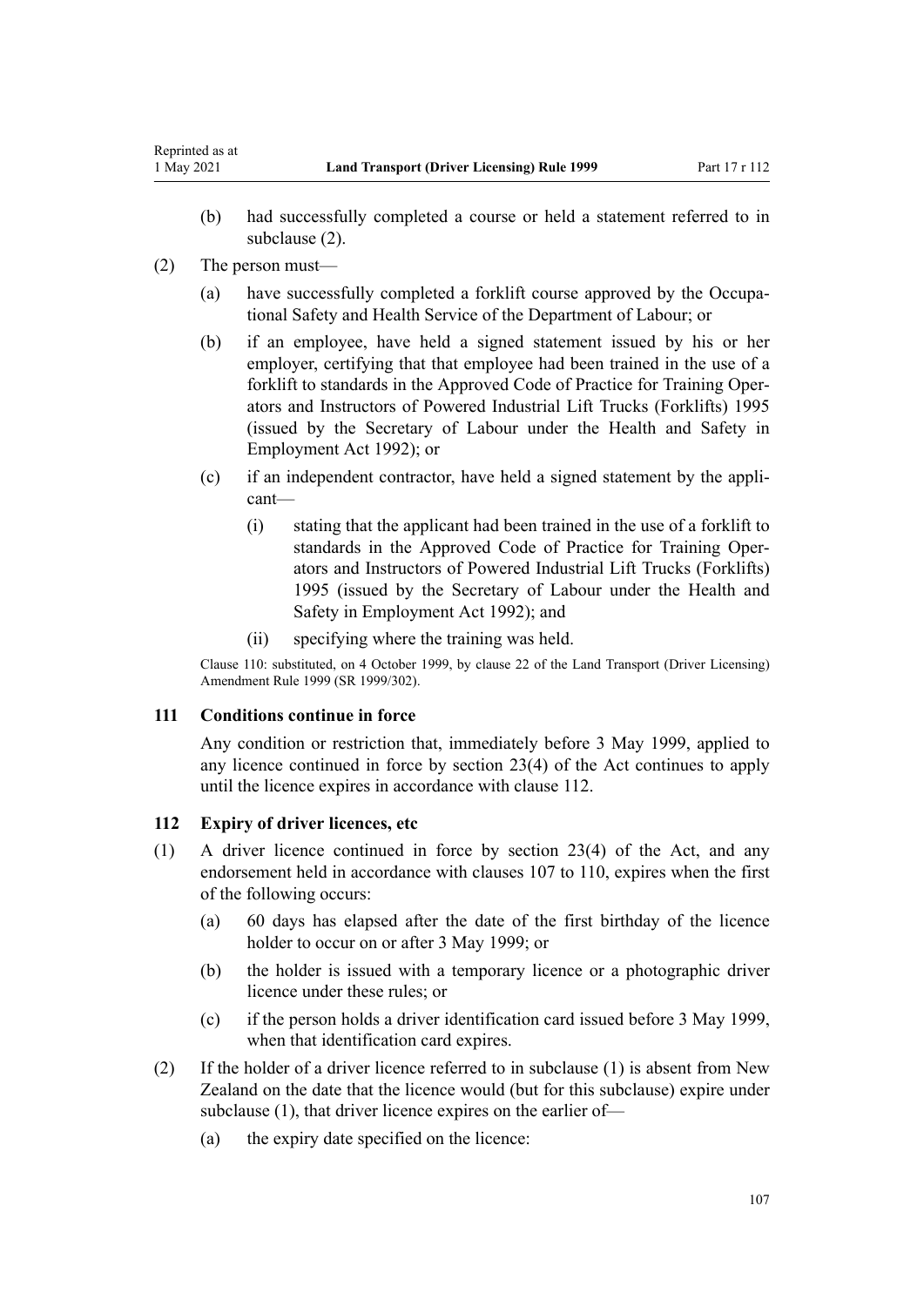(b) had successfully completed a course or held a statement referred to in subclause (2).

(2) The person must—

(a) have successfully completed a forklift course approved by the Occupational Safety and Health Service of the Department of Labour; or

(b) if an employee, have held a signed statement issued by his or her employer, certifying that that employee had been trained in the use of a forklift to standards in the Approved Code of Practice for Training Operators and Instructors of Powered Industrial Lift Trucks (Forklifts) 1995 (issued by the Secretary of Labour under the Health and Safety in Employment Act 1992); or

(c) if an independent contractor, have held a signed statement by the applicant—

(i) stating that the applicant had been trained in the use of a forklift to standards in the Approved Code of Practice for Training Operators and Instructors of Powered Industrial Lift Trucks (Forklifts) 1995 (issued by the Secretary of Labour under the Health and Safety in Employment Act 1992); and

(ii) specifying where the training was held.

Clause 110: substituted, on 4 October 1999, by clause 22 of the Land Transport (Driver Licensing) Amendment Rule 1999 (SR 1999/302).

### 111 Conditions continue in force

Any condition or restriction that, immediately before 3 May 1999, applied to any licence continued in force by section 23(4) of the Act continues to apply until the licence expires in accordance with clause 112.

### 112 Expiry of driver licences, etc

(1) A driver licence continued in force by section 23(4) of the Act, and any endorsement held in accordance with clauses 107 to 110, expires when the first of the following occurs:

(a) 60 days has elapsed after the date of the first birthday of the licence holder to occur on or after 3 May 1999; or

(b) the holder is issued with a temporary licence or a photographic driver licence under these rules; or

(c) if the person holds a driver identification card issued before 3 May 1999, when that identification card expires.

(2) If the holder of a driver licence referred to in subclause (1) is absent from New Zealand on the date that the licence would (but for this subclause) expire under subclause (1), that driver licence expires on the earlier of—

(a) the expiry date specified on the licence: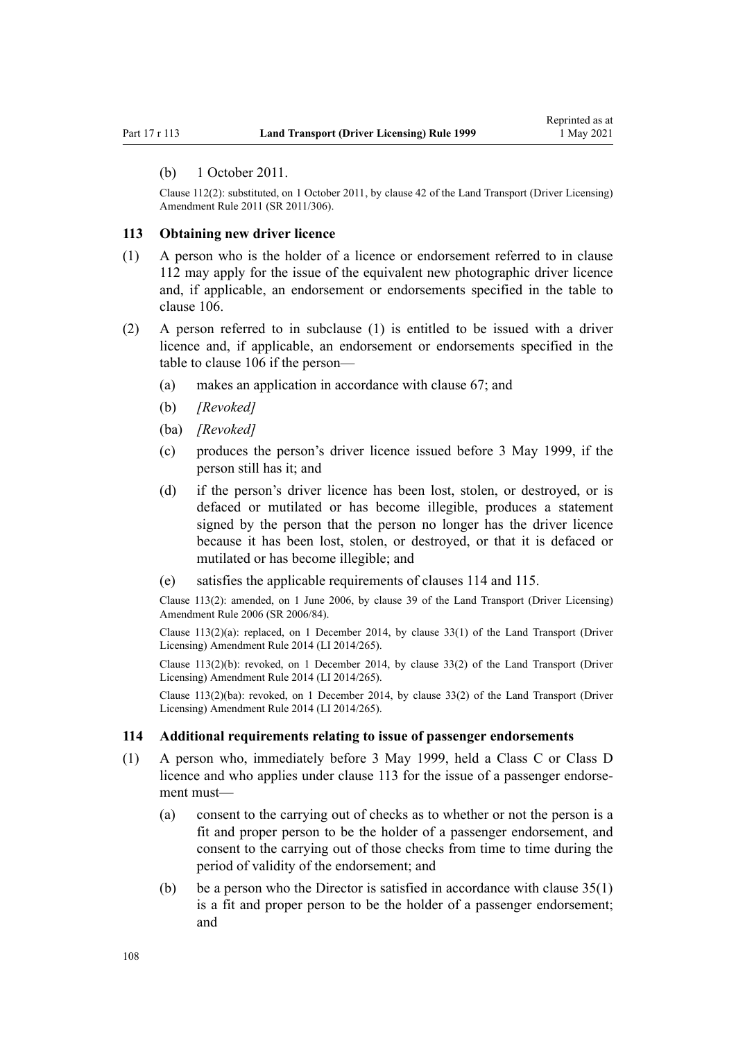(b) 1 October 2011.

Clause 112(2): substituted, on 1 October 2011, by clause 42 of the Land Transport (Driver Licensing) Amendment Rule 2011 (SR 2011/306).

### 113 Obtaining new driver licence

(1) A person who is the holder of a licence or endorsement referred to in clause 112 may apply for the issue of the equivalent new photographic driver licence and, if applicable, an endorsement or endorsements specified in the table to clause 106.

(2) A person referred to in subclause (1) is entitled to be issued with a driver licence and, if applicable, an endorsement or endorsements specified in the table to clause 106 if the person—

(a) makes an application in accordance with clause 67; and

(b) *[Revoked]*

(ba) *[Revoked]*

(c) produces the person's driver licence issued before 3 May 1999, if the person still has it; and

(d) if the person's driver licence has been lost, stolen, or destroyed, or is defaced or mutilated or has become illegible, produces a statement signed by the person that the person no longer has the driver licence because it has been lost, stolen, or destroyed, or that it is defaced or mutilated or has become illegible; and

(e) satisfies the applicable requirements of clauses 114 and 115.

Clause 113(2): amended, on 1 June 2006, by clause 39 of the Land Transport (Driver Licensing) Amendment Rule 2006 (SR 2006/84).

Clause 113(2)(a): replaced, on 1 December 2014, by clause 33(1) of the Land Transport (Driver Licensing) Amendment Rule 2014 (LI 2014/265).

Clause 113(2)(b): revoked, on 1 December 2014, by clause 33(2) of the Land Transport (Driver Licensing) Amendment Rule 2014 (LI 2014/265).

Clause 113(2)(ba): revoked, on 1 December 2014, by clause 33(2) of the Land Transport (Driver Licensing) Amendment Rule 2014 (LI 2014/265).

### 114 Additional requirements relating to issue of passenger endorsements

(1) A person who, immediately before 3 May 1999, held a Class C or Class D licence and who applies under clause 113 for the issue of a passenger endorsement must—

(a) consent to the carrying out of checks as to whether or not the person is a fit and proper person to be the holder of a passenger endorsement, and consent to the carrying out of those checks from time to time during the period of validity of the endorsement; and

(b) be a person who the Director is satisfied in accordance with clause 35(1) is a fit and proper person to be the holder of a passenger endorsement; and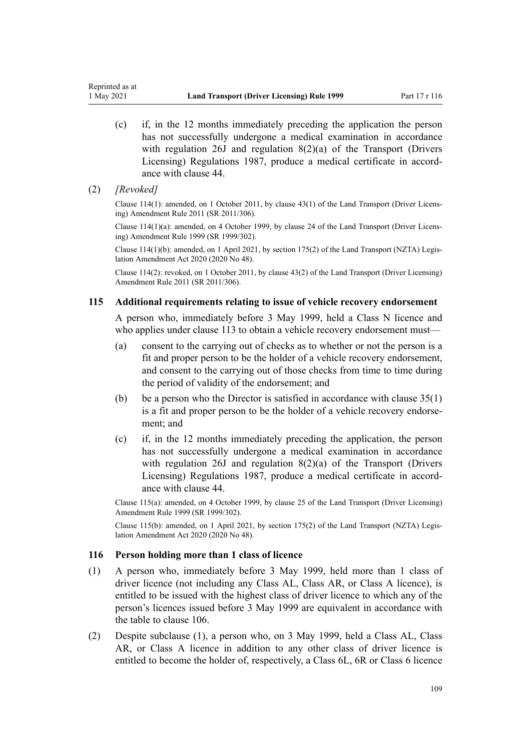(c) if, in the 12 months immediately preceding the application the person has not successfully undergone a medical examination in accordance with regulation 26J and regulation 8(2)(a) of the Transport (Drivers Licensing) Regulations 1987, produce a medical certificate in accordance with clause 44.

(2) *[Revoked]*

Clause 114(1): amended, on 1 October 2011, by clause 43(1) of the Land Transport (Driver Licensing) Amendment Rule 2011 (SR 2011/306).

Clause 114(1)(a): amended, on 4 October 1999, by clause 24 of the Land Transport (Driver Licensing) Amendment Rule 1999 (SR 1999/302).

Clause 114(1)(b): amended, on 1 April 2021, by section 175(2) of the Land Transport (NZTA) Legislation Amendment Act 2020 (2020 No 48).

Clause 114(2): revoked, on 1 October 2011, by clause 43(2) of the Land Transport (Driver Licensing) Amendment Rule 2011 (SR 2011/306).

### 115 Additional requirements relating to issue of vehicle recovery endorsement

A person who, immediately before 3 May 1999, held a Class N licence and who applies under clause 113 to obtain a vehicle recovery endorsement must—

(a) consent to the carrying out of checks as to whether or not the person is a fit and proper person to be the holder of a vehicle recovery endorsement, and consent to the carrying out of those checks from time to time during the period of validity of the endorsement; and

(b) be a person who the Director is satisfied in accordance with clause 35(1) is a fit and proper person to be the holder of a vehicle recovery endorsement; and

(c) if, in the 12 months immediately preceding the application, the person has not successfully undergone a medical examination in accordance with regulation 26J and regulation 8(2)(a) of the Transport (Drivers Licensing) Regulations 1987, produce a medical certificate in accordance with clause 44.

Clause 115(a): amended, on 4 October 1999, by clause 25 of the Land Transport (Driver Licensing) Amendment Rule 1999 (SR 1999/302).

Clause 115(b): amended, on 1 April 2021, by section 175(2) of the Land Transport (NZTA) Legislation Amendment Act 2020 (2020 No 48).

### 116 Person holding more than 1 class of licence

(1) A person who, immediately before 3 May 1999, held more than 1 class of driver licence (not including any Class AL, Class AR, or Class A licence), is entitled to be issued with the highest class of driver licence to which any of the person's licences issued before 3 May 1999 are equivalent in accordance with the table to clause 106.

(2) Despite subclause (1), a person who, on 3 May 1999, held a Class AL, Class AR, or Class A licence in addition to any other class of driver licence is entitled to become the holder of, respectively, a Class 6L, 6R or Class 6 licence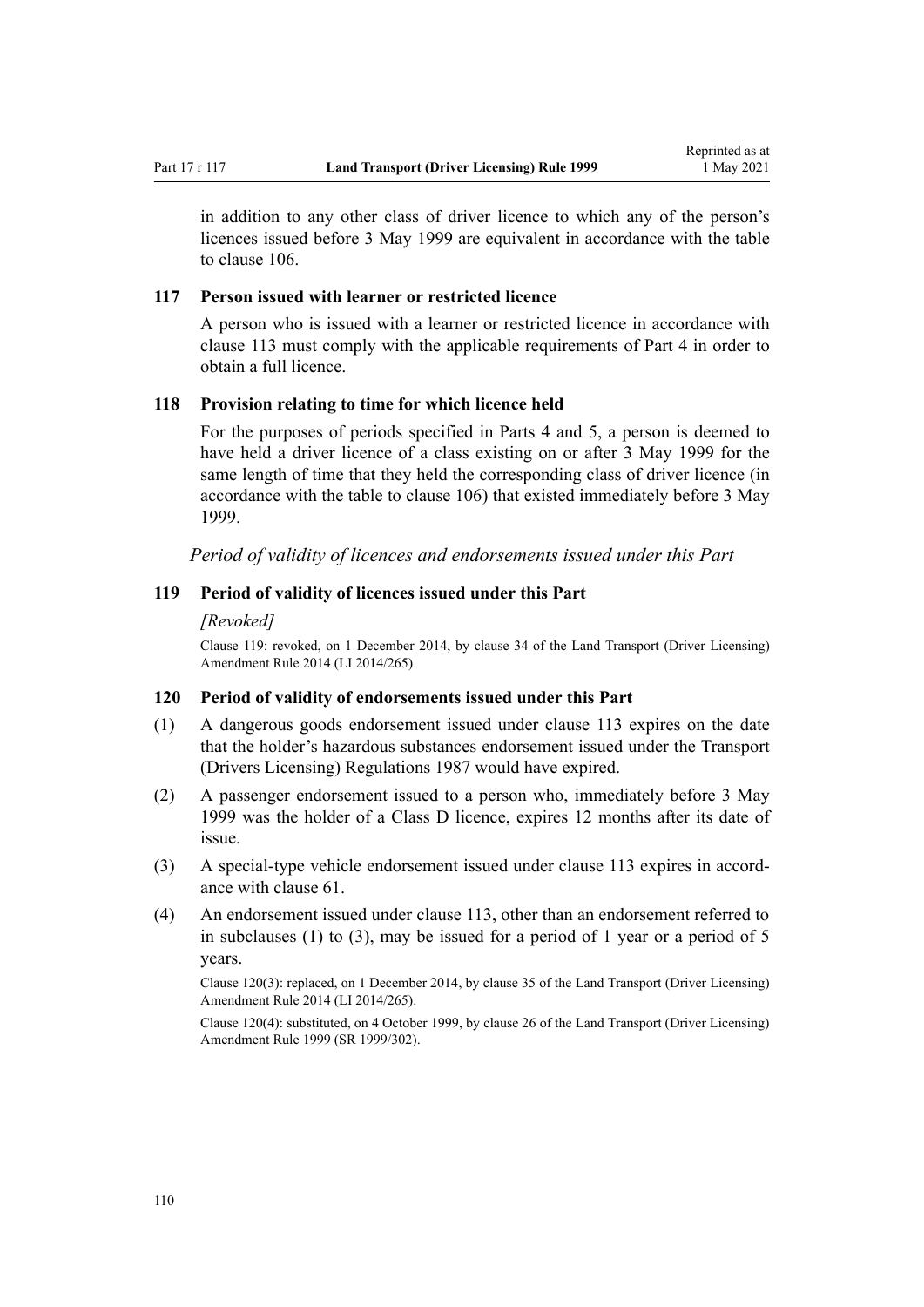in addition to any other class of driver licence to which any of the person's licences issued before 3 May 1999 are equivalent in accordance with the table to clause 106.

### 117 Person issued with learner or restricted licence

A person who is issued with a learner or restricted licence in accordance with clause 113 must comply with the applicable requirements of Part 4 in order to obtain a full licence.

### 118 Provision relating to time for which licence held

For the purposes of periods specified in Parts 4 and 5, a person is deemed to have held a driver licence of a class existing on or after 3 May 1999 for the same length of time that they held the corresponding class of driver licence (in accordance with the table to clause 106) that existed immediately before 3 May 1999.

*Period of validity of licences and endorsements issued under this Part*

### 119 Period of validity of licences issued under this Part

*[Revoked]*

Clause 119: revoked, on 1 December 2014, by clause 34 of the Land Transport (Driver Licensing) Amendment Rule 2014 (LI 2014/265).

### 120 Period of validity of endorsements issued under this Part

(1) A dangerous goods endorsement issued under clause 113 expires on the date that the holder's hazardous substances endorsement issued under the Transport (Drivers Licensing) Regulations 1987 would have expired.

(2) A passenger endorsement issued to a person who, immediately before 3 May 1999 was the holder of a Class D licence, expires 12 months after its date of issue.

(3) A special-type vehicle endorsement issued under clause 113 expires in accordance with clause 61.

(4) An endorsement issued under clause 113, other than an endorsement referred to in subclauses (1) to (3), may be issued for a period of 1 year or a period of 5 years.

Clause 120(3): replaced, on 1 December 2014, by clause 35 of the Land Transport (Driver Licensing) Amendment Rule 2014 (LI 2014/265).

Clause 120(4): substituted, on 4 October 1999, by clause 26 of the Land Transport (Driver Licensing) Amendment Rule 1999 (SR 1999/302).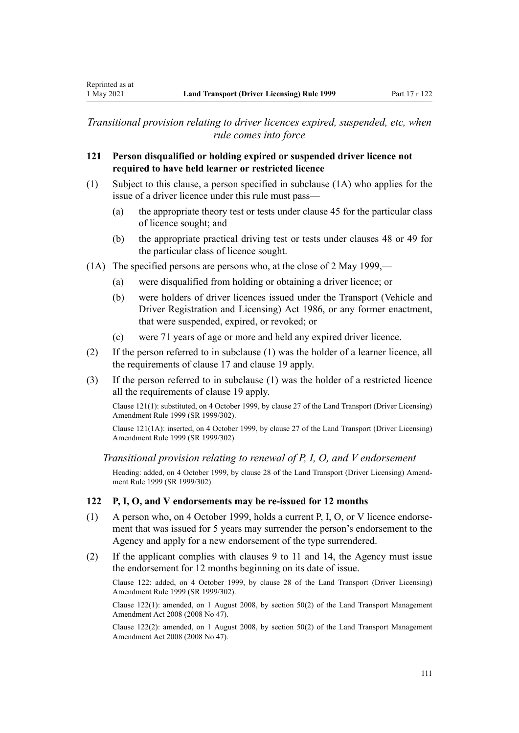*Transitional provision relating to driver licences expired, suspended, etc, when rule comes into force*

### 121 Person disqualified or holding expired or suspended driver licence not required to have held learner or restricted licence

(1) Subject to this clause, a person specified in subclause (1A) who applies for the issue of a driver licence under this rule must pass—

- (a) the appropriate theory test or tests under clause 45 for the particular class of licence sought; and
- (b) the appropriate practical driving test or tests under clauses 48 or 49 for the particular class of licence sought.

(1A) The specified persons are persons who, at the close of 2 May 1999,—

- (a) were disqualified from holding or obtaining a driver licence; or
- (b) were holders of driver licences issued under the Transport (Vehicle and Driver Registration and Licensing) Act 1986, or any former enactment, that were suspended, expired, or revoked; or
- (c) were 71 years of age or more and held any expired driver licence.

(2) If the person referred to in subclause (1) was the holder of a learner licence, all the requirements of clause 17 and clause 19 apply.

(3) If the person referred to in subclause (1) was the holder of a restricted licence all the requirements of clause 19 apply.

Clause 121(1): substituted, on 4 October 1999, by clause 27 of the Land Transport (Driver Licensing) Amendment Rule 1999 (SR 1999/302).

Clause 121(1A): inserted, on 4 October 1999, by clause 27 of the Land Transport (Driver Licensing) Amendment Rule 1999 (SR 1999/302).

*Transitional provision relating to renewal of P, I, O, and V endorsement*

Heading: added, on 4 October 1999, by clause 28 of the Land Transport (Driver Licensing) Amendment Rule 1999 (SR 1999/302).

### 122 P, I, O, and V endorsements may be re-issued for 12 months

(1) A person who, on 4 October 1999, holds a current P, I, O, or V licence endorsement that was issued for 5 years may surrender the person's endorsement to the Agency and apply for a new endorsement of the type surrendered.

(2) If the applicant complies with clauses 9 to 11 and 14, the Agency must issue the endorsement for 12 months beginning on its date of issue.

Clause 122: added, on 4 October 1999, by clause 28 of the Land Transport (Driver Licensing) Amendment Rule 1999 (SR 1999/302).

Clause 122(1): amended, on 1 August 2008, by section 50(2) of the Land Transport Management Amendment Act 2008 (2008 No 47).

Clause 122(2): amended, on 1 August 2008, by section 50(2) of the Land Transport Management Amendment Act 2008 (2008 No 47).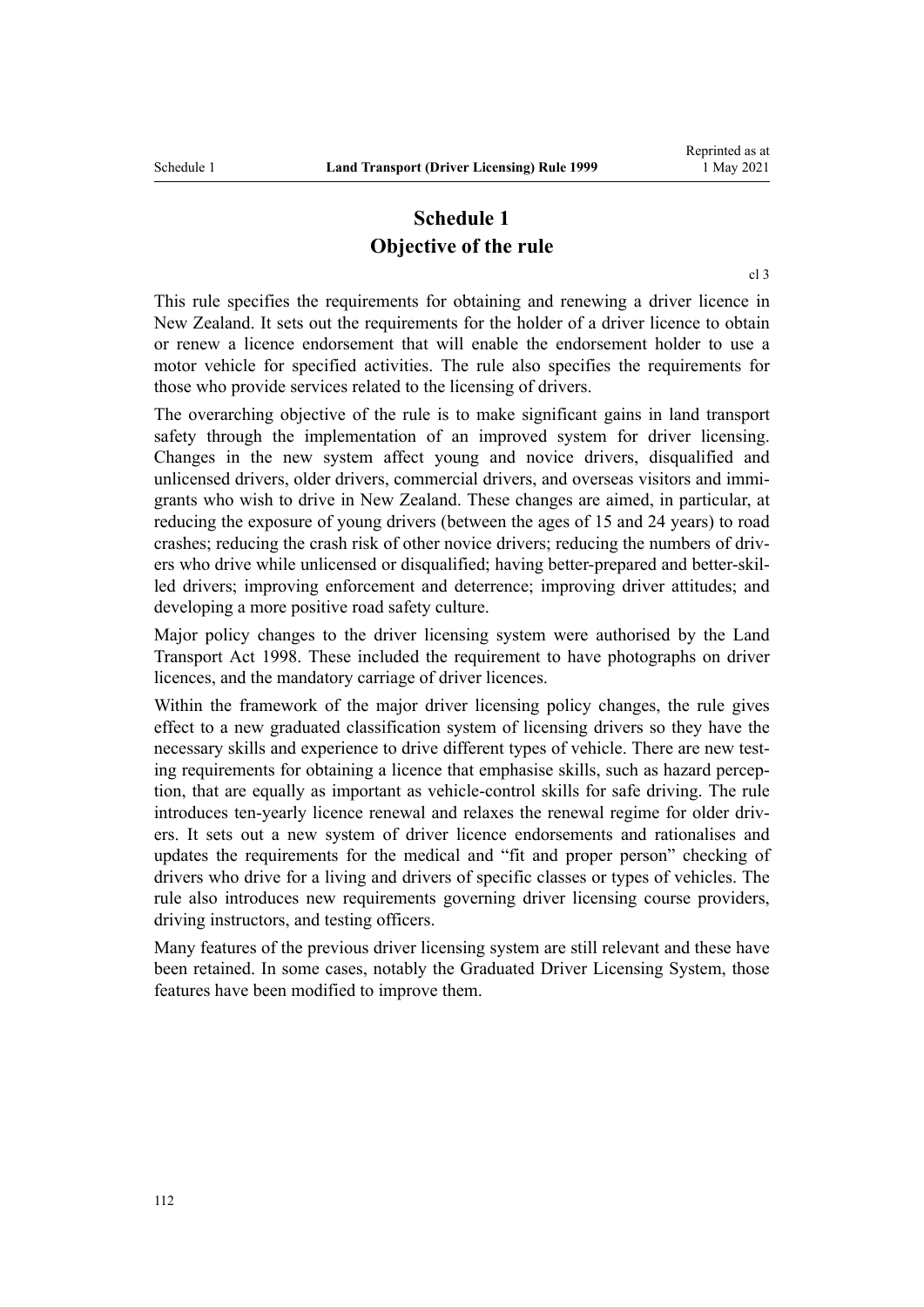# Schedule 1
## Objective of the rule

cl 3

This rule specifies the requirements for obtaining and renewing a driver licence in New Zealand. It sets out the requirements for the holder of a driver licence to obtain or renew a licence endorsement that will enable the endorsement holder to use a motor vehicle for specified activities. The rule also specifies the requirements for those who provide services related to the licensing of drivers.

The overarching objective of the rule is to make significant gains in land transport safety through the implementation of an improved system for driver licensing. Changes in the new system affect young and novice drivers, disqualified and unlicensed drivers, older drivers, commercial drivers, and overseas visitors and immigrants who wish to drive in New Zealand. These changes are aimed, in particular, at reducing the exposure of young drivers (between the ages of 15 and 24 years) to road crashes; reducing the crash risk of other novice drivers; reducing the numbers of drivers who drive while unlicensed or disqualified; having better-prepared and better-skilled drivers; improving enforcement and deterrence; improving driver attitudes; and developing a more positive road safety culture.

Major policy changes to the driver licensing system were authorised by the Land Transport Act 1998. These included the requirement to have photographs on driver licences, and the mandatory carriage of driver licences.

Within the framework of the major driver licensing policy changes, the rule gives effect to a new graduated classification system of licensing drivers so they have the necessary skills and experience to drive different types of vehicle. There are new testing requirements for obtaining a licence that emphasise skills, such as hazard perception, that are equally as important as vehicle-control skills for safe driving. The rule introduces ten-yearly licence renewal and relaxes the renewal regime for older drivers. It sets out a new system of driver licence endorsements and rationalises and updates the requirements for the medical and "fit and proper person" checking of drivers who drive for a living and drivers of specific classes or types of vehicles. The rule also introduces new requirements governing driver licensing course providers, driving instructors, and testing officers.

Many features of the previous driver licensing system are still relevant and these have been retained. In some cases, notably the Graduated Driver Licensing System, those features have been modified to improve them.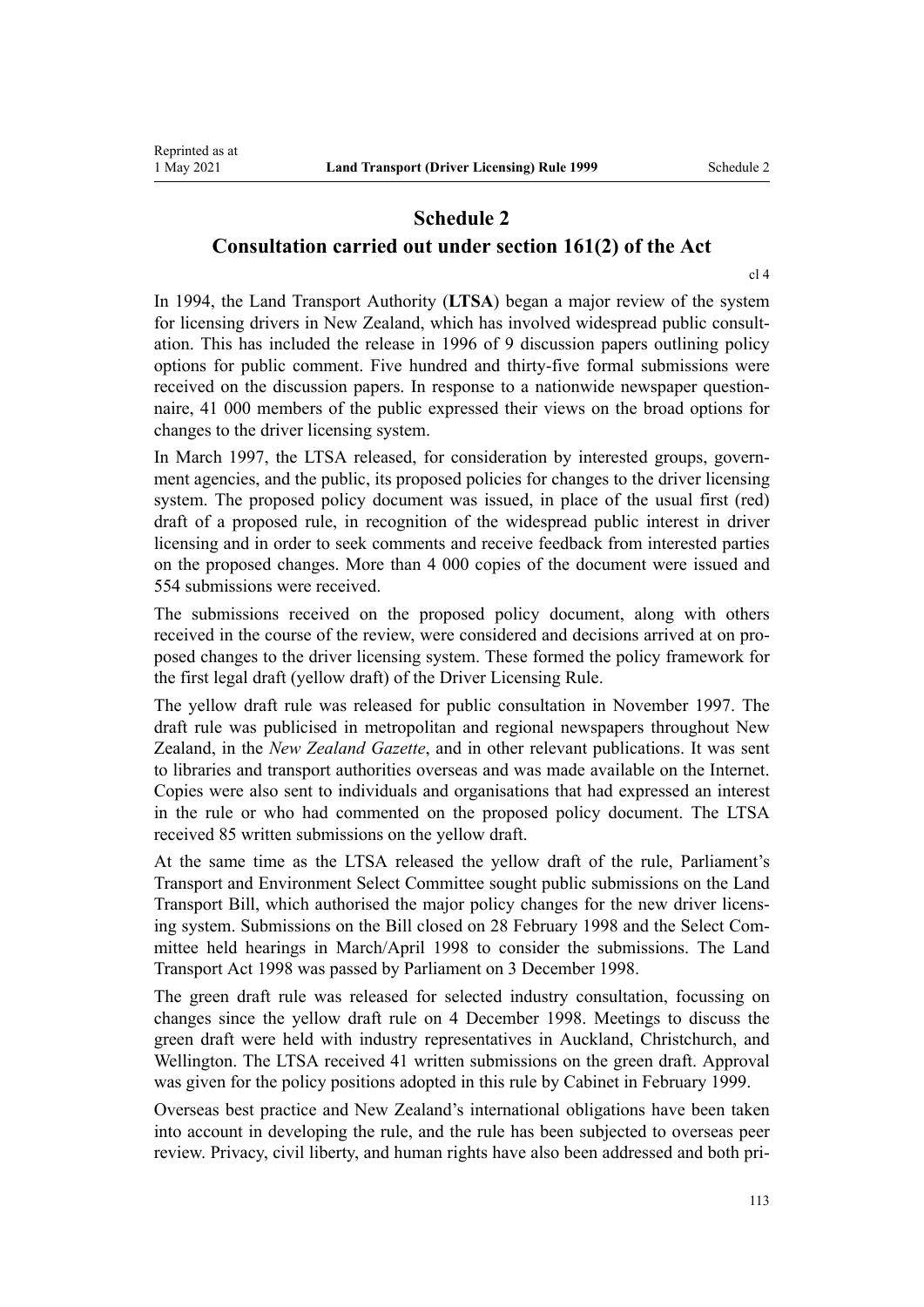# Schedule 2
## Consultation carried out under section 161(2) of the Act

cl 4

In 1994, the Land Transport Authority (**LTSA**) began a major review of the system for licensing drivers in New Zealand, which has involved widespread public consultation. This has included the release in 1996 of 9 discussion papers outlining policy options for public comment. Five hundred and thirty-five formal submissions were received on the discussion papers. In response to a nationwide newspaper questionnaire, 41 000 members of the public expressed their views on the broad options for changes to the driver licensing system.

In March 1997, the LTSA released, for consideration by interested groups, government agencies, and the public, its proposed policies for changes to the driver licensing system. The proposed policy document was issued, in place of the usual first (red) draft of a proposed rule, in recognition of the widespread public interest in driver licensing and in order to seek comments and receive feedback from interested parties on the proposed changes. More than 4 000 copies of the document were issued and 554 submissions were received.

The submissions received on the proposed policy document, along with others received in the course of the review, were considered and decisions arrived at on proposed changes to the driver licensing system. These formed the policy framework for the first legal draft (yellow draft) of the Driver Licensing Rule.

The yellow draft rule was released for public consultation in November 1997. The draft rule was publicised in metropolitan and regional newspapers throughout New Zealand, in the *New Zealand Gazette*, and in other relevant publications. It was sent to libraries and transport authorities overseas and was made available on the Internet. Copies were also sent to individuals and organisations that had expressed an interest in the rule or who had commented on the proposed policy document. The LTSA received 85 written submissions on the yellow draft.

At the same time as the LTSA released the yellow draft of the rule, Parliament's Transport and Environment Select Committee sought public submissions on the Land Transport Bill, which authorised the major policy changes for the new driver licensing system. Submissions on the Bill closed on 28 February 1998 and the Select Committee held hearings in March/April 1998 to consider the submissions. The Land Transport Act 1998 was passed by Parliament on 3 December 1998.

The green draft rule was released for selected industry consultation, focussing on changes since the yellow draft rule on 4 December 1998. Meetings to discuss the green draft were held with industry representatives in Auckland, Christchurch, and Wellington. The LTSA received 41 written submissions on the green draft. Approval was given for the policy positions adopted in this rule by Cabinet in February 1999.

Overseas best practice and New Zealand's international obligations have been taken into account in developing the rule, and the rule has been subjected to overseas peer review. Privacy, civil liberty, and human rights have also been addressed and both pri-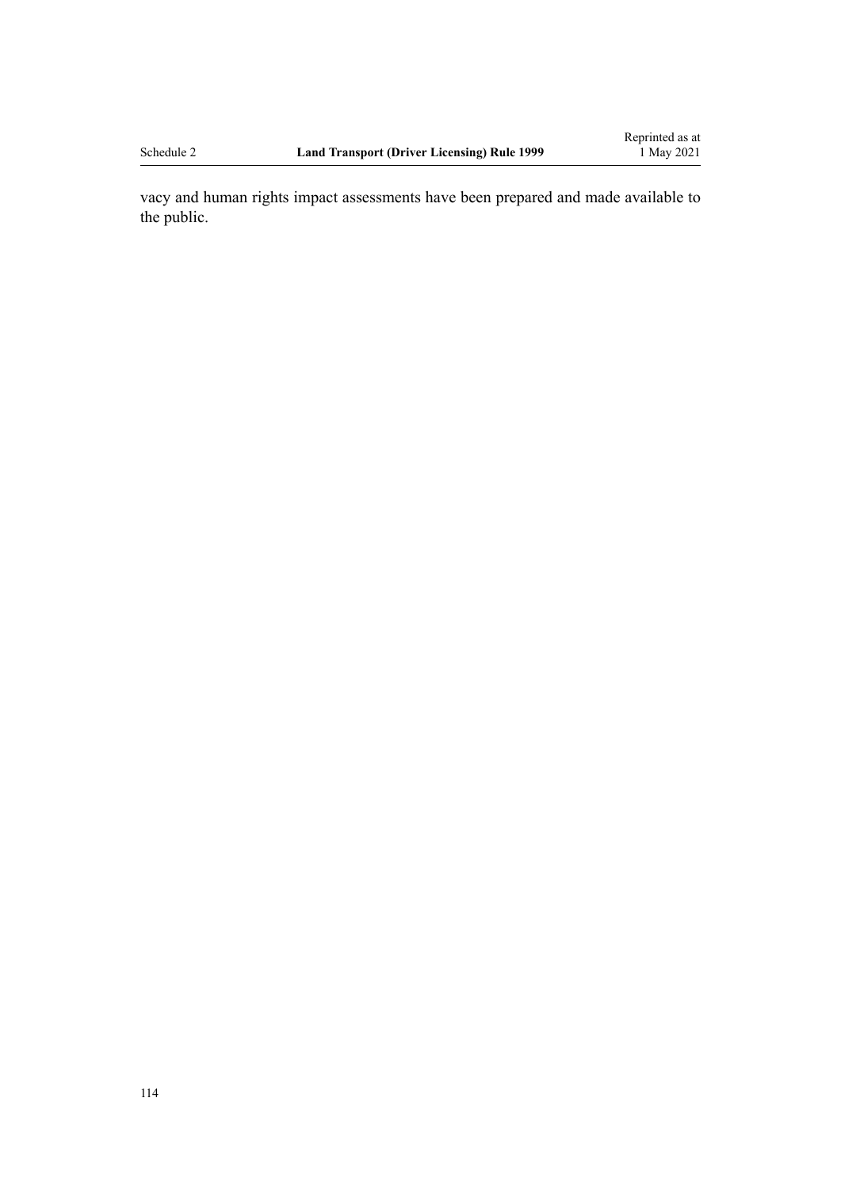vacy and human rights impact assessments have been prepared and made available to the public.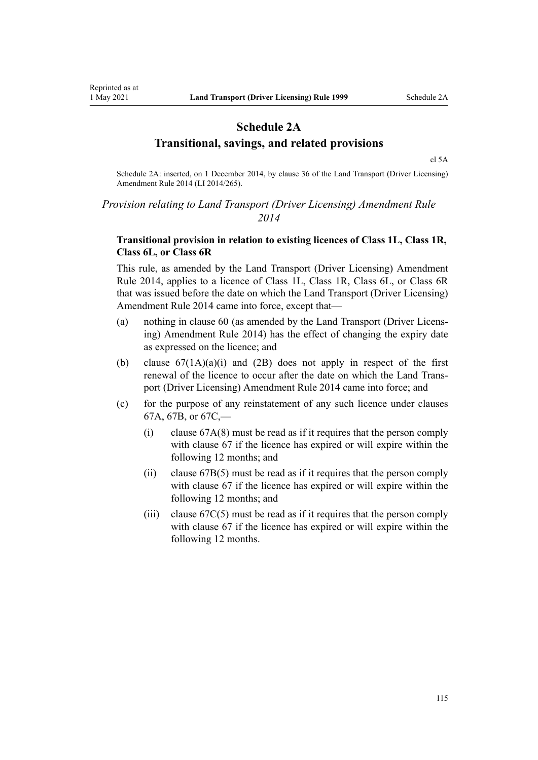# Schedule 2A
# Transitional, savings, and related provisions

cl 5A

Schedule 2A: inserted, on 1 December 2014, by clause 36 of the Land Transport (Driver Licensing) Amendment Rule 2014 (LI 2014/265).

## *Provision relating to Land Transport (Driver Licensing) Amendment Rule 2014*

### Transitional provision in relation to existing licences of Class 1L, Class 1R, Class 6L, or Class 6R

This rule, as amended by the Land Transport (Driver Licensing) Amendment Rule 2014, applies to a licence of Class 1L, Class 1R, Class 6L, or Class 6R that was issued before the date on which the Land Transport (Driver Licensing) Amendment Rule 2014 came into force, except that—

- (a) nothing in clause 60 (as amended by the Land Transport (Driver Licensing) Amendment Rule 2014) has the effect of changing the expiry date as expressed on the licence; and
- (b) clause 67(1A)(a)(i) and (2B) does not apply in respect of the first renewal of the licence to occur after the date on which the Land Transport (Driver Licensing) Amendment Rule 2014 came into force; and
- (c) for the purpose of any reinstatement of any such licence under clauses 67A, 67B, or 67C,—
  - (i) clause 67A(8) must be read as if it requires that the person comply with clause 67 if the licence has expired or will expire within the following 12 months; and
  - (ii) clause 67B(5) must be read as if it requires that the person comply with clause 67 if the licence has expired or will expire within the following 12 months; and
  - (iii) clause 67C(5) must be read as if it requires that the person comply with clause 67 if the licence has expired or will expire within the following 12 months.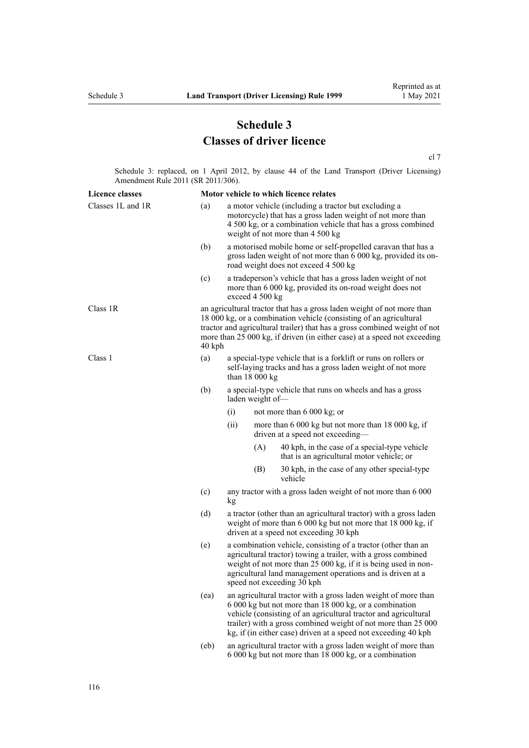# Schedule 3
# Classes of driver licence

cl 7

Schedule 3: replaced, on 1 April 2012, by clause 44 of the Land Transport (Driver Licensing) Amendment Rule 2011 (SR 2011/306).

| Licence classes | Motor vehicle to which licence relates |
|---|---|
| Classes 1L and 1R | (a) a motor vehicle (including a tractor but excluding a motorcycle) that has a gross laden weight of not more than 4 500 kg, or a combination vehicle that has a gross combined weight of not more than 4 500 kg |
| | (b) a motorised mobile home or self-propelled caravan that has a gross laden weight of not more than 6 000 kg, provided its on-road weight does not exceed 4 500 kg |
| | (c) a tradeperson's vehicle that has a gross laden weight of not more than 6 000 kg, provided its on-road weight does not exceed 4 500 kg |
| Class 1R | an agricultural tractor that has a gross laden weight of not more than 18 000 kg, or a combination vehicle (consisting of an agricultural tractor and agricultural trailer) that has a gross combined weight of not more than 25 000 kg, if driven (in either case) at a speed not exceeding 40 kph |
| Class 1 | (a) a special-type vehicle that is a forklift or runs on rollers or self-laying tracks and has a gross laden weight of not more than 18 000 kg |
| | (b) a special-type vehicle that runs on wheels and has a gross laden weight of—<br>(i) not more than 6 000 kg; or<br>(ii) more than 6 000 kg but not more than 18 000 kg, if driven at a speed not exceeding—<br>(A) 40 kph, in the case of a special-type vehicle that is an agricultural motor vehicle; or<br>(B) 30 kph, in the case of any other special-type vehicle |
| | (c) any tractor with a gross laden weight of not more than 6 000 kg |
| | (d) a tractor (other than an agricultural tractor) with a gross laden weight of more than 6 000 kg but not more that 18 000 kg, if driven at a speed not exceeding 30 kph |
| | (e) a combination vehicle, consisting of a tractor (other than an agricultural tractor) towing a trailer, with a gross combined weight of not more than 25 000 kg, if it is being used in non-agricultural land management operations and is driven at a speed not exceeding 30 kph |
| | (ea) an agricultural tractor with a gross laden weight of more than 6 000 kg but not more than 18 000 kg, or a combination vehicle (consisting of an agricultural tractor and agricultural trailer) with a gross combined weight of not more than 25 000 kg, if (in either case) driven at a speed not exceeding 40 kph |
| | (eb) an agricultural tractor with a gross laden weight of more than 6 000 kg but not more than 18 000 kg, or a combination |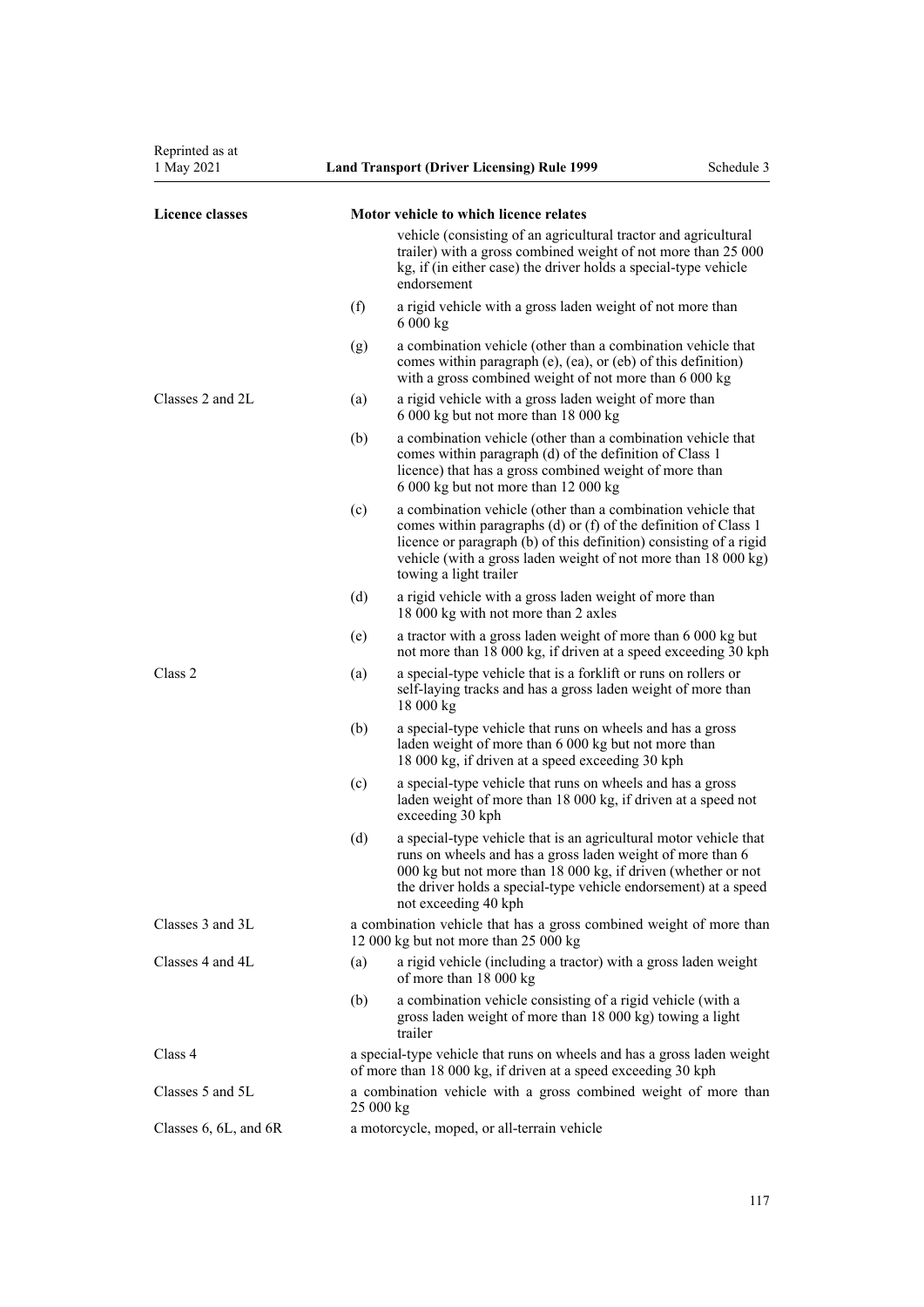| Licence classes | Motor vehicle to which licence relates |
| --- | --- |
| | vehicle (consisting of an agricultural tractor and agricultural trailer) with a gross combined weight of not more than 25 000 kg, if (in either case) the driver holds a special-type vehicle endorsement |
| | (f) a rigid vehicle with a gross laden weight of not more than 6 000 kg |
| | (g) a combination vehicle (other than a combination vehicle that comes within paragraph (e), (ea), or (eb) of this definition) with a gross combined weight of not more than 6 000 kg |
| Classes 2 and 2L | (a) a rigid vehicle with a gross laden weight of more than 6 000 kg but not more than 18 000 kg |
| | (b) a combination vehicle (other than a combination vehicle that comes within paragraph (d) of the definition of Class 1 licence) that has a gross combined weight of more than 6 000 kg but not more than 12 000 kg |
| | (c) a combination vehicle (other than a combination vehicle that comes within paragraphs (d) or (f) of the definition of Class 1 licence or paragraph (b) of this definition) consisting of a rigid vehicle (with a gross laden weight of not more than 18 000 kg) towing a light trailer |
| | (d) a rigid vehicle with a gross laden weight of more than 18 000 kg with not more than 2 axles |
| | (e) a tractor with a gross laden weight of more than 6 000 kg but not more than 18 000 kg, if driven at a speed exceeding 30 kph |
| Class 2 | (a) a special-type vehicle that is a forklift or runs on rollers or self-laying tracks and has a gross laden weight of more than 18 000 kg |
| | (b) a special-type vehicle that runs on wheels and has a gross laden weight of more than 6 000 kg but not more than 18 000 kg, if driven at a speed exceeding 30 kph |
| | (c) a special-type vehicle that runs on wheels and has a gross laden weight of more than 18 000 kg, if driven at a speed not exceeding 30 kph |
| | (d) a special-type vehicle that is an agricultural motor vehicle that runs on wheels and has a gross laden weight of more than 6 000 kg but not more than 18 000 kg, if driven (whether or not the driver holds a special-type vehicle endorsement) at a speed not exceeding 40 kph |
| Classes 3 and 3L | a combination vehicle that has a gross combined weight of more than 12 000 kg but not more than 25 000 kg |
| Classes 4 and 4L | (a) a rigid vehicle (including a tractor) with a gross laden weight of more than 18 000 kg |
| | (b) a combination vehicle consisting of a rigid vehicle (with a gross laden weight of more than 18 000 kg) towing a light trailer |
| Class 4 | a special-type vehicle that runs on wheels and has a gross laden weight of more than 18 000 kg, if driven at a speed exceeding 30 kph |
| Classes 5 and 5L | a combination vehicle with a gross combined weight of more than 25 000 kg |
| Classes 6, 6L, and 6R | a motorcycle, moped, or all-terrain vehicle |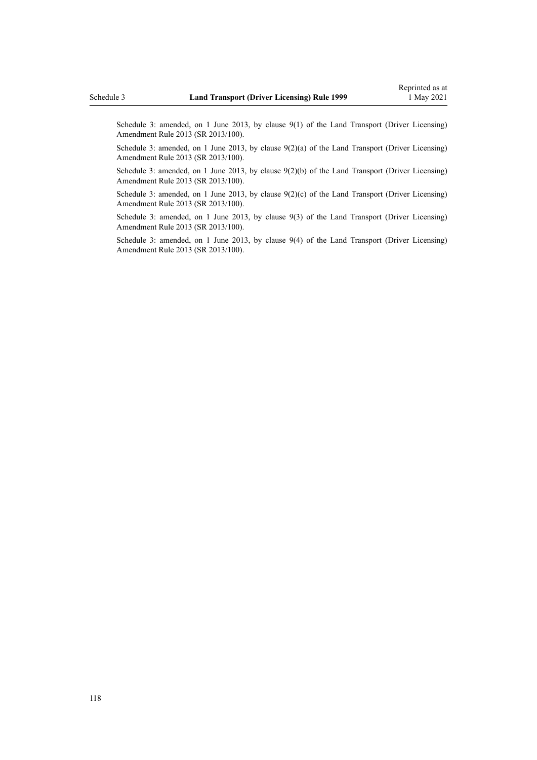Schedule 3: amended, on 1 June 2013, by clause 9(1) of the Land Transport (Driver Licensing) Amendment Rule 2013 (SR 2013/100).

Schedule 3: amended, on 1 June 2013, by clause 9(2)(a) of the Land Transport (Driver Licensing) Amendment Rule 2013 (SR 2013/100).

Schedule 3: amended, on 1 June 2013, by clause 9(2)(b) of the Land Transport (Driver Licensing) Amendment Rule 2013 (SR 2013/100).

Schedule 3: amended, on 1 June 2013, by clause 9(2)(c) of the Land Transport (Driver Licensing) Amendment Rule 2013 (SR 2013/100).

Schedule 3: amended, on 1 June 2013, by clause 9(3) of the Land Transport (Driver Licensing) Amendment Rule 2013 (SR 2013/100).

Schedule 3: amended, on 1 June 2013, by clause 9(4) of the Land Transport (Driver Licensing) Amendment Rule 2013 (SR 2013/100).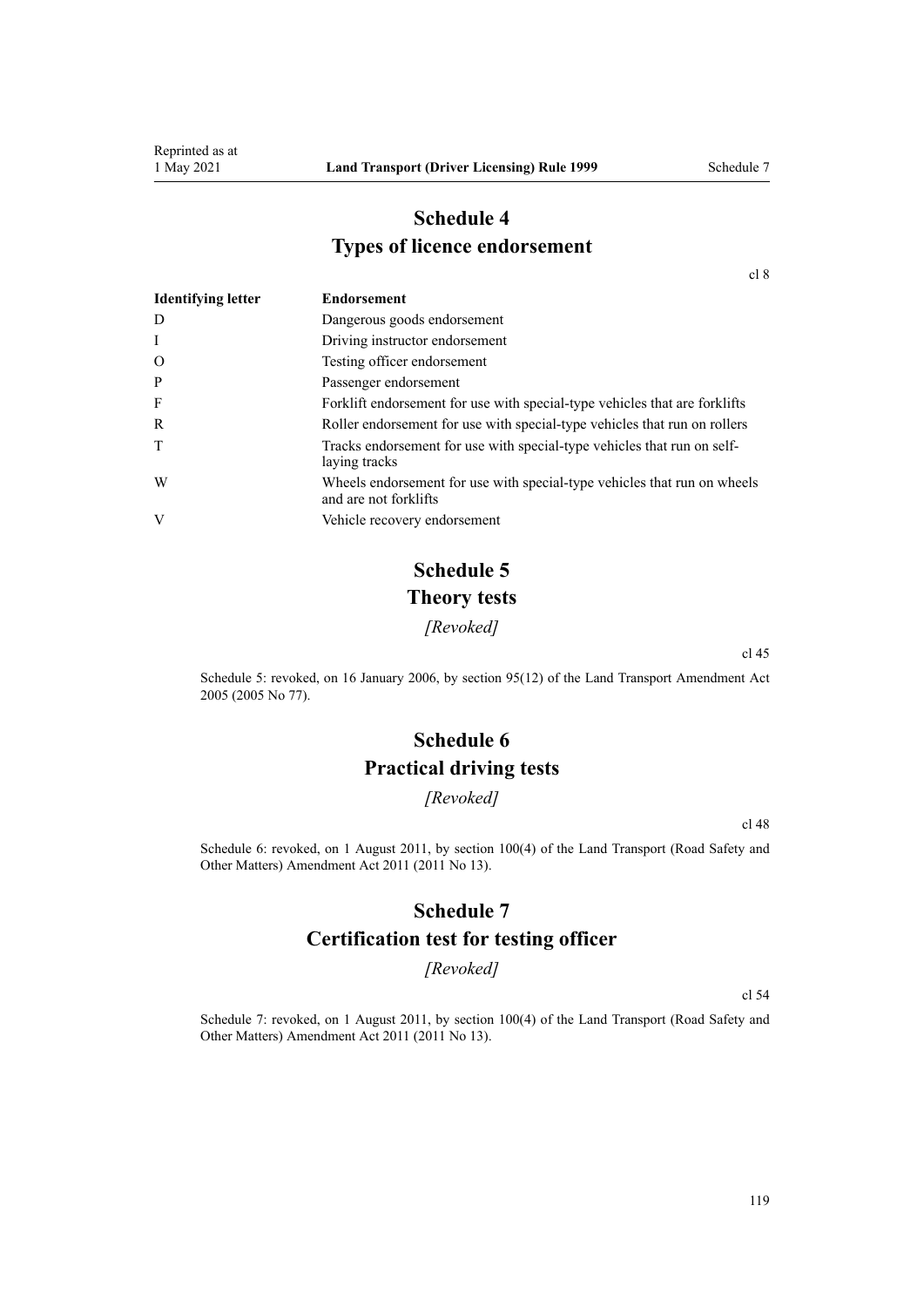# Schedule 4
## Types of licence endorsement

cl 8

| Identifying letter | Endorsement |
| --- | --- |
| D | Dangerous goods endorsement |
| I | Driving instructor endorsement |
| O | Testing officer endorsement |
| P | Passenger endorsement |
| F | Forklift endorsement for use with special-type vehicles that are forklifts |
| R | Roller endorsement for use with special-type vehicles that run on rollers |
| T | Tracks endorsement for use with special-type vehicles that run on self-laying tracks |
| W | Wheels endorsement for use with special-type vehicles that run on wheels and are not forklifts |
| V | Vehicle recovery endorsement |

# Schedule 5
## Theory tests

*[Revoked]*

cl 45

Schedule 5: revoked, on 16 January 2006, by section 95(12) of the Land Transport Amendment Act 2005 (2005 No 77).

# Schedule 6
## Practical driving tests

*[Revoked]*

cl 48

Schedule 6: revoked, on 1 August 2011, by section 100(4) of the Land Transport (Road Safety and Other Matters) Amendment Act 2011 (2011 No 13).

# Schedule 7
## Certification test for testing officer

*[Revoked]*

cl 54

Schedule 7: revoked, on 1 August 2011, by section 100(4) of the Land Transport (Road Safety and Other Matters) Amendment Act 2011 (2011 No 13).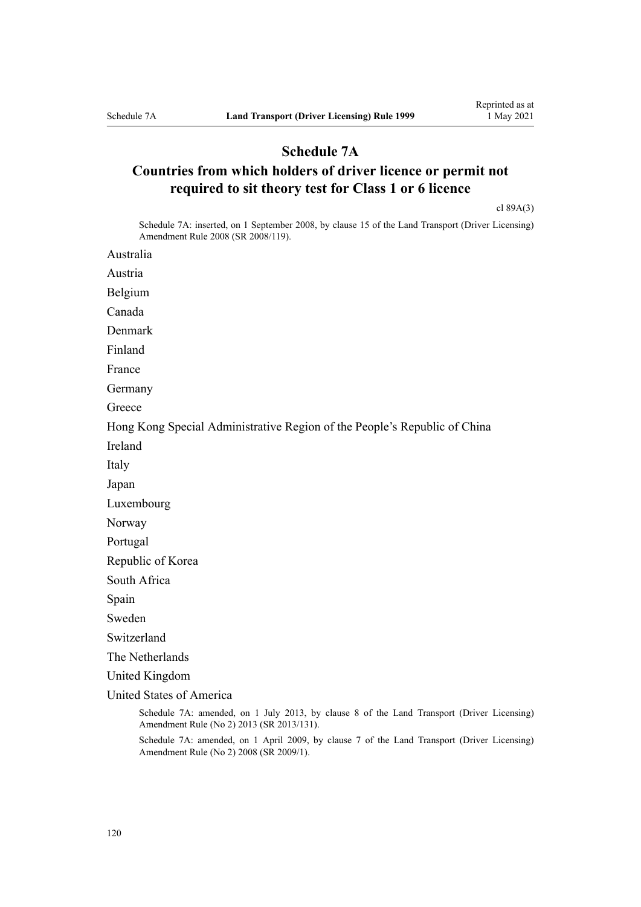# Schedule 7A

## Countries from which holders of driver licence or permit not required to sit theory test for Class 1 or 6 licence

cl 89A(3)

Schedule 7A: inserted, on 1 September 2008, by clause 15 of the Land Transport (Driver Licensing) Amendment Rule 2008 (SR 2008/119).

Australia

Austria

Belgium

Canada

Denmark

Finland

France

Germany

Greece

Hong Kong Special Administrative Region of the People's Republic of China

Ireland

Italy

Japan

Luxembourg

Norway

Portugal

Republic of Korea

South Africa

Spain

Sweden

Switzerland

The Netherlands

United Kingdom

United States of America

Schedule 7A: amended, on 1 July 2013, by clause 8 of the Land Transport (Driver Licensing) Amendment Rule (No 2) 2013 (SR 2013/131).

Schedule 7A: amended, on 1 April 2009, by clause 7 of the Land Transport (Driver Licensing) Amendment Rule (No 2) 2008 (SR 2009/1).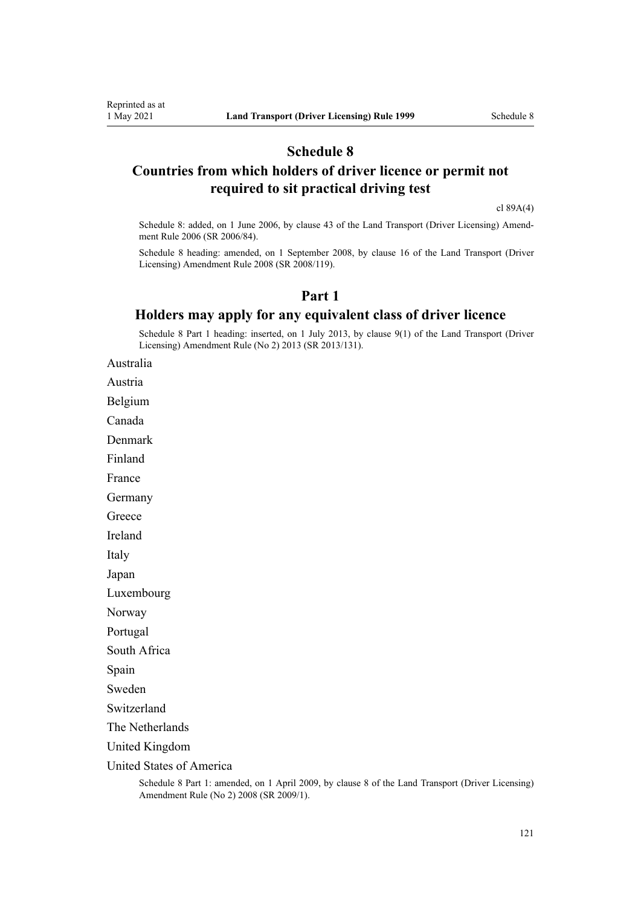# Schedule 8
# Countries from which holders of driver licence or permit not required to sit practical driving test

cl 89A(4)

Schedule 8: added, on 1 June 2006, by clause 43 of the Land Transport (Driver Licensing) Amendment Rule 2006 (SR 2006/84).

Schedule 8 heading: amended, on 1 September 2008, by clause 16 of the Land Transport (Driver Licensing) Amendment Rule 2008 (SR 2008/119).

## Part 1
## Holders may apply for any equivalent class of driver licence

Schedule 8 Part 1 heading: inserted, on 1 July 2013, by clause 9(1) of the Land Transport (Driver Licensing) Amendment Rule (No 2) 2013 (SR 2013/131).

Australia

Austria

Belgium

Canada

Denmark

Finland

France

Germany

Greece

Ireland

Italy

Japan

Luxembourg

Norway

Portugal

South Africa

Spain

Sweden

Switzerland

The Netherlands

United Kingdom

United States of America

Schedule 8 Part 1: amended, on 1 April 2009, by clause 8 of the Land Transport (Driver Licensing) Amendment Rule (No 2) 2008 (SR 2009/1).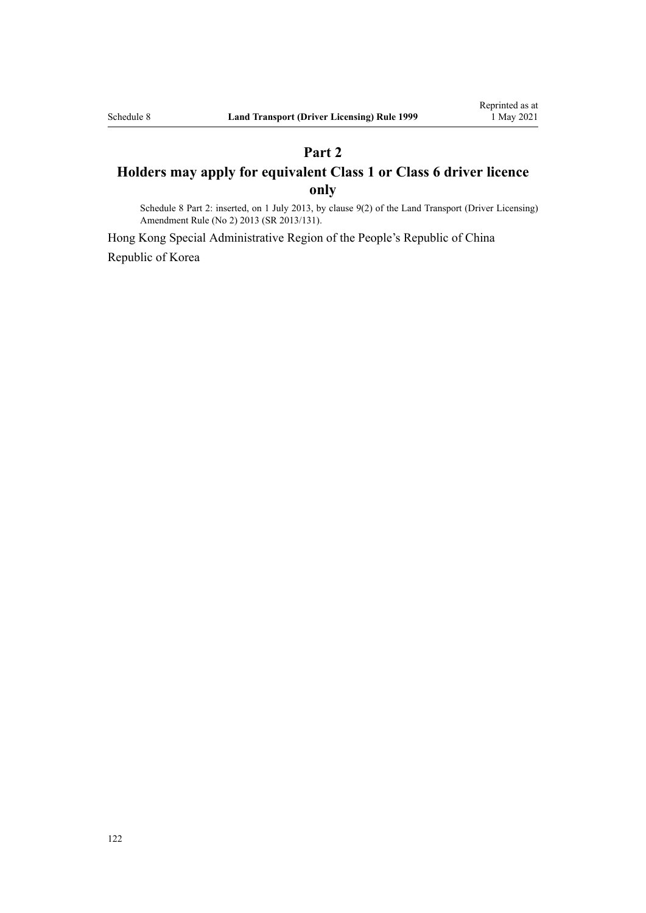## Part 2

## Holders may apply for equivalent Class 1 or Class 6 driver licence only

Schedule 8 Part 2: inserted, on 1 July 2013, by clause 9(2) of the Land Transport (Driver Licensing) Amendment Rule (No 2) 2013 (SR 2013/131).

Hong Kong Special Administrative Region of the People's Republic of China

Republic of Korea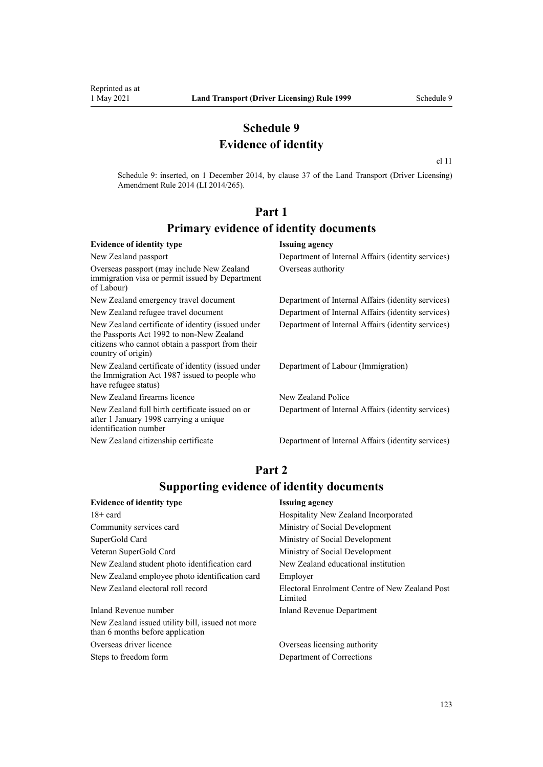# Schedule 9
# Evidence of identity

cl 11

Schedule 9: inserted, on 1 December 2014, by clause 37 of the Land Transport (Driver Licensing) Amendment Rule 2014 (LI 2014/265).

## Part 1
## Primary evidence of identity documents

| Evidence of identity type | Issuing agency |
|---|---|
| New Zealand passport | Department of Internal Affairs (identity services) |
| Overseas passport (may include New Zealand immigration visa or permit issued by Department of Labour) | Overseas authority |
| New Zealand emergency travel document | Department of Internal Affairs (identity services) |
| New Zealand refugee travel document | Department of Internal Affairs (identity services) |
| New Zealand certificate of identity (issued under the Passports Act 1992 to non-New Zealand citizens who cannot obtain a passport from their country of origin) | Department of Internal Affairs (identity services) |
| New Zealand certificate of identity (issued under the Immigration Act 1987 issued to people who have refugee status) | Department of Labour (Immigration) |
| New Zealand firearms licence | New Zealand Police |
| New Zealand full birth certificate issued on or after 1 January 1998 carrying a unique identification number | Department of Internal Affairs (identity services) |
| New Zealand citizenship certificate | Department of Internal Affairs (identity services) |

## Part 2
## Supporting evidence of identity documents

| Evidence of identity type | Issuing agency |
|---|---|
| 18+ card | Hospitality New Zealand Incorporated |
| Community services card | Ministry of Social Development |
| SuperGold Card | Ministry of Social Development |
| Veteran SuperGold Card | Ministry of Social Development |
| New Zealand student photo identification card | New Zealand educational institution |
| New Zealand employee photo identification card | Employer |
| New Zealand electoral roll record | Electoral Enrolment Centre of New Zealand Post Limited |
| Inland Revenue number | Inland Revenue Department |
| New Zealand issued utility bill, issued not more than 6 months before application | |
| Overseas driver licence | Overseas licensing authority |
| Steps to freedom form | Department of Corrections |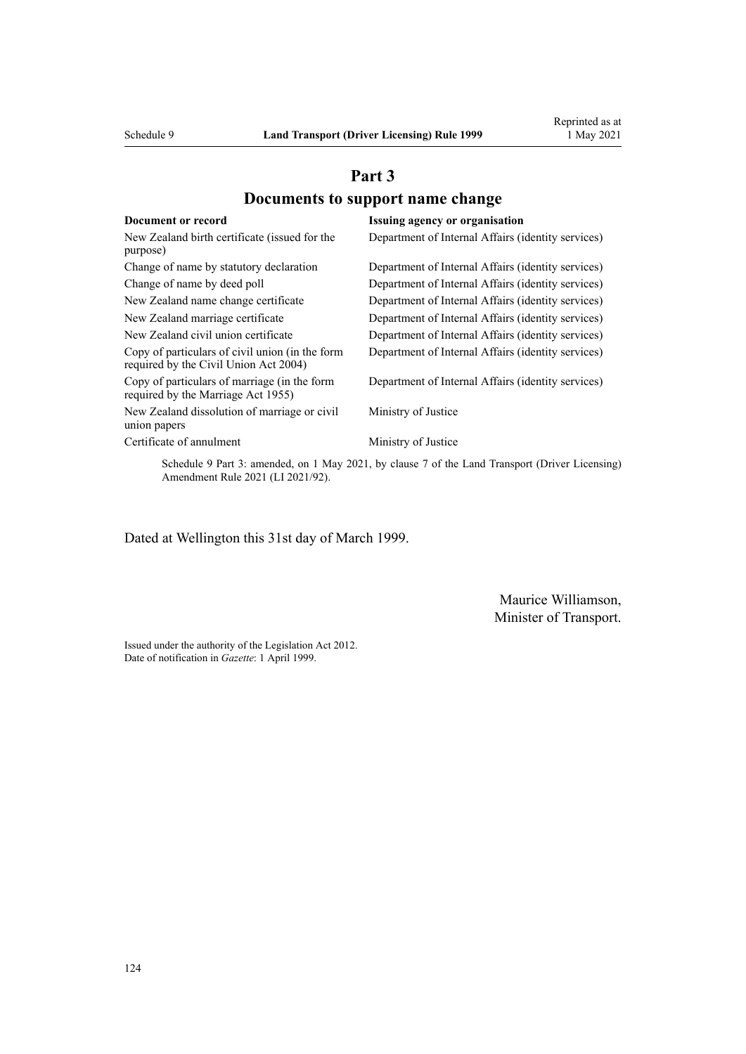# Part 3

## Documents to support name change

| Document or record | Issuing agency or organisation |
|---|---|
| New Zealand birth certificate (issued for the purpose) | Department of Internal Affairs (identity services) |
| Change of name by statutory declaration | Department of Internal Affairs (identity services) |
| Change of name by deed poll | Department of Internal Affairs (identity services) |
| New Zealand name change certificate | Department of Internal Affairs (identity services) |
| New Zealand marriage certificate | Department of Internal Affairs (identity services) |
| New Zealand civil union certificate | Department of Internal Affairs (identity services) |
| Copy of particulars of civil union (in the form required by the Civil Union Act 2004) | Department of Internal Affairs (identity services) |
| Copy of particulars of marriage (in the form required by the Marriage Act 1955) | Department of Internal Affairs (identity services) |
| New Zealand dissolution of marriage or civil union papers | Ministry of Justice |
| Certificate of annulment | Ministry of Justice |

Schedule 9 Part 3: amended, on 1 May 2021, by clause 7 of the Land Transport (Driver Licensing) Amendment Rule 2021 (LI 2021/92).

Dated at Wellington this 31st day of March 1999.

Maurice Williamson,
Minister of Transport.

Issued under the authority of the Legislation Act 2012.
Date of notification in *Gazette*: 1 April 1999.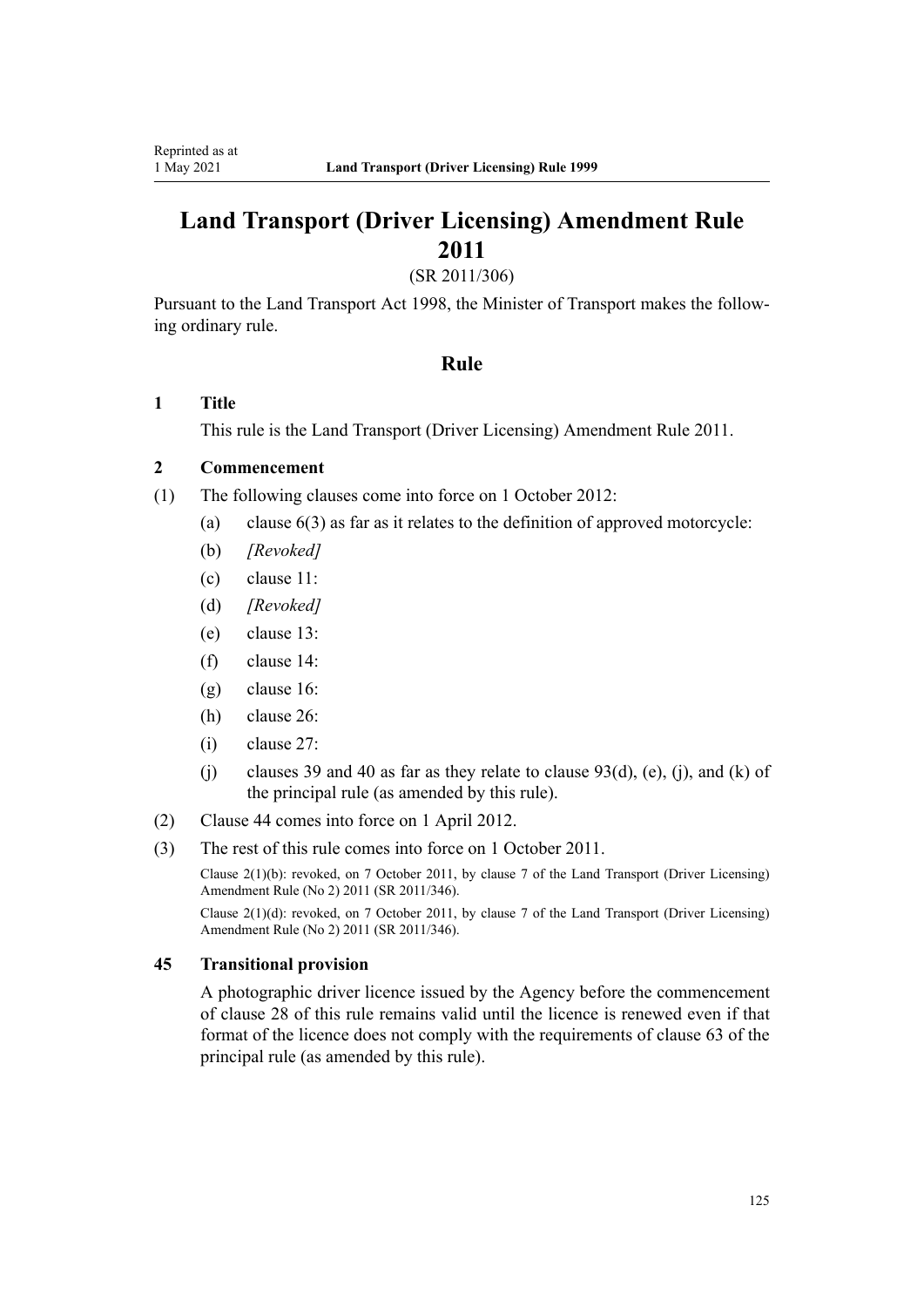# Land Transport (Driver Licensing) Amendment Rule 2011

(SR 2011/306)

Pursuant to the Land Transport Act 1998, the Minister of Transport makes the following ordinary rule.

## Rule

### 1 Title

This rule is the Land Transport (Driver Licensing) Amendment Rule 2011.

### 2 Commencement

(1) The following clauses come into force on 1 October 2012:

- (a) clause 6(3) as far as it relates to the definition of approved motorcycle:
- (b) *[Revoked]*
- (c) clause 11:
- (d) *[Revoked]*
- (e) clause 13:
- (f) clause 14:
- (g) clause 16:
- (h) clause 26:
- (i) clause 27:
- (j) clauses 39 and 40 as far as they relate to clause 93(d), (e), (j), and (k) of the principal rule (as amended by this rule).

(2) Clause 44 comes into force on 1 April 2012.

(3) The rest of this rule comes into force on 1 October 2011.

Clause 2(1)(b): revoked, on 7 October 2011, by clause 7 of the Land Transport (Driver Licensing) Amendment Rule (No 2) 2011 (SR 2011/346).

Clause 2(1)(d): revoked, on 7 October 2011, by clause 7 of the Land Transport (Driver Licensing) Amendment Rule (No 2) 2011 (SR 2011/346).

### 45 Transitional provision

A photographic driver licence issued by the Agency before the commencement of clause 28 of this rule remains valid until the licence is renewed even if that format of the licence does not comply with the requirements of clause 63 of the principal rule (as amended by this rule).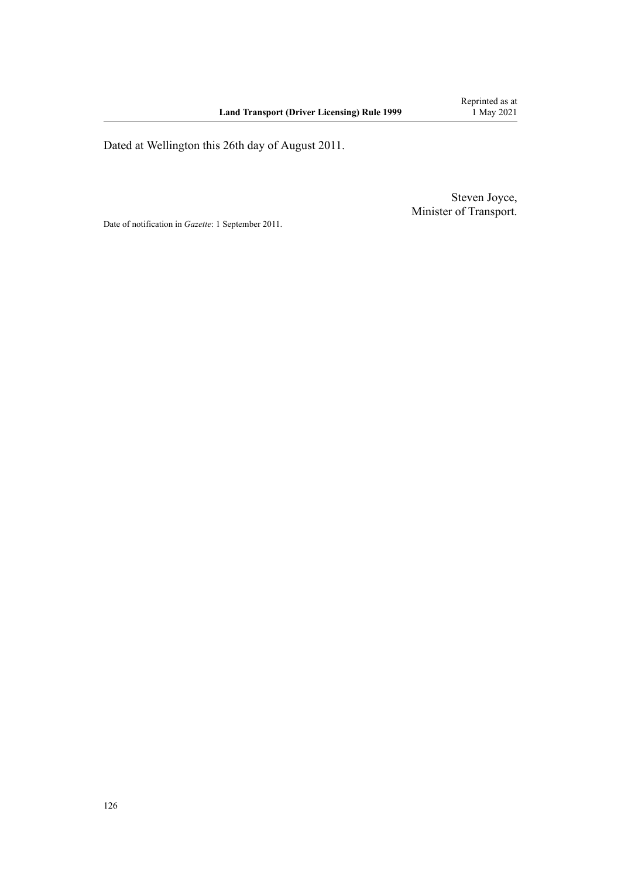Dated at Wellington this 26th day of August 2011.

Steven Joyce,
Minister of Transport.

Date of notification in *Gazette*: 1 September 2011.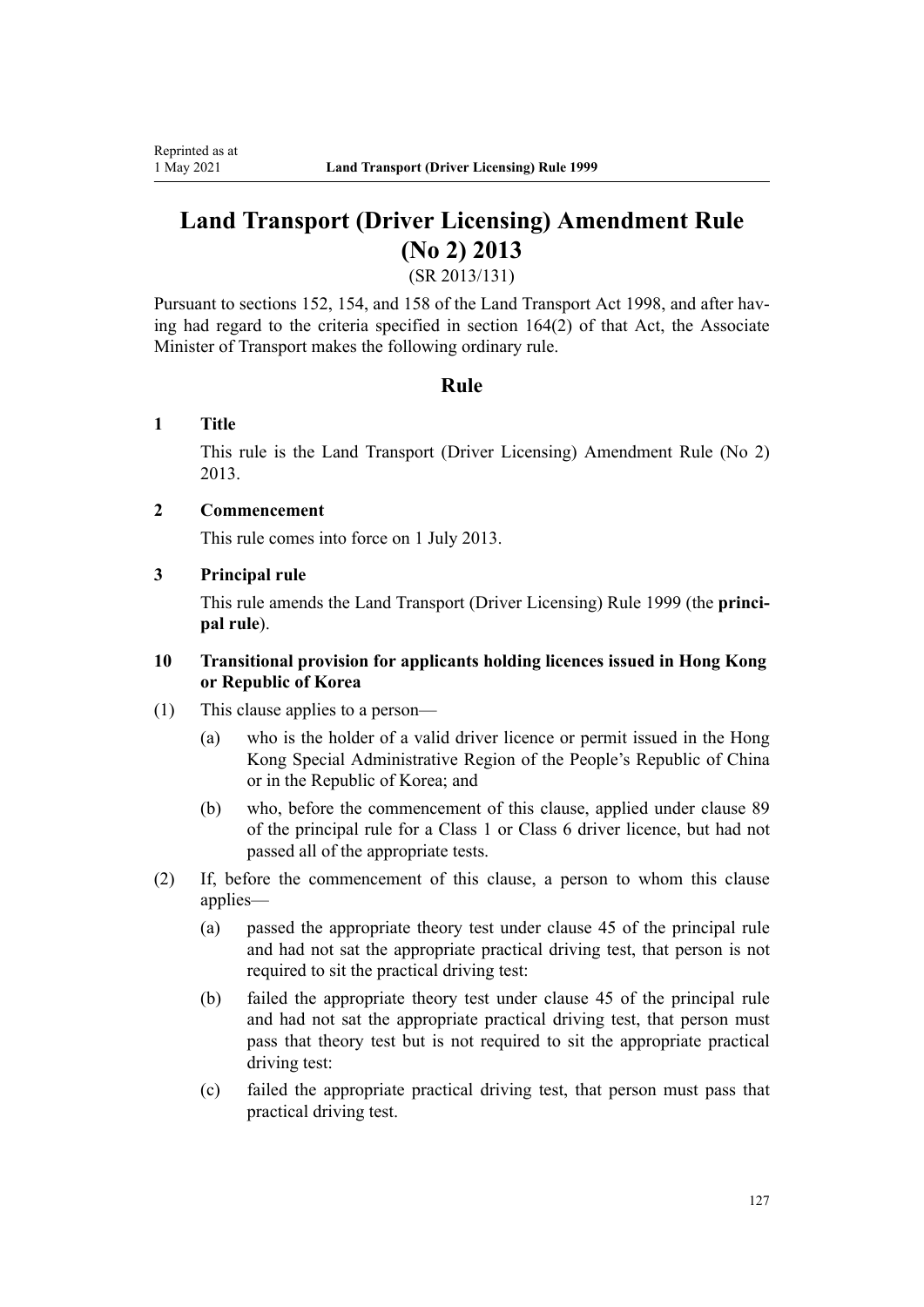# Land Transport (Driver Licensing) Amendment Rule (No 2) 2013

(SR 2013/131)

Pursuant to sections 152, 154, and 158 of the Land Transport Act 1998, and after having had regard to the criteria specified in section 164(2) of that Act, the Associate Minister of Transport makes the following ordinary rule.

## Rule

### 1 Title

This rule is the Land Transport (Driver Licensing) Amendment Rule (No 2) 2013.

### 2 Commencement

This rule comes into force on 1 July 2013.

### 3 Principal rule

This rule amends the Land Transport (Driver Licensing) Rule 1999 (the **principal rule**).

### 10 Transitional provision for applicants holding licences issued in Hong Kong or Republic of Korea

(1) This clause applies to a person—

  (a) who is the holder of a valid driver licence or permit issued in the Hong Kong Special Administrative Region of the People's Republic of China or in the Republic of Korea; and

  (b) who, before the commencement of this clause, applied under clause 89 of the principal rule for a Class 1 or Class 6 driver licence, but had not passed all of the appropriate tests.

(2) If, before the commencement of this clause, a person to whom this clause applies—

  (a) passed the appropriate theory test under clause 45 of the principal rule and had not sat the appropriate practical driving test, that person is not required to sit the practical driving test:

  (b) failed the appropriate theory test under clause 45 of the principal rule and had not sat the appropriate practical driving test, that person must pass that theory test but is not required to sit the appropriate practical driving test:

  (c) failed the appropriate practical driving test, that person must pass that practical driving test.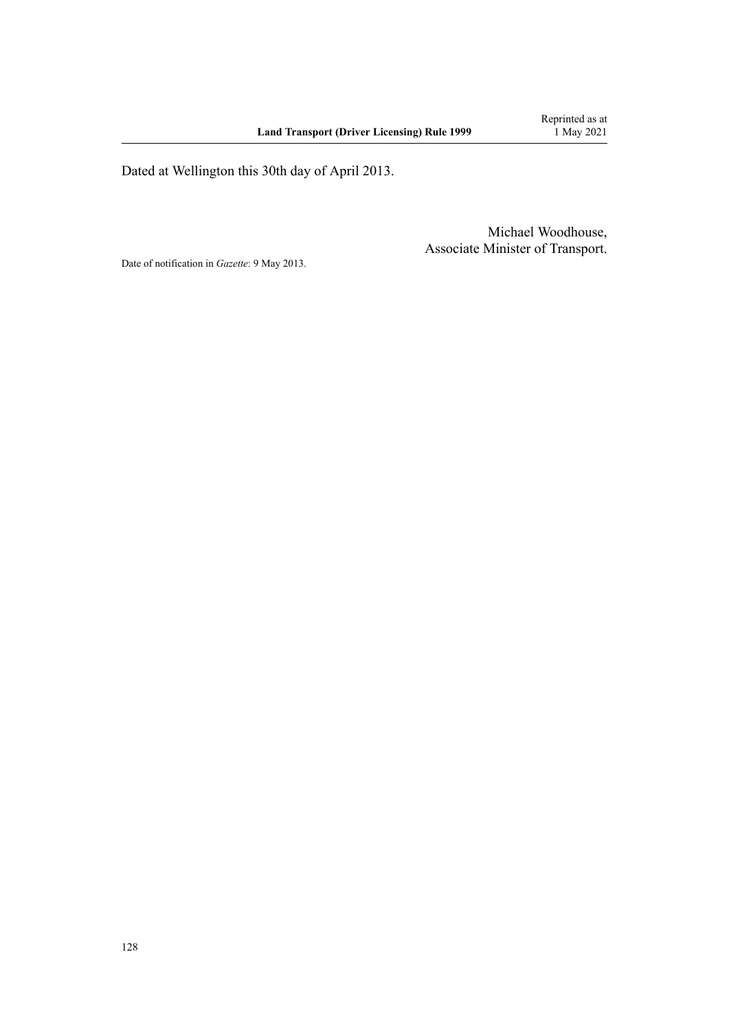Dated at Wellington this 30th day of April 2013.

Michael Woodhouse,
Associate Minister of Transport.

Date of notification in *Gazette*: 9 May 2013.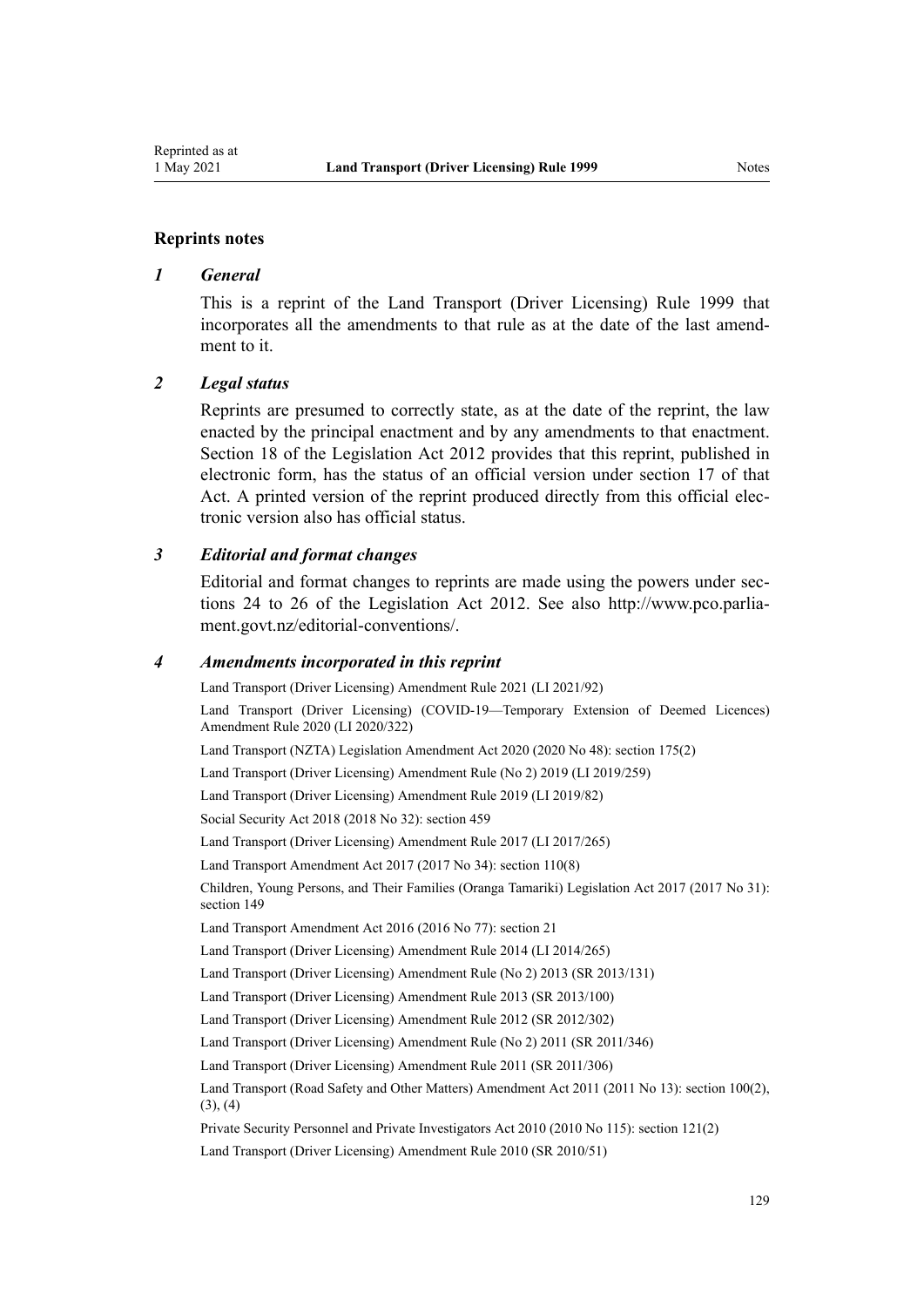## Reprints notes

### *1 General*

This is a reprint of the Land Transport (Driver Licensing) Rule 1999 that incorporates all the amendments to that rule as at the date of the last amendment to it.

### *2 Legal status*

Reprints are presumed to correctly state, as at the date of the reprint, the law enacted by the principal enactment and by any amendments to that enactment. Section 18 of the Legislation Act 2012 provides that this reprint, published in electronic form, has the status of an official version under section 17 of that Act. A printed version of the reprint produced directly from this official electronic version also has official status.

### *3 Editorial and format changes*

Editorial and format changes to reprints are made using the powers under sections 24 to 26 of the Legislation Act 2012. See also http://www.pco.parliament.govt.nz/editorial-conventions/.

### *4 Amendments incorporated in this reprint*

Land Transport (Driver Licensing) Amendment Rule 2021 (LI 2021/92)

Land Transport (Driver Licensing) (COVID-19—Temporary Extension of Deemed Licences) Amendment Rule 2020 (LI 2020/322)

Land Transport (NZTA) Legislation Amendment Act 2020 (2020 No 48): section 175(2)

Land Transport (Driver Licensing) Amendment Rule (No 2) 2019 (LI 2019/259)

Land Transport (Driver Licensing) Amendment Rule 2019 (LI 2019/82)

Social Security Act 2018 (2018 No 32): section 459

Land Transport (Driver Licensing) Amendment Rule 2017 (LI 2017/265)

Land Transport Amendment Act 2017 (2017 No 34): section 110(8)

Children, Young Persons, and Their Families (Oranga Tamariki) Legislation Act 2017 (2017 No 31): section 149

Land Transport Amendment Act 2016 (2016 No 77): section 21

Land Transport (Driver Licensing) Amendment Rule 2014 (LI 2014/265)

Land Transport (Driver Licensing) Amendment Rule (No 2) 2013 (SR 2013/131)

Land Transport (Driver Licensing) Amendment Rule 2013 (SR 2013/100)

Land Transport (Driver Licensing) Amendment Rule 2012 (SR 2012/302)

Land Transport (Driver Licensing) Amendment Rule (No 2) 2011 (SR 2011/346)

Land Transport (Driver Licensing) Amendment Rule 2011 (SR 2011/306)

Land Transport (Road Safety and Other Matters) Amendment Act 2011 (2011 No 13): section 100(2), (3), (4)

Private Security Personnel and Private Investigators Act 2010 (2010 No 115): section 121(2)

Land Transport (Driver Licensing) Amendment Rule 2010 (SR 2010/51)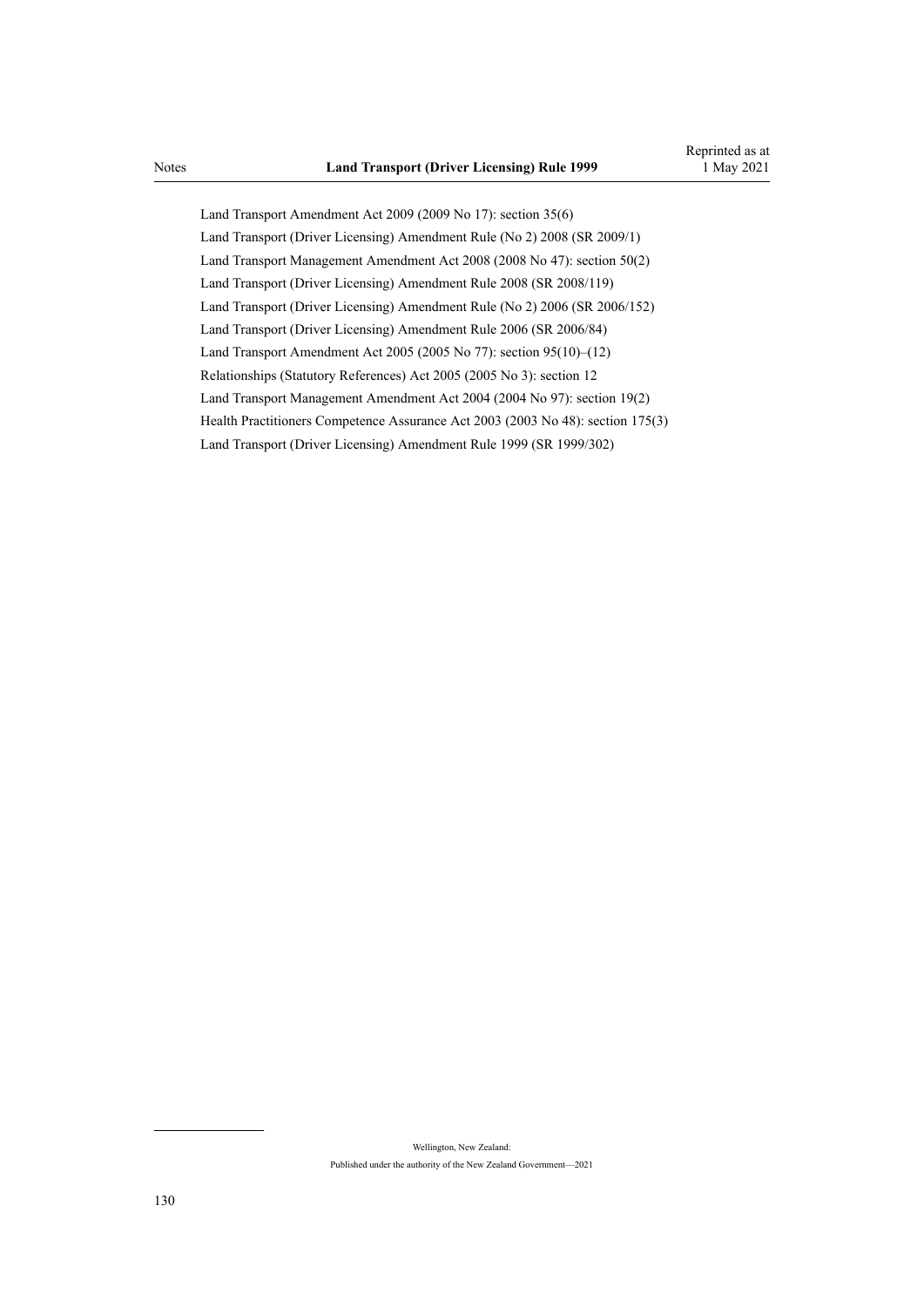Land Transport Amendment Act 2009 (2009 No 17): section 35(6)

Land Transport (Driver Licensing) Amendment Rule (No 2) 2008 (SR 2009/1)

Land Transport Management Amendment Act 2008 (2008 No 47): section 50(2)

Land Transport (Driver Licensing) Amendment Rule 2008 (SR 2008/119)

Land Transport (Driver Licensing) Amendment Rule (No 2) 2006 (SR 2006/152)

Land Transport (Driver Licensing) Amendment Rule 2006 (SR 2006/84)

Land Transport Amendment Act 2005 (2005 No 77): section 95(10)–(12)

Relationships (Statutory References) Act 2005 (2005 No 3): section 12

Land Transport Management Amendment Act 2004 (2004 No 97): section 19(2)

Health Practitioners Competence Assurance Act 2003 (2003 No 48): section 175(3)

Land Transport (Driver Licensing) Amendment Rule 1999 (SR 1999/302)

Wellington, New Zealand:

Published under the authority of the New Zealand Government—2021